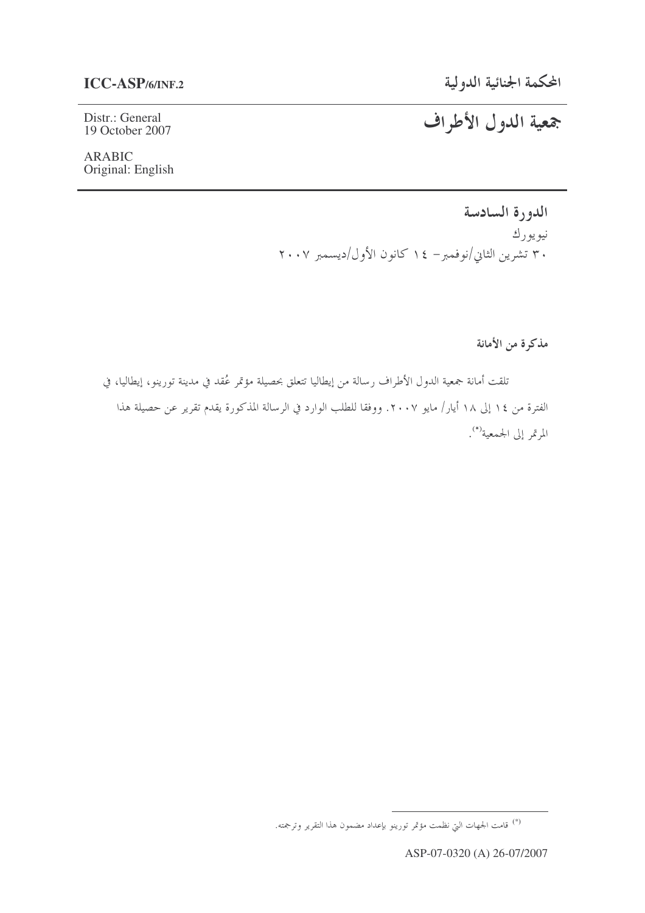**ICC-ASP/6/INF.2**

Distr.: General
19 October 2007

ARABIC
Original: English

# المحكمة الجنائية الدولية

# جمعية الدول الأطراف

## الدورة السادسة

نيويورك
٣٠ تشرين الثاني/نوفمبر– ١٤ كانون الأول/ديسمبر ٢٠٠٧

### مذكرة من الأمانة

تلقت أمانة جمعية الدول الأطراف رسالة من إيطاليا تتعلق بحصيلة مؤتمر عُقد في مدينة تورينو، إيطاليا، في الفترة من ١٤ إلى ١٨ أيار/ مايو ٢٠٠٧. ووفقا للطلب الوارد في الرسالة المذكورة يقدم تقرير عن حصيلة هذا المؤتمر إلى الجمعية(*).

---

(*) قامت الجهات التي نظمت مؤتمر تورينو بإعداد مضمون هذا التقرير وترجمته.

ASP-07-0320 (A) 26-07/2007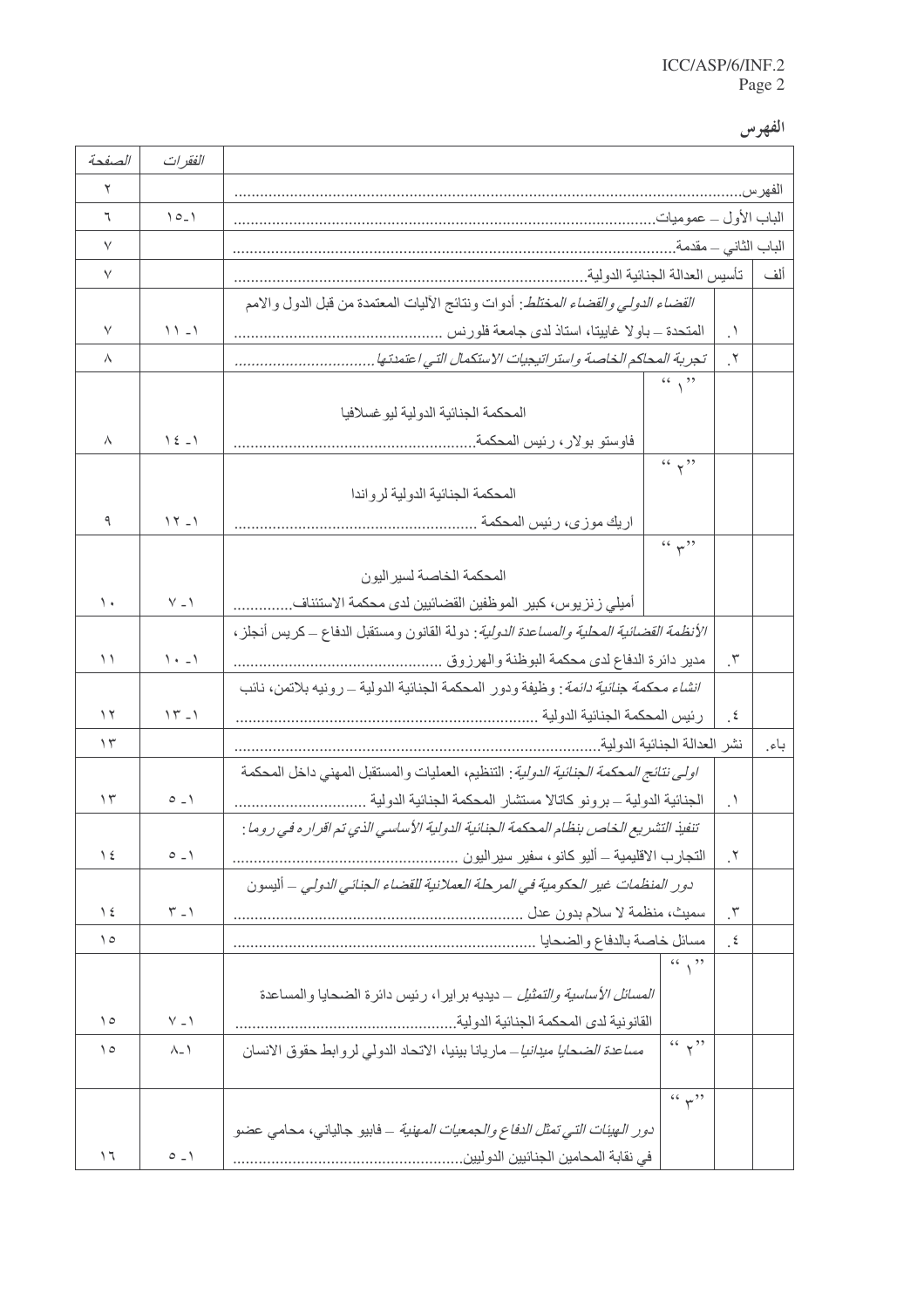# الفهرس

| | | | | الفقرات | الصفحة |
|---|---|---|---|---|---|
| الفهرس............................................................ | | | | | ٢ |
| الباب الأول – عموميات............................................................ | | | | ١-١٥ | ٦ |
| الباب الثاني – مقدمة............................................................ | | | | | ٧ |
| ألف | تأسيس العدالة الجنائية الدولية............................................................ | | | | ٧ |
| | ١. | *القضاء الدولي والقضاء المختلط*: أدوات ونتائج الآليات المعتمدة من قبل الدول والامم المتحدة – باولا غاييتا، استاذ لدى جامعة فلورنس ............................................................ | | ١-١١ | ٧ |
| | ٢. | *تجربة المحاكم الخاصة واستراتيجيات الاستكمال التي اعتمدتها*............................................................ | | | ٨ |
| | | "١" | المحكمة الجنائية الدولية ليوغسلافيا فاوستو بولار، رئيس المحكمة............................................................ | ١-١٤ | ٨ |
| | | "٢" | المحكمة الجنائية الدولية لرواندا اريك موزى، رئيس المحكمة ............................................................ | ١-١٢ | ٩ |
| | | "٣" | المحكمة الخاصة لسيراليون أميلي زنزيوس، كبير الموظفين القضائيين لدى محكمة الاستئناف............................................................ | ١-٧ | ١٠ |
| | ٣. | *الأنظمة القضائية المحلية والمساعدة الدولية*: دولة القانون ومستقبل الدفاع – كريس أنجلز، مدير دائرة الدفاع لدى محكمة البوظنة والهرزوق ............................................................ | | ١-١٠ | ١١ |
| | ٤. | *انشاء محكمة جنائية دائمة*: وظيفة ودور المحكمة الجنائية الدولية – رونيه بلاتمن، نائب رئيس المحكمة الجنائية الدولية ............................................................ | | ١-١٣ | ١٢ |
| باء. | نشر العدالة الجنائية الدولية............................................................ | | | | ١٣ |
| | ١. | *اولى نتائج المحكمة الجنائية الدولية*: التنظيم، العمليات والمستقبل المهني داخل المحكمة الجنائية الدولية – برونو كاتالا مستشار المحكمة الجنائية الدولية ............................................................ | | ١-٥ | ١٣ |
| | ٢. | *تنفيذ التشريع الخاص بنظام المحكمة الجنائية الدولية الأساسي الذي تم اقراره في روما*: التجارب الاقليمية – أليو كانو، سفير سيراليون ............................................................ | | ١-٥ | ١٤ |
| | ٣. | *دور المنظمات غير الحكومية في المرحلة العملانية للقضاء الجنائي الدولي* – أليسون سميث، منظمة لا سلام بدون عدل ............................................................ | | ١-٣ | ١٤ |
| | ٤. | مسائل خاصة بالدفاع والضحايا ............................................................ | | | ١٥ |
| | | "١" | *المسائل الأساسية والتمثيل* – ديديه برايرا، رئيس دائرة الضحايا والمساعدة القانونية لدى المحكمة الجنائية الدولية............................................................ | ١-٧ | ١٥ |
| | | "٢" | *مساعدة الضحايا ميدانيا* – ماريانا بينيا، الاتحاد الدولي لروابط حقوق الانسان | ١-٨ | ١٥ |
| | | "٣" | *دور الهيئات التي تمثل الدفاع والجمعيات المهنية* – فابيو جالياني، محامي عضو في نقابة المحامين الجنائيين الدوليين............................................................ | ١-٥ | ١٦ |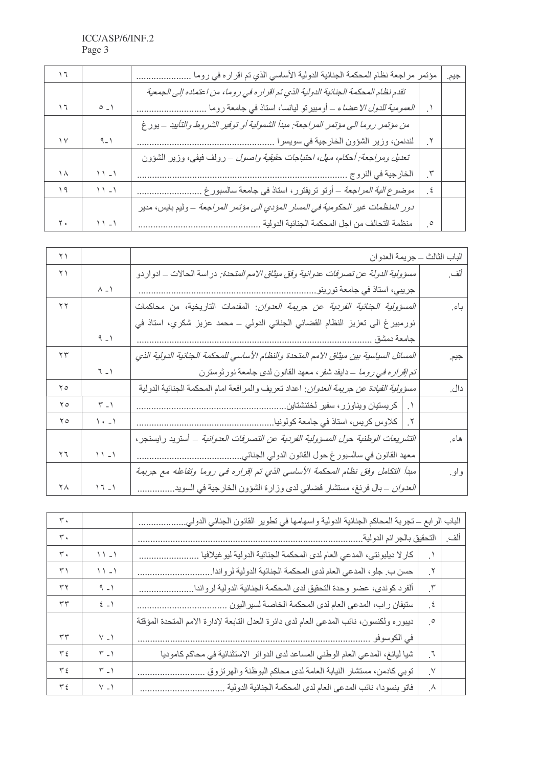| | | | | |
|---|---|---|---|---|
| جيم. | | مؤتمر مراجعة نظام المحكمة الجنائية الدولية الأساسي الذي تم اقراره في روما ...................... | | ١٦ |
| | ١. | *تقدم نظام المحكمة الجنائية الدولية الذي تم اقراره في روما، من اعتماده إلى الجمعية العمومية للدول الاعضاء* – أومبيرتو ليانسا، استاذ في جامعة روما ............................ | ١ -٥ | ١٦ |
| | ٢. | *من مؤتمر روما الى مؤتمر المراجعة: مبدأ الشمولية أو توفير الشروط والتأييد* – يورغ لندنمن، وزير الشؤون الخارجية في سويسرا ..................................................... | ١-٩ | ١٧ |
| | ٣. | *تعديل ومراجعة: أحكام، مهل، احتياجات حقيقية واصول* – رولف فيفي، وزير الشؤون الخارجية في النروج ................................................................................ | ١- ١١ | ١٨ |
| | ٤. | موضوع *آلية المراجعة* – أوتو تريفترر، استاذ في جامعة سالسبورغ .......................... | ١- ١١ | ١٩ |
| | ٥. | *دور المنظمات غير الحكومية في المسار المؤدي الى مؤتمر المراجعة* – وليم بايس، مدير منظمة التحالف من اجل المحكمة الجنائية الدولية ............................................... | ١- ١١ | ٢٠ |

| | | | | |
|---|---|---|---|---|
| الباب الثالث – جريمة العدوان | | | | ٢١ |
| ألف. | | *مسؤولية الدولة عن تصرفات عدوانية وفق ميثاق الامم المتحدة*: دراسة الحالات – ادواردو جريبي، استاذ في جامعة تورينو..................................................................... | ١- ٨ | ٢١ |
| باء. | | *المسؤولية الجنائية الفردية عن جريمة العدوان*: المقدمات التاريخية، من محاكمات نورمبيرغ الى تعزيز النظام القضائي الجنائي الدولي – محمد عزيز شكري، استاذ في جامعة دمشق ........................................................................................... | ١- ٩ | ٢٢ |
| جيم. | | *المسائل السياسية بين ميثاق الامم المتحدة والنظام الأساسي للمحكمة الجنائية الدولية الذي تم إقراره في روما* – دايفد شفر، معهد القانون لدى جامعة نورثوسترن | ١- ٦ | ٢٣ |
| دال. | | *مسؤولية القيادة عن جريمة العدوان*: اعداد تعريف والمرافعة امام المحكمة الجنائية الدولية | | ٢٥ |
| | ١. | كريستيان ويناوزر، سفير لختنشتاين........................................................... | ١- ٣ | ٢٥ |
| | ٢. | كلاوس كريس، استاذ في جامعة كولونيا...................................................... | ١- ١٠ | ٢٥ |
| هاء. | | *التشريعات الوطنية حول المسؤولية الفردية عن التصرفات العدوانية* – أستريد رايسنجر، معهد القانون في سالسبورغ حول القانون الدولي الجنائي......................................... | ١- ١١ | ٢٦ |
| واو. | | *مبدأ التكامل وفق نظام المحكمة الأساسي الذي تم إقراره في روما وتفاعله مع جريمة العدوان* – بال فرنغ، مستشار قضائي لدى وزارة الشؤون الخارجية في السويد............... | ١- ١٦ | ٢٨ |

| | | | | |
|---|---|---|---|---|
| الباب الرابع – تجربة المحاكم الجنائية الدولية واسهامها في تطوير القانون الجنائي الدولي................... | | | | ٣٠ |
| ألف. | | التحقيق بالجرائم الدولية....................................................................................... | | ٣٠ |
| | ١. | كارلا ديلبونتي، المدعي العام لدى المحكمة الجنائية الدولية ليوغيلافيا ......................... | ١- ١١ | ٣٠ |
| | ٢. | حسن ب. جلو، المدعي العام لدى المحكمة الجنائية الدولية لرواندا............................. | ١- ١١ | ٣١ |
| | ٣. | ألفرد كوندى، عضو وحدة التحقيق لدى المحكمة الجنائية الدولية لرواندا...................... | ١- ٩ | ٣٢ |
| | ٤. | ستيفان راب، المدعي العام لدى المحكمة الخاصة لسيراليون ................................... | ١- ٤ | ٣٣ |
| | ٥. | ديبوره ولكنسون، نائب المدعي العام لدى دائرة العدل التابعة لإدارة الامم المتحدة المؤقتة في الكوسوفو ......................................................................................... | ١- ٧ | ٣٣ |
| | ٦. | شيا ليانغ، المدعي العام الوطني المساعد لدى الدوائر الاستثنائية في محاكم كاموديا | ١- ٣ | ٣٤ |
| | ٧. | توبي كادمن، مستشار النيابة العامة لدى محاكم البوظنة والهرتزوق ........................... | ١- ٣ | ٣٤ |
| | ٨. | فاتو بنسودا، نائب المدعي العام لدى المحكمة الجنائية الدولية .................................. | ١- ٧ | ٣٤ |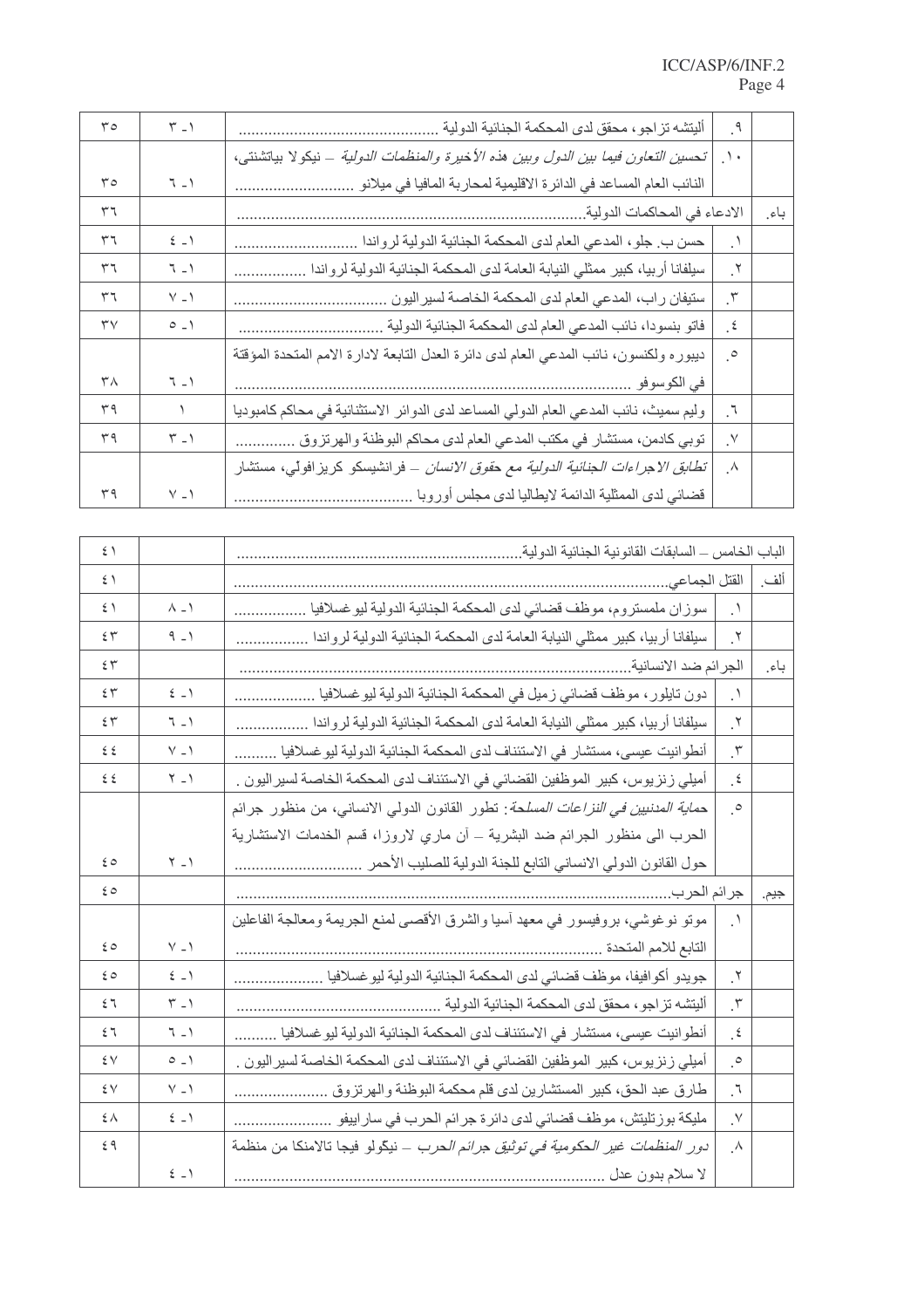| | | | |
|---|---|---|---|
| | ٩. | أليتشه تزاجو، محقق لدى المحكمة الجنائية الدولية ............................................. | ١ ـ ٣ | ٣٥ |
| | ١٠. | *تحسين التعاون فيما بين الدول وبين هذه الأخيرة والمنظمات الدولية* – نيكولا بياتشنتي، النائب العام المساعد في الدائرة الاقليمية لمحاربة المافيا في ميلانو ........................... | ١ ـ ٦ | ٣٥ |
| باء. | | الادعاء في المحاكمات الدولية.............................................................................. | | ٣٦ |
| | ١. | حسن ب. جلو، المدعي العام لدى المحكمة الجنائية الدولية لرواندا ............................ | ١ ـ ٤ | ٣٦ |
| | ٢. | سيلفانا أربيا، كبير ممثلي النيابة العامة لدى المحكمة الجنائية الدولية لرواندا ................ | ١ ـ ٦ | ٣٦ |
| | ٣. | ستيفان راب، المدعي العام لدى المحكمة الخاصة لسيراليون .................................. | ١ ـ ٧ | ٣٦ |
| | ٤. | فاتو بنسودا، نائب المدعي العام لدى المحكمة الجنائية الدولية ................................ | ١ ـ ٥ | ٣٧ |
| | ٥. | ديبوره ولكنسون، نائب المدعي العام لدى دائرة العدل التابعة لادارة الامم المتحدة المؤقتة في الكوسوفو ........................................................................................... | ١ ـ ٦ | ٣٨ |
| | ٦. | وليم سميث، نائب المدعي العام الدولي المساعد لدى الدوائر الاستثنائية في محاكم كامبوديا | ١ | ٣٩ |
| | ٧. | توبي كادمن، مستشار في مكتب المدعي العام لدى محاكم البوظنة والهرتزوق ............. | ١ ـ ٣ | ٣٩ |
| | ٨. | *تطابق الاجراءات الجنائية الدولية مع حقوق الانسان* – فرانشيسكو كريزافولي، مستشار قضائي لدى الممثلية الدائمة لايطاليا لدى مجلس أوروبا ......................................... | ١ ـ ٧ | ٣٩ |

| | | | |
|---|---|---|---|
| الباب الخامس – السابقات القانونية الجنائية الدولية................................................................ | | | ٤١ |
| ألف. | | القتل الجماعي.................................................................................................. | | ٤١ |
| | ١. | سوزان ملمستروم، موظف قضائي لدى المحكمة الجنائية الدولية ليوغسلافيا ................ | ١ ـ ٨ | ٤١ |
| | ٢. | سيلفانا أربيا، كبير ممثلي النيابة العامة لدى المحكمة الجنائية الدولية لرواندا ................ | ١ ـ ٩ | ٤٣ |
| باء. | | الجرائم ضد الانسانية........................................................................................ | | ٤٣ |
| | ١. | دون تايلور، موظف قضائي زميل في المحكمة الجنائية الدولية ليوغسلافيا .................. | ١ ـ ٤ | ٤٣ |
| | ٢. | سيلفانا أربيا، كبير ممثلي النيابة العامة لدى المحكمة الجنائية الدولية لرواندا ................ | ١ ـ ٦ | ٤٣ |
| | ٣. | أنطوانيت عيسى، مستشار في الاستئناف لدى المحكمة الجنائية الدولية ليوغسلافيا .......... | ١ ـ ٧ | ٤٤ |
| | ٤. | أميلي زنزيوس، كبير الموظفين القضائي في الاستئناف لدى المحكمة الخاصة لسيراليون . | ١ ـ ٢ | ٤٤ |
| | ٥. | *حماية المدنيين في النزاعات المسلحة*: تطور القانون الدولي الانساني، من منظور جرائم الحرب الى منظور الجرائم ضد البشرية – آن ماري لاروزا، قسم الخدمات الاستشارية حول القانون الدولي الانساني التابع للجنة الدولية للصليب الأحمر ............................ | ١ ـ ٢ | ٤٥ |
| جيم. | | جرائم الحرب.................................................................................................... | | ٤٥ |
| | ١. | موتو نوغوشي، بروفيسور في معهد آسيا والشرق الأقصى لمنع الجريمة ومعالجة الفاعلين التابع للامم المتحدة ................................................................................... | ١ ـ ٧ | ٤٥ |
| | ٢. | جويدو أكوافيفا، موظف قضائي لدى المحكمة الجنائية الدولية ليوغسلافيا ..................... | ١ ـ ٤ | ٤٥ |
| | ٣. | أليتشه تزاجو، محقق لدى المحكمة الجنائية الدولية ............................................. | ١ ـ ٣ | ٤٦ |
| | ٤. | أنطوانيت عيسى، مستشار في الاستئناف لدى المحكمة الجنائية الدولية ليوغسلافيا .......... | ١ ـ ٦ | ٤٦ |
| | ٥. | أميلي زنزيوس، كبير الموظفين القضائي في الاستئناف لدى المحكمة الخاصة لسيراليون . | ١ ـ ٥ | ٤٧ |
| | ٦. | طارق عبد الحق، كبير المستشارين لدى قلم محكمة البوظنة والهرتزوق ...................... | ١ ـ ٧ | ٤٧ |
| | ٧. | مليكة بوزتليتش، موظف قضائي لدى دائرة جرائم الحرب في سارابيفو ........................ | ١ ـ ٤ | ٤٨ |
| | ٨. | *دور المنظمات غير الحكومية في توثيق جرائم الحرب* – نيكولو فيجا تالامنكا من منظمة لا سلام بدون عدل ........................................................................................ | ١ ـ ٤ | ٤٩ |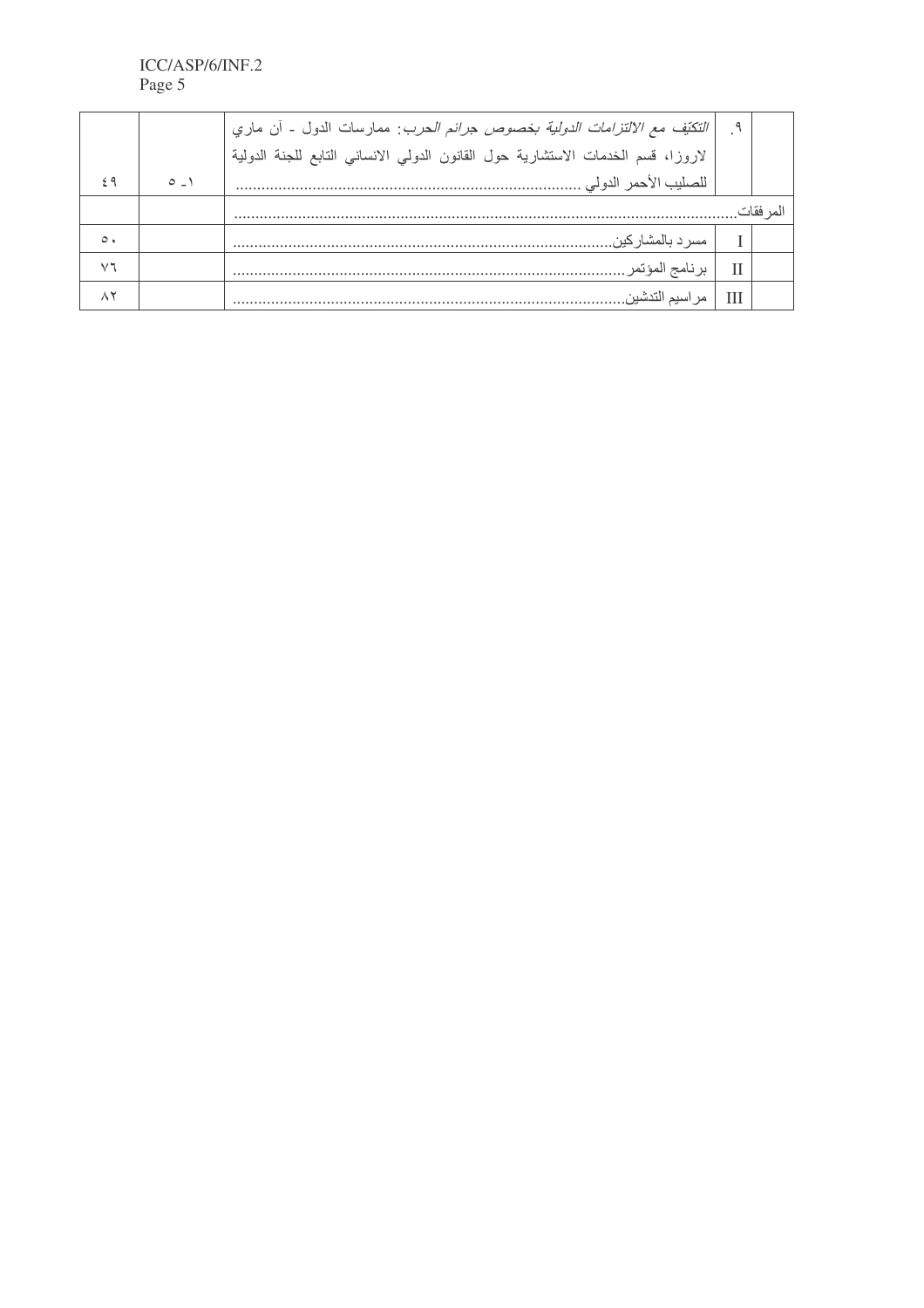| | | | | |
|---|---|---|---|---|
| | ٩. | *التكيّف مع الالتزامات الدولية بخصوص جرائم الحرب*: ممارسات الدول - آن ماري لاروزا، قسم الخدمات الاستشارية حول القانون الدولي الانساني التابع للجنة الدولية للصليب الأحمر الدولي ............................................................................... | ١-٥ | ٤٩ |
| المرفقات................................................................................................................... | | | | |
| | I | مسرد بالمشاركين........................................................................................ | | ٥٠ |
| | II | برنامج المؤتمر........................................................................................... | | ٧٦ |
| | III | مراسيم التدشين.......................................................................................... | | ٨٢ |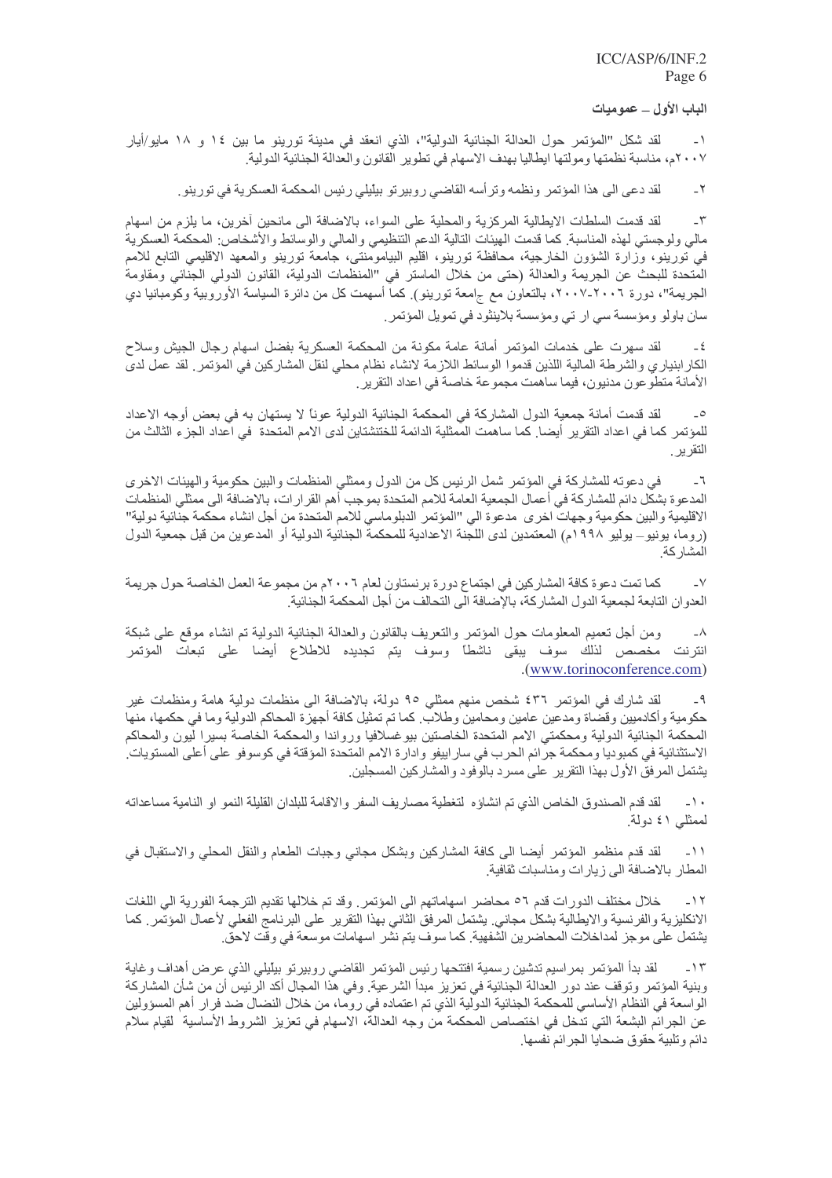## الباب الأول – عموميات

١- لقد شكل "المؤتمر حول العدالة الجنائية الدولية"، الذي انعقد في مدينة تورينو ما بين ١٤ و ١٨ مايو/أيار ٢٠٠٧م، مناسبة نظمتها ومولتها ايطاليا بهدف الاسهام في تطوير القانون والعدالة الجنائية الدولية.

٢- لقد دعى الى هذا المؤتمر ونظمه وترأسه القاضي روبيرتو بيلّيلي رئيس المحكمة العسكرية في تورينو.

٣- لقد قدمت السلطات الايطالية المركزية والمحلية على السواء، بالاضافة الى مانحين آخرين، ما يلزم من اسهام مالي ولوجستي لهذه المناسبة. كما قدمت الهيئات التالية الدعم التنظيمي والمالي والوسائط والأشخاص: المحكمة العسكرية في تورينو، وزارة الشؤون الخارجية، محافظة تورينو، اقليم البياموننتي، جامعة تورينو والمعهد الاقليمي التابع للامم المتحدة للبحث عن الجريمة والعدالة (حتى من خلال الماستر في "المنظمات الدولية، القانون الدولي الجنائي ومقاومة الجريمة"، دورة ٢٠٠٦-٢٠٠٧، بالتعاون مع جامعة تورينو). كما أسهمت كل من دائرة السياسة الأوروبية وكومبانيا دي سان باولو ومؤسسة سي ار تي ومؤسسة بلاينثود في تمويل المؤتمر.

٤- لقد سهرت على خدمات المؤتمر أمانة عامة مكونة من المحكمة العسكرية بفضل اسهام رجال الجيش وسلاح الكارابنياري والشرطة المالية اللذين قدموا الوسائط اللازمة لانشاء نظام محلي لنقل المشاركين في المؤتمر. لقد عمل لدى الأمانة متطوعون مدنيون، فيما ساهمت مجموعة خاصة في اعداد التقرير.

٥- لقد قدمت أمانة جمعية الدول المشاركة في المحكمة الجنائية الدولية عوناً لا يستهان به في بعض أوجه الاعداد للمؤتمر كما في اعداد التقرير أيضا. كما ساهمت الممثلية الدائمة للختنشتاين لدى الامم المتحدة في اعداد الجزء الثالث من التقرير.

٦- في دعوته للمشاركة في المؤتمر شمل الرئيس كل من الدول وممثلي المنظمات والبين حكومية والهيئات الاخرى المدعوة بشكل دائم للمشاركة في أعمال الجمعية العامة للامم المتحدة بموجب أهم القرارات، بالاضافة الى ممثلي المنظمات الاقليمية والبين حكومية وجهات اخرى مدعوة الى "المؤتمر الدبلوماسي للامم المتحدة من أجل انشاء محكمة جنائية دولية" (روما، يونيو – يوليو ١٩٩٨م) المعتمدين لدى اللجنة الاعدادية للمحكمة الجنائية الدولية أو المدعوين من قبل جمعية الدول المشاركة.

٧- كما تمت دعوة كافة المشاركين في اجتماع دورة برنستاون لعام ٢٠٠٦م من مجموعة العمل الخاصة حول جريمة العدوان التابعة لجمعية الدول المشاركة، بالإضافة الى التحالف من أجل المحكمة الجنائية.

٨- ومن أجل تعميم المعلومات حول المؤتمر والتعريف بالقانون والعدالة الجنائية الدولية تم انشاء موقع على شبكة انترنت مخصص لذلك سوف يبقى ناشطاً وسوف يتم تجديده للاطلاع أيضا على تبعات المؤتمر (www.torinoconference.com).

٩- لقد شارك في المؤتمر ٤٣٦ شخص منهم ممثلي ٩٥ دولة، بالاضافة الى منظمات دولية هامة ومنظمات غير حكومية وأكاديميين وقضاة ومدعين عامين ومحامين وطلاب. كما تم تمثيل كافة أجهزة المحاكم الدولية وما في حكمها، منها المحكمة الجنائية الدولية ومحكمتي الامم المتحدة الخاصتين بيوغسلافيا ورواندا والمحكمة الخاصة بسيرا ليون والمحاكم الاستثنائية في كمبوديا ومحكمة جرائم الحرب في سارايفو وادارة الامم المتحدة المؤقتة في كوسوفو على أعلى المستويات. يشتمل المرفق الأول بهذا التقرير على مسرد بالوفود والمشاركين المسجلين.

١٠- لقد قدم الصندوق الخاص الذي تم انشاؤه لتغطية مصاريف السفر والاقامة للبلدان القليلة النمو او النامية مساعداته لممثلي ٤١ دولة.

١١- لقد قدم منظمو المؤتمر أيضا الى كافة المشاركين وبشكل مجاني وجبات الطعام والنقل المحلي والاستقبال في المطار بالاضافة الى زيارات ومناسبات ثقافية.

١٢- خلال مختلف الدورات قدم ٥٦ محاضر اسهاماتهم الى المؤتمر. وقد تم خلالها تقديم الترجمة الفورية الي اللغات الانكليزية والفرنسية والايطالية بشكل مجاني. يشتمل المرفق الثاني بهذا التقرير على البرنامج الفعلي لأعمال المؤتمر. كما يشتمل على موجز لمداخلات المحاضرين الشفهية. كما سوف يتم نشر اسهامات موسعة في وقت لاحق.

١٣- لقد بدأ المؤتمر بمراسيم تدشين رسمية افتتحها رئيس المؤتمر القاضي روبيرتو بيلّيلي الذي عرض أهداف وغاية وبنية المؤتمر وتوقف عند دور العدالة الجنائية في تعزيز مبدأ الشرعية. وفي هذا المجال أكد الرئيس أن من شأن المشاركة الواسعة في النظام الأساسي للمحكمة الجنائية الدولية الذي تم اعتماده في روما، من خلال النضال ضد فرار أهم المسؤولين عن الجرائم البشعة التي تدخل في اختصاص المحكمة من وجه العدالة، الاسهام في تعزيز الشروط الأساسية لقيام سلام دائم وتلبية حقوق ضحايا الجرائم نفسها.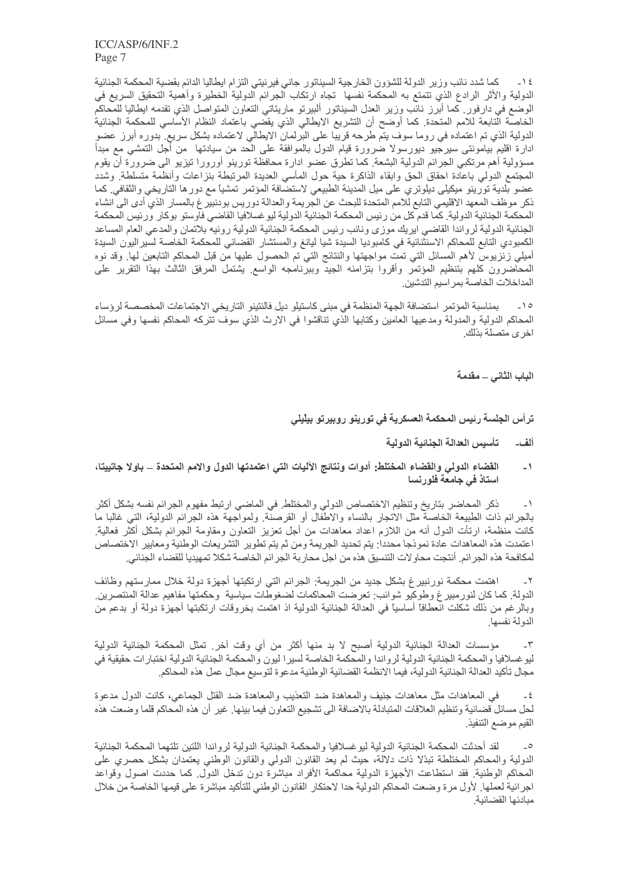١٤- كما شدد نائب وزير الدولة للشؤون الخارجية السيناتور جاني فيرنيتي التزام ايطاليا الدائم بقضية المحكمة الجنائية الدولية والأثر الرادع الذي تتمتع به المحكمة نفسها تجاه ارتكاب الجرائم الدولية الخطيرة وأهمية التحقيق السريع في الوضع في دارفور. كما أبرز نائب وزير العدل السيناتور ألبيرتو ماريتاتي التعاون المتواصل الذي تقدمه ايطاليا للمحاكم الخاصة التابعة للامم المتحدة. كما أوضح أن التشريع الايطالي الذي يقضي باعتماد النظام الأساسي للمحكمة الجنائية الدولية الذي تم اعتماده في روما سوف يتم طرحه قريبا على البرلمان الايطالي لاعتماده بشكل سريع. بدوره أبرز عضو ادارة اقليم بيامونتي سيرجيو ديورسولا ضرورة قيام الدول بالموافقة على الحد من سيادتها من أجل التمشي مع مبدأ مسؤولية أهم مرتكبي الجرائم الدولية البشعة. كما تطرق عضو ادارة محافظة تورينو أوروررا تيزيو الى ضرورة أن يقوم المجتمع الدولي باعادة احقاق الحق وابقاء الذاكرة حية حول المآسي العديدة المرتبطة بنزاعات وأنظمة متسلطة. وشدد عضو بلدية تورينو ميكيلي ديلوتري على ميل المدينة الطبيعي لاستضافة المؤتمر تمشياً مع دورها التاريخي والثقافي. كما ذكر موظف المعهد الاقليمي التابع للامم المتحدة للبحث عن الجريمة والعدالة دوريس بودنبيرغ بالمسار الذي أدى الى انشاء المحكمة الجنائية الدولية. كما قدم كل من رئيس المحكمة الجنائية الدولية ليوغسلافيا القاضي فاوستو بوكار ورئيس المحكمة الجنائية الدولية لرواندا القاضي ايريك موزى ونائب رئيس المحكمة الجنائية الدولية رونيه بلاتمان والمدعي العام المساعد الكمبودي التابع للمحاكم الاستثنائية في كامبوديا السيدة شيا ليانغ والمستشار القضائي للمحكمة الخاصة لسيراليون السيدة أميلي زنزيوس لأهم المسائل التي تمت مواجهتها والنتائج التي تم الحصول عليها من قبل المحاكم التابعين لها. وقد نوه المحاضرون كلهم بتنظيم المؤتمر وأقروا بتزامنه الجيد وببرنامجه الواسع. يشتمل المرفق الثالث بهذا التقرير على المداخلات الخاصة بمراسيم التدشين.

١٥- بمناسبة المؤتمر استضافة الجهة المنظمة في مبنى كاستيلو ديل فالنتينو التاريخي الاجتماعات المخصصة لرؤساء المحاكم الدولية والمدولة ومدعيها العامين وكتابها الذين تناقشوا في الارث الذي سوف تتركه المحاكم نفسها وفي مسائل اخرى متصلة بذلك.

## الباب الثاني – مقدمة

**ترأس الجلسة رئيس المحكمة العسكرية في تورينو روبيرتو بيليلي**

### ألف- تأسيس العدالة الجنائية الدولية

#### ١- القضاء الدولي والقضاء المختلط: أدوات ونتائج الآليات التي اعتمدتها الدول والامم المتحدة – باولا جاتيبتا، استاذ في جامعة فلورنسا

١- ذكر المحاضر بتاريخ وتنظيم الاختصاص الدولي والمختلط. في الماضي ارتبط مفهوم الجرائم نفسه بشكل أكثر بالجرائم ذات الطبيعة الخاصة مثل الاتجار بالنساء والاطفال أو القرصنة. ولمواجهة هذه الجرائم الدولية، التي غالبا ما كانت منظمة، ارتأت الدول أنه من اللازم اعداد معاهدات من أجل تعزيز التعاون ومقاومة الجرائم بشكل أكثر فعالية. اعتمدت هذه المعاهدات عادة نموذجا محددا: يتم تحديد الجريمة ومن ثم يتم تطوير التشريعات الوطنية ومعايير الاختصاص لمكافحة هذه الجرائم. أنتجت محاولات التنسيق هذه من اجل محاربة الجرائم الخاصة شكلا تمهيديا للقضاء الجنائي.

٢- اهتمت محكمة نورنبيرغ بشكل جديد من الجريمة: الجرائم التي ارتكبتها أجهزة دولة خلال ممارستهم وظائف الدولة. كما كان لنورمبيرغ وطوكيو شوائب: تعرضت المحاكمات لضغوطات سياسية وحكمتها مفاهيم عدالة المنتصرين. وبالرغم من ذلك شكلت انعطافاً أساسياً في العدالة الجنائية الدولية اذ اهتمت بخروقات ارتكبتها أجهزة دولة أو بدعم من الدولة نفسها.

٣- مؤسسات العدالة الجنائية الدولية أصبح لا بد منها أكثر من أي وقت آخر. تمثل المحكمة الجنائية الدولية ليوغسلافيا والمحكمة الجنائية الدولية لرواندا والمحكمة الخاصة لسيرا ليون والمحكمة الجنائية الدولية اختبارات حقيقية في مجال تأكيد العدالة الجنائية الدولية، فيما الانظمة القضائية الوطنية مدعوة لتوسيع مجال عمل هذه المحاكم.

٤- في المعاهدات مثل معاهدات جنيف والمعاهدة ضد التعذيب والمعاهدة ضد القتل الجماعي، كانت الدول مدعوة لحل مسائل قضائية وتنظيم العلاقات المتبادلة بالاضافة الى تشجيع التعاون فيما بينها. غير أن هذه المحاكم قلما وضعت هذه القيم موضع التنفيذ.

٥- لقد أحدثت المحكمة الجنائية الدولية ليوغسلافيا والمحكمة الجنائية الدولية لرواندا اللتين تلتهما المحكمة الجنائية الدولية والمحاكم المختلطة تبدّلا ذات دلالة، حيث لم يعد القانون الدولي والقانون الوطني يعتمدان بشكل حصري على المحاكم الوطنية. فقد استطاعت الأجهزة الدولية محاكمة الأفراد مباشرة دون تدخل الدول. كما حددت اصول وقواعد اجرائية لعملها. لأول مرة وضعت المحاكم الدولية حدا لاحتكار القانون الوطني للتأكيد مباشرة على قيمها الخاصة من خلال مبادئها القضائية.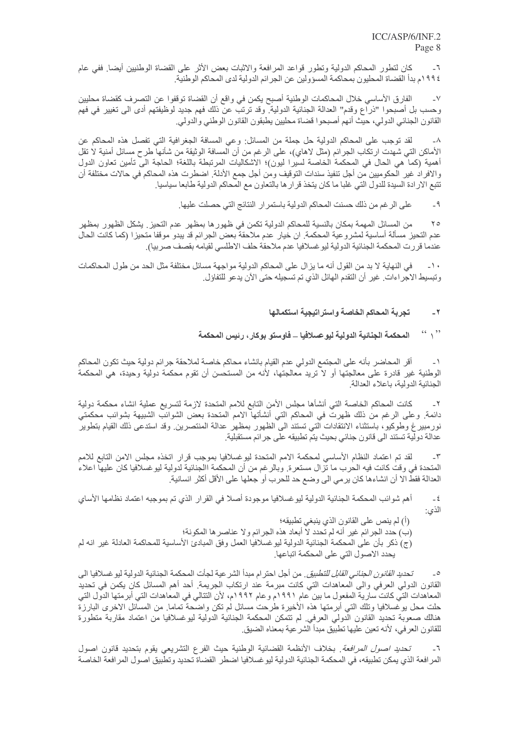٦- كان لتطور المحاكم الدولية وتطور قواعد المرافعة والاثبات بعض الأثر على القضاة الوطنيين أيضا. ففي عام ١٩٩٤م بدأ القضاة المحليون بمحاكمة المسؤولين عن الجرائم الدولية لدى المحاكم الوطنية.

٧- الفارق الأساسي خلال المحاكمات الوطنية أصبح يكمن في واقع أن القضاة توقفوا عن التصرف كقضاة محليين وحسب بل أصبحوا "ذراع وقدم" العدالة الجنائية الدولية. وقد ترتب عن ذلك فهم جديد لوظيفتهم أدى الى تغيير في فهم القانون الجنائي الدولي، حيث أنهم أصبحوا قضاة محليين يطبقون القانون الوطني والدولي.

٨- لقد توجب على المحاكم الدولية حل جملة من المسائل: وعي المسافة الجغرافية التي تفصل هذه المحاكم عن الأماكن التي شهدت ارتكاب الجرائم (مثل لاهاي)، على الرغم من أن المسافة الوثيقة من شأنها طرح مسائل أمنية لا تقل أهمية (كما هي الحال في المحكمة الخاصة لسيرا ليون)؛ الاشكاليات المرتبطة باللغة؛ الحاجة الى تأمين تعاون الدول والافراد غير الحكوميين من أجل تنفيذ سندات التوقيف ومن أجل جمع الأدلة. اضطرت هذه المحاكم في حالات مختلفة أن تتبع الارادة السيدة للدول التي غلبا ما كان يتخذ قرارها بالتعاون مع المحاكم الدولية طابعا سياسيا.

٩- على الرغم من ذلك حسنت المحاكم الدولية باستمرار النتائج التي حصلت عليها.

٢٥ من المسائل المهمة بمكان بالنسبة للمحاكم الدولية تكمن في ظهورها بمظهر عدم التحيز. يشكل الظهور بمظهر عدم التحيز مسألة أساسية لمشروعية المحكمة. ان خيار عدم ملاحقة بعض الجرائم قد يبدو موقفا متحيزا (كما كانت الحال عندما قررت المحكمة الجنائية الدولية ليوغسلافيا عدم ملاحقة حلف الاطلسي لقيامه بقصف صربيا).

١٠- في النهاية لا بد من القول أنه ما يزال على المحاكم الدولية مواجهة مسائل مختلفة مثل الحد من طول المحاكمات وتبسيط الاجراءات. غير أن التقدم الهائل الذي تم تسجيله حتى الآن يدعو للتفاؤل.

## ٢- تجربة المحاكم الخاصة واستراتيجية استكمالها

### "١" المحكمة الجنائية الدولية ليوغسلافيا – فاوستو بوكار، رئيس المحكمة

١- أقر المحاضر بأنه على المجتمع الدولي عدم القيام بانشاء محاكم خاصة لملاحقة جرائم دولية حيث تكون المحاكم الوطنية غير قادرة على معالجتها أو لا تريد معالجتها، لأنه من المستحسن أن تقوم محكمة دولية وحيدة، هي المحكمة الجنائية الدولية، باعلاء العدالة.

٢- كانت المحاكم الخاصة التي أنشأها مجلس الأمن التابع للامم المتحدة لازمة لتسريع عملية انشاء محكمة دولية دائمة. وعلى الرغم من ذلك ظهرت في المحاكم التي أنشأتها الامم المتحدة بعض الشوائب الشبيهة بشوائب محكمتي نورمبيرغ وطوكيو، باستثناء الانتقادات التي تستند الى الظهور بمظهر عدالة المنتصرين. وقد استدعى ذلك القيام بتطوير عدالة دولية تستند الى قانون جنائي بحيث يتم تطبيقه على جرائم مستقبلية.

٣- لقد تم اعتماد النظام الأساسي لمحكمة الامم المتحدة ليوغسلافيا بموجب قرار اتخذه مجلس الامن التابع للامم المتحدة في وقت كانت فيه الحرب ما تزال مستعرة. وبالرغم من أن المحكمة الجنائية لدولية ليوغسلافيا كان عليها اعلاء العدالة فقط الا أن انشاءها كان يرمي الى وضع حد للحرب أو جعلها على الأقل أكثر انسانية.

٤- أهم شوائب المحكمة الجنائية الدولية ليوغسلافيا موجودة أصلا في القرار الذي تم بموجبه اعتماد نظامها الأساي الذي:

(أ) لم ينص على القانون الذي ينبغي تطبيقه؛

(ب) حدد الجرائم غير أنه لم تحدد لا أبعاد هذه الجرائم ولا عناصرها المكونة؛

(ج) ذكر بأن على المحكمة الجنائية الدولية ليوغسلافيا العمل وفق المبادئ الأساسية للمحاكمة العادلة غير انه لم يحدد الاصول التي على المحكمة اتباعها.

٥- *تحديد القانون الجنائي القابل للتطبيق*. من أجل احترام مبدأ الشرعية لجأت المحكمة الجنائية الدولية ليوغسلافيا الى القانون الدولي العرفي والى المعاهدات التي كانت مبرمة عند ارتكاب الجريمة. أحد أهم المسائل كان يكمن في تحديد المعاهدات التي كانت سارية المفعول ما بين عام ١٩٩١م وعام ١٩٩٢م، لأن التتالي في المعاهدات التي أبرمتها الدول التي حلت محل يوغسلافيا وتلك التي أبرمتها هذه الأخيرة طرحت مسائل لم تكن واضحة تماما. من المسائل الاخرى البارزة هنالك صعوبة تحديد القانون الدولي العرفي. لم تتمكن المحكمة الجنائية الدولية ليوغسلافيا من اعتماد مقاربة متطورة للقانون العرفي، لأنه تعين عليها تطبيق مبدأ الشرعية بمعناه الضيق.

٦- *تحديد اصول المرافعة*. بخلاف الأنظمة القضائية الوطنية حيث الفرع التشريعي يقوم بتحديد قانون اصول المرافعة الذي يمكن تطبيقه، في المحكمة الجنائية الدولية ليوغسلافيا اضطر القضاة تحديد وتطبيق اصول المرافعة الخاصة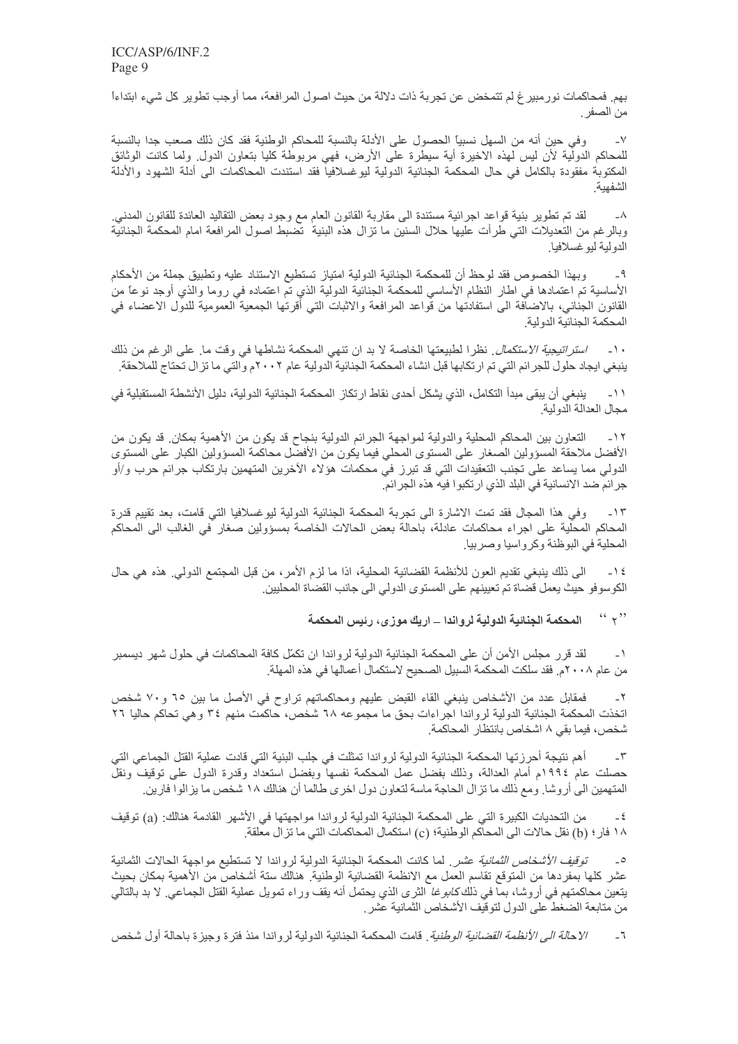بهم. فمحاكمات نورمبيرغ لم تتمخض عن تجربة ذات دلالة من حيث اصول المرافعة، مما أوجب تطوير كل شيء ابتداءاً من الصفر.

٧- وفي حين أنه من السهل نسبياً الحصول على الأدلة بالنسبة للمحاكم الوطنية فقد كان ذلك صعب جدا بالنسبة للمحاكم الدولية لأن ليس لهذه الاخيرة أية سيطرة على الأرض، فهي مربوطة كليا بتعاون الدول. ولما كانت الوثائق المكتوبة مفقودة بالكامل في حال المحكمة الجنائية الدولية ليوغسلافيا فقد استندت المحاكمات الى أدلة الشهود والأدلة الشفهية.

٨- لقد تم تطوير بنية قواعد اجرائية مستندة الى مقاربة القانون العام مع وجود بعض التقاليد العائدة للقانون المدني. وبالرغم من التعديلات التي طرأت عليها خلال السنين ما تزال هذه البنية تضبط اصول المرافعة امام المحكمة الجنائية الدولية ليوغسلافيا.

٩- وبهذا الخصوص فقد لوحظ أن للمحكمة الجنائية الدولية امتياز تستطيع الاستناد عليه وتطبيق جملة من الأحكام الأساسية تم اعتمادها في اطار النظام الأساسي للمحكمة الجنائية الدولية الذي تم اعتماده في روما والذي أوجد نوعاً من القانون الجنائي، بالاضافة الى استفادتها من قواعد المرافعة والاثبات التي أقرتها الجمعية العمومية للدول الاعضاء في المحكمة الجنائية الدولية.

١٠- *استراتيجية الاستكمال*. نظرا لطبيعتها الخاصة لا بد ان تنهي المحكمة نشاطها في وقت ما. على الرغم من ذلك ينبغي ايجاد حلول للجرائم التي تم ارتكابها قبل انشاء المحكمة الجنائية الدولية عام ٢٠٠٢م والتي ما تزال تحتاج للملاحقة.

١١- ينبغي أن يبقى مبدأ التكامل، الذي يشكل أحدى نقاط ارتكاز المحكمة الجنائية الدولية، دليل الأنشطة المستقبلية في مجال العدالة الدولية.

١٢- التعاون بين المحاكم المحلية والدولية لمواجهة الجرائم الدولية بنجاح قد يكون من الأهمية بمكان. قد يكون من الأفضل ملاحقة المسؤولين الصغار على المستوى المحلي فيما يكون من الأفضل محاكمة المسؤولين الكبار على المستوى الدولي مما يساعد على تجنب التعقيدات التي قد تبرز في محكمات هؤلاء الآخرين المتهمين بارتكاب جرائم حرب و/أو جرائم ضد الانسانية في البلد الذي ارتكبوا فيه هذه الجرائم.

١٣- وفي هذا المجال فقد تمت الاشارة الى تجربة المحكمة الجنائية الدولية ليوغسلافيا التي قامت، بعد تقييم قدرة المحاكم المحلية على اجراء محاكمات عادلة، باحالة بعض الحالات الخاصة بمسؤولين صغار في الغالب الى المحاكم المحلية في البوظنة وكرواسيا وصربيا.

١٤- الى ذلك ينبغي تقديم العون للأنظمة القضائية المحلية، اذا ما لزم الأمر، من قبل المجتمع الدولي. هذه هي حال الكوسوفو حيث يعمل قضاة تم تعيينهم على المستوى الدولي الى جانب القضاة المحليين.

## "٢" المحكمة الجنائية الدولية لرواندا – اريك موزى، رئيس المحكمة

١- لقد قرر مجلس الأمن أن على المحكمة الجنائية الدولية لرواندا ان تكمّل كافة المحاكمات في حلول شهر ديسمبر من عام ٢٠٠٨م. فقد سلكت المحكمة السبيل الصحيح لاستكمال أعمالها في هذه المهلة.

٢- فمقابل عدد من الأشخاص ينبغي القاء القبض عليهم ومحاكماتهم تراوح في الأصل ما بين ٦٥ و٧٠ شخص اتخذت المحكمة الجنائية الدولية لرواندا اجراءات بحق ما مجموعه ٦٨ شخص، حاكمت منهم ٣٤ وهي تحاكم حاليا ٢٦ شخص، فيما بقي ٨ اشخاص بانتظار المحاكمة.

٣- أهم نتيجة أحرزتها المحكمة الجنائية الدولية لرواندا تمثلت في جلب البنية التي قادت عملية القتل الجماعي التي حصلت عام ١٩٩٤م أمام العدالة، وذلك بفضل عمل المحكمة نفسها وبفضل استعداد وقدرة الدول على توقيف ونقل المتهمين الى أروشا. ومع ذلك ما تزال الحاجة ماسة لتعاون دول اخرى طالما أن هنالك ١٨ شخص ما يزالوا فارين.

٤- من التحديات الكبيرة التي على المحكمة الجنائية الدولية لرواندا مواجهتها في الأشهر القادمة هنالك: (a) توقيف ١٨ فار؛ (b) نقل حالات الى المحاكم الوطنية؛ (c) استكمال المحاكمات التي ما تزال معلقة.

٥- *توقيف الأشخاص الثمانية عشر*. لما كانت المحكمة الجنائية الدولية لرواندا لا تستطيع مواجهة الحالات الثمانية عشر كلها بمفردها من المتوقع تقاسم العمل مع الانظمة القضائية الوطنية. هنالك ستة أشخاص من الأهمية بمكان بحيث يتعين محاكمتهم في أروشا، بما في ذلك *كابوغا* الثرى الذي يحتمل أنه يقف وراء تمويل عملية القتل الجماعي. لا بد بالتالي من متابعة الضغط على الدول لتوقيف الأشخاص الثمانية عشر.

٦- *الاحالة الى الأنظمة القضائية الوطنية*. قامت المحكمة الجنائية الدولية لرواندا منذ فترة وجيزة باحالة أول شخص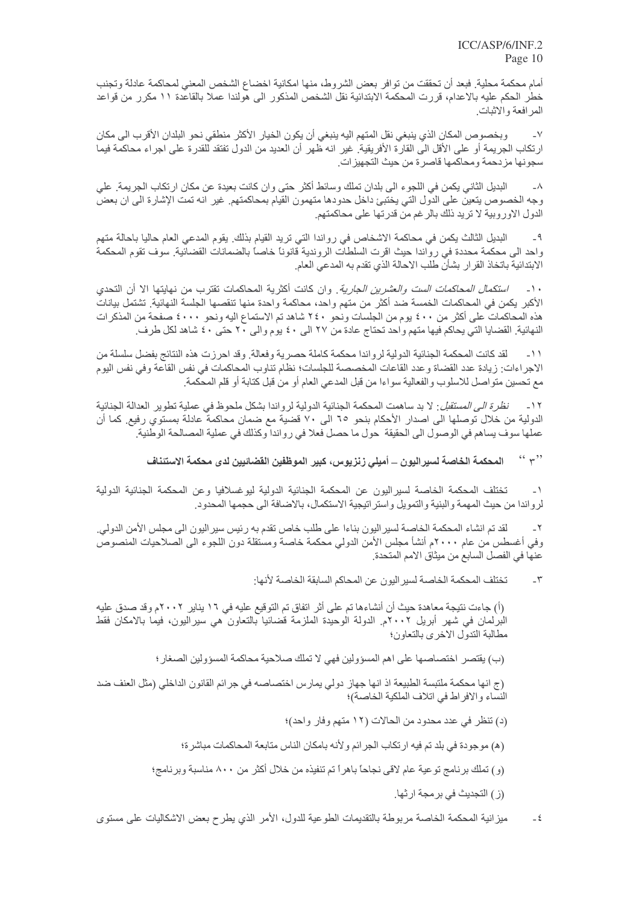أمام محكمة محلية. فبعد أن تحققت من توافر بعض الشروط، منها امكانية اخضاع الشخص المعني لمحاكمة عادلة وتجنب خطر الحكم عليه بالاعدام، قررت المحكمة الابتدائية نقل الشخص المذكور الى هولندا عملا بالقاعدة ١١ مكرر من قواعد المرافعة والاثبات.

٧- وبخصوص المكان الذي ينبغي نقل المتهم اليه ينبغي أن يكون الخيار الأكثر منطقي نحو البلدان الأقرب الى مكان ارتكاب الجريمة أو على الأقل الى القارة الأفريقية. غير انه ظهر أن العديد من الدول تفتقد للقدرة على اجراء محاكمة فيما سجونها مزدحمة ومحاكمها قاصرة من حيث التجهيزات.

٨- البديل الثاني يكمن في اللجوء الى بلدان تملك وسائط أكثر حتى وان كانت بعيدة عن مكان ارتكاب الجريمة. على وجه الخصوص يتعين على الدول التي يختبئ داخل حدودها متهمون القيام بمحاكمتهم. غير انه تمت الإشارة الى ان بعض الدول الاوروبية لا تريد ذلك بالرغم من قدرتها على محاكمتهم.

٩- البديل الثالث يكمن في محاكمة الاشخاص في رواندا التي تريد القيام بذلك. يقوم المدعي العام حاليا باحالة متهم واحد الى محكمة محددة في رواندا حيث اقرت السلطات الروندية قانوناً خاصاً بالضمانات القضائية. سوف تقوم المحكمة الابتدائية باتخاذ القرار بشأن طلب الاحالة الذي تقدم به المدعي العام.

١٠- *استكمال المحاكمات الست والعشرين الجارية*. وان كانت أكثرية المحاكمات تقترب من نهايتها الا أن التحدي الأكبر يكمن في المحاكمات الخمسة ضد أكثر من متهم واحد، محاكمة واحدة منها تنقصها الجلسة النهائية. تشتمل بيانات هذه المحاكمات على أكثر من ٤٠٠ يوم من الجلسات ونحو ٢٤٠ شاهد تم الاستماع اليه ونحو ٤٠٠٠ صفحة من المذكرات النهائية. القضايا التي يحاكم فيها متهم واحد تحتاج عادة من ٢٧ الى ٤٠ يوم والى ٢٠ حتى ٤٠ شاهد لكل طرف.

١١- لقد كانت المحكمة الجنائية الدولية لرواندا محكمة كاملة حصرية وفعالة. وقد احرزت هذه النتائج بفضل سلسلة من الاجراءات: زيادة عدد القضاة وعدد القاعات المخصصة للجلسات؛ نظام تناوب المحاكمات في نفس القاعة وفي نفس اليوم مع تحسين متواصل للاسلوب والفعالية سواء من قبل المدعي العام أو من قبل كتابة أو قلم المحكمة.

١٢- *نظرة الى المستقبل*: لا بد ساهمت المحكمة الجنائية الدولية لرواندا بشكل ملحوظ في عملية تطوير العدالة الجنائية الدولية من خلال توصلها الى اصدار الأحكام بنحو ٦٥ الى ٧٠ قضية مع ضمان محاكمة عادلة بمستوي رفيع. كما أن عملها سوف يساهم في الوصول الى الحقيقة حول ما حصل فعلا في رواندا وكذلك في عملية المصالحة الوطنية.

### "٣" المحكمة الخاصة لسيراليون – أميلي زنزيوس، كبير الموظفين القضائيين لدى محكمة الاستئناف

١- تختلف المحكمة الخاصة لسيراليون عن المحكمة الجنائية الدولية ليوغسلافيا وعن المحكمة الجنائية الدولية لرواندا من حيث المهمة والبنية والتمويل واستراتيجية الاستكمال، بالاضافة الى حجمها المحدود.

٢- لقد تم انشاء المحكمة الخاصة لسيراليون بناءا على طلب خاص تقدم به رئيس سيراليون الى مجلس الأمن الدولي. وفي أغسطس من عام ٢٠٠٠م أنشأ مجلس الأمن الدولي محكمة خاصة ومستقلة دون اللجوء الى الصلاحيات المنصوص عنها في الفصل السابع من ميثاق الامم المتحدة.

٣- تختلف المحكمة الخاصة لسيراليون عن المحاكم السابقة الخاصة لأنها:

(أ) جاءت نتيجة معاهدة حيث أن أنشاءها تم على أثر اتفاق تم التوقيع عليه في ١٦ يناير ٢٠٠٢م وقد صدق عليه البرلمان في شهر أبريل ٢٠٠٢م. الدولة الوحيدة الملزمة قضائيا بالتعاون هي سيراليون، فيما بالامكان فقط مطالبة الدول الاخرى بالتعاون؛

(ب) يقتصر اختصاصها على اهم المسؤولين فهي لا تملك صلاحية محاكمة المسؤولين الصغار؛

(ج) انها محكمة ملتبسة الطبيعة اذ انها جهاز دولي يمارس اختصاصه في جرائم القانون الداخلي (مثل العنف ضد النساء والافراط في اتلاف الملكية الخاصة)؛

(د) تنظر في عدد محدود من الحالات (١٢ متهم وفار واحد)؛

(هـ) موجودة في بلد تم فيه ارتكاب الجرائم ولأنه بامكان الناس متابعة المحاكمات مباشرة؛

(و) تملك برنامج توعية عام لاقى نجاحاً باهراً تم تنفيذه من خلال أكثر من ٨٠٠ مناسبة وبرنامج؛

(ز) التجديث في برمجة ارثها.

٤- ميزانية المحكمة الخاصة مربوطة بالتقديمات الطوعية للدول، الأمر الذي يطرح بعض الاشكاليات على مستوى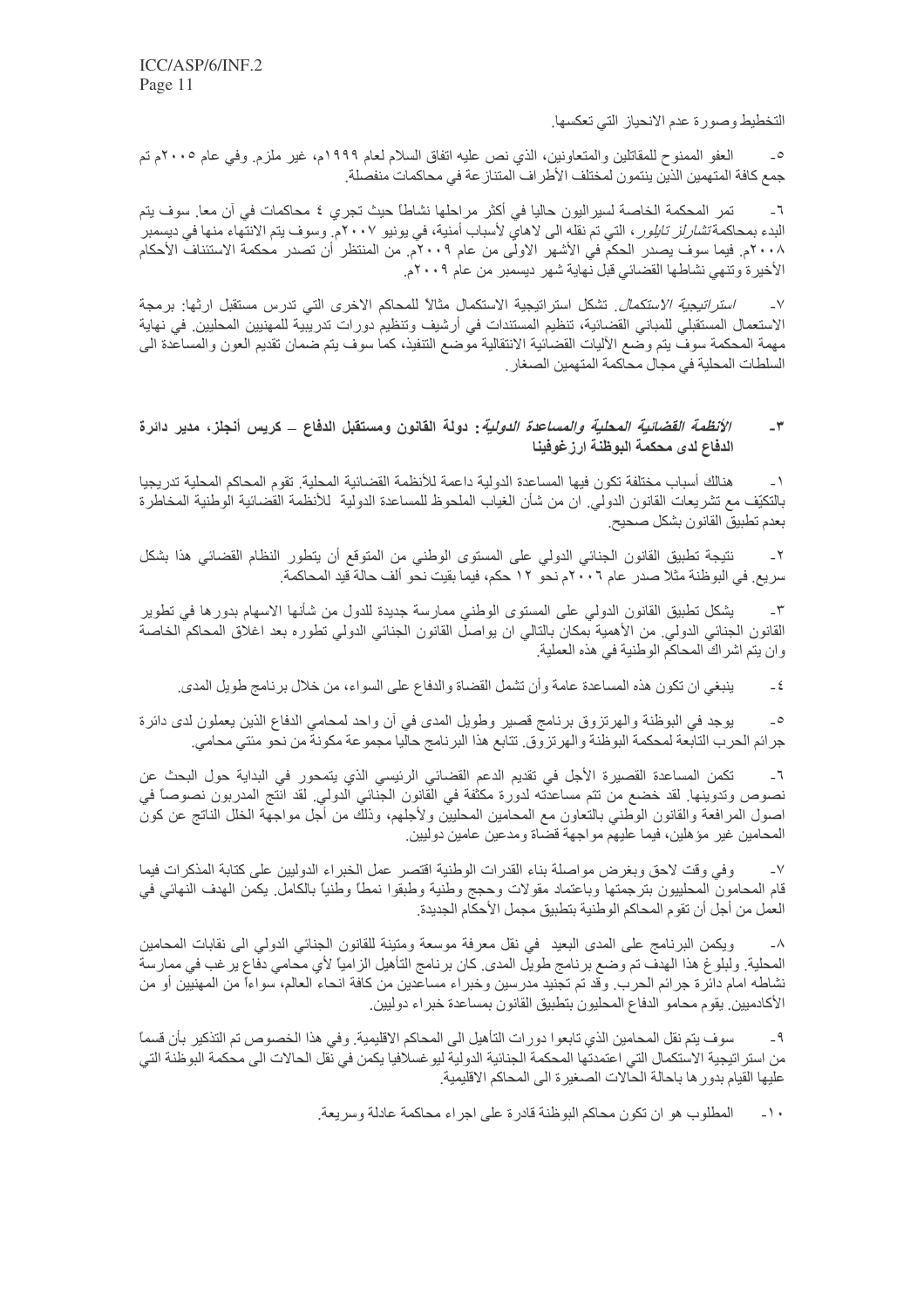التخطيط وصورة عدم الانحياز التي تعكسها.

٥- العفو الممنوح للمقاتلين والمتعاونين، الذي نص عليه اتفاق السلام لعام ١٩٩٩م، غير ملزم. وفي عام ٢٠٠٥م تم جمع كافة المتهمين الذين ينتمون لمختلف الأطراف المتنازعة في محاكمات منفصلة.

٦- تمر المحكمة الخاصة لسيراليون حاليا في أكثر مراحلها نشاطاً حيث تجري ٤ محاكمات في آن معا. سوف يتم البدء بمحاكمة *تشارلز تايلور*، التي تم نقله الى لاهاي لأسباب أمنية، في يونيو ٢٠٠٧م. وسوف يتم الانتهاء منها في ديسمبر ٢٠٠٨م. فيما سوف يصدر الحكم في الأشهر الاولى من عام ٢٠٠٩م. من المنتظر أن تصدر محكمة الاستئناف الأحكام الأخيرة وتنهي نشاطها القضائي قبل نهاية شهر ديسمبر من عام ٢٠٠٩م.

٧- *استراتيجية الاستكمال*. تشكل استراتيجية الاستكمال مثالاً للمحاكم الاخرى التي تدرس مستقبل ارثها: برمجة الاستعمال المستقبلي للمباني القضائية، تنظيم المستندات في أرشيف وتنظيم دورات تدريبية للمهنيين المحليين. في نهاية مهمة المحكمة سوف يتم وضع الآليات القضائية الانتقالية موضع التنفيذ، كما سوف يتم ضمان تقديم العون والمساعدة الى السلطات المحلية في مجال محاكمة المتهمين الصغار.

### ٣- *الأنظمة القضائية المحلية والمساعدة الدولية*: دولة القانون ومستقبل الدفاع – كريس أنجلز، مدير دائرة الدفاع لدى محكمة البوظنة ارزغوفينا

١- هنالك أسباب مختلفة تكون فيها المساعدة الدولية داعمة للأنظمة القضائية المحلية. تقوم المحاكم المحلية تدريجيا بالتكيّف مع تشريعات القانون الدولي. ان من شأن الغياب الملحوظ للمساعدة الدولية للأنظمة القضائية الوطنية المخاطرة بعدم تطبيق القانون بشكل صحيح.

٢- نتيجة تطبيق القانون الجنائي الدولي على المستوى الوطني من المتوقع أن يتطور النظام القضائي هذا بشكل سريع. في البوظنة مثلا صدر عام ٢٠٠٦م نحو ١٢ حكم، فيما بقيت نحو ألف حالة قيد المحاكمة.

٣- يشكل تطبيق القانون الدولي على المستوى الوطني ممارسة جديدة للدول من شأنها الاسهام بدورها في تطوير القانون الجنائي الدولي. من الأهمية بمكان بالتالي ان يواصل القانون الجنائي الدولي تطوره بعد اغلاق المحاكم الخاصة وان يتم اشراك المحاكم الوطنية في هذه العملية.

٤- ينبغي ان تكون هذه المساعدة عامة وأن تشمل القضاة والدفاع على السواء، من خلال برنامج طويل المدى.

٥- يوجد في البوظنة والهرتزوق برنامج قصير وطويل المدى في آن واحد لمحامي الدفاع الذين يعملون لدى دائرة جرائم الحرب التابعة لمحكمة البوظنة والهرتزوق. تتابع هذا البرنامج حاليا مجموعة مكونة من نحو مئتي محامي.

٦- تكمن المساعدة القصيرة الأجل في تقديم الدعم القضائي الرئيسي الذي يتمحور في البداية حول البحث عن نصوص وتدوينها. لقد خضع من تتم مساعدته لدورة مكثفة في القانون الجنائي الدولي. لقد انتج المدربون نصوصاً في اصول المرافعة والقانون الوطني بالتعاون مع المحامين المحليين ولأجلهم، وذلك من أجل مواجهة الخلل الناتج عن كون المحامين غير مؤهلين، فيما عليهم مواجهة قضاة ومدعين عامين دوليين.

٧- وفي وقت لاحق وبغرض مواصلة بناء القدرات الوطنية اقتصر عمل الخبراء الدوليين على كتابة المذكرات فيما قام المحامون المحلييون بترجمتها وباعتماد مقولات وحجج وطنية وطبقوا نمطاً وطنياً بالكامل. يكمن الهدف النهائي في العمل من أجل أن تقوم المحاكم الوطنية بتطبيق مجمل الأحكام الجديدة.

٨- ويكمن البرنامج على المدى البعيد في نقل معرفة موسعة ومتينة للقانون الجنائي الدولي الى نقابات المحامين المحلية. ولبلوغ هذا الهدف تم وضع برنامج طويل المدى. كان برنامج التأهيل الزامياً لأي محامي دفاع يرغب في ممارسة نشاطه امام دائرة جرائم الحرب. وقد تم تجنيد مدرسين وخبراء مساعدين من كافة انحاء العالم، سواءاً من المهنيين أو من الأكاديميين. يقوم محامو الدفاع المحليون بتطبيق القانون بمساعدة خبراء دوليين.

٩- سوف يتم نقل المحامين الذي تابعوا دورات التأهيل الى المحاكم الاقليمية. وفي هذا الخصوص تم التذكير بأن قسماً من استراتيجية الاستكمال التي اعتمدتها المحكمة الجنائية الدولية ليوغسلافيا يكمن في نقل الحالات الى محكمة البوظنة التي عليها القيام بدورها باحالة الحالات الصغيرة الى المحاكم الاقليمية.

١٠- المطلوب هو ان تكون محاكم البوظنة قادرة على اجراء محاكمة عادلة وسريعة.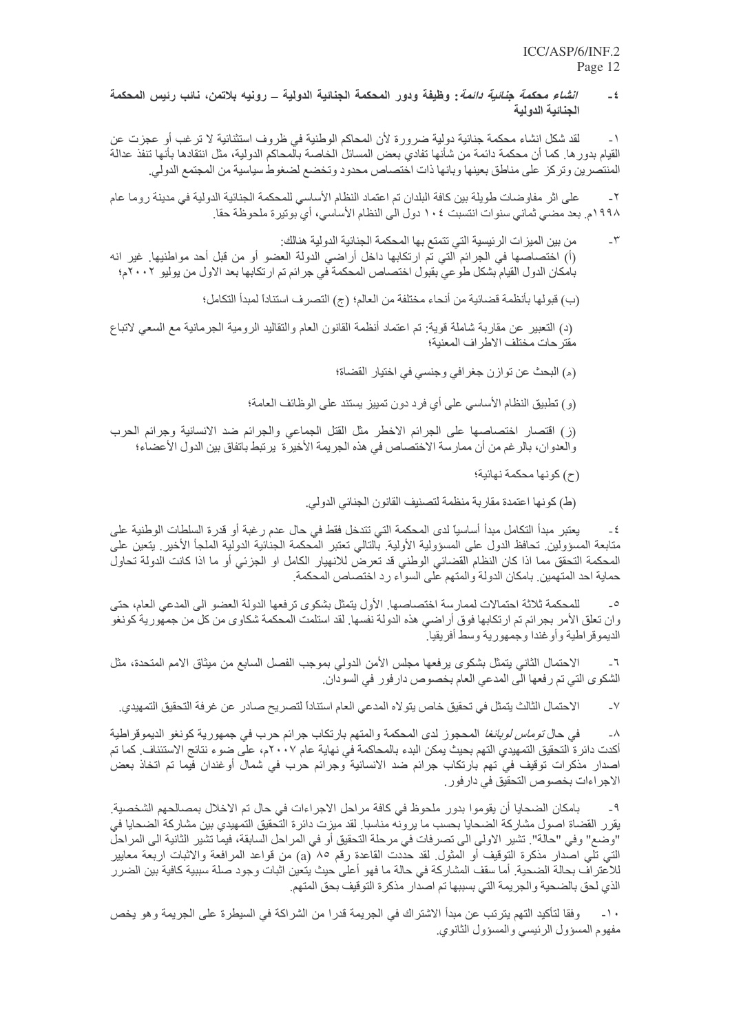## ٤- *انشاء محكمة جنائية دائمة*: وظيفة ودور المحكمة الجنائية الدولية – رونيه بلاتمن، نائب رئيس المحكمة الجنائية الدولية

١- لقد شكل انشاء محكمة جنائية دولية ضرورة لأن المحاكم الوطنية في ظروف استثنائية لا ترغب أو عجزت عن القيام بدورها. كما أن محكمة دائمة من شأنها تفادي بعض المسائل الخاصة بالمحاكم الدولية، مثل انتقادها بأنها تنفذ عدالة المنتصرين وتركز على مناطق بعينها وبانها ذات اختصاص محدود وتخضع لضغوط سياسية من المجتمع الدولي.

٢- على اثر مفاوضات طويلة بين كافة البلدان تم اعتماد النظام الأساسي للمحكمة الجنائية الدولية في مدينة روما عام ١٩٩٨م. بعد مضي ثماني سنوات انتسبت ١٠٤ دول الى النظام الأساسي، أي بوتيرة ملحوظة حقا.

٣- من بين الميزات الرئيسية التي تتمتع بها المحكمة الجنائية الدولية هنالك:
(أ) اختصاصها في الجرائم التي تم ارتكابها داخل أراضي الدولة العضو أو من قبل أحد مواطنيها. غير انه بامكان الدول القيام بشكل طوعي بقبول اختصاص المحكمة في جرائم تم ارتكابها بعد الاول من يوليو ٢٠٠٢م؛

(ب) قبولها بأنظمة قضائية من أنحاء مختلفة من العالم؛ (ج) التصرف استناداً لمبدأ التكامل؛

(د) التعبير عن مقاربة شاملة قوية: تم اعتماد أنظمة القانون العام والتقاليد الرومية الجرمانية مع السعي لاتباع مقترحات مختلف الاطراف المعنية؛

(هـ) البحث عن توازن جغرافي وجنسي في اختيار القضاة؛

(و) تطبيق النظام الأساسي على أي فرد دون تمييز يستند على الوظائف العامة؛

(ز) اقتصار اختصاصها على الجرائم الاخطر مثل القتل الجماعي والجرائم ضد الانسانية وجرائم الحرب والعدوان، بالرغم من أن ممارسة الاختصاص في هذه الجريمة الأخيرة يرتبط باتفاق بين الدول الأعضاء؛

(ح) كونها محكمة نهائية؛

(ط) كونها اعتمدة مقاربة منظمة لتصنيف القانون الجنائي الدولي.

٤- يعتبر مبدأ التكامل مبدأ أساسياً لدى المحكمة التي تتدخل فقط في حال عدم رغبة أو قدرة السلطات الوطنية على متابعة المسؤولين. تحافظ الدول على المسؤولية الأولية. بالتالي تعتبر المحكمة الجنائية الدولية الملجأ الأخير. يتعين على المحكمة التحقق مما اذا كان النظام القضائي الوطني قد تعرض للانهيار الكامل او الجزئي أو ما اذا كانت الدولة تحاول حماية احد المتهمين. بامكان الدولة والمتهم على السواء رد اختصاص المحكمة.

٥- للمحكمة ثلاثة احتمالات لممارسة اختصاصها. الأول يتمثل بشكوى ترفعها الدولة العضو الى المدعي العام، حتى وان تعلق الأمر بجرائم تم ارتكابها فوق أراضي هذه الدولة نفسها. لقد استلمت المحكمة شكاوى من كل من جمهورية كونغو الديموقراطية وأوغندا وجمهورية وسط أفريقيا.

٦- الاحتمال الثاني يتمثل بشكوى يرفعها مجلس الأمن الدولي بموجب الفصل السابع من ميثاق الامم المتحدة، مثل الشكوى التي تم رفعها الى المدعي العام بخصوص دارفور في السودان.

٧- الاحتمال الثالث يتمثل في تحقيق خاص يتولاه المدعي العام استناداً لتصريح صادر عن غرفة التحقيق التمهيدي.

٨- في حال *توماس لوبانغا* المحجوز لدى المحكمة والمتهم بارتكاب جرائم حرب في جمهورية كونغو الديموقراطية أكدت دائرة التحقيق التمهيدي التهم بحيث يمكن البدء بالمحاكمة في نهاية عام ٢٠٠٧م، على ضوء نتائج الاستئناف. كما تم اصدار مذكرات توقيف في تهم بارتكاب جرائم ضد الانسانية وجرائم حرب في شمال أوغندان فيما تم اتخاذ بعض الاجراءات بخصوص التحقيق في دارفور.

٩- بامكان الضحايا أن يقوموا بدور ملحوظ في كافة مراحل الاجراءات في حال تم الاخلال بمصالحهم الشخصية. يقرر القضاة اصول مشاركة الضحايا بحسب ما يرونه مناسبا. لقد ميزت دائرة التحقيق التمهيدي بين مشاركة الضحايا في "وضع" وفي "حالة". تشير الاولى الى تصرفات في مرحلة التحقيق أو في المراحل السابقة، فيما تشير الثانية الى المراحل التي تلي اصدار مذكرة التوقيف أو المثول. لقد حددت القاعدة رقم ٨٥ (a) من قواعد المرافعة والاثبات اربعة معايير للاعتراف بحالة الضحية. أما سقف المشاركة في حالة ما فهو أعلى حيث يتعين اثبات وجود صلة سببية كافية بين الضرر الذي لحق بالضحية والجريمة التي بسببها تم اصدار مذكرة التوقيف بحق المتهم.

١٠- وفقا لتأكيد التهم يترتب عن مبدأ الاشتراك في الجريمة قدرا من الشراكة في السيطرة على الجريمة وهو يخص مفهوم المسؤول الرئيسي والمسؤول الثانوي.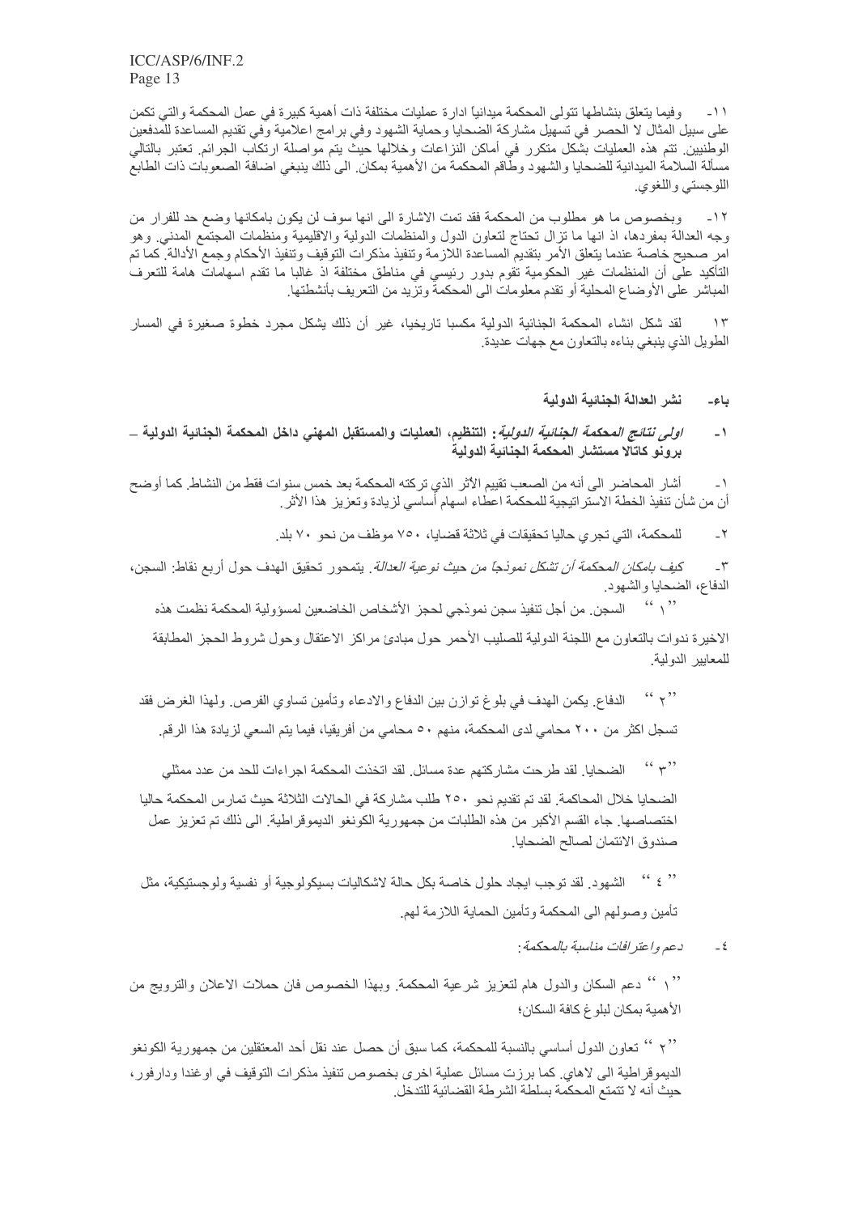١١- وفيما يتعلق بنشاطها تتولى المحكمة ميدانياً ادارة عمليات مختلفة ذات أهمية كبيرة في عمل المحكمة والتي تكمن على سبيل المثال لا الحصر في تسهيل مشاركة الضحايا وحماية الشهود وفي برامج اعلامية وفي تقديم المساعدة للمدفعين الوطنيين. تتم هذه العمليات بشكل متكرر في أماكن النزاعات وخلالها حيث يتم مواصلة ارتكاب الجرائم. تعتبر بالتالي مسألة السلامة الميدانية للضحايا والشهود وطاقم المحكمة من الأهمية بمكان. الى ذلك ينبغي اضافة الصعوبات ذات الطابع اللوجستي واللغوي.

١٢- وبخصوص ما هو مطلوب من المحكمة فقد تمت الاشارة الى انها سوف لن يكون بامكانها وضع حد للفرار من وجه العدالة بمفردها، اذ انها ما تزال تحتاج لتعاون الدول والمنظمات الدولية والاقليمية ومنظمات المجتمع المدني. وهو امر صحيح خاصة عندما يتعلق الأمر بتقديم المساعدة اللازمة وتنفيذ مذكرات التوقيف وتنفيذ الأحكام وجمع الأدالة. كما تم التأكيد على أن المنظمات غير الحكومية تقوم بدور رئيسي في مناطق مختلفة اذ غالبا ما تقدم اسهامات هامة للتعرف المباشر على الأوضاع المحلية أو تقدم معلومات الى المحكمة وتزيد من التعريف بأنشطتها.

١٣ لقد شكل انشاء المحكمة الجنائية الدولية مكسبا تاريخيا، غير أن ذلك يشكل مجرد خطوة صغيرة في المسار الطويل الذي ينبغي بناءه بالتعاون مع جهات عديدة.

## باء- نشر العدالة الجنائية الدولية

### ١- *اولى نتائج المحكمة الجنائية الدولية*: التنظيم، العمليات والمستقبل المهني داخل المحكمة الجنائية الدولية – برونو كاتالا مستشار المحكمة الجنائية الدولية

١- أشار المحاضر الى أنه من الصعب تقييم الأثر الذي تركته المحكمة بعد خمس سنوات فقط من النشاط. كما أوضح أن من شأن تنفيذ الخطة الاستراتيجية للمحكمة اعطاء اسهام أساسي لزيادة وتعزيز هذا الأثر.

٢- للمحكمة، التي تجري حاليا تحقيقات في ثلاثة قضايا، ٧٥٠ موظف من نحو ٧٠ بلد.

٣- *كيف بامكان المحكمة أن تشكل نموذجاً من حيث نوعية العدالة*. يتمحور تحقيق الهدف حول أربع نقاط: السجن، الدفاع، الضحايا والشهود.

"١" السجن. من أجل تنفيذ سجن نموذجي لحجز الأشخاص الخاضعين لمسؤولية المحكمة نظمت هذه الاخيرة ندوات بالتعاون مع اللجنة الدولية للصليب الأحمر حول مبادئ مراكز الاعتقال وحول شروط الحجز المطابقة للمعايير الدولية.

"٢" الدفاع. يكمن الهدف في بلوغ توازن بين الدفاع والادعاء وتأمين تساوي الفرص. ولهذا الغرض فقد تسجل اكثر من ٢٠٠ محامي لدى المحكمة، منهم ٥٠ محامي من أفريقيا، فيما يتم السعي لزيادة هذا الرقم.

"٣" الضحايا. لقد طرحت مشاركتهم عدة مسائل. لقد اتخذت المحكمة اجراءات للحد من عدد ممثلي الضحايا خلال المحاكمة. لقد تم تقديم نحو ٢٥٠ طلب مشاركة في الحالات الثلاثة حيث تمارس المحكمة حاليا اختصاصها. جاء القسم الأكبر من هذه الطلبات من جمهورية الكونغو الديموقراطية. الى ذلك تم تعزيز عمل صندوق الائتمان لصالح الضحايا.

"٤" الشهود. لقد توجب ايجاد حلول خاصة بكل حالة لاشكاليات بسيكولوجية أو نفسية ولوجستيكية، مثل تأمين وصولهم الى المحكمة وتأمين الحماية اللازمة لهم.

٤- *دعم واعترافات مناسبة بالمحكمة*:

"١" دعم السكان والدول هام لتعزيز شرعية المحكمة. وبهذا الخصوص فان حملات الاعلان والترويج من الأهمية بمكان لبلوغ كافة السكان؛

"٢" تعاون الدول أساسي بالنسبة للمحكمة، كما سبق أن حصل عند نقل أحد المعتقلين من جمهورية الكونغو الديموقراطية الى لاهاي. كما برزت مسائل عملية اخرى بخصوص تنفيذ مذكرات التوقيف في اوغندا ودارفور، حيث أنه لا تتمتع المحكمة بسلطة الشرطة القضائية للتدخل.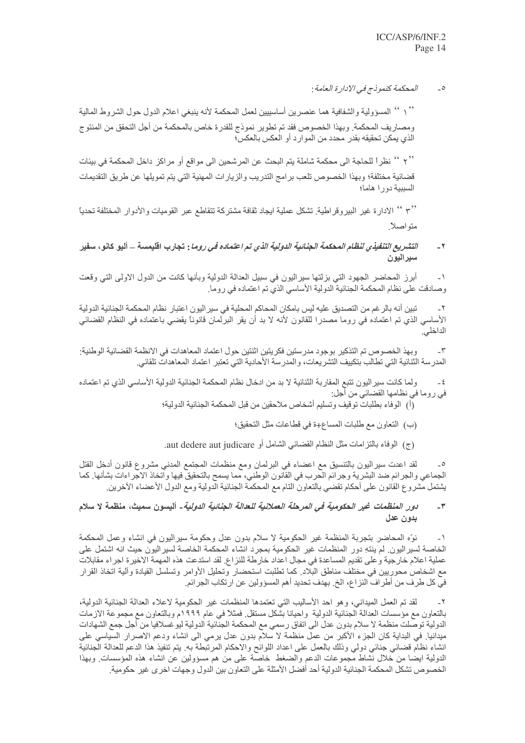٥- *المحكمة كنموذج في الادارة العامة:*

"١" المسؤولية والشفافية هما عنصرين أساسيين لعمل المحكمة لأنه ينبغي اعلام الدول حول الشروط المالية ومصاريف المحكمة. وبهذا الخصوص فقد تم تطوير نموذج للقدرة خاص بالمحكمة من أجل التحقق من المنتوج الذي يمكن تحقيقه بقدر محدد من الموارد أو العكس بالعكس؛

"٢" نظراً للحاجة الى محكمة شاملة يتم البحث عن المرشحين الى مواقع أو مراكز داخل المحكمة في بيئات قضائية مختلفة؛ وبهذا الخصوص تلعب برامج التدريب والزيارات المهنية التي يتم تمويلها عن طريق التقديمات السببية دورا هاما؛

"٣" الادارة غير البيروقراطية. تشكل عملية ايجاد ثقافة مشتركة تتقاطع عبر القوميات والأدوار المختلفة تحدياً متواصلاً.

## ٢- *التشريع التنفيذي لنظام المحكمة الجنائية الدولية الذي تم اعتماده في روما:* تجارب اقليمسة – أليو كانو، سفير سيراليون

١- أبرز المحاضر الجهود التي بزلتها سيراليون في سبيل العدالة الدولية وبأنها كانت من الدول الاولى التي وقعت وصادقت على نظام المحكمة الجنائية الدولية الأساسي الذي تم اعتماده في روما.

٢- تبين أنه بالرغم من التصديق عليه ليس بامكان المحاكم المحلية في سيراليون اعتبار نظام المحكمة الجنائية الدولية الأساسي الذي تم اعتماده في روما مصدرا للقانون لأنه لا بد أن يقر البرلمان قانوناً يقضي باعتماده في النظام القضائي الداخلي.

٣- وبهذ الخصوص تم التذكير بوجود مدرستين فكريتين اثنتين حول اعتماد المعاهدات في الانظمة القضائية الوطنية: المدرسة الثنائية التي تطالب بتكييف التشريعات، والمدرسة الأحادية التي تعتبر اعتماد المعاهدات تلقائي.

٤- ولما كانت سيراليون تتبع المقاربة الثنائية لا بد من ادخال نظام المحكمة الجنائية الدولية الأساسي الذي تم اعتماده في روما في نظامها القضائي من أجل:

(أ) الوفاء بطلبات توقيف وتسليم أشخاص ملاحقين من قبل المحكمة الجنائية الدولية؛

(ب) التعاون مع طلبات المساع+ة في قطاعات مثل التحقيق؛

(ج) الوفاء بالتزامات مثل النظام القضائي الشامل أو aut dedere aut judicare.

٥- لقد اعدت سيراليون بالتنسيق مع اعضاء في البرلمان ومع منظمات المجتمع المدني مشروع قانون أدخل القتل الجماعي والجرائم ضد البشرية وجرائم الحرب في القانون الوطني، مما يسمح بالتحقيق فيها واتخاذ الاجراءات بشأنها. كما يشتمل مشروع القانون على أحكام تقضي بالتعاون التام مع المحكمة الجنائية الدولية ومع الدول الأعضاء الآخرين.

## ٣- *دور المنظمات غير الحكومية في المرحلة العملانية للعدالة الجنائية الدولية*- أليسون سميث، منظمة لا سلام بدون عدل

١- نوّه المحاضر بتجربة المنظمة غير الحكومية لا سلام بدون عدل وحكومة سيراليون في انشاء وعمل المحكمة الخاصة لسيراليون. لم ينتهِ دور المنظمات غير الحكومية بمجرد انشاء المحكمة الخاصة لسيراليون حيث انه اشتمل على عملية اعلام خارجية وعلى تقديم المساعدة في مجال اعداد خارطة للنزاع. لقد استدعت هذه المهمة الاخيرة اجراء مقابلات مع اشخاص محوريين في مختلف مناطق البلاد. كما تطلبت استحضار وتحليل الأوامر وتسلسل القيادة وآلية اتخاذ القرار في كل طرف من أطراف النزاع، الخ. بهدف تحديد أهم المسؤولين عن ارتكاب الجرائم.

٢- لقد تم العمل الميداني، وهو احد الأساليب التي تعتمدها المنظمات غير الحكومية لاعلاء العدالة الجنائية الدولية، بالتعاون مع مؤسسات العدالة الجنائية الدولية واحيانا بشكل مستقل. فمثلاً في عام ١٩٩٩م وبالتعاون مع مجموعة الازمات الدولية توصلت منظمة لا سلام بدون عدل الى اتفاق رسمي مع المحكمة الجنائية الدولية ليوغسلافيا من أجل جمع الشهادات ميدانيا. في البداية كان الجزء الأكبر من عمل منظمة لا سلام بدون عدل يرمي الى انشاء ودعم الاصرار السياسي على انشاء نظام قضائي جنائي دولي وذلك بالعمل على اعداد اللوائح والاحكام المرتبطة به. يتم تنفيذ هذا الدعم للعدالة الجنائية الدولية ايضا من خلال نشاط مجموعات الدعم والضغط خاصة على من هم مسؤولين عن انشاء هذه المؤسسات. وبهذا الخصوص تشكل المحكمة الجنائية الدولية أحد أفضل الأمثلة على التعاون بين الدول وجهات اخرى غير حكومية.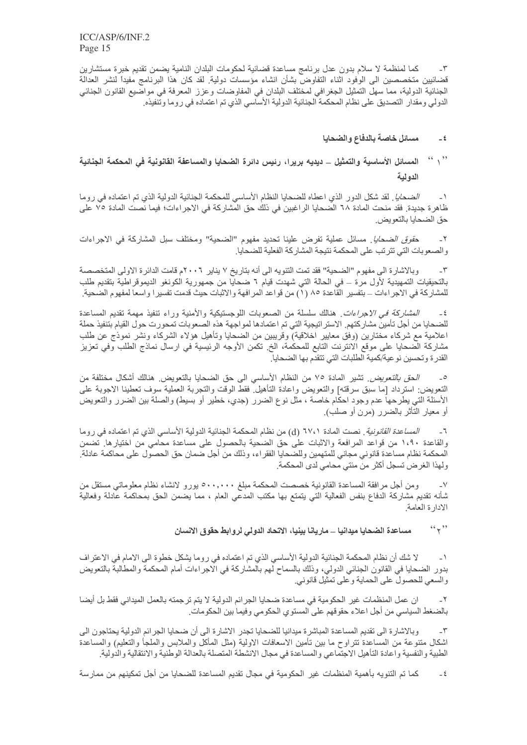٣- كما لمنظمة لا سلام بدون عدل برنامج مساعدة قضائية لحكومات البلدان النامية يضمن تقديم خبرة مستشارين قضائيين متخصصين الى الوفود اثناء التفاوض بشأن انشاء مؤسسات دولية. لقد كان هذا البرنامج مفيداً لنشر العدالة الجنائية الدولية، مما سهل التمثيل الجغرافي لمختلف البلدان في المفاوضات وعزز المعرفة في مواضيع القانون الجنائي الدولي ومقدار التصديق على نظام المحكمة الجنائية الدولية الأساسي الذي تم اعتماده في روما وتنفيذه.

### ٤- مسائل خاصة بالدفاع والضحايا

### "١" المسائل الأساسية والتمثيل – ديديه بريرا، رئيس دائرة الضحايا والمساعفة القانونية في المحكمة الجنائية الدولية

١- *الضحايا*. لقد شكل الدور الذي اعطاه للضحايا النظام الأساسي للمحكمة الجنائية الدولية الذي تم اعتماده في روما ظاهرة جديدة. فقد منحت المادة ٦٨ الضحايا الراغبين في ذلك حق المشاركة في الاجراءات؛ فيما نصت المادة ٧٥ على حق الضحايا بالتعويض.

٢- *حقوق الضحايا*. مسائل عملية تفرض علينا تحديد مفهوم "الضحية" ومختلف سبل المشاركة في الاجراءات والصعوبات التي تترتب على المحكمة نتيجة المشاركة الفعلية للضحايا.

٣- وبالاشارة الى مفهوم "الضحية" فقد تمت التنويه الى أنه بتاريخ ٧ يناير ٢٠٠٦م قامت الدائرة الاولى المتخصصة بالتحقيقات التمهيدية لأول مرة – في الحالة التي شهدت قيام ٦ ضحايا من جمهورية الكونغو الديموقراطية بتقديم طلب للمشاركة في الاجراءات – بتفسير القاعدة ٨٥ (١) من قواعد المرافعة والاثبات حيث قدمت تفسيرا واسعا لمفهوم الضحية.

٤- *المشاركة في الاجراءات*. هنالك سلسلة من الصعوبات اللوجستيكية والأمنية وراء تنفيذ مهمة تقديم المساعدة للضحايا من أجل تأمين مشاركتهم. الاستراتيجية التي تم اعتمادها لمواجهة هذه الصعوبات تمحورت حول القيام بتنفيذ حملة اعلامية مع شركاء مختارين (وفق معايير اخلاقية) وقريبين من الضحايا وتأهيل هؤلاء الشركاء ونشر نموذج عن طلب مشاركة الضحايا على موقع الانترنت التابع للمحكمة، الخ. تكمن الأوجه الرئيسية في ارسال نماذج الطلب وفي تعزيز القدرة وتحسين نوعية/كمية الطلبات التي تتقدم بها الضحايا.

٥- *الحق بالتعويض*. تشير المادة ٧٥ من النظام الأساسي الى حق الضحايا بالتعويض. هنالك أشكال مختلفة من التعويض: استرداد [ما سبق سرقته] والتعويض واعادة التأهيل. فقط الوقت والتجربة العملية سوف تعطينا الاجوبة على الأسئلة التي يطرحها عدم وجود احكام خاصة ، مثل نوع الضرر (جدي، خطير أو بسيط) والصلة بين الضرر والتعويض أو معيار التأثر بالضرر (مرن أو صلب).

٦- *المساعدة القانونية*. نصت المادة ٦٧،١ (d) من نظام المحكمة الجنائية الدولية الأساسي الذي تم اعتماده في روما والقاعدة ١،٩٠ من قواعد المرافعة والاثبات على حق الضحية بالحصول على مساعدة محامي من اختيارها. تضمن المحكمة نظام مساعدة قانوني مجاني للمتهمين وللضحايا الفقراء، وذلك من أجل ضمان حق الحصول على محاكمة عادلة. ولهذا الغرض تسجل أكثر من مئتي محامي لدى المحكمة.

٧- ومن أجل مرافقة المساعدة القانونية خصصت المحكمة مبلغ ٥٠٠،٠٠٠ يورو لانشاء نظام معلوماتي مستقل من شأنه تقديم مشاركة الدفاع بنفس الفعالية التي يتمتع بها مكتب المدعي العام ، مما يضمن الحق بمحاكمة عادلة وفعالية الادارة العامة.

### "٢" مساعدة الضحايا ميدانيا – ماريانا بينيا، الاتحاد الدولي لروابط حقوق الانسان

١- لا شك أن نظام المحكمة الجنائية الدولية الأساسي الذي تم اعتماده في روما يشكل خطوة الى الامام في الاعتراف بدور الضحايا في القانون الجنائي الدولي، وذلك بالسماح لهم بالمشاركة في الاجراءات أمام المحكمة والمطالبة بالتعويض والسعي للحصول على الحماية وعلى تمثيل قانوني.

٢- ان عمل المنظمات غير الحكومية في مساعدة ضحايا الجرائم الدولية لا يتم ترجمته بالعمل الميداني فقط بل أيضا بالضغط السياسي من أجل اعلاء حقوقهم على المستوى الحكومي وفيما بين الحكومات.

٣- وبالاشارة الى تقديم المساعدة المباشرة ميدانيا للضحايا تجدر الاشارة الى أن ضحايا الجرائم الدولية يحتاجون الى اشكال متنوعة من المساعدة تتراوح ما بين تأمين الاسعافات الاولية (مثل المأكل والملابس والملجأ والتعليم) والمساعدة الطبية والنفسية واعادة التأهيل الاجتماعي والمساعدة في مجال الانشطة المتصلة بالعدالة الوطنية والانتقالية والدولية.

٤- كما تم التنويه بأهمية المنظمات غير الحكومية في مجال تقديم المساعدة للضحايا من أجل تمكينهم من ممارسة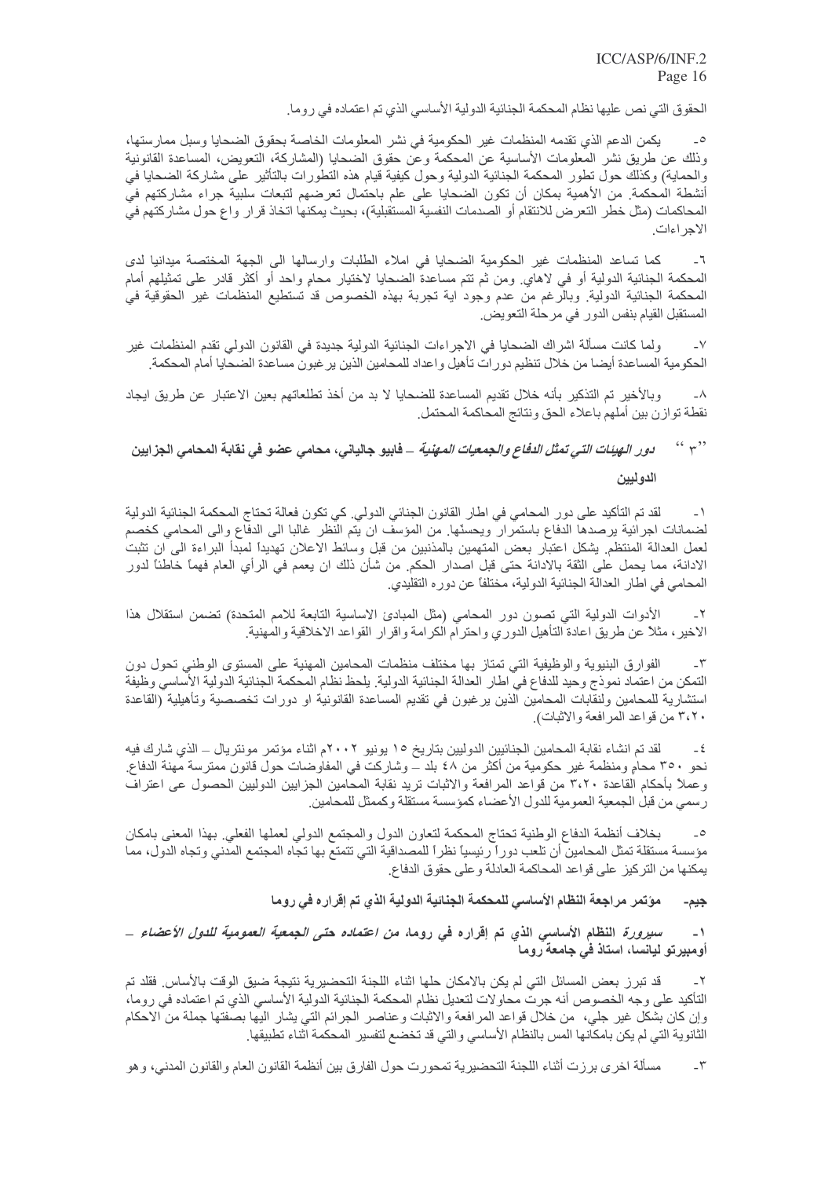الحقوق التي نص عليها نظام المحكمة الجنائية الدولية الأساسي الذي تم اعتماده في روما.

٥- يمكن الدعم الذي تقدمه المنظمات غير الحكومية في نشر المعلومات الخاصة بحقوق الضحايا وسبل ممارستها، وذلك عن طريق نشر المعلومات الأساسية عن المحكمة وعن حقوق الضحايا (المشاركة، التعويض، المساعدة القانونية والحماية) وكذلك حول تطور المحكمة الجنائية الدولية وحول كيفية قيام هذه التطورات بالتأثير على مشاركة الضحايا في أنشطة المحكمة. من الأهمية بمكان أن تكون الضحايا على علم باحتمال تعرضهم لتبعات سلبية جراء مشاركتهم في المحاكمات (مثل خطر التعرض للانتقام أو الصدمات النفسية المستقبلية)، بحيث يمكنها اتخاذ قرار واع حول مشاركتهم في الاجراءات.

٦- كما تساعد المنظمات غير الحكومية الضحايا في املاء الطلبات وارسالها الى الجهة المختصة ميدانيا لدى المحكمة الجنائية الدولية أو في لاهاي. ومن ثم تتم مساعدة الضحايا لاختيار محام واحد أو أكثر قادر على تمثيلهم أمام المحكمة الجنائية الدولية. وبالرغم من عدم وجود اية تجربة بهذه الخصوص قد تستطيع المنظمات غير الحقوقية في المستقبل القيام بنفس الدور في مرحلة التعويض.

٧- ولما كانت مسألة اشراك الضحايا في الاجراءات الجنائية الدولية جديدة في القانون الدولي تقدم المنظمات غير الحكومية المساعدة أيضا من خلال تنظيم دورات تأهيل واعداد للمحامين الذين يرغبون مساعدة الضحايا أمام المحكمة.

٨- وبالأخير تم التذكير بأنه خلال تقديم المساعدة للضحايا لا بد من أخذ تطلعاتهم بعين الاعتبار عن طريق ايجاد نقطة توازن بين أملهم باعلاء الحق ونتائج المحاكمة المحتمل.

### "٣" *دور الهيئات التي تمثل الدفاع والجمعيات المهنية* – فابيو جالياني، محامي عضو في نقابة المحامي الجزايين الدوليين

١- لقد تم التأكيد على دور المحامي في اطار القانون الجنائي الدولي. كي تكون فعالة تحتاج المحكمة الجنائية الدولية لضمانات اجرائية يرصدها الدفاع باستمرار ويحسنها. من المؤسف ان يتم النظر غالبا الى الدفاع والى المحامي كخصم لعمل العدالة المنتظم. يشكل اعتبار بعض المتهمين بالمذنبين من قبل وسائط الاعلان تهديداً لمبدأ البراءة الى ان تثبت الادانة، مما يحمل على الثقة بالادانة حتى قبل اصدار الحكم. من شأن ذلك ان يعمم في الرأي العام فهماً خاطئاً لدور المحامي في اطار العدالة الجنائية الدولية، مختلفاً عن دوره التقليدي.

٢- الأدوات الدولية التي تصون دور المحامي (مثل المبادئ الاساسية التابعة للامم المتحدة) تضمن استقلال هذا الاخير، مثلاً عن طريق اعادة التأهيل الدوري واحترام الكرامة واقرار القواعد الاخلاقية والمهنية.

٣- الفوارق البنيوية والوظيفية التي تمتاز بها مختلف منظمات المحامين المهنية على المستوى الوطني تحول دون التمكن من اعتماد نموذج وحيد للدفاع في اطار العدالة الجنائية الدولية. يلحظ نظام المحكمة الجنائية الدولية الأساسي وظيفة استشارية للمحامين ولنقابات المحامين الذين يرغبون في تقديم المساعدة القانونية او دورات تخصصية وتأهيلية (القاعدة ٣،٢٠ من قواعد المرافعة والاثبات).

٤- لقد تم انشاء نقابة المحامين الجنائيين الدوليين بتاريخ ١٥ يونيو ٢٠٠٢م اثناء مؤتمر مونتريال – الذي شارك فيه نحو ٣٥٠ محام ومنظمة غير حكومية من أكثر من ٤٨ بلد – وشاركت في المفاوضات حول قانون ممترسة مهنة الدفاع. وعملاً بأحكام القاعدة ٣،٢٠ من قواعد المرافعة والاثبات تريد نقابة المحامين الجزايين الدوليين الحصول عى اعتراف رسمي من قبل الجمعية العمومية للدول الأعضاء كمؤسسة مستقلة وكممثل للمحامين.

٥- بخلاف أنظمة الدفاع الوطنية تحتاج المحكمة لتعاون الدول والمجتمع الدولي لعملها الفعلي. بهذا المعنى بامكان مؤسسة مستقلة تمثل المحامين أن تلعب دوراً رئيسياً نظراً للمصداقية التي تتمتع بها تجاه المجتمع المدني وتجاه الدول، مما يمكنها من التركيز على قواعد المحاكمة العادلة وعلى حقوق الدفاع.

## جيم- مؤتمر مراجعة النظام الأساسي للمحكمة الجنائية الدولية الذي تم إقراره في روما

### ١- *سيرورة النظام الأساسي الذي تم إقراره في روما، من اعتماده حتى الجمعية العمومية للدول الأعضاء* – أومبيرتو ليانسا، استاذ في جامعة روما

٢- قد تبرز بعض المسائل التي لم يكن بالامكان حلها اثناء اللجنة التحضيرية نتيجة ضيق الوقت بالأساس. فلقد تم التأكيد على وجه الخصوص أنه جرت محاولات لتعديل نظام المحكمة الجنائية الدولية الأساسي الذي تم اعتماده في روما، وإن كان بشكل غير جلي، من خلال قواعد المرافعة والاثبات وعناصر الجرائم التي يشار اليها بصفتها جملة من الاحكام الثانوية التي لم يكن بامكانها المس بالنظام الأساسي والتي قد تخضع لتفسير المحكمة اثناء تطبيقها.

٣- مسألة اخرى برزت أثناء اللجنة التحضيرية تمحورت حول الفارق بين أنظمة القانون العام والقانون المدني، وهو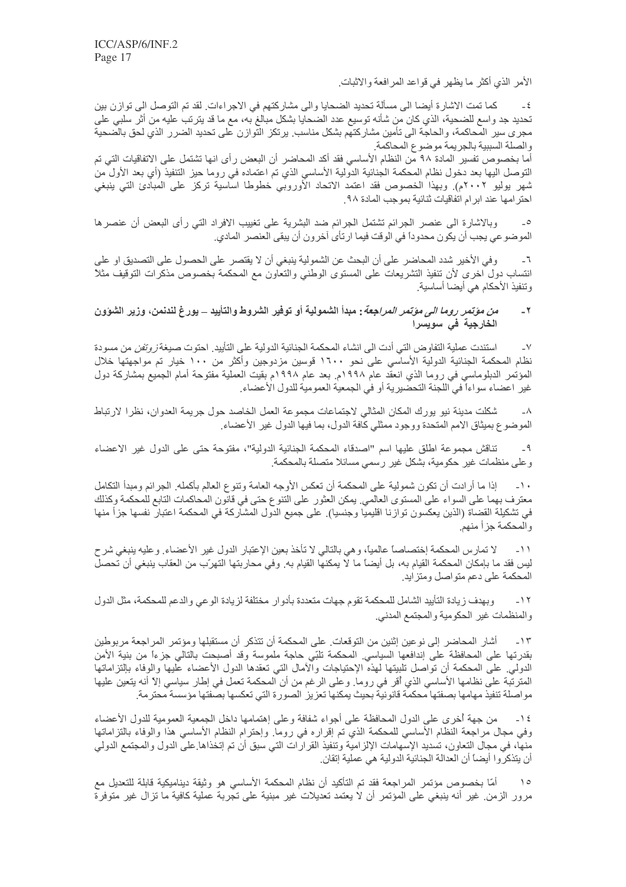الأمر الذي أكثر ما يظهر في قواعد المرافعة والاثبات.

٤- كما تمت الاشارة أيضا الى مسألة تحديد الضحايا والى مشاركتهم في الاجراءات. لقد تم التوصل الى توازن بين تحديد جد واسع للضحية، الذي كان من شأنه توسيع عدد الضحايا بشكل مبالغ به، مع ما قد يترتب عليه من أثر سلبي على مجرى سير المحاكمة، والحاجة الى تأمين مشاركتهم بشكل مناسب. يرتكز التوازن على تحديد الضرر الذي لحق بالضحية والصلة السببية بالجريمة موضوع المحاكمة.
أما بخصوص تفسير المادة ٩٨ من النظام الأساسي فقد أكد المحاضر أن البعض رأى انها تشتمل على الاتفاقيات التي تم التوصل اليها بعد دخول نظام المحكمة الجنائية الدولية الأساسي الذي تم اعتماده في روما حيز التنفيذ (أي بعد الأول من شهر يوليو ٢٠٠٢م). وبهذا الخصوص فقد اعتمد الاتحاد الأوروبي خطوطا اساسية تركز على المبادئ التي ينبغي احترامها عند ابرام اتفاقيات ثنائية بموجب المادة ٩٨.

٥- وبالاشارة الى عنصر الجرائم ضد البشرية تشتمل الجرائم على تغييب الافراد التي رأى البعض أن عنصرها الموضوعي يجب أن يكون محدوداً في الوقت فيما ارتأى آخرون أن يبقى العنصر المادي.

٦- وفي الأخير شدد المحاضر على أن البحث عن الشمولية ينبغي أن لا يقتصر على الحصول على التصديق او على انتساب دول اخرى لأن تنفيذ التشريعات على المستوى الوطني والتعاون مع المحكمة بخصوص مذكرات التوقيف مثلاً وتنفيذ الأحكام هي أيضا أساسية.

## ٢- *من مؤتمر روما الى مؤتمر المراجعة*: مبدأ الشمولية أو توفير الشروط والتأييد – يورغ لندنمن، وزير الشؤون الخارجية في سويسرا

٧- استندت عملية التفاوض التي أدت الى انشاء المحكمة الجنائية الدولية على التأييد. احتوت صيغة *زوتفن* من مسودة نظام المحكمة الجنائية الدولية الأساسي على نحو ١٦٠٠ قوسين مزدوجين وأكثر من ١٠٠ خيار تم مواجهتها خلال المؤتمر الدبلوماسي في روما الذي انعقد عام ١٩٩٨م. بعد عام ١٩٩٨م بقيت العملية مفتوحة أمام الجميع بمشاركة دول غير اعضاء سواءاً في اللجنة التحضيرية أو في الجمعية العمومية للدول الأعضاء.

٨- شكلت مدينة نيو يورك المكان المثالي لاجتماعات مجموعة العمل الخاصد حول جريمة العدوان، نظرا لارتباط الموضوع بميثاق الامم المتحدة ووجود ممثلي كافة الدول، بما فيها الدول غير الأعضاء.

٩- تناقش مجموعة اطلق عليها اسم "اصدقاء المحكمة الجنائية الدولية"، مفتوحة حتى على الدول غير الاعضاء وعلى منظمات غير حكومية، بشكل غير رسمي مسائلا متصلة بالمحكمة.

١٠- إذا ما أرادت أن تكون شمولية على المحكمة أن تعكس الأوجه العامة وتنوع العالم بأكمله. الجرائم ومبدأ التكامل معترف بهما على السواء على المستوى العالمي. يمكن العثور على التنوع حتى في قانون المحاكمات التابع للمحكمة وكذلك في تشكيلة القضاة (الذين يعكسون توازنا اقليميا وجنسيا). على جميع الدول المشاركة في المحكمة اعتبار نفسها جزأ منها والمحكمة جزأ منهم.

١١- لا تمارس المحكمة إختصاصاً عالمياً، وهي بالتالي لا تأخذ بعين الإعتبار الدول غير الأعضاء. وعليه ينبغي شرح ليس فقد ما بإمكان المحكمة القيام به، بل أيضاً ما لا يمكنها القيام به. وفي محاربتها التهرّب من العقاب ينبغي أن تحصل المحكمة على دعم متواصل ومتزايد.

١٢- وبهدف زيادة التأييد الشامل للمحكمة تقوم جهات متعددة بأدوار مختلفة لزيادة الوعي والدعم للمحكمة، مثل الدول والمنظمات غير الحكومية والمجتمع المدني.

١٣- أشار المحاضر إلى نوعين إثنين من التوقعات. على المحكمة أن تتذكر أن مستقبلها ومؤتمر المراجعة مربوطين بقدرتها على المحافظة على إندفاعها السياسي. المحكمة تلبّي حاجة ملموسة وقد أصبحت بالتالي جزءاً من بنية الأمن الدولي. على المحكمة أن تواصل تلبيتها لهذه الإحتياجات والآمال التي تعقدها الدول الأعضاء عليها والوفاء بإلتزاماتها المترتبة على نظامها الأساسي الذي أقر في روما. وعلى الرغم من أن المحكمة تعمل في إطار سياسي إلا أنه يتعين عليها مواصلة تنفيذ مهامها بصفتها محكمة قانونية بحيث يمكنها تعزيز الصورة التي تعكسها بصفتها مؤسسة محترمة.

١٤- من جهة أخرى على الدول المحافظة على أجواء شفافة وعلى إهتمامها داخل الجمعية العمومية للدول الأعضاء وفي مجال مراجعة النظام الأساسي للمحكمة الذي تم إقراره في روما. وإحترام النظام الأساسي هذا والوفاء بالتزاماتها منها، في مجال التعاون، تسديد الإسهامات الإلزامية وتنفيذ القرارات التي سبق أن تم إتخاذها.على الدول والمجتمع الدولي أن يتذكروا أيضاً أن العدالة الجنائية الدولية هي عملية إتقان.

١٥ أمّا بخصوص مؤتمر المراجعة فقد تم التأكيد أن نظام المحكمة الأساسي هو وثيقة ديناميكية قابلة للتعديل مع مرور الزمن. غير أنه ينبغي على المؤتمر أن لا يعتمد تعديلات غير مبنية على تجربة عملية كافية ما تزال غير متوفرة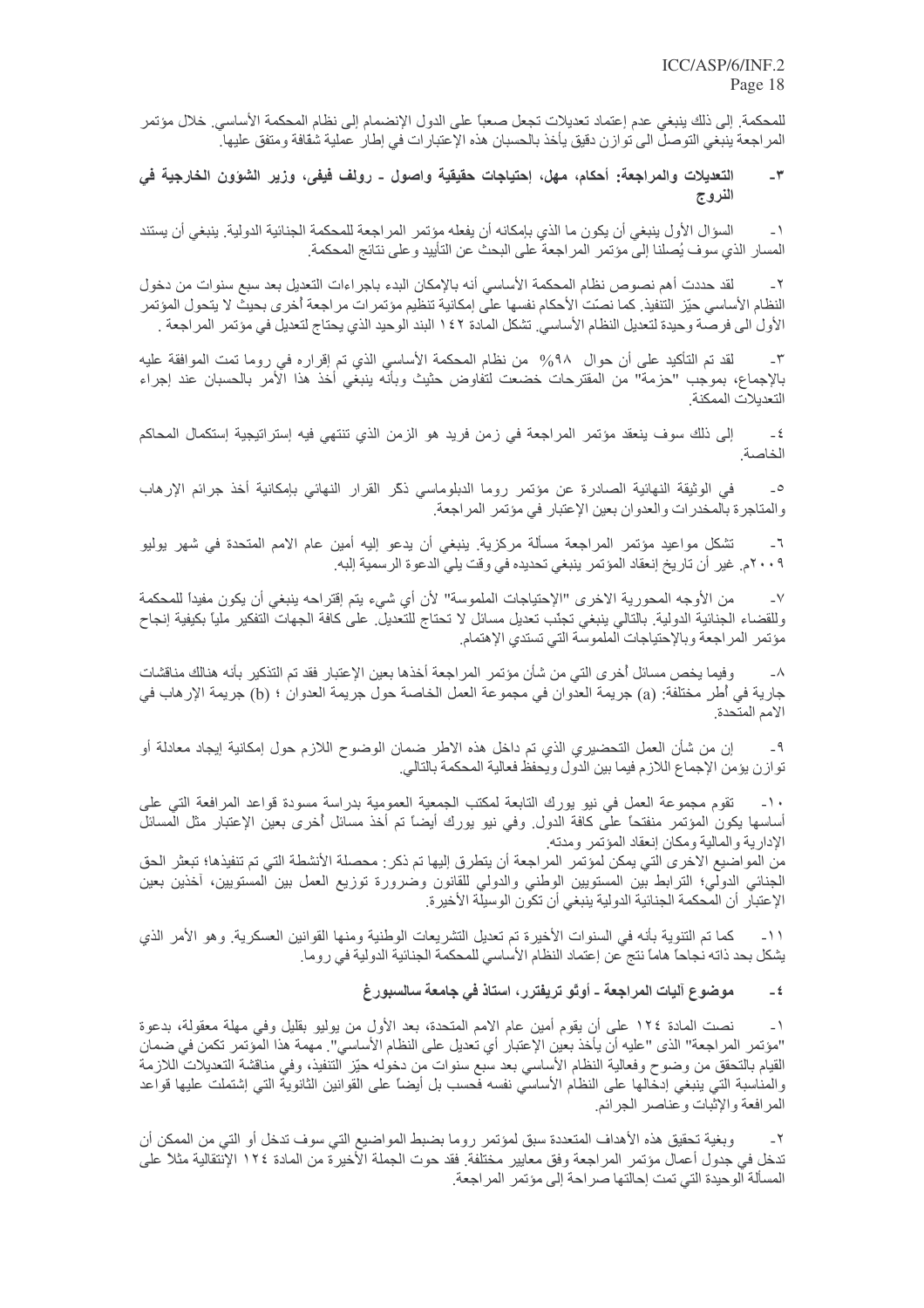للمحكمة. إلى ذلك ينبغي عدم إعتماد تعديلات تجعل صعباً على الدول الإنضمام إلى نظام المحكمة الأساسي. خلال مؤتمر المراجعة ينبغي التوصل الى توازن دقيق يأخذ بالحسبان هذه الإعتبارات في إطار عملية شفافة ومتفق عليها.

### ٣- التعديلات والمراجعة: أحكام، مهل، إحتياجات حقيقية واصول - رولف فيفي، وزير الشؤون الخارجية في النروج

١- السؤال الأول ينبغي أن يكون ما الذي بإمكانه أن يفعله مؤتمر المراجعة للمحكمة الجنائية الدولية. ينبغي أن يستند المسار الذي سوف يُصلنا إلى مؤتمر المراجعة على البحث عن التأييد وعلى نتائج المحكمة.

٢- لقد حددت أهم نصوص نظام المحكمة الأساسي أنه بالإمكان البدء باجراءات التعديل بعد سبع سنوات من دخول النظام الأساسي حيّز التنفيذ. كما نصّت الأحكام نفسها على إمكانية تنظيم مؤتمرات مراجعة أخرى بحيث لا يتحول المؤتمر الأول الى فرصة وحيدة لتعديل النظام الأساسي. تشكل المادة ١٤٢ البند الوحيد الذي يحتاج لتعديل في مؤتمر المراجعة .

٣- لقد تم التأكيد على أن حوال ٩٨% من نظام المحكمة الأساسي الذي تم إقراره في روما تمت الموافقة عليه بالإجماع، بموجب "حزمة" من المقترحات خضعت لتفاوض حثيث وبأنه ينبغي أخذ هذا الأمر بالحسبان عند إجراء التعديلات الممكنة.

٤- إلى ذلك سوف ينعقد مؤتمر المراجعة في زمن فريد هو الزمن الذي تنتهي فيه إستراتيجية إستكمال المحاكم الخاصة.

٥- في الوثيقة النهائية الصادرة عن مؤتمر روما الدبلوماسي ذكر القرار النهائي بإمكانية أخذ جرائم الإرهاب والمتاجرة بالمخدرات والعدوان بعين الإعتبار في مؤتمر المراجعة.

٦- تشكل مواعيد مؤتمر المراجعة مسألة مركزية. ينبغي أن يدعو إليه أمين عام الامم المتحدة في شهر يوليو ٢٠٠٩م. غير أن تاريخ إنعقاد المؤتمر ينبغي تحديده في وقت يلي الدعوة الرسمية إليه.

٧- من الأوجه المحورية الاخرى "الإحتياجات الملموسة" لأن أي شيء يتم إقتراحه ينبغي أن يكون مفيداً للمحكمة وللقضاء الجنائية الدولية. بالتالي ينبغي تجنّب تعديل مسائل لا تحتاج للتعديل. على كافة الجهات التفكير ملياً بكيفية إنجاح مؤتمر المراجعة وبالإحتياجات الملموسة التي تستدي الإهتمام.

٨- وفيما يخص مسائل أُخرى التي من شأن مؤتمر المراجعة أخذها بعين الإعتبار فقد تم التذكير بأنه هنالك مناقشات جارية في أُطر مختلفة: (a) جريمة العدوان في مجموعة العمل الخاصة حول جريمة العدوان ؛ (b) جريمة الإرهاب في الامم المتحدة.

٩- إن من شأن العمل التحضيري الذي تم داخل هذه الاطر ضمان الوضوح اللازم حول إمكانية إيجاد معادلة أو توازن يؤمن الإجماع اللازم فيما بين الدول ويحفظ فعالية المحكمة بالتالي.

١٠- تقوم مجموعة العمل في نيو يورك التابعة لمكتب الجمعية العمومية بدراسة مسودة قواعد المرافعة التي على أساسها يكون المؤتمر منفتحاً على كافة الدول. وفي نيو يورك أيضاً تم أخذ مسائل أُخرى بعين الإعتبار مثل المسائل الإدارية والمالية ومكان إنعقاد المؤتمر ومدته.

من المواضيع الاخرى التي يمكن لمؤتمر المراجعة أن يتطرق إليها تم ذكر: محصلة الأنشطة التي تم تنفيذها؛ تبعثر الحق الجنائي الدولي؛ الترابط بين المستويين الوطني والدولي للقانون وضرورة توزيع العمل بين المستويين، آخذين بعين الإعتبار أن المحكمة الجنائية الدولية ينبغي أن تكون الوسيلة الأخيرة.

١١- كما تم التنوية بأنه في السنوات الأخيرة تم تعديل التشريعات الوطنية ومنها القوانين العسكرية. وهو الأمر الذي يشكل بحد ذاته نجاحاً هاماً نتج عن إعتماد النظام الأساسي للمحكمة الجنائية الدولية في روما.

### ٤- موضوع آليات المراجعة - أوتّو تريفترر، استاذ في جامعة سالسبورغ

١- نصت المادة ١٢٤ على أن يقوم أمين عام الامم المتحدة، بعد الأول من يوليو بقليل وفي مهلة معقولة، بدعوة "مؤتمر المراجعة" الذي "عليه أن يأخذ بعين الإعتبار أي تعديل على النظام الأساسي". مهمة هذا المؤتمر تكمن في ضمان القيام بالتحقق من وضوح وفعالية النظام الأساسي بعد سبع سنوات من دخوله حيّز التنفيذ، وفي مناقشة التعديلات اللازمة والمناسبة التي ينبغي إدخالها على النظام الأساسي نفسه فحسب بل أيضاً على القوانين الثانوية التي إشتملت عليها قواعد المرافعة والإثبات وعناصر الجرائم.

٢- وبغية تحقيق هذه الأهداف المتعددة سبق لمؤتمر روما بضبط المواضيع التي سوف تدخل أو التي من الممكن أن تدخل في جدول أعمال مؤتمر المراجعة وفق معايير مختلفة. فقد حوت الجملة الأخيرة من المادة ١٢٤ الإنتقالية مثلاً على المسألة الوحيدة التي تمت إحالتها صراحة إلى مؤتمر المراجعة.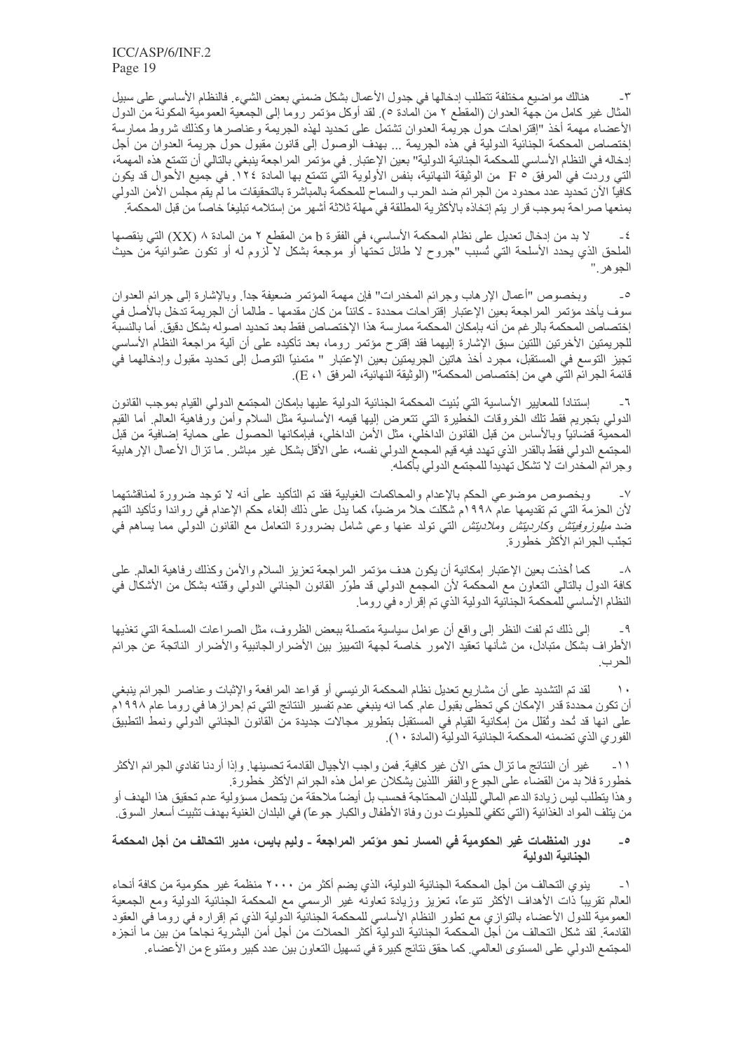٣- هنالك مواضيع مختلفة تتطلب إدخالها في جدول الأعمال بشكل ضمني بعض الشيء. فالنظام الأساسي على سبيل المثال غير كامل من جهة العدوان (المقطع ٢ من المادة ٥). لقد أوكل مؤتمر روما إلى الجمعية العمومية المكونة من الدول الأعضاء مهمة أخذ "إقتراحات حول جريمة العدوان تشتمل على تحديد لهذه الجريمة وعناصرها وكذلك شروط ممارسة إختصاص المحكمة الجنائية الدولية في هذه الجريمة ... بهدف الوصول إلى قانون مقبول حول جريمة العدوان من أجل إدخاله في النظام الأساسي للمحكمة الجنائية الدولية" بعين الإعتبار. في مؤتمر المراجعة ينبغي بالتالي أن تتمتع هذه المهمة، التي وردت في المرفق ٥ F من الوثيقة النهائية، بنفس الأولوية التي تتمتع بها المادة ١٢٤. في جميع الأحوال قد يكون كافياً الآن تحديد عدد محدود من الجرائم ضد الحرب والسماح للمحكمة بالمباشرة بالتحقيقات ما لم يقم مجلس الأمن الدولي بمنعها صراحة بموجب قرار يتم إتخاذه بالأكثرية المطلقة في مهلة ثلاثة أشهر من إستلامه تبليغاً خاصاً من قبل المحكمة.

٤- لا بد من إدخال تعديل على نظام المحكمة الأساسي، في الفقرة b من المقطع ٢ من المادة ٨ (XX) التي ينقصها الملحق الذي يحدد الأسلحة التي تُسبب "جروح لا طائل تحتها أو موجعة بشكل لا لزوم له أو تكون عشوائية من حيث الجوهر."

٥- وبخصوص "أعمال الإرهاب وجرائم المخدرات" فإن مهمة المؤتمر ضعيفة جداً. وبالإشارة إلى جرائم العدوان سوف يأخذ مؤتمر المراجعة بعين الإعتبار إقتراحات محددة - كائناً من كان مقدمها - طالما أن الجريمة تدخل بالأصل في إختصاص المحكمة بالرغم من أنه بإمكان المحكمة ممارسة هذا الإختصاص فقط بعد تحديد اصوله بشكل دقيق. أما بالنسبة للجريمتين الأخرتين اللتين سبق الإشارة إليهما فقد إقترح مؤتمر روما، بعد تأكيده على أن آلية مراجعة النظام الأساسي تجيز التوسع في المستقبل، مجرد أخذ هاتين الجريمتين بعين الإعتبار " متمنياً التوصل إلى تحديد مقبول وإدخالهما في قائمة الجرائم التي هي من إختصاص المحكمة" (الوثيقة النهائية، المرفق ١، E).

٦- إستناداً للمعايير الأساسية التي بُنيت المحكمة الجنائية الدولية عليها بإمكان المجتمع الدولي القيام بموجب القانون الدولي بتجريم فقط تلك الخروقات الخطيرة التي تتعرض إليها قيمه الأساسية مثل السلام وأمن ورفاهية العالم. أما القيم المحمية قضائياً وبالأساس من قبل القانون الداخلي، مثل الأمن الداخلي، فبإمكانها الحصول على حماية إضافية من قبل المجتمع الدولي فقط بالقدر الذي تهدد فيه قيم المجمع الدولي نفسه، على الأقل بشكل غير مباشر. ما تزال الأعمال الإرهابية وجرائم المخدرات لا تشكل تهديداً للمجتمع الدولي بأكمله.

٧- وبخصوص موضوعي الحكم بالإعدام والمحاكمات الغيابية فقد تم التأكيد على أنه لا توجد ضرورة لمناقشتهما لأن الحزمة التي تم تقديمها عام ١٩٩٨م شكلت حلاً مرضياً، كما يدل على ذلك إلغاء حكم الإعدام في رواندا وتأكيد التهم ضد *ميلوزوفيتش وكاراديتش وملاديتش* التي تولد عنها وعي شامل بضرورة التعامل مع القانون الدولي مما يساهم في تجنّب الجرائم الأكثر خطورة.

٨- كما أُخذت بعين الإعتبار إمكانية أن يكون هدف مؤتمر المراجعة تعزيز السلام والأمن وكذلك رفاهية العالم. على كافة الدول بالتالي التعاون مع المحكمة لأن المجمع الدولي قد طوّر القانون الجنائي الدولي وقنّنه بشكل من الأشكال في النظام الأساسي للمحكمة الجنائية الدولية الذي تم إقراره في روما.

٩- إلى ذلك تم لفت النظر إلى واقع أن عوامل سياسية متصلة ببعض الظروف، مثل الصراعات المسلحة التي تغذيها الأطراف بشكل متبادل، من شأنها تعقيد الامور خاصة لجهة التمييز بين الأضرارالجانبية والأضرار الناتجة عن جرائم الحرب.

١٠ لقد تم التشديد على أن مشاريع تعديل نظام المحكمة الرئيسي أو قواعد المرافعة والإثبات وعناصر الجرائم ينبغي أن تكون محددة قدر الإمكان كي تحظى بقبول عام. كما انه ينبغي عدم تفسير النتائج التي تم إحرازها في روما عام ١٩٩٨م على انها قد تُحد وتُقلل من إمكانية القيام في المستقبل بتطوير مجالات جديدة من القانون الجنائي الدولي ونمط التطبيق الفوري الذي تضمنه المحكمة الجنائية الدولية (المادة ١٠).

١١- غير أن النتائج ما تزال حتى الآن غير كافية. فمن واجب الأجيال القادمة تحسينها. وإذا أردنا تفادي الجرائم الأكثر خطورة فلا بد من القضاء على الجوع والفقر اللذين يشكلان عوامل هذه الجرائم الأكثر خطورة.
وهذا يتطلب ليس زيادة الدعم المالي للبلدان المحتاجة فحسب بل أيضاً ملاحقة من يتحمل مسؤولية عدم تحقيق هذا الهدف أو من يتلف المواد الغذائية (التي تكفي للحيلوت دون وفاة الأطفال والكبار جوعاً) في البلدان الغنية بهدف تثبيت أسعار السوق.

## ٥- دور المنظمات غير الحكومية في المسار نحو مؤتمر المراجعة - وليم بايس، مدير التحالف من أجل المحكمة الجنائية الدولية

١- ينوي التحالف من أجل المحكمة الجنائية الدولية، الذي يضم أكثر من ٢٠٠٠ منظمة غير حكومية من كافة أنحاء العالم تقريباً ذات الأهداف الأكثر تنوعاً، تعزيز وزيادة تعاونه غير الرسمي مع المحكمة الجنائية الدولية ومع الجمعية العمومية للدول الأعضاء بالتوازي مع تطور النظام الأساسي للمحكمة الجنائية الدولية الذي تم إقراره في روما في العقود القادمة. لقد شكل التحالف من أجل المحكمة الجنائية الدولية أكثر الحملات من أجل أمن البشرية نجاحاً من بين ما أنجزه المجتمع الدولي على المستوى العالمي. كما حقق نتائج كبيرة في تسهيل التعاون بين عدد كبير ومتنوع من الأعضاء.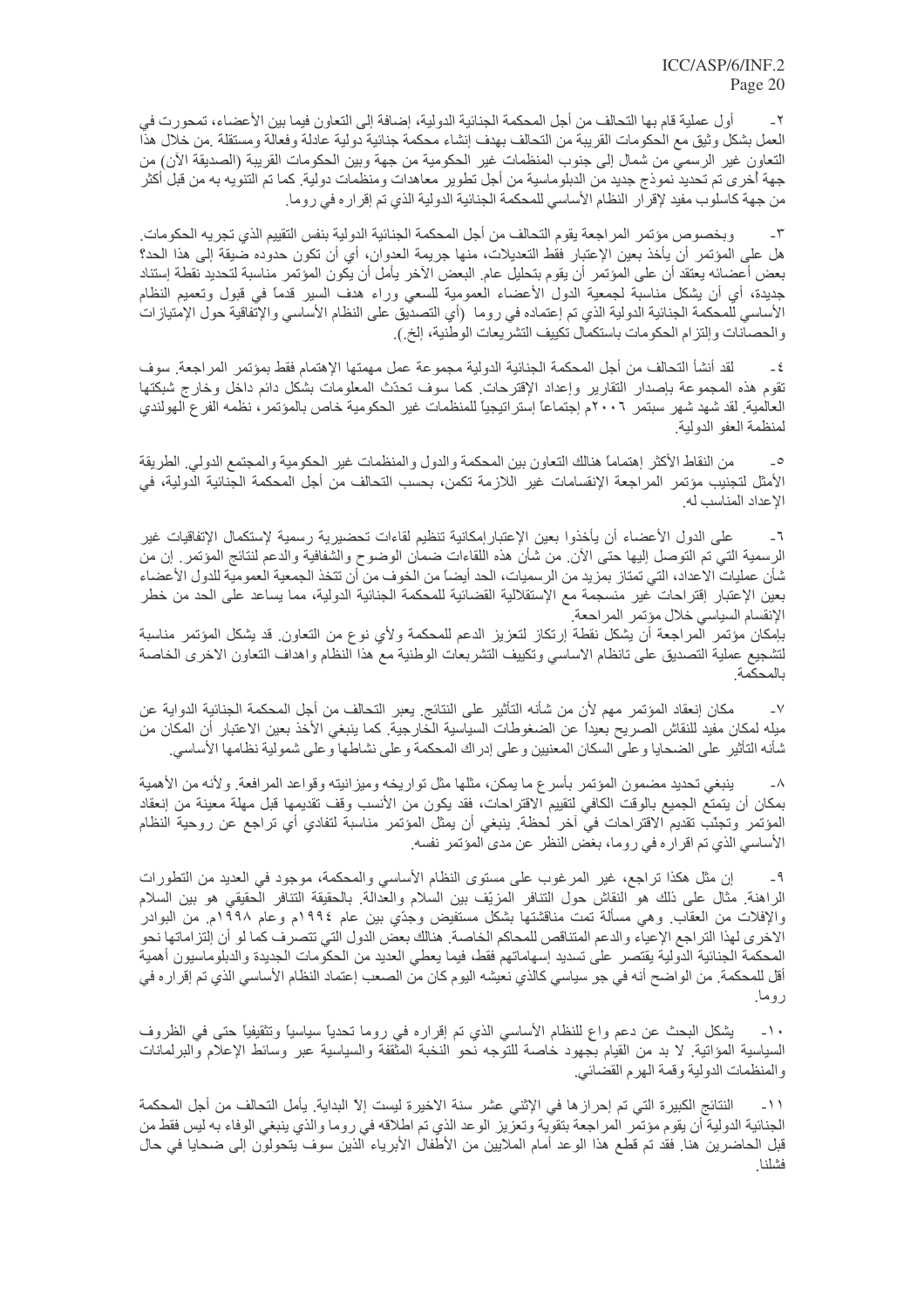٢- أول عملية قام بها التحالف من أجل المحكمة الجنائية الدولية، إضافة إلى التعاون فيما بين الأعضاء، تمحورت في العمل بشكل وثيق مع الحكومات القريبة من التحالف بهدف إنشاء محكمة جنائية دولية عادلة وفعالة ومستقلة. من خلال هذا التعاون غير الرسمي من شمال إلى جنوب المنظمات غير الحكومية من جهة وبين الحكومات القريبة (الصديقة الآن) من جهة أخرى تم تحديد نموذج جديد من الدبلوماسية من أجل تطوير معاهدات ومنظمات دولية. كما تم التنويه به من قبل أكثر من جهة كاسلوب مفيد لإقرار النظام الأساسي للمحكمة الجنائية الدولية الذي تم إقراره في روما.

٣- وبخصوص مؤتمر المراجعة يقوم التحالف من أجل المحكمة الجنائية الدولية بنفس التقييم الذي تجريه الحكومات. هل على المؤتمر أن يأخذ بعين الإعتبار فقط التعديلات، منها جريمة العدوان، أي أن تكون حدوده ضيقة إلى هذا الحد؟ بعض أعضائه يعتقد أن على المؤتمر أن يقوم بتحليل عام. البعض الآخر يأمل أن يكون المؤتمر مناسبة لتحديد نقطة إستناد جديدة، أي أن يشكل مناسبة لجمعية الدول الأعضاء العمومية للسعي وراء هدف السير قدماً في قبول وتعميم النظام الأساسي للمحكمة الجنائية الدولية الذي تم إعتماده في روما (أي التصديق على النظام الأساسي والإتفاقية حول الإمتيازات والحصانات وإلتزام الحكومات باستكمال تكييف التشريعات الوطنية، إلخ.).

٤- لقد أنشأ التحالف من أجل المحكمة الجنائية الدولية مجموعة عمل مهمتها الإهتمام فقط بمؤتمر المراجعة. سوف تقوم هذه المجموعة بإصدار التقارير وإعداد الإقتراحات. كما سوف تحدّث المعلومات بشكل دائم داخل وخارج شبكتها العالمية. لقد شهد شهر سبتمبر ٢٠٠٦م إجتماعاً إستراتيجياً للمنظمات غير الحكومية خاص بالمؤتمر، نظمه الفرع الهولندي لمنظمة العفو الدولية.

٥- من النقاط الأكثر إهتماماً هنالك التعاون بين المحكمة والدول والمنظمات غير الحكومية والمجتمع الدولي. الطريقة الأمثل لتجنيب مؤتمر المراجعة الإنقسامات غير اللازمة تكمن، بحسب التحالف من أجل المحكمة الجنائية الدولية، في الإعداد المناسب له.

٦- على الدول الأعضاء أن يأخذوا بعين الإعتبارإمكانية تنظيم لقاءات تحضيرية رسمية لإستكمال الإتفاقيات غير الرسمية التي تم التوصل إليها حتى الآن. من شأن هذه اللقاءات ضمان الوضوح والشفافية والدعم لنتائج المؤتمر. إن من شأن عمليات الاعداد، التي تمتاز بمزيد من الرسميات، الحد أيضاً من الخوف من أن تتخذ الجمعية العمومية للدول الأعضاء بعين الإعتبار إقتراحات غير منسجمة مع الإستقلالية القضائية للمحكمة الجنائية الدولية، مما يساعد على الحد من خطر الإنقسام السياسي خلال مؤتمر المراجعة.
بإمكان مؤتمر المراجعة أن يشكل نقطة إرتكاز لتعزيز الدعم للمحكمة ولأي نوع من التعاون. قد يشكل المؤتمر مناسبة لتشجيع عملية التصديق على تانظام الاساسي وتكييف التشريعات الوطنية مع هذا النظام واهداف التعاون الاخرى الخاصة بالمحكمة.

٧- مكان إنعقاد المؤتمر مهم لأن من شأنه التأثير على النتائج. يعبر التحالف من أجل المحكمة الجنائية الدواية عن ميله لمكان مفيد للنقاش الصريح بعيداً عن الضغوطات السياسية الخارجية. كما ينبغي الأخذ بعين الاعتبار أن المكان من شأنه التأثير على الضحايا وعلى السكان المعنيين وعلى إدراك المحكمة وعلى نشاطها وعلى شمولية نظامها الأساسي.

٨- ينبغي تحديد مضمون المؤتمر بأسرع ما يمكن، مثلها مثل تواريخه وميزانيته وقواعد المرافعة. ولأنه من الأهمية بمكان أن يتمتع الجميع بالوقت الكافي لتقييم الاقتراحات، فقد يكون من الأنسب وقف تقديمها قبل مهلة معينة من إنعقاد المؤتمر وتجنّب تقديم الاقتراحات في آخر لحظة. ينبغي أن يمثل المؤتمر مناسبة لتفادي أي تراجع عن روحية النظام الأساسي الذي تم اقراره في روما، بغض النظر عن مدى المؤتمر نفسه.

٩- إن مثل هكذا تراجع، غير المرغوب على مستوى النظام الأساسي والمحكمة، موجود في العديد من التطورات الراهنة. مثال على ذلك هو النقاش حول التنافر المزيّف بين السلام والعدالة. بالحقيقة التنافر الحقيقي هو بين السلام والإفلات من العقاب. وهي مسألة تمت مناقشتها بشكل مستفيض وجدّي بين عام ١٩٩٤م وعام ١٩٩٨م. من البوادر الاخرى لهذا التراجع الإعياء والدعم المتناقص للمحاكم الخاصة. هنالك بعض الدول التي تتصرف كما لو أن إلتزاماتها نحو المحكمة الجنائية الدولية يقتصر على تسديد إسهاماتهم فقط، فيما يعطي العديد من الحكومات الجديدة والدبلوماسيون أهمية أقل للمحكمة. من الواضح أنه في جو سياسي كالذي نعيشه اليوم كان من الصعب إعتماد النظام الأساسي الذي تم إقراره في روما.

١٠- يشكل البحث عن دعم واع للنظام الأساسي الذي تم إقراره في روما تحدياً سياسياً وتثقيفياً حتى في الظروف السياسية المؤاتية. لا بد من القيام بجهود خاصة للتوجه نحو النخبة المثقفة والسياسية عبر وسائط الإعلام والبرلمانات والمنظمات الدولية وقمة الهرم القضائي.

١١- النتائج الكبيرة التي تم إحرازها في الإثني عشر سنة الاخيرة ليست إلاّ البداية. يأمل التحالف من أجل المحكمة الجنائية الدولية أن يقوم مؤتمر المراجعة بتقوية وتعزيز الوعد الذي تم اطلاقه في روما والذي ينبغي الوفاء به ليس فقط من قبل الحاضرين هنا. فقد تم قطع هذا الوعد أمام الملايين من الأطفال الأبرياء الذين سوف يتحولون إلى ضحايا في حال فشلنا.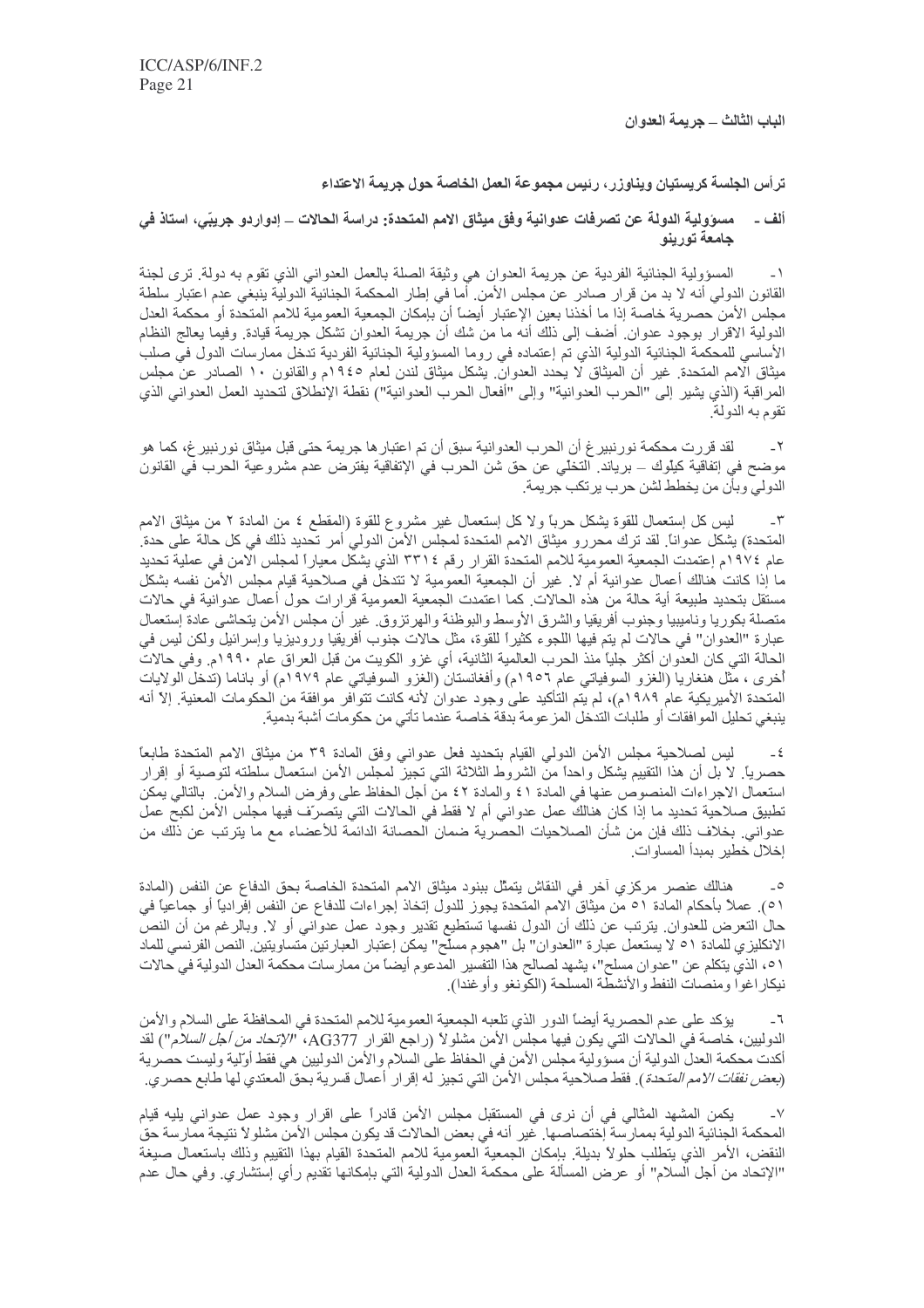## الباب الثالث – جريمة العدوان

ترأس الجلسة كريستيان ويناوزر، رئيس مجموعة العمل الخاصة حول جريمة الاعتداء

### ألف - مسؤولية الدولة عن تصرفات عدوانية وفق ميثاق الامم المتحدة: دراسة الحالات – إدواردو جريبّي، استاذ في جامعة تورينو

١- المسؤولية الجنائية الفردية عن جريمة العدوان هي وثيقة الصلة بالعمل العدواني الذي تقوم به دولة. ترى لجنة القانون الدولي أنه لا بد من قرار صادر عن مجلس الأمن. أما في إطار المحكمة الجنائية الدولية ينبغي عدم اعتبار سلطة مجلس الأمن حصرية خاصة إذا ما أخذنا بعين الإعتبار أيضاً أن بإمكان الجمعية العمومية للامم المتحدة أو محكمة العدل الدولية الاقرار بوجود عدوان. أضف إلى ذلك أنه ما من شك أن جريمة العدوان تشكل جريمة قيادة. وفيما يعالج النظام الأساسي للمحكمة الجنائية الدولية الذي تم إعتماده في روما المسؤولية الجنائية الفردية تدخل ممارسات الدول في صلب ميثاق الامم المتحدة. غير أن الميثاق لا يحدد العدوان. يشكل ميثاق لندن لعام ١٩٤٥م والقانون ١٠ الصادر عن مجلس المراقبة (الذي يشير إلى "الحرب العدوانية" وإلى "أفعال الحرب العدوانية") نقطة الإنطلاق لتحديد العمل العدواني الذي تقوم به الدولة.

٢- لقد قررت محكمة نورنبيرغ أن الحرب العدوانية سبق أن تم اعتبارها جريمة حتى قبل ميثاق نورنبيرغ، كما هو موضح في إتفاقية كيلّوك – برياند. التخلّي عن حق شن الحرب في الإتفاقية يفترض عدم مشروعية الحرب في القانون الدولي وبأن من يخطط لشن حرب يرتكب جريمة.

٣- ليس كل إستعمال للقوة يشكل حرباً ولا كل إستعمال غير مشروع للقوة (المقطع ٤ من المادة ٢ من ميثاق الامم المتحدة) يشكل عدواناً. لقد ترك محررو ميثاق الامم المتحدة لمجلس الأمن الدولي أمر تحديد ذلك في كل حالة على حدة. عام ١٩٧٤م إعتمدت الجمعية العمومية للامم المتحدة القرار رقم ٣٣١٤ الذي يشكل معياراً لمجلس الامن في عملية تحديد ما إذا كانت هنالك أعمال عدوانية أم لا. غير أن الجمعية العمومية لا تتدخل في صلاحية قيام مجلس الأمن نفسه بشكل مستقل بتحديد طبيعة أية حالة من هذه الحالات. كما اعتمدت الجمعية العمومية قرارات حول أعمال عدوانية في حالات متصلة بكوريا وناميبيا وجنوب أفريقيا والشرق الأوسط والبوظنة والهرتزوق. غير أن مجلس الأمن يتحاشى عادة إستعمال عبارة "العدوان" في حالات لم يتم فيها اللجوء كثيراً للقوة، مثل حالات جنوب أفريقيا وروديزيا وإسرائيل ولكن ليس في الحالة التي كان العدوان أكثر جلياً منذ الحرب العالمية الثانية، أي غزو الكويت من قبل العراق عام ١٩٩٠م. وفي حالات أخرى ، مثل هنغاريا (الغزو السوفياتي عام ١٩٥٦م) وأفغانستان (الغزو السوفياتي عام ١٩٧٩م) أو باناما (تدخل الولايات المتحدة الأميركية عام ١٩٨٩م)، لم يتم التأكيد على وجود عدوان لأنه كانت تتوافر موافقة من الحكومات المعنية. إلا أنه ينبغي تحليل الموافقات أو طلبات التدخل المزعومة بدقة خاصة عندما تأتي من حكومات أشبة بدمية.

٤- ليس لصلاحية مجلس الأمن الدولي القيام بتحديد فعل عدواني وفق المادة ٣٩ من ميثاق الامم المتحدة طابعاً حصرياً. لا بل أن هذا التقييم يشكل واحداً من الشروط الثلاثة التي تجيز لمجلس الأمن استعمال سلطته لتوصية أو إقرار استعمال الاجراءات المنصوص عنها في المادة ٤١ والمادة ٤٢ من أجل الحفاظ على وفرض السلام والأمن. بالتالي يمكن تطبيق صلاحية تحديد ما إذا كان هنالك عمل عدواني أم لا فقط في الحالات التي يتصرّف فيها مجلس الأمن لكبح عمل عدواني. بخلاف ذلك فإن من شأن الصلاحيات الحصرية ضمان الحصانة الدائمة للأعضاء مع ما يترتب عن ذلك من إخلال خطير بمبدأ المساوات.

٥- هنالك عنصر مركزي آخر في النقاش يتمثل ببنود ميثاق الامم المتحدة الخاصة بحق الدفاع عن النفس (المادة ٥١). عملاً بأحكام المادة ٥١ من ميثاق الامم المتحدة يجوز للدول إتخاذ إجراءات للدفاع عن النفس إفرادياً أو جماعياً في حال التعرض للعدوان. يترتب عن ذلك أن الدول نفسها تستطيع تقدير وجود عمل عدواني أو لا. وبالرغم من أن النص الانكليزي للمادة ٥١ لا يستعمل عبارة "العدوان" بل "هجوم مسلّح" يمكن إعتبار العبارتين متساويتين. النص الفرنسي للماد ٥١، الذي يتكلم عن "عدوان مسلح"، يشهد لصالح هذا التفسير المدعوم أيضاً من ممارسات محكمة العدل الدولية في حالات نيكاراغوا ومنصات النفط والأنشطة المسلحة (الكونغو وأوغندا).

٦- يؤكد على عدم الحصرية أيضاً الدور الذي تلعبه الجمعية العمومية للامم المتحدة في المحافظة على السلام والأمن الدوليين، خاصة في الحالات التي يكون فيها مجلس الأمن مشلولاً (راجع القرار AG377، *"الإتحاد من أجل السلام"*) لقد أكدت محكمة العدل الدولية أن مسؤولية مجلس الأمن في الحفاظ على السلام والأمن الدوليين هي فقط أوّلية وليست حصرية (*بعض نفقات الامم المتحدة*). فقط صلاحية مجلس الأمن التي تجيز له إقرار أعمال قسرية بحق المعتدي لها طابع حصري.

٧- يكمن المشهد المثالي في أن نرى في المستقبل مجلس الأمن قادراً على اقرار وجود عمل عدواني يليه قيام المحكمة الجنائية الدولية بممارسة إختصاصها. غير أنه في بعض الحالات قد يكون مجلس الأمن مشلولاً نتيجة ممارسة حق النقض، الأمر الذي يتطلب حلولاً بديلة. بإمكان الجمعية العمومية للامم المتحدة القيام بهذا التقييم وذلك باستعمال صيغة "الإتحاد من أجل السلام" أو عرض المسألة على محكمة العدل الدولية التي بإمكانها تقديم رأي إستشاري. وفي حال عدم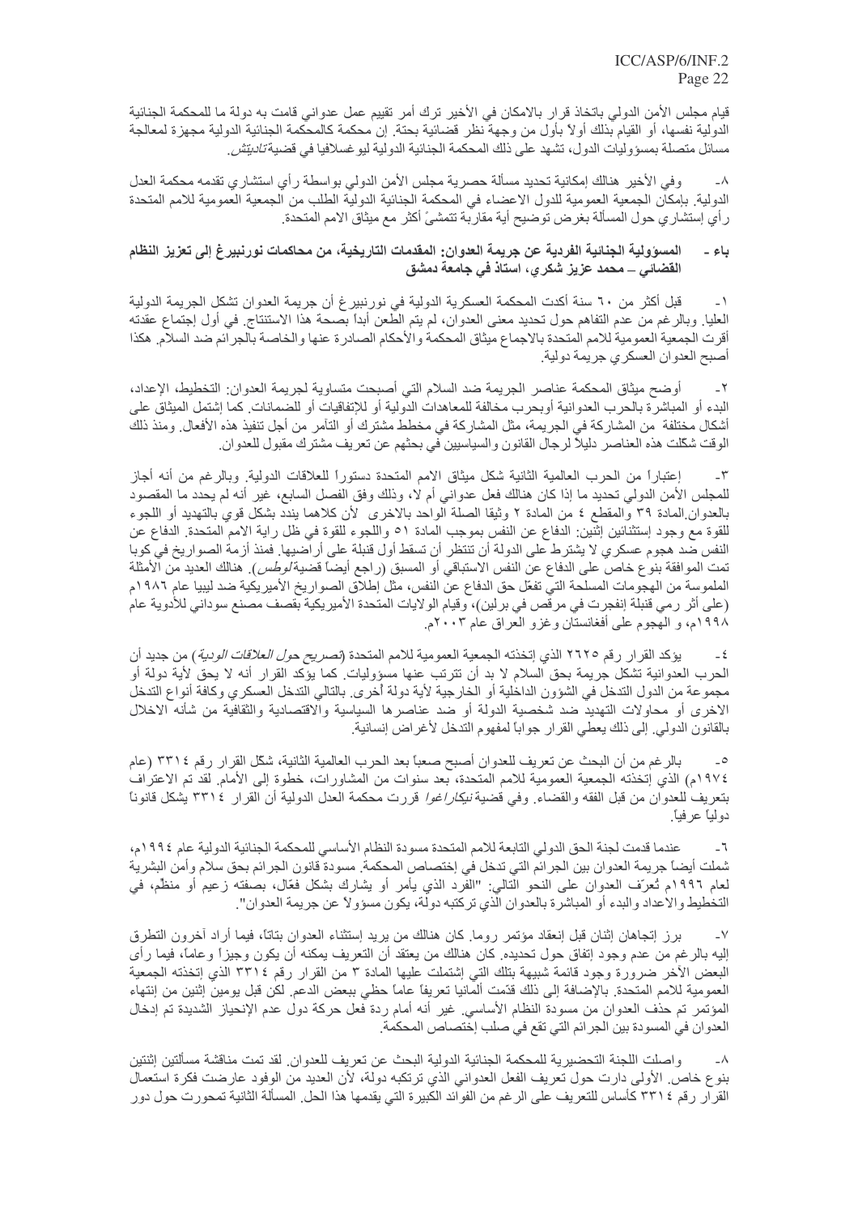قيام مجلس الأمن الدولي باتخاذ قرار بالامكان في الأخير ترك أمر تقييم عمل عدواني قامت به دولة ما للمحكمة الجنائية الدولية نفسها، أو القيام بذلك أولاً بأول من وجهة نظر قضائية بحتة. إن محكمة كالمحكمة الجنائية الدولية مجهزة لمعالجة مسائل متصلة بمسؤوليات الدول، تشهد على ذلك المحكمة الجنائية الدولية ليوغسلافيا في قضية *تاديتش*.

٨- وفي الأخير هنالك إمكانية تحديد مسألة حصرية مجلس الأمن الدولي بواسطة رأي استشاري تقدمه محكمة العدل الدولية. بإمكان الجمعية العمومية للدول الاعضاء في المحكمة الجنائية الدولية الطلب من الجمعية العمومية للامم المتحدة رأي إستشاري حول المسألة بغرض توضيح أية مقاربة تتمشىً أكثر مع ميثاق الامم المتحدة.

## باء - المسؤولية الجنائية الفردية عن جريمة العدوان: المقدمات التاريخية، من محاكمات نورنبيرغ إلى تعزيز النظام القضائي – محمد عزيز شكري، استاذ في جامعة دمشق

١- قبل أكثر من ٦٠ سنة أكدت المحكمة العسكرية الدولية في نورنبيرغ أن جريمة العدوان تشكل الجريمة الدولية العليا. وبالرغم من عدم التفاهم حول تحديد معنى العدوان، لم يتم الطعن أبداً بصحة هذا الاستنتاج. في أول إجتماع عقدته أقرت الجمعية العمومية للامم المتحدة بالاجماع ميثاق المحكمة والأحكام الصادرة عنها والخاصة بالجرائم ضد السلام. هكذا أصبح العدوان العسكري جريمة دولية.

٢- أوضح ميثاق المحكمة عناصر الجريمة ضد السلام التي أصبحت متساوية لجريمة العدوان: التخطيط، الإعداد، البدء أو المباشرة بالحرب العدوانية أوبحرب مخالفة للمعاهدات الدولية أو للإتفاقيات أو للضمانات. كما إشتمل الميثاق على أشكال مختلفة من المشاركة في الجريمة، مثل المشاركة في مخطط مشترك أو التآمر من أجل تنفيذ هذه الأفعال. ومنذ ذلك الوقت شكلت هذه العناصر دليلاً لرجال القانون والسياسيين في بحثهم عن تعريف مشترك مقبول للعدوان.

٣- إعتباراً من الحرب العالمية الثانية شكل ميثاق الامم المتحدة دستوراً للعلاقات الدولية. وبالرغم من أنه أجاز للمجلس الأمن الدولي تحديد ما إذا كان هنالك فعل عدواني أم لا، وذلك وفق الفصل السابع، غير أنه لم يحدد ما المقصود بالعدوان.المادة ٣٩ والمقطع ٤ من المادة ٢ وثيقا الصلة الواحد بالاخرى لأن كلاهما يندد بشكل قوي بالتهديد أو اللجوء للقوة مع وجود إستثنائين إثنين: الدفاع عن النفس بموجب المادة ٥١ واللجوء للقوة في ظل راية الامم المتحدة. فمنذ الدفاع عن النفس ضد هجوم عسكري لا يشترط على الدولة أن تنتظر أن تسقط أول قنبلة على أراضيها. فمنذ أزمة الصواريخ في كوبا تمت الموافقة بنوع خاص على الدفاع عن النفس الاستباقي أو المسبق (راجع أيضاً قضية *لوطس*). هنالك العديد من الأمثلة الملموسة من الهجومات المسلحة التي تفعّل حق الدفاع عن النفس، مثل إطلاق الصواريخ الأميريكية ضد ليبيا عام ١٩٨٦م (على أثر رمي قنبلة إنفجرت في مرقص في برلين)، وقيام الولايات المتحدة الأميريكية بقصف مصنع سوداني للأدوية عام ١٩٩٨م، و الهجوم على أفغانستان وغزو العراق عام ٢٠٠٣م.

٤- يؤكد القرار رقم ٢٦٢٥ الذي إتخذته الجمعية العمومية للامم المتحدة (*تصريح حول العلاقات الودية*) من جديد أن الحرب العدوانية تشكل جريمة بحق السلام لا بد أن تترتب عنها مسؤوليات. كما يؤكد القرار أنه لا يحق لأية دولة أو مجموعة من الدول التدخل في الشؤون الداخلية أو الخارجية لأية دولة أخرى. بالتالي التدخل العسكري وكافة أنواع التدخل الاخرى أو محاولات التهديد ضد شخصية الدولة أو ضد عناصرها السياسية والاقتصادية والثقافية من شأنه الاخلال بالقانون الدولي. إلى ذلك يعطي القرار جواباً لمفهوم التدخل لأغراض إنسانية.

٥- بالرغم من أن البحث عن تعريف للعدوان أصبح صعباً بعد الحرب العالمية الثانية، شكل القرار رقم ٣٣١٤ (عام ١٩٧٤م) الذي إتخذته الجمعية العمومية للامم المتحدة، بعد سنوات من المشاورات، خطوة إلى الأمام. لقد تم الاعتراف بتعريف للعدوان من قبل الفقه والقضاء. وفي قضية *نيكاراغوا* قررت محكمة العدل الدولية أن القرار ٣٣١٤ يشكل قانوناً دولياً عرفياً.

٦- عندما قدمت لجنة الحق الدولي التابعة للامم المتحدة مسودة النظام الأساسي للمحكمة الجنائية الدولية عام ١٩٩٤م، شملت أيضاً جريمة العدوان بين الجرائم التي تدخل في إختصاص المحكمة. مسودة قانون الجرائم بحق سلام وأمن البشرية لعام ١٩٩٦م تُعرّف العدوان على النحو التالي: "الفرد الذي يأمر أو يشارك بشكل فعّال، بصفته زعيم أو منظّم، في التخطيط والاعداد والبدء أو المباشرة بالعدوان الذي تركتبه دولة، يكون مسؤولاً عن جريمة العدوان".

٧- برز إتجاهان إثنان قبل إنعقاد مؤتمر روما. كان هنالك من يريد إستثناء العدوان بتاتاً، فيما أراد آخرون التطرق إليه بالرغم من عدم وجود إتفاق حول تحديده. كان هنالك من يعتقد أن التعريف يمكنه أن يكون وجيزاً وعاماً، فيما رأى البعض الآخر ضرورة وجود قائمة شبيهة بتلك التي إشتملت عليها المادة ٣ من القرار رقم ٣٣١٤ الذي إتخذته الجمعية العمومية للامم المتحدة. بالإضافة إلى ذلك قدّمت ألمانيا تعريفاً عاماً حظي ببعض الدعم. لكن قبل يومين إثنين من إنتهاء المؤتمر تم حذف العدوان من مسودة النظام الأساسي. غير أنه أمام ردة فعل حركة دول عدم الإنحياز الشديدة تم إدخال العدوان في المسودة بين الجرائم التي تقع في صلب إختصاص المحكمة.

٨- واصلت اللجنة التحضيرية للمحكمة الجنائية الدولية البحث عن تعريف للعدوان. لقد تمت مناقشة مسألتين إثنتين بنوع خاص. الأولى دارت حول تعريف الفعل العدواني الذي ترتكبه دولة، لأن العديد من الوفود عارضت فكرة استعمال القرار رقم ٣٣١٤ كأساس للتعريف على الرغم من الفوائد الكبيرة التي يقدمها هذا الحل. المسألة الثانية تمحورت حول دور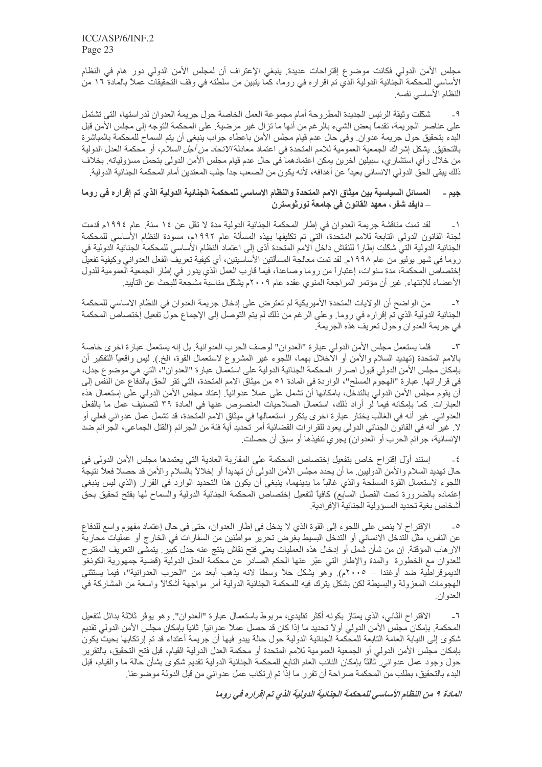مجلس الأمن الدولي فكانت موضوع إقتراحات عديدة. ينبغي الإعتراف أن لمجلس الأمن الدولي دور هام في النظام الأساسي للمحكمة الجنائية الدولية الذي تم اقراره في روما، كما يتبين من سلطته في وقف التحقيقات عملاً بالمادة ١٦ من النظام الأساسي نفسه.

٩- شكلت وثيقة الرئيس الجديدة المطروحة أمام مجموعة العمل الخاصة حول جريمة العدوان لدراستها، التي تشتمل على عناصر الجريمة، تقدماً بعض الشيء بالرغم من أنها ما تزال غير مرضية. على المحكمة التوجه إلى مجلس الأمن قبل البدء بتحقيق حول جريمة عدوان. وفي حال عدم قيام مجلس الأمن باعطاء جواب ينبغي أن يتم السماح للمحكمة بالمباشرة بالتحقيق. يشكل إشراك الجمعية العمومية للامم المتحدة في اعتماد معادلة *الاتحاد من أجل السلام*، أو محكمة العدل الدولية من خلال رأي استشاري، سبيلين آخرين يمكن اعتمادهما في حال عدم قيام مجلس الأمن الدولي بتحمل مسؤولياته. بخلاف ذلك يبقى الحق الدولي الانساني بعيداً عن أهدافه، لأنه يكون من الصعب جداً جلب المعتدين أمام المحكمة الجنائية الدولية.

### جيم - المسائل السياسية بين ميثاق الامم المتحدة والنظام الاساسي للمحكمة الجنائية الدولية الذي تم إقراره في روما – دايفد شفر، معهد القانون في جامعة نورثوسترن

١- لقد تمت مناقشة جريمة العدوان في إطار المحكمة الجنائية الدولية مدة لا تقل عن ١٤ سنة. عام ١٩٩٤م قدمت لجنة القانون الدولي التابعة للامم المتحدة، التي تم تكليفها بهذه المسألة عام ١٩٩٢م، مسودة النظام الأساسي للمحكمة الجنائية الدولية التي شكلت إطاراً للنقاش داخل الامم المتحدة أدّى إلى اعتماد النظام الأساسي للمحكمة الجنائية الدولية في روما في شهر يوليو من عام ١٩٩٨م. لقد تمت معالجة المسألتين الأساسيتين، أي كيفية تعريف الفعل العدواني وكيفية تفعيل إختصاص المحكمة، مدة سنوات، إعتباراً من روما وصاعداً، فيما قارب العمل الذي يدور في إطار الجمعية العمومية للدول الأعضاء للإنتهاء. غير أن مؤتمر المراجعة المنوي عقده عام ٢٠٠٩م يشكل مناسبة مشجعة للبحث عن التأييد.

٢- من الواضح أن الولايات المتحدة الأميريكية لم تعترض على إدخال جريمة العدوان في النظام الاساسي للمحكمة الجنائية الدولية الذي تم إقراره في روما. وعلى الرغم من ذلك لم يتم التوصل إلى الإجماع حول تفعيل إختصاص المحكمة في جريمة العدوان وحول تعريف هذه الجريمة.

٣- قلما يستعمل مجلس الأمن الدولي عبارة "العدوان" لوصف الحرب العدوانية. بل إنه يستعمل عبارة اخرى خاصة بالامم المتحدة (تهديد السلام والأمن أو الاخلال بهما، اللجوء غير المشروع لاستعمال القوة، الخ.). ليس واقعياً التفكير أن بإمكان مجلس الأمن الدولي قبول اصرار المحكمة الجنائية الدولية على استعمال عبارة "العدوان"، التي هي موضوع جدل، في قراراتها. عبارة "الهجوم المسلح"، الواردة في المادة ٥١ من ميثاق الامم المتحدة، التي تقر الحق بالدفاع عن النفس إلى أن يقوم مجلس الأمن الدولي بالتدخل، بامكانها أن تشمل على عملاً عدوانياً. إعتاد مجلس الأمن الدولي على إستعمال هذه العبارات. كما بإمكانه فيما لو أراد ذلك، استعمال الصلاحيات المنصوص عنها في المادة ٣٩ لتصنيف عمل ما بالفعل العدواني. غير أنه في الغالب يختار عبارة اخرى يتكرر استعمالها في ميثاق الامم المتحدة، قد تشمل عمل عدواني فعلي أو لا. غير أنه في القانون الجنائي الدولي يعود للقرارات القضائية أمر تحديد أية فئة من الجرائم (القتل الجماعي، الجرائم ضد الإنسانية، جرائم الحرب أو العدوان) يجري تنفيذها أو سبق أن حصلت.

٤- إستند أوّل إقتراح خاص بتفعيل إختصاص المحكمة على المقاربة العادية التي يعتمدها مجلس الأمن الدولي في حال تهديد السلام والأمن الدوليين. ما أن يحدد مجلس الأمن الدولي أن تهديداً أو إخلالاً بالسلام والأمن قد حصلا فعلاً نتيجة اللجوء لاستعمال القوة المسلحة والذي غالباً ما يدينهما، ينبغي أن يكون هذا التحديد الوارد في القرار (الذي ليس ينبغي إعتماده بالضرورة تحت الفصل السابع) كافياً لتفعيل إختصاص المحكمة الجنائية الدولية والسماح لها بفتح تحقيق بحق أشخاص بغية تحديد المسؤولية الجنائية الإفرادية.

٥- الإقتراح لا ينص على اللجوء إلى القوة الذي لا يدخل في إطار العدوان، حتى في حال إعتماد مفهوم واسع للدفاع عن النفس، مثل التدخل الانساني أو التدخل البسيط بغرض تحرير مواطنين من السفارات في الخارج أو عمليات محاربة الارهاب المؤقتة. إن من شأن شمل أو إدخال هذه العمليات يعني فتح نقاش ينتج عنه جدل كبير. يتمشى التعريف المقترح للعدوان مع الخطورة والمدة والإطار التي عبّر عنها الحكم الصادر عن محكمة العدل الدولية (قضية جمهورية الكونغو الديموقراطية ضد أوغندا – ٢٠٠٥م). وهو يشكل حلاً وسطاً لانه يذهب أبعد من "الحرب العدوانية"، فيما يستثني الهجومات المعزولة والبسيطة لكن بشكل يترك فيه للمحكمة الجنائية الدولية أمر مواجهة أشكالاً واسعة من المشاركة في العدوان.

٦- الاقتراح الثاني، الذي يمتاز بكونه أكثر تقليدي، مربوط باستعمال عبارة "العدوان". وهو يوفر ثلاثة بدائل لتفعيل المحكمة. بإمكان مجلس الأمن الدولي أولاً تحديد ما إذا كان قد حصل عملاً عدوانياً. ثانياً بإمكان مجلس الأمن الدولي تقديم شكوى إلى النيابة العامة التابعة للمحكمة الجنائية الدولية حول حالة يبدو فيها أن جريمة أعتداء قد تم إرتكابها بحيث يكون بإمكان مجلس الأمن الدولي أو الجمعية العمومية للامم المتحدة أو محكمة العدل الدولية القيام، قبل فتح التحقيق، بالتقرير حول وجود عمل عدواني. ثالثاً بإمكان النائب العام التابع للمحكمة الجنائية الدولية تقديم شكوى بشأن حالة ما والقيام، قبل البدء بالتحقيق، بطلب من المحكمة صراحة أن تقرر ما إذا تم إرتكاب عمل عدواني من قبل الدولة موضوعنا.

***المادة ٩ من النظام الأساسي للمحكمة الجنائية الدولية الذي تم إقراره في روما***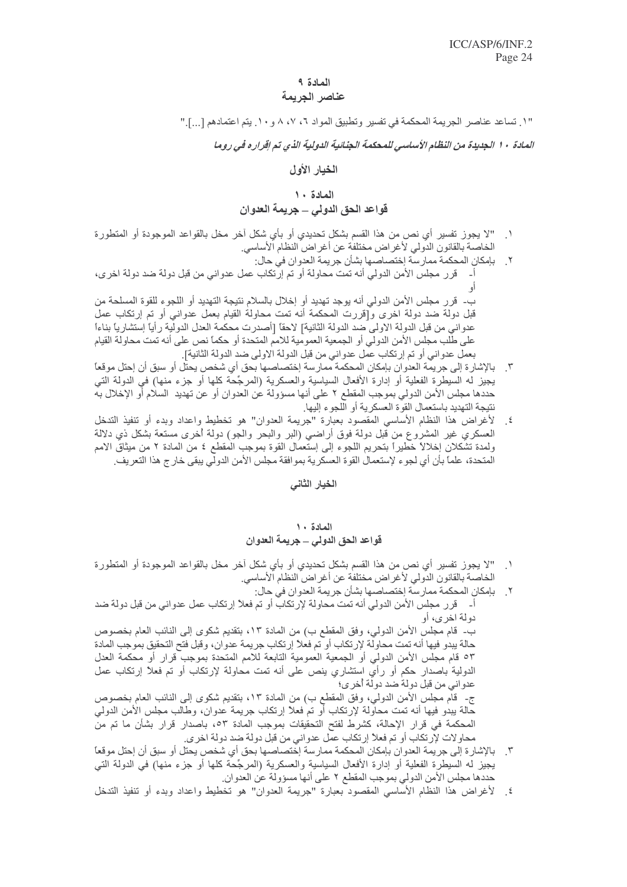### المادة ٩
### عناصر الجريمة

"١. تساعد عناصر الجريمة المحكمة في تفسير وتطبيق المواد ٦، ٧، ٨ و ١٠. يتم اعتمادهم [...]."

***المادة ١٠ الجديدة من النظام الأساسي للمحكمة الجنائية الدولية الذي تم إقراره في روما***

## الخيار الأول

### المادة ١٠
### قواعد الحق الدولي – جريمة العدوان

١. "لا يجوز تفسير أي نص من هذا القسم بشكل تحديدي أو بأي شكل آخر مخل بالقواعد الموجودة أو المتطورة الخاصة بالقانون الدولي لأغراض مختلفة عن أغراض النظام الأساسي.

٢. بإمكان المحكمة ممارسة إختصاصها بشأن جريمة العدوان في حال:

أ- قرر مجلس الأمن الدولي أنه تمت محاولة أو تم إرتكاب عمل عدواني من قبل دولة ضد دولة اخرى، أو

ب- قرر مجلس الأمن الدولي أنه يوجد تهديد أو إخلال بالسلام نتيجة التهديد أو اللجوء للقوة المسلحة من قبل دولة ضد دولة اخرى و[قررت المحكمة أنه تمت محاولة القيام بعمل عدواني أو تم إرتكاب عمل عدواني من قبل الدولة الاولى ضد الدولة الثانية] لاحقاً [أصدرت محكمة العدل الدولية رأياً إستشارياً بناءاً على طلب مجلس الأمن الدولي أو الجمعية العمومية للامم المتحدة أو حكماً نص على أنه تمت محاولة القيام بعمل عدواني أو تم إرتكاب عمل عدواني من قبل الدولة الاولى ضد الدولة الثانية].

٣. بالإشارة إلى جريمة العدوان بإمكان المحكمة ممارسة إختصاصها بحق أي شخص يحتل أو سبق أن إحتل موقعاً يجيز له السيطرة الفعلية أو إدارة الأفعال السياسية والعسكرية (المرجّحة كلها أو جزء منها) في الدولة التي حددها مجلس الأمن الدولي بموجب المقطع ٢ على أنها مسؤولة عن العدوان أو عن تهديد السلام أو الإخلال به نتيجة التهديد باستعمال القوة العسكرية أو اللجوء إليها.

٤. لأغراض هذا النظام الأساسي المقصود بعبارة "جريمة العدوان" هو تخطيط واعداد وبدء أو تنفيذ التدخل العسكري غير المشروع من قبل دولة فوق أراضي (البر والبحر والجو) دولة أخرى مستعة بشكل ذي دلالة ولمدة تشكلان إخلالاً خطيراً بتحريم اللجوء إلى إستعمال القوة بموجب المقطع ٤ من المادة ٢ من ميثاق الامم المتحدة، علماً بأن أي لجوء لإستعمال القوة العسكرية بموافقة مجلس الأمن الدولي يبقى خارج هذا التعريف.

## الخيار الثاني

### المادة ١٠
### قواعد الحق الدولي – جريمة العدوان

١. "لا يجوز تفسير أي نص من هذا القسم بشكل تحديدي أو بأي شكل آخر مخل بالقواعد الموجودة أو المتطورة الخاصة بالقانون الدولي لأغراض مختلفة عن أغراض النظام الأساسي.

٢. بإمكان المحكمة ممارسة إختصاصها بشأن جريمة العدوان في حال:

أ- قرر مجلس الأمن الدولي أنه تمت محاولة لإرتكاب أو تم فعلا إرتكاب عمل عدواني من قبل دولة ضد دولة اخرى، أو

ب- قام مجلس الأمن الدولي، وفق المقطع ب) من المادة ١٣، بتقديم شكوى إلى النائب العام بخصوص حالة يبدو فيها أنه تمت محاولة لإرتكاب أو تم فعلا إرتكاب جريمة عدوان، وقبل فتح التحقيق بموجب المادة ٥٣ قام مجلس الأمن الدولي أو الجمعية العمومية التابعة للامم المتحدة بموجب قرار أو محكمة العدل الدولية باصدار حكم أو رأي استشاري ينص على أنه تمت محاولة لإرتكاب أو تم فعلا إرتكاب عمل عدواني من قبل دولة ضد دولة أخرى؛

ج- قام مجلس الأمن الدولي، وفق المقطع ب) من المادة ١٣، بتقديم شكوى إلى النائب العام بخصوص حالة يبدو فيها أنه تمت محاولة لإرتكاب أو تم فعلا إرتكاب جريمة عدوان، وطالب مجلس الأمن الدولي المحكمة في قرار الإحالة، كشرط لفتح التحقيقات بموجب المادة ٥٣، باصدار قرار بشأن ما تم من محاولات لإرتكاب أو تم فعلا إرتكاب عمل عدواني من قبل دولة ضد دولة اخرى.

٣. بالإشارة إلى جريمة العدوان بإمكان المحكمة ممارسة إختصاصها بحق أي شخص يحتل أو سبق أن إحتل موقعاً يجيز له السيطرة الفعلية أو إدارة الأفعال السياسية والعسكرية (المرجّحة كلها أو جزء منها) في الدولة التي حددها مجلس الأمن الدولي بموجب المقطع ٢ على أنها مسؤولة عن العدوان.

٤. لأغراض هذا النظام الأساسي المقصود بعبارة "جريمة العدوان" هو تخطيط واعداد وبدء أو تنفيذ التدخل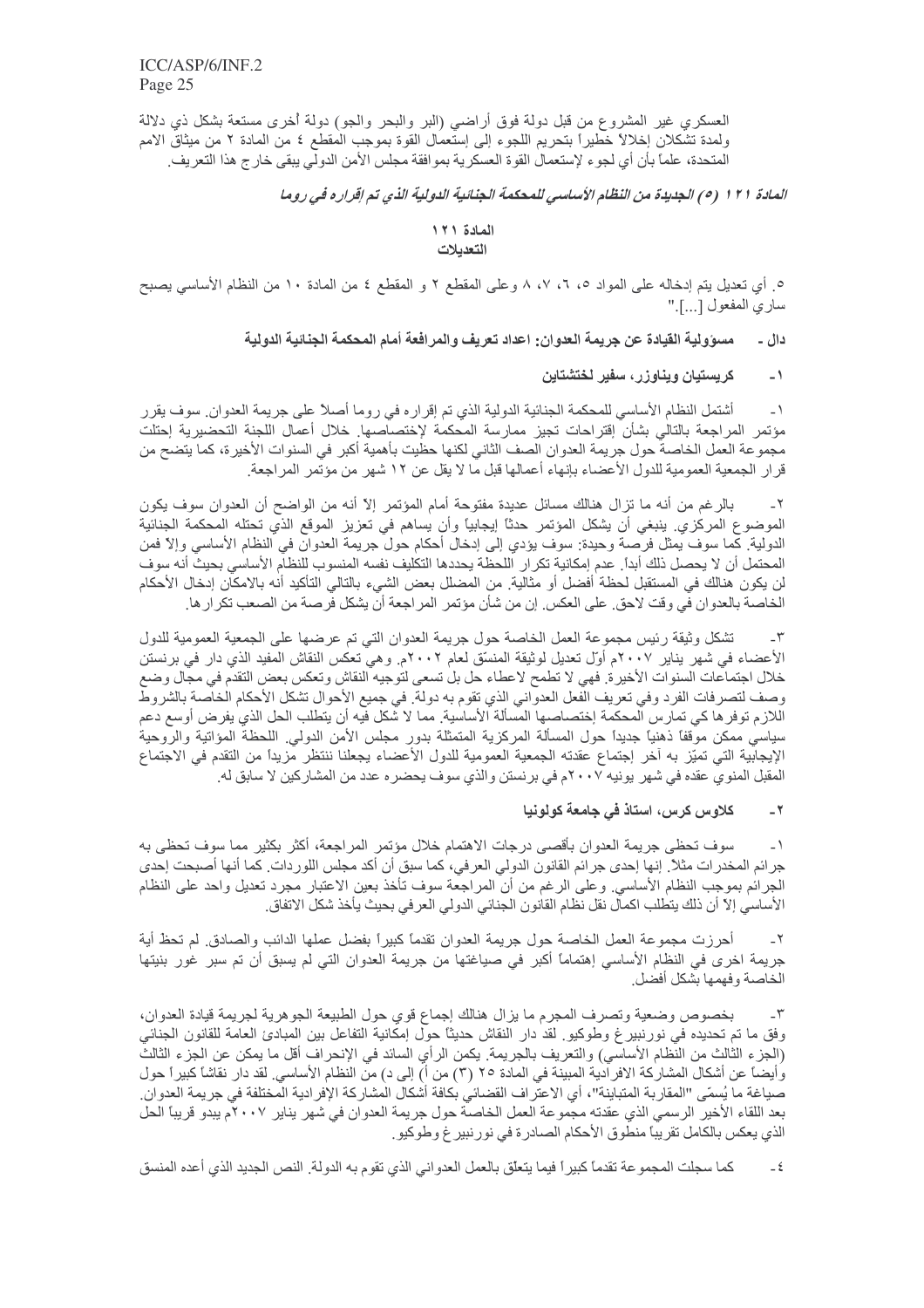العسكري غير المشروع من قبل دولة فوق أراضي (البر والبحر والجو) دولة أخرى مستعة بشكل ذي دلالة ولمدة تشكلان إخلالاً خطيراً بتحريم اللجوء إلى إستعمال القوة بموجب المقطع ٤ من المادة ٢ من ميثاق الامم المتحدة، علماً بأن أي لجوء لإستعمال القوة العسكرية بموافقة مجلس الأمن الدولي يبقى خارج هذا التعريف.

*المادة ١٢١ (٥) الجديدة من النظام الأساسي للمحكمة الجنائية الدولية الذي تم إقراره في روما*

**المادة ١٢١**
**التعديلات**

٥. أي تعديل يتم إدخاله على المواد ٥، ٦، ٧، ٨ وعلى المقطع ٢ و المقطع ٤ من المادة ١٠ من النظام الأساسي يصبح ساري المفعول [...]."

### دال - مسؤولية القيادة عن جريمة العدوان: اعداد تعريف والمرافعة أمام المحكمة الجنائية الدولية

#### ١- كريستيان ويناوزر، سفير لختشتاين

١- أشتمل النظام الأساسي للمحكمة الجنائية الدولية الذي تم إقراره في روما أصلاً على جريمة العدوان. سوف يقرر مؤتمر المراجعة بالتالي بشأن إقتراحات تجيز ممارسة المحكمة لإختصاصها. خلال أعمال اللجنة التحضيرية إحتلت مجموعة العمل الخاصة حول جريمة العدوان الصف الثاني لكنها حظيت بأهمية أكبر في السنوات الأخيرة، كما يتضح من قرار الجمعية العمومية للدول الأعضاء بإنهاء أعمالها قبل ما لا يقل عن ١٢ شهر من مؤتمر المراجعة.

٢- بالرغم من أنه ما تزال هنالك مسائل عديدة مفتوحة أمام المؤتمر إلا أنه من الواضح أن العدوان سوف يكون الموضوع المركزي. ينبغي أن يشكل المؤتمر حدثاً إيجابياً وأن يساهم في تعزيز الموقع الذي تحتله المحكمة الجنائية الدولية. كما سوف يمثل فرصة وحيدة: سوف يؤدي إلى إدخال أحكام حول جريمة العدوان في النظام الأساسي وإلا فمن المحتمل أن لا يحصل ذلك أبداً. عدم إمكانية تكرار اللحظة التي يحددها التكليف نفسه المنسوب للنظام الأساسي بحيث أنه سوف لن يكون هنالك في المستقبل لحظة أفضل أو مثالية. من المضلل بعض الشيء بالتالي التأكيد أنه بالامكان إدخال الأحكام الخاصة بالعدوان في وقت لاحق. على العكس. إن من شأن مؤتمر المراجعة أن يشكل فرصة من الصعب تكرارها.

٣- تشكل وثيقة رئيس مجموعة العمل الخاصة حول جريمة العدوان التي تم عرضها على الجمعية العمومية للدول الأعضاء في شهر يناير ٢٠٠٧م أوّل تعديل لوثيقة المنسّق لعام ٢٠٠٢م. وهي تعكس النقاش المفيد الذي دار في برنستن خلال اجتماعات السنوات الأخيرة. فهي لا تطمح لاعطاء حل بل تسعى لتوجيه النقاش وتعكس بعض التقدم في مجال وضع وصف لتصرفات الفرد وفي تعريف الفعل العدواني الذي تقوم به دولة. في جميع الأحوال تشكل الأحكام الخاصة بالشروط اللازم توفرها كي تمارس المحكمة إختصاصها المسألة الأساسية. مما لا شكل فيه أن يتطلب الحل الذي يفرض أوسع دعم سياسي ممكن موقفاً ذهنياً جديداً حول المسألة المركزية المتمثلة بدور مجلس الأمن الدولي. اللحظة المؤاتية والروحية الإيجابية التي تميّز به آخر إجتماع عقدته الجمعية العمومية للدول الأعضاء يجعلنا ننتظر مزيداً من التقدم في الاجتماع المقبل المنوي عقده في شهر يونيه ٢٠٠٧م في برنستن والذي سوف يحضره عدد من المشاركين لا سابق له.

#### ٢- كلاوس كرس، استاذ في جامعة كولونيا

١- سوف تحظى جريمة العدوان بأقصى درجات الاهتمام خلال مؤتمر المراجعة، أكثر بكثير مما سوف تحظى به جرائم المخدرات مثلاً. إنها إحدى جرائم القانون الدولي العرفي، كما سبق أن أكد مجلس اللوردات. كما أنها أصبحت إحدى الجرائم بموجب النظام الأساسي. وعلى الرغم من أن المراجعة سوف تأخذ بعين الاعتبار مجرد تعديل واحد على النظام الأساسي إلا أن ذلك يتطلب اكمال نقل نظام القانون الجنائي الدولي العرفي بحيث يأخذ شكل الاتفاق.

٢- أحرزت مجموعة العمل الخاصة حول جريمة العدوان تقدماً كبيراً بفضل عملها الدائب والصادق. لم تحظ أية جريمة اخرى في النظام الأساسي إهتماماً أكبر في صياغتها من جريمة العدوان التي لم يسبق أن تم سبر غور بنيتها الخاصة وفهمها بشكل أفضل.

٣- بخصوص وضعية وتصرف المجرم ما يزال هنالك إجماع قوي حول الطبيعة الجوهرية لجريمة قيادة العدوان، وفق ما تم تحديده في نورنبيرغ وطوكيو. لقد دار النقاش حديثاً حول إمكانية التفاعل بين المبادئ العامة للقانون الجنائي (الجزء الثالث من النظام الأساسي) والتعريف بالجريمة. يكمن الرأي السائد في الإنحراف أقل ما يمكن عن الجزء الثالث وأيضاً عن أشكال المشاركة الافرادية المبينة في المادة ٢٥ (٣) من أ) إلى د) من النظام الأساسي. لقد دار نقاشاً كبيراً حول صياغة ما يُسمّى "المقاربة المتباينة"، أي الاعتراف القضائي بكافة أشكال المشاركة الإفرادية المختلفة في جريمة العدوان. بعد اللقاء الأخير الرسمي الذي عقدته مجموعة العمل الخاصة حول جريمة العدوان في شهر يناير ٢٠٠٧م يبدو قريباً الحل الذي يعكس بالكامل تقريباً منطوق الأحكام الصادرة في نورنبيرغ وطوكيو.

٤- كما سجلت المجموعة تقدماً كبيراً فيما يتعلّق بالعمل العدواني الذي تقوم به الدولة. النص الجديد الذي أعده المنسق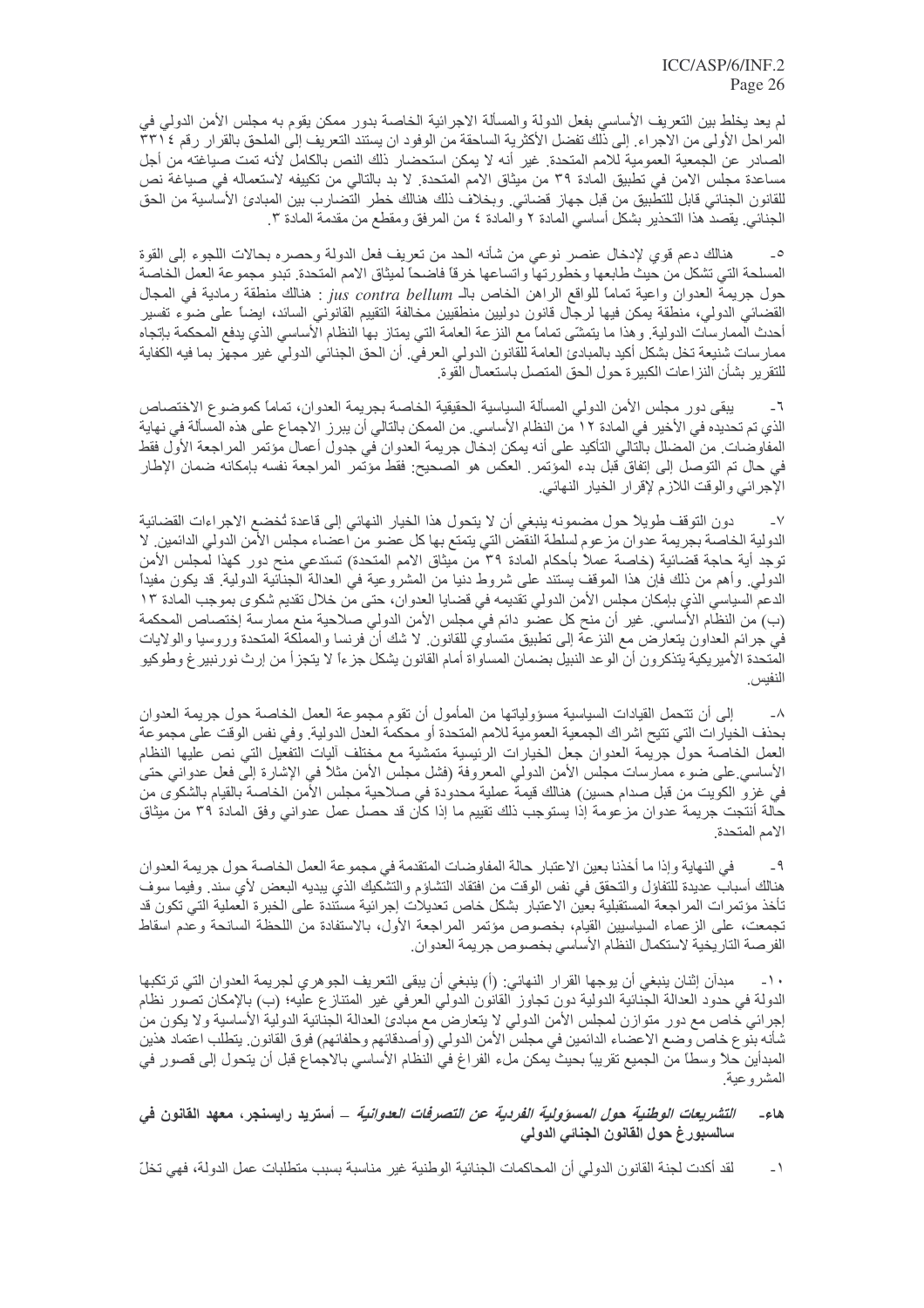لم يعد يخلط بين التعريف الأساسي بفعل الدولة والمسألة الاجرائية الخاصة بدور ممكن يقوم به مجلس الأمن الدولي في المراحل الأولى من الاجراء. إلى ذلك تفضل الأكثرية الساحقة من الوفود ان يستند التعريف إلى الملحق بالقرار رقم ٣٣١٤ الصادر عن الجمعية العمومية للامم المتحدة. غير أنه لا يمكن استحضار ذلك النص بالكامل لأنه تمت صياغته من أجل مساعدة مجلس الامن في تطبيق المادة ٣٩ من ميثاق الامم المتحدة. لا بد بالتالي من تكييفه لاستعماله في صياغة نص للقانون الجنائي قابل للتطبيق من قبل جهاز قضائي. وبخلاف ذلك هنالك خطر التضارب بين المبادئ الأساسية من الحق الجنائي. يقصد هذا التحذير بشكل أساسي المادة ٢ والمادة ٤ من المرفق ومقطع من مقدمة المادة ٣.

٥- هنالك دعم قوي لإدخال عنصر نوعي من شأنه الحد من تعريف فعل الدولة وحصره بحالات اللجوء إلى القوة المسلحة التي تشكل من حيث طابعها وخطورتها واتساعها خرقاً فاضحاً لميثاق الامم المتحدة. تبدو مجموعة العمل الخاصة حول جريمة العدوان واعية تماماً للواقع الراهن الخاص بالـ *jus contra bellum* : هنالك منطقة رمادية في المجال القضائي الدولي، منطقة يمكن فيها لرجال قانون دوليين منطقيين مخالفة التقييم القانوني السائد، ايضاً على ضوء تفسير أحدث الممارسات الدولية. وهذا ما يتمشّى تماماً مع النزعة العامة التي يمتاز بها النظام الأساسي الذي يدفع المحكمة بإتجاه ممارسات شنيعة تخل بشكل أكيد بالمبادئ العامة للقانون الدولي العرفي. أن الحق الجنائي الدولي غير مجهز بما فيه الكفاية للتقرير بشأن النزاعات الكبيرة حول الحق المتصل باستعمال القوة.

٦- يبقى دور مجلس الأمن الدولي المسألة السياسية الحقيقية الخاصة بجريمة العدوان، تماماً كموضوع الاختصاص الذي تم تحديده في الأخير في المادة ١٢ من النظام الأساسي. من الممكن بالتالي أن يبرز الاجماع على هذه المسألة في نهاية المفاوضات. من المضلل بالتالي التأكيد على أنه يمكن إدخال جريمة العدوان في جدول أعمال مؤتمر المراجعة الأول فقط في حال تم التوصل إلى إتفاق قبل بدء المؤتمر. العكس هو الصحيح: فقط مؤتمر المراجعة نفسه بإمكانه ضمان الإطار الإجرائي والوقت اللازم لإقرار الخيار النهائي.

٧- دون التوقف طويلاً حول مضمونه ينبغي أن لا يتحول هذا الخيار النهائي إلى قاعدة تُخضع الاجراءات القضائية الدولية الخاصة بجريمة عدوان مزعوم لسلطة النقض التي يتمتع بها كل عضو من اعضاء مجلس الأمن الدولي الدائمين. لا توجد أية حاجة قضائية (خاصة عملاً بأحكام المادة ٣٩ من ميثاق الامم المتحدة) تستدعي منح دور كهذا لمجلس الأمن الدولي. وأهم من ذلك فإن هذا الموقف يستند على شروط دنيا من المشروعية في العدالة الجنائية الدولية. قد يكون مفيداً الدعم السياسي الذي بإمكان مجلس الأمن الدولي تقديمه في قضايا العدوان، حتى من خلال تقديم شكوى بموجب المادة ١٣ (ب) من النظام الأساسي. غير أن منح كل عضو دائم في مجلس الأمن الدولي صلاحية منع ممارسة إختصاص المحكمة في جرائم العداون يتعارض مع النزعة إلى تطبيق متساوي للقانون. لا شك أن فرنسا والمملكة المتحدة وروسيا والولايات المتحدة الأميريكية يتذكرون أن الوعد النبيل بضمان المساواة أمام القانون يشكل جزءاً لا يتجزأ من إرث نورنبيرغ وطوكيو النفيس.

٨- إلى أن تتحمل القيادات السياسية مسؤولياتها من المأمول أن تقوم مجموعة العمل الخاصة حول جريمة العدوان بحذف الخيارات التي تتيح اشراك الجمعية العمومية للامم المتحدة أو محكمة العدل الدولية. وفي نفس الوقت على مجموعة العمل الخاصة حول جريمة العدوان جعل الخيارات الرئيسية متمشية مع مختلف آليات التفعيل التي نص عليها النظام الأساسي.على ضوء ممارسات مجلس الأمن الدولي المعروفة (فشل مجلس الأمن مثلاً في الإشارة إلى فعل عدواني حتى في غزو الكويت من قبل صدام حسين) هنالك قيمة عملية محدودة في صلاحية مجلس الأمن الخاصة بالقيام بالشكوى من حالة أنتجت جريمة عدوان مزعومة إذا يستوجب ذلك تقييم ما إذا كان قد حصل عمل عدواني وفق المادة ٣٩ من ميثاق الامم المتحدة.

٩- في النهاية وإذا ما أخذنا بعين الاعتبار حالة المفاوضات المتقدمة في مجموعة العمل الخاصة حول جريمة العدوان هنالك أسباب عديدة للتفاؤل والتحقق في نفس الوقت من افتقاد التشاؤم والتشكيك الذي يبديه البعض لأي سند. وفيما سوف تأخذ مؤتمرات المراجعة المستقبلية بعين الاعتبار بشكل خاص تعديلات إجرائية مستندة على الخبرة العملية التي تكون قد تجمعت، على الزعماء السياسيين القيام، بخصوص مؤتمر المراجعة الأول، بالاستفادة من اللحظة السانحة وعدم اسقاط الفرصة التاريخية لاستكمال النظام الأساسي بخصوص جريمة العدوان.

١٠- مبدآن إثنان ينبغي أن يوجها القرار النهائي: (أ) ينبغي أن يبقى التعريف الجوهري لجريمة العدوان التي ترتكبها الدولة في حدود العدالة الجنائية الدولية دون تجاوز القانون الدولي العرفي غير المتنازع عليه؛ (ب) بالإمكان تصور نظام إجرائي خاص مع دور متوازن لمجلس الأمن الدولي لا يتعارض مع مبادئ العدالة الجنائية الدولية الأساسية ولا يكون من شأنه بنوع خاص وضع الاعضاء الدائمين في مجلس الأمن الدولي (وأصدقائهم وحلفائهم) فوق القانون. يتطلب اعتماد هذين المبدأين حلاً وسطاً من الجميع تقريباً بحيث يمكن ملء الفراغ في النظام الأساسي بالاجماع قبل أن يتحول إلى قصور في المشروعية.

### هاء- *التشريعات الوطنية حول المسؤولية الفردية عن التصرفات العدوانية* – أستريد رايسنجر، معهد القانون في سالسبورغ حول القانون الجنائي الدولي

١- لقد أكدت لجنة القانون الدولي أن المحاكمات الجنائية الوطنية غير مناسبة بسبب متطلبات عمل الدولة، فهي تخلّ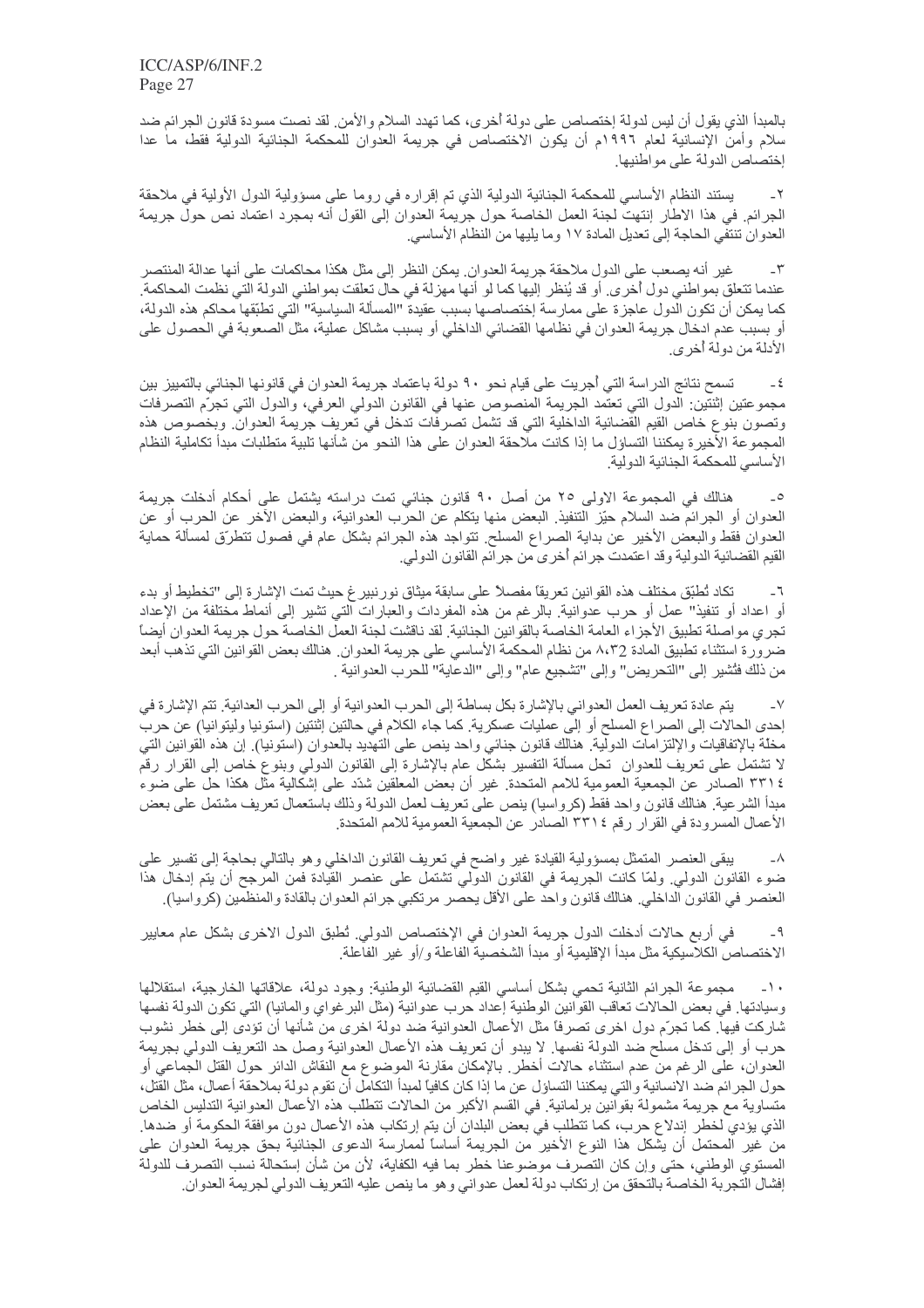بالمبدأ الذي يقول أن ليس لدولة إختصاص على دولة أخرى، كما تهدد السلام والأمن. لقد نصت مسودة قانون الجرائم ضد سلام وأمن الإنسانية لعام ١٩٩٦م أن يكون الاختصاص في جريمة العدوان للمحكمة الجنائية الدولية فقط، ما عدا إختصاص الدولة على مواطنيها.

٢- يستند النظام الأساسي للمحكمة الجنائية الدولية الذي تم إقراره في روما على مسؤولية الدول الأولية في ملاحقة الجرائم. في هذا الاطار إنتهت لجنة العمل الخاصة حول جريمة العدوان إلى القول أنه بمجرد اعتماد نص حول جريمة العدوان تنتفي الحاجة إلى تعديل المادة ١٧ وما يليها من النظام الأساسي.

٣- غير أنه يصعب على الدول ملاحقة جريمة العدوان. يمكن النظر إلى مثل هكذا محاكمات على أنها عدالة المنتصر عندما تتعلق بمواطني دول أخرى. أو قد يُنظر إليها كما لو أنها مهزلة في حال تعلقت بمواطني الدولة التي نظمت المحاكمة. كما يمكن أن تكون الدول عاجزة عن ممارسة إختصاصها بسبب عقيدة "المسألة السياسية" التي تطبّقها محاكم هذه الدولة، أو بسبب عدم ادخال جريمة العدوان في نظامها القضائي الداخلي أو بسبب مشاكل عملية، مثل الصعوبة في الحصول على الأدلة من دولة أخرى.

٤- تسمح نتائج الدراسة التي أجريت على قيام نحو ٩٠ دولة باعتماد جريمة العدوان في قانونها الجنائي بالتمييز بين مجموعتين إثنتين: الدول التي تعتمد الجريمة المنصوص عنها في القانون الدولي العرفي، والدول التي تجرّم التصرفات وتصون بنوع خاص القيم القضائية الداخلية التي قد تشمل تصرفات تدخل في تعريف جريمة العدوان. وبخصوص هذه المجموعة الأخيرة يمكننا التساؤل ما إذا كانت ملاحقة العدوان على هذا النحو من شأنها تلبية متطلبات مبدأ تكاملية النظام الأساسي للمحكمة الجنائية الدولية.

٥- هنالك في المجموعة الاولى ٢٥ من أصل ٩٠ قانون جنائي تمت دراسته يشتمل على أحكام أدخلت جريمة العدوان أو الجرائم ضد السلام حيّز التنفيذ. البعض منها يتكلم عن الحرب العدوانية، والبعض الآخر عن الحرب أو عن العدوان فقط والبعض الأخير عن بداية الصراع المسلح. تتواجد هذه الجرائم بشكل عام في فصول تتطرّق لمسألة حماية القيم القضائية الدولية وقد اعتمدت جرائم أخرى من جرائم القانون الدولي.

٦- تكاد تُطبّق مختلف هذه القوانين تعريفاً مفصلاً على سابقة ميثاق نورنبيرغ حيث تمت الإشارة إلى "تخطيط أو بدء أو اعداد أو تنفيذ" عمل أو حرب عدوانية. بالرغم من هذه المفردات والعبارات التي تشير إلى أنماط مختلفة من الإعداد تجري مواصلة تطبيق الأجزاء العامة الخاصة بالقوانين الجنائية. لقد ناقشت لجنة العمل الخاصة حول جريمة العدوان أيضاً ضرورة استثناء تطبيق المادة ٨،٣٢ من نظام المحكمة الأساسي على جريمة العدوان. هنالك بعض القوانين التي تذهب أبعد من ذلك فتُشير إلى "التحريض" وإلى "تشجيع عام" وإلى "الدعاية" للحرب العدوانية.

٧- يتم عادة تعريف العمل العدواني بالإشارة بكل بساطة إلى الحرب العدوانية أو إلى الحرب العدائية. تتم الإشارة في إحدى الحالات إلى الصراع المسلح أو إلى عمليات عسكرية. كما جاء الكلام في حالتين إثنتين (استونيا وليتوانيا) عن حرب مخلة بالإتفاقيات والإلتزامات الدولية. هنالك قانون جنائي واحد ينص على التهديد بالعدوان (استونيا). إن هذه القوانين التي لا تشتمل على تعريف للعدوان تحل مسألة التفسير بشكل عام بالإشارة إلى القانون الدولي وبنوع خاص إلى القرار رقم ٣٣١٤ الصادر عن الجمعية العمومية للامم المتحدة. غير أن بعض المعلقين شدّد على إشكالية مثل هكذا حل على ضوء مبدأ الشرعية. هنالك قانون واحد فقط (كرواسيا) ينص على تعريف لعمل الدولة وذلك باستعمال تعريف مشتمل على بعض الأعمال المسرودة في القرار رقم ٣٣١٤ الصادر عن الجمعية العمومية للامم المتحدة.

٨- يبقى العنصر المتمثل بمسؤولية القيادة غير واضح في تعريف القانون الداخلي وهو بالتالي بحاجة إلى تفسير على ضوء القانون الدولي. ولمّا كانت الجريمة في القانون الدولي تشتمل على عنصر القيادة فمن المرجح أن يتم إدخال هذا العنصر في القانون الداخلي. هنالك قانون واحد على الأقل يحصر مرتكبي جرائم العدوان بالقادة والمنظمين (كرواسيا).

٩- في أربع حالات أدخلت الدول جريمة العدوان في الإختصاص الدولي. تُطبق الدول الاخرى بشكل عام معايير الاختصاص الكلاسيكية مثل مبدأ الإقليمية أو مبدأ الشخصية الفاعلة و/أو غير الفاعلة.

١٠- مجموعة الجرائم الثانية تحمي بشكل أساسي القيم القضائية الوطنية: وجود دولة، علاقاتها الخارجية، استقلالها وسيادتها. في بعض الحالات تعاقب القوانين الوطنية إعداد حرب عدوانية (مثل البرغواي والمانيا) التي تكون الدولة نفسها شاركت فيها. كما تجرّم دول اخرى تصرفاً مثل الأعمال العدوانية ضد دولة اخرى من شأنها أن تؤدى إلى خطر نشوب حرب أو إلى تدخل مسلح ضد الدولة نفسها. لا يبدو أن تعريف هذه الأعمال العدوانية وصل حد التعريف الدولي بجريمة العدوان، على الرغم من عدم استثناء حالات أخطر. بالإمكان مقارنة الموضوع مع النقاش الدائر حول القتل الجماعي أو حول الجرائم ضد الانسانية والتي يمكننا التساؤل عن ما إذا كان كافياً لمبدأ التكامل أن تقوم دولة بملاحقة أعمال، مثل القتل، متساوية مع جريمة مشمولة بقوانين برلمانية. في القسم الأكبر من الحالات تتطلب هذه الأعمال العدوانية التدليس الخاص الذي يؤدي لخطر إندلاع حرب، كما تتطلب في بعض البلدان أن يتم إرتكاب هذه الأعمال دون موافقة الحكومة أو ضدها. من غير المحتمل أن يشكل هذا النوع الأخير من الجريمة أساساً لممارسة الدعوى الجنائية بحق جريمة العدوان على المستوى الوطني، حتى وإن كان التصرف موضوعنا خطر بما فيه الكفاية، لأن من شأن إستحالة نسب التصرف للدولة إفشال التجربة الخاصة بالتحقق من إرتكاب دولة لعمل عدواني وهو ما ينص عليه التعريف الدولي لجريمة العدوان.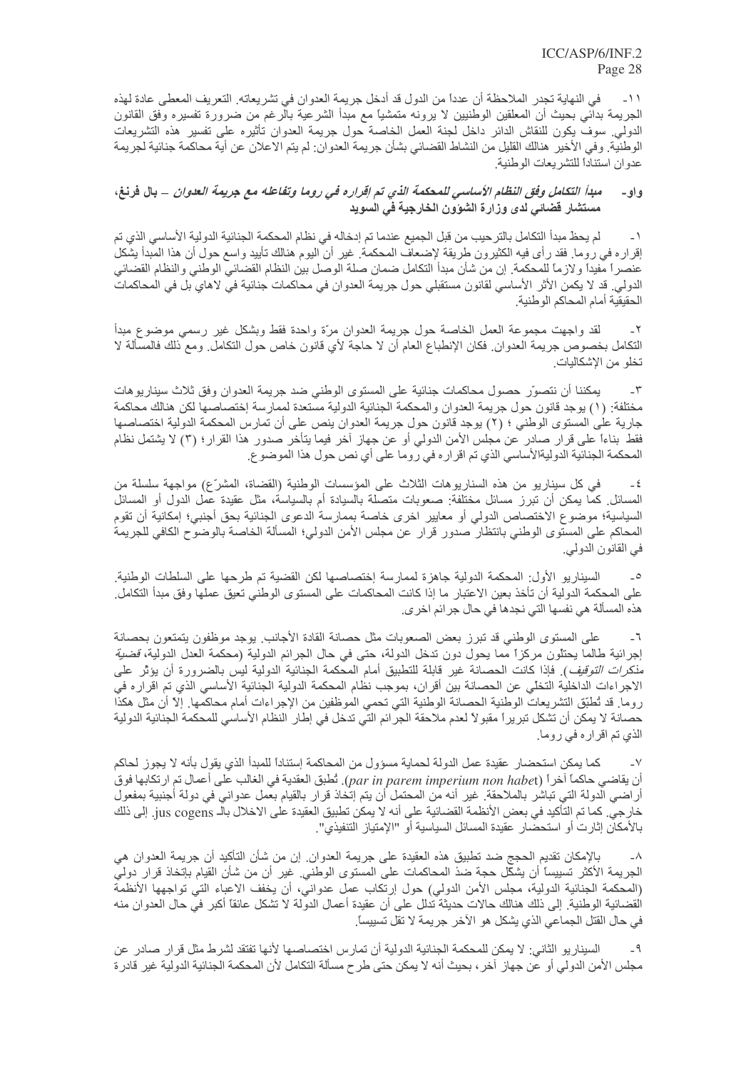١١- في النهاية تجدر الملاحظة أن عدداً من الدول قد أدخل جريمة العدوان في تشريعاته. التعريف المعطى عادة لهذه الجريمة بدائي بحيث أن المعلقين الوطنيين لا يرونه متمشياً مع مبدأ الشرعية بالرغم من ضرورة تفسيره وفق القانون الدولي. سوف يكون للنقاش الدائر داخل لجنة العمل الخاصة حول جريمة العدوان تأثيره على تفسير هذه التشريعات الوطنية. وفي الأخير هنالك القليل من النشاط القضائي بشأن جريمة العدوان: لم يتم الاعلان عن أية محاكمة جنائية لجريمة عدوان استناداً للتشريعات الوطنية.

### واو- *مبدأ التكامل وفق النظام الأساسي للمحكمة الذي تم إقراره في روما وتفاعله مع جريمة العدوان* – **بال فرنغ، مستشار قضائي لدى وزارة الشؤون الخارجية في السويد**

١- لم يحظ مبدأ التكامل بالترحيب من قبل الجميع عندما تم إدخاله في نظام المحكمة الجنائية الدولية الأساسي الذي تم إقراره في روما. فقد رأى فيه الكثيرون طريقة لإضعاف المحكمة. غير أن اليوم هنالك تأييد واسع حول أن هذا المبدأ يشكل عنصراً مفيداً ولازماً للمحكمة. إن من شأن مبدأ التكامل ضمان صلة الوصل بين النظام القضائي الوطني والنظام القضائي الدولي. قد لا يكمن الأثر الأساسي لقانون مستقبلي حول جريمة العدوان في محاكمات جنائية في لاهاي بل في المحاكمات الحقيقية أمام المحاكم الوطنية.

٢- لقد واجهت مجموعة العمل الخاصة حول جريمة العدوان مرّة واحدة فقط وبشكل غير رسمي موضوع مبدأ التكامل بخصوص جريمة العدوان. فكان الإنطباع العام أن لا حاجة لأي قانون خاص حول التكامل. ومع ذلك فالمسألة لا تخلو من الإشكاليات.

٣- يمكننا أن نتصوّر حصول محاكمات جنائية على المستوى الوطني ضد جريمة العدوان وفق ثلاث سيناريوهات مختلفة: (١) يوجد قانون حول جريمة العدوان والمحكمة الجنائية الدولية مستعدة لممارسة إختصاصها لكن هنالك محاكمة جارية على المستوى الوطني ؛ (٢) يوجد قانون حول جريمة العدوان ينص على أن تمارس المحكمة الدولية اختصاصها فقط بناءاً على قرار صادر عن مجلس الأمن الدولي أو عن جهاز آخر فيما يتأخر صدور هذا القرار؛ (٣) لا يشتمل نظام المحكمة الجنائية الدوليةالأساسي الذي تم اقراره في روما على أي نص حول هذا الموضوع.

٤- في كل سيناريو من هذه السناريوهات الثلاث على المؤسسات الوطنية (القضاة، المشرّع) مواجهة سلسلة من المسائل. كما يمكن أن تبرز مسائل مختلفة: صعوبات متصلة بالسيادة أم بالسياسة، مثل عقيدة عمل الدول أو المسائل السياسية؛ موضوع الاختصاص الدولي أو معايير اخرى خاصة بممارسة الدعوى الجنائية بحق أجنبي؛ إمكانية أن تقوم المحاكم على المستوى الوطني بانتظار صدور قرار عن مجلس الأمن الدولي؛ المسألة الخاصة بالوضوح الكافي للجريمة في القانون الدولي.

٥- السيناريو الأول: المحكمة الدولية جاهزة لممارسة إختصاصها لكن القضية تم طرحها على السلطات الوطنية. على المحكمة الدولية أن تأخذ بعين الاعتبار ما إذا كانت المحاكمات على المستوى الوطني تعيق عملها وفق مبدأ التكامل. هذه المسألة هي نفسها التي نجدها في حال جرائم اخرى.

٦- على المستوى الوطني قد تبرز بعض الصعوبات مثل حصانة القادة الأجانب. يوجد موظفون يتمتعون بحصانة إجرائية طالما يحتلون مركزاً مما يحول دون تدخل الدولة، حتى في حال الجرائم الدولية (محكمة العدل الدولية، *قضية مذكرات التوقيف*). فإذا كانت الحصانة غير قابلة للتطبيق أمام المحكمة الجنائية الدولية ليس بالضرورة أن يؤثر على الاجراءات الداخلية التخلي عن الحصانة بين أقران، بموجب نظام المحكمة الدولية الجنائية الأساسي الذي تم اقراره في روما. قد تُطبّق التشريعات الوطنية الحصانة الوطنية التي تحمي الموظفين من الإجراءات أمام محاكمها. إلاّ أن مثل هكذا حصانة لا يمكن أن تشكل تبريراً مقبولاً لعدم ملاحقة الجرائم التي تدخل في إطار النظام الأساسي للمحكمة الجنائية الدولية الذي تم اقراره في روما.

٧- كما يمكن استحضار عقيدة عمل الدولة لحماية مسؤول من المحاكمة إستناداً للمبدأ الذي يقول بأنه لا يجوز لحاكم أن يقاضي حاكماً آخراً (*par in parem imperium non habet*). تُطبق العقدية في الغالب على أعمال تم ارتكابها فوق أراضي الدولة التي تباشر بالملاحقة. غير أنه من المحتمل أن يتم إتخاذ قرار بالقيام بعمل عدواني في دولة أجنبية بمفعول خارجي. كما تم التأكيد في بعض الأنظمة القضائية على أنه لا يمكن تطبيق العقيدة على الاخلال بالـ jus cogens. إلى ذلك بالأمكان إثارت أو استحضار عقيدة المسائل السياسية أو "الإمتياز التنفيذي".

٨- بالإمكان تقديم الحجج ضد تطبيق هذه العقيدة على جريمة العدوان. إن من شأن التأكيد أن جريمة العدوان هي الجريمة الأكثر تسييساً أن يشكل حجة ضد المحاكمات على المستوى الوطني. غير أن من شأن القيام باتخاذ قرار دولي (المحكمة الجنائية الدولية، مجلس الأمن الدولي) حول إرتكاب عمل عدواني، أن يخفف الاعباء التي تواجهها الأنظمة القضائية الوطنية. إلى ذلك هنالك حالات حديثة تدلل على أن عقيدة أعمال الدولة لا تشكل عائقاً أكبر في حال العدوان منه في حال القتل الجماعي الذي يشكل هو الآخر جريمة لا تقل تسييساً.

٩- السيناريو الثاني: لا يمكن للمحكمة الجنائية الدولية أن تمارس اختصاصها لأنها تفتقد لشرط مثل قرار صادر عن مجلس الأمن الدولي أو عن جهاز آخر، بحيث أنه لا يمكن حتى طرح مسألة التكامل لأن المحكمة الجنائية الدولية غير قادرة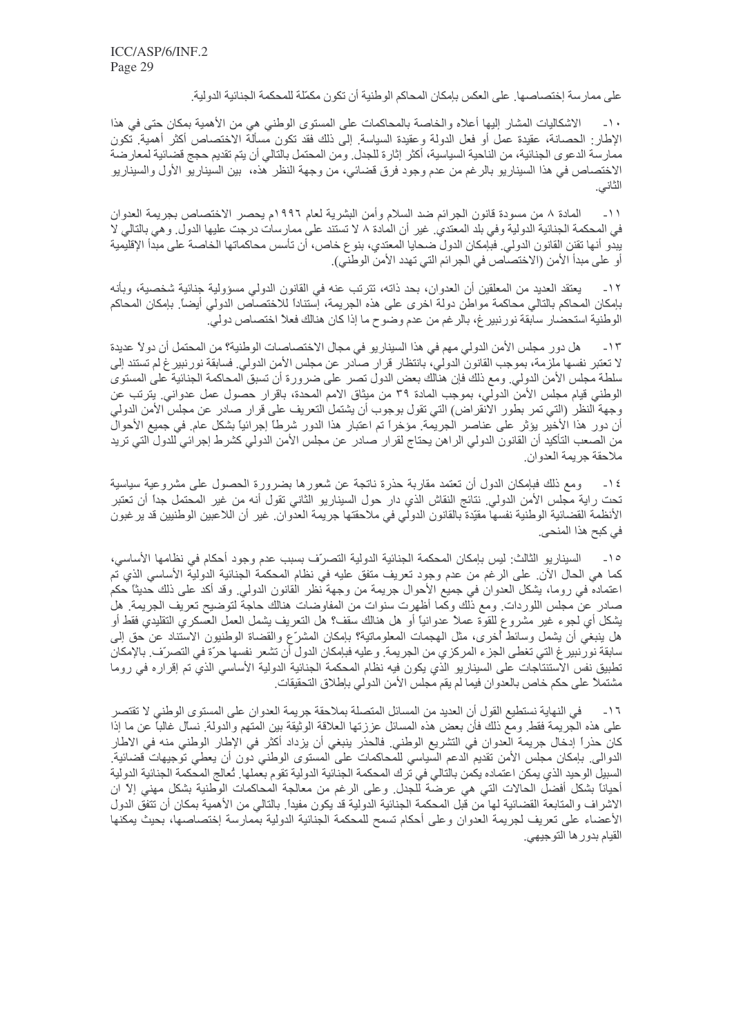على ممارسة إختصاصها. على العكس بإمكان المحاكم الوطنية أن تكون مكمّلة للمحكمة الجنائية الدولية.

١٠- الاشكاليات المشار إليها أعلاه والخاصة بالمحاكمات على المستوى الوطني هي من الأهمية بمكان حتى في هذا الإطار: الحصانة، عقيدة عمل أو فعل الدولة وعقيدة السياسة. إلى ذلك فقد تكون مسألة الاختصاص أكثر أهمية. تكون ممارسة الدعوى الجنائية، من الناحية السياسية، أكثر إثارة للجدل. ومن المحتمل بالتالي أن يتم تقديم حجج قضائية لمعارضة الاختصاص في هذا السيناريو بالرغم من عدم وجود فرق قضائي، من وجهة النظر هذه، بين السيناريو الأول والسيناريو الثاني.

١١- المادة ٨ من مسودة قانون الجرائم ضد السلام وأمن البشرية لعام ١٩٩٦م يحصر الاختصاص بجريمة العدوان في المحكمة الجنائية الدولية وفي بلد المعتدي. غير أن المادة ٨ لا تستند على ممارسات درجت عليها الدول. وهي بالتالي لا يبدو أنها تقنن القانون الدولي. فبإمكان الدول ضحايا المعتدي، بنوع خاص، أن تأسس محاكماتها الخاصة على مبدأ الإقليمية أو على مبدأ الأمن (الاختصاص في الجرائم التي تهدد الأمن الوطني).

١٢- يعتقد العديد من المعلقين أن العدوان، بحد ذاته، تترتب عنه في القانون الدولي مسؤولية جنائية شخصية، وبأنه بإمكان المحاكم بالتالي محاكمة مواطن دولة اخرى على هذه الجريمة، إستناداً للاختصاص الدولي أيضاً. بإمكان المحاكم الوطنية استحضار سابقة نورنبيرغ، بالرغم من عدم وضوح ما إذا كان هنالك فعلاً اختصاص دولي.

١٣- هل دور مجلس الأمن الدولي مهم في هذا السيناريو في مجال الاختصاصات الوطنية؟ من المحتمل أن دولاً عديدة لا تعتبر نفسها ملزمة، بموجب القانون الدولي، بانتظار قرار صادر عن مجلس الأمن الدولي. فسابقة نورنبيرغ لم تستند إلى سلطة مجلس الأمن الدولي. ومع ذلك فإن هنالك بعض الدول تصر على ضرورة أن تسبق المحاكمة الجنائية على المستوى الوطني قيام مجلس الأمن الدولي، بموجب المادة ٣٩ من ميثاق الامم المحدة، باقرار حصول عمل عدواني. يترتب عن وجهة النظر (التي تمر بطور الانقراض) التي تقول بوجوب أن يشتمل التعريف على قرار صادر عن مجلس الأمن الدولي أن دور هذا الأخير يؤثر على عناصر الجريمة. مؤخراً تم اعتبار هذا الدور شرطاً إجرائياً بشكل عام. في جميع الأحوال من الصعب التأكيد أن القانون الدولي الراهن يحتاج لقرار صادر عن مجلس الأمن الدولي كشرط إجرائي للدول التي تريد ملاحقة جريمة العدوان.

١٤- ومع ذلك فبإمكان الدول أن تعتمد مقاربة حذرة ناتجة عن شعورها بضرورة الحصول على مشروعية سياسية تحت راية مجلس الأمن الدولي. نتائج النقاش الذي دار حول السيناريو الثاني تقول أنه من غير المحتمل جداً أن تعتبر الأنظمة القضائية الوطنية نفسها مقيّدة بالقانون الدولي في ملاحقتها جريمة العدوان. غير أن اللاعبين الوطنيين قد يرغبون في كبح هذا المنحى.

١٥- السيناريو الثالث: ليس بإمكان المحكمة الجنائية الدولية التصرّف بسبب عدم وجود أحكام في نظامها الأساسي، كما هي الحال الآن. على الرغم من عدم وجود تعريف متفق عليه في نظام المحكمة الجنائية الدولية الأساسي الذي تم اعتماده في روما، يشكل العدوان في جميع الأحوال جريمة من وجهة نظر القانون الدولي. وقد أكد على ذلك حديثاً حكم صادر عن مجلس اللوردات. ومع ذلك وكما أظهرت سنوات من المفاوضات هنالك حاجة لتوضيح تعريف الجريمة. هل يشكل أي لجوء غير مشروع للقوة عملاً عدوانياً أو هل هنالك سقف؟ هل التعريف يشمل العمل العسكري التقليدي فقط أو هل ينبغي أن يشمل وسائط أخرى، مثل الهجمات المعلوماتية؟ بإمكان المشرّع والقضاة الوطنيون الاستناد عن حق إلى سابقة نورنبيرغ التي تغطي الجزء المركزي من الجريمة. وعليه فبإمكان الدول أن تشعر نفسها حرّة في التصرّف. بالإمكان تطبيق نفس الاستنتاجات على السيناريو الذي يكون فيه نظام المحكمة الجنائية الدولية الأساسي الذي تم إقراره في روما مشتملاً على حكم خاص بالعدوان فيما لم يقم مجلس الأمن الدولي بإطلاق التحقيقات.

١٦- في النهاية نستطيع القول أن العديد من المسائل المتصلة بملاحقة جريمة العدوان على المستوى الوطني لا تقتصر على هذه الجريمة فقط. ومع ذلك فأن بعض هذه المسائل عززتها العلاقة الوثيقة بين المتهم والدولة. نسأل غالباً عن ما إذا كان حذراً إدخال جريمة العدوان في التشريع الوطني. فالحذر ينبغي أن يزداد أكثر في الإطار الوطني منه في الاطار الدوالي. بإمكان مجلس الأمن تقديم الدعم السياسي للمحاكمات على المستوى الوطني دون أن يعطي توجيهات قضائية. السبيل الوحيد الذي يمكن اعتماده يكمن بالتالي في ترك المحكمة الجنائية الدولية تقوم بعملها. تُعالج المحكمة الجنائية الدولية أحياناً بشكل أفضل الحالات التي هي عرضة للجدل. وعلى الرغم من معالجة المحاكمات الوطنية بشكل مهني إلاّ ان الاشراف والمتابعة القضائية لها من قبل المحكمة الجنائية الدولية قد يكون مفيداً. بالتالي من الأهمية بمكان أن تتفق الدول الأعضاء على تعريف لجريمة العدوان وعلى أحكام تسمح للمحكمة الجنائية الدولية بممارسة إختصاصها، بحيث يمكنها القيام بدورها التوجيهي.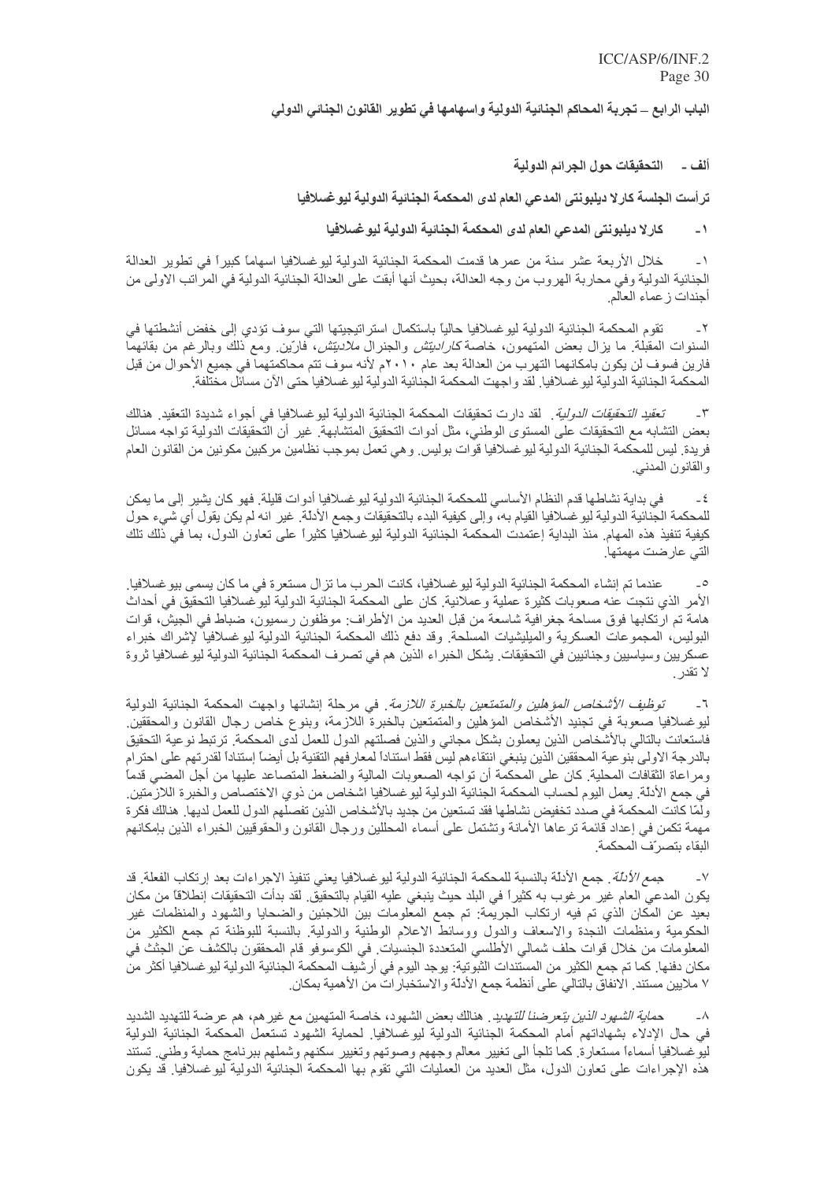## الباب الرابع – تجربة المحاكم الجنائية الدولية واسهامها في تطوير القانون الجنائي الدولي

### ألف - التحقيقات حول الجرائم الدولية

**ترأست الجلسة كارلا ديلبونتى المدعي العام لدى المحكمة الجنائية الدولية ليوغسلافيا**

#### ١- كارلا ديلبونتى المدعي العام لدى المحكمة الجنائية الدولية ليوغسلافيا

١- خلال الأربعة عشر سنة من عمرها قدمت المحكمة الجنائية الدولية ليوغسلافيا اسهاماً كبيراً في تطوير العدالة الجنائية الدولية وفي محاربة الهروب من وجه العدالة، بحيث أنها أبقت على العدالة الجنائية الدولية في المراتب الاولى من أجندات زعماء العالم.

٢- تقوم المحكمة الجنائية الدولية ليوغسلافيا حالياً باستكمال استراتيجيتها التي سوف تؤدي إلى خفض أنشطتها في السنوات المقبلة. ما يزال بعض المتهمون، خاصة *كارادِيتش* والجنرال *ملاديتش*، فارّين. ومع ذلك وبالرغم من بقائهما فارين فسوف لن يكون بامكانهما التهرب من العدالة بعد عام ٢٠١٠م لأنه سوف تتم محاكمتهما في جميع الأحوال من قبل المحكمة الجنائية الدولية ليوغسلافيا. لقد واجهت المحكمة الجنائية الدولية ليوغسلافيا حتى الآن مسائل مختلفة.

٣- *تعقيد التحقيقات الدولية*. لقد دارت تحقيقات المحكمة الجنائية الدولية ليوغسلافيا في أجواء شديدة التعقيد. هنالك بعض التشابه مع التحقيقات على المستوى الوطني، مثل أدوات التحقيق المتشابهة. غير أن التحقيقات الدولية تواجه مسائل فريدة. ليس للمحكمة الجنائية الدولية ليوغسلافيا قوات بوليس. وهي تعمل بموجب نظامين مركبين مكونين من القانون العام والقانون المدني.

٤- في بداية نشاطها قدم النظام الأساسي للمحكمة الجنائية الدولية ليوغسلافيا أدوات قليلة. فهو كان يشير إلى ما يمكن للمحكمة الجنائية الدولية ليوغسلافيا القيام به، وإلى كيفية البدء بالتحقيقات وجمع الأدلة. غير انه لم يكن يقول أي شيء حول كيفية تنفيذ هذه المهام. منذ البداية إعتمدت المحكمة الجنائية الدولية ليوغسلافيا كثيراً على تعاون الدول، بما في ذلك تلك التي عارضت مهمتها.

٥- عندما تم إنشاء المحكمة الجنائية الدولية ليوغسلافيا، كانت الحرب ما تزال مستعرة في ما كان يسمى بيوغسلافيا. الأمر الذي نتجت عنه صعوبات كثيرة عملية وعملانية. كان على المحكمة الجنائية الدولية ليوغسلافيا التحقيق في أحداث هامة تم ارتكابها فوق مساحة جغرافية شاسعة من قبل العديد من الأطراف: موظفون رسميون، ضباط في الجيش، قوات البوليس، المجموعات العسكرية والميليشيات المسلحة. وقد دفع ذلك المحكمة الجنائية الدولية ليوغسلافيا لإشراك خبراء عسكريين وسياسيين وجنائيين في التحقيقات. يشكل الخبراء الذين هم في تصرف المحكمة الجنائية الدولية ليوغسلافيا ثروة لا تقدر.

٦- *توظيف الأشخاص المؤهلين والمتمتعين بالخبرة اللازمة*. في مرحلة إنشائها واجهت المحكمة الجنائية الدولية ليوغسلافيا صعوبة في تجنيد الأشخاص المؤهلين والمتمتعين بالخبرة اللازمة، وبنوع خاص رجال القانون والمحققين. فاستعانت بالتالي بالأشخاص الذين يعملون بشكل مجاني والذين فصلتهم الدول للعمل لدى المحكمة. ترتبط نوعية التحقيق بالدرجة الاولى بنوعية المحققين الذين ينبغي انتقاءهم ليس فقط استناداً لمعارفهم التقنية بل أيضاً إستناداً لقدرتهم على احترام ومراعاة الثقافات المحلية. كان على المحكمة أن تواجه الصعوبات المالية والضغط المتصاعد عليها من أجل المضي قدماً في جمع الأدلة. يعمل اليوم لحساب المحكمة الجنائية الدولية ليوغسلافيا اشخاص من ذوي الاختصاص والخبرة اللازمتين. ولمّا كانت المحكمة في صدد تخفيض نشاطها فقد تستعين من جديد بالأشخاص الذين تفصلهم الدول للعمل لديها. هنالك فكرة مهمة تكمن في إعداد قائمة ترعاها الأمانة وتشتمل على أسماء المحللين ورجال القانون والحقوقيين الخبراء الذين بامكانهم البقاء بتصرّف المحكمة.

٧- *جمع الأدلة*. جمع الأدلة بالنسبة للمحكمة الجنائية الدولية ليوغسلافيا يعني تنفيذ الاجراءات بعد إرتكاب الفعلة. قد يكون المدعي العام غير مرغوب به كثيراً في البلد حيث ينبغي عليه القيام بالتحقيق. لقد بدأت التحقيقات إنطلاقاً من مكان بعيد عن المكان الذي تم فيه ارتكاب الجريمة: تم جمع المعلومات بين اللاجئين والضحايا والشهود والمنظمات غير الحكومية ومنظمات النجدة والاسعاف والدول ووسائط الاعلام الوطنية والدولية. بالنسبة للبوظنة تم جمع الكثير من المعلومات من خلال قوات حلف شمالي الأطلسي المتعددة الجنسيات. في الكوسوفو قام المحققون بالكشف عن الجثث في مكان دفنها. كما تم جمع الكثير من المستندات الثبوتية: يوجد اليوم في أرشيف المحكمة الجنائية الدولية ليوغسلافيا أكثر من ٧ ملايين مستند. الانفاق بالتالي على أنظمة جمع الأدلة والاستخبارات من الأهمية بمكان.

٨- *حماية الشهود الذين يتعرضنا للتهديد*. هنالك بعض الشهود، خاصة المتهمين مع غيرهم، هم عرضة للتهديد الشديد في حال الإدلاء بشهاداتهم أمام المحكمة الجنائية الدولية ليوغسلافيا. لحماية الشهود تستعمل المحكمة الجنائية الدولية ليوغسلافيا أسماءاً مستعارة. كما تلجأ الى تغيير معالم وجههم وصوتهم وتغيير سكنهم وشملهم ببرنامج حماية وطني. تستند هذه الإجراءات على تعاون الدول، مثل العديد من العمليات التي تقوم بها المحكمة الجنائية الدولية ليوغسلافيا. قد يكون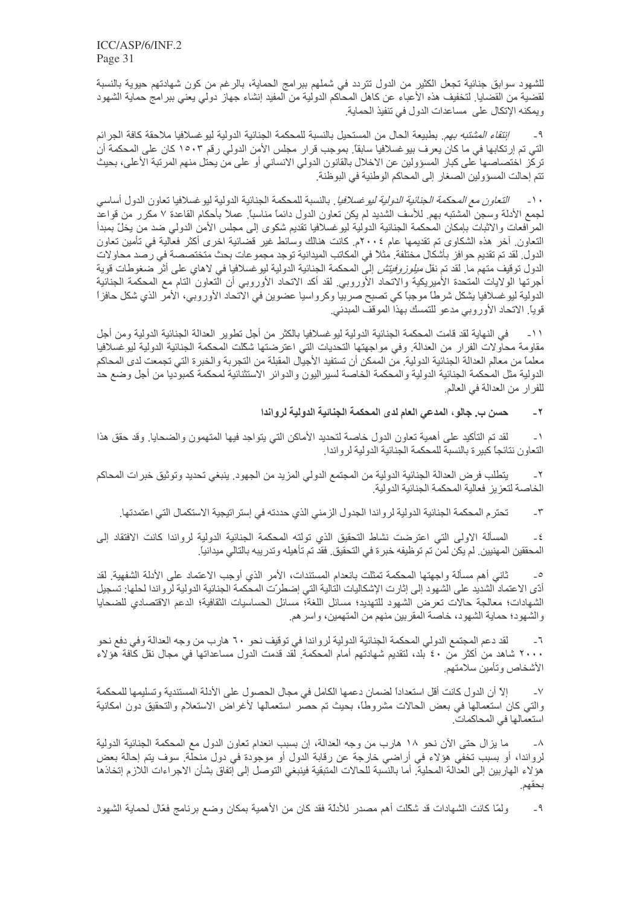للشهود سوابق جنائية تجعل الكثير من الدول تتردد في شملهم ببرامج الحماية، بالرغم من كون شهادتهم حيوية بالنسبة لقضية من القضايا. لتخفيف هذه الأعباء عن كاهل المحاكم الدولية من المفيد إنشاء جهاز دولي يعني ببرامج حماية الشهود ويمكنه الإتكال على مساعدات الدول في تنفيذ الحماية.

٩- *إنتقاء المشتبه بهم*. بطبيعة الحال من المستحيل بالنسبة للمحكمة الجنائية الدولية ليوغسلافيا ملاحقة كافة الجرائم التي تم إرتكابها في ما كان يعرف بيوغسلافيا سابقاً. بموجب قرار مجلس الأمن الدولي رقم ١٥٠٣ كان على المحكمة أن تركز اختصاصها على كبار المسؤولين عن الاخلال بالقانون الدولي الانساني أو على من يحتل منهم المرتبة الأعلى، بحيث تتم إحالة المسؤولين الصغار إلى المحاكم الوطنية في البوظنة.

١٠- *التعاون مع المحكمة الجنائية الدولية ليوغسلافيا*. بالنسبة للمحكمة الجنائية الدولية ليوغسلافيا تعاون الدول أساسي لجمع الأدلة وسجن المشتبه بهم. للأسف الشديد لم يكن تعاون الدول دائماً مناسباً. عملاً بأحكام القاعدة ٧ مكرر من قواعد المرافعات والاثبات بإمكان المحكمة الجنائية الدولية ليوغسلافيا تقديم شكوى إلى مجلس الأمن الدولي ضد من يخلّ بمبدأ التعاون. آخر هذه الشكاوى تم تقديمها عام ٢٠٠٤م. كانت هنالك وسائط غير قضائية اخرى أكثر فعالية في تأمين تعاون الدول. لقد تم تقديم حوافز بأشكال مختلفة. مثلاً في المكاتب الميدانية توجد مجموعات بحث متخصصة في رصد محاولات الدول توقيف متهم ما. لقد تم نقل *ميلوزوفيتش* إلى المحكمة الجنائية الدولية ليوغسلافيا في لاهاي على أثر ضغوطات قوية أجرتها الولايات المتحدة الأميركية والاتحاد الأوروبي. لقد أكد الاتحاد الأوروبي أن التعاون التام مع المحكمة الجنائية الدولية ليوغسلافيا يشكل شرطاً موجباً كي تصبح صربيا وكرواسيا عضوين في الاتحاد الأوروبي، الأمر الذي شكل حافزاً قوياً. الاتحاد الأوروبي مدعو للتمسك بهذا الموقف المبدئي.

١١- في النهاية لقد قامت المحكمة الجنائية الدولية ليوغسلافيا بالكثر من أجل تطوير العدالة الجنائية الدولية ومن أجل مقاومة محاولات الفرار من العدالة. وفي مواجهتها التحديات التي اعترضتها شكلت المحكمة الجنائية الدولية ليوغسلافيا معلماً من معالم العدالة الجنائية الدولية. من الممكن أن تستفيد الأجيال المقبلة من التجربة والخبرة التي تجمعت لدى المحاكم الدولية مثل المحكمة الجنائية الدولية والمحكمة الخاصة لسيراليون والدوائر الاستثنائية لمحكمة كمبوديا من أجل وضع حد للفرار من العدالة في العالم.

### ٢- حسن ب. جالو، المدعي العام لدى المحكمة الجنائية الدولية لرواندا

١- لقد تم التأكيد على أهمية تعاون الدول خاصة لتحديد الأماكن التي يتواجد فيها المتهمون والضحايا. وقد حقق هذا التعاون نتائجاً كبيرة بالنسبة للمحكمة الجنائية الدولية لرواندا.

٢- يتطلب فرض العدالة الجنائية الدولية من المجتمع الدولي المزيد من الجهود. ينبغي تحديد وتوثيق خبرات المحاكم الخاصة لتعزيز فعالية المحكمة الجنائية الدولية.

٣- تحترم المحكمة الجنائية الدولية لرواندا الجدول الزمني الذي حددته في إستراتيجية الاستكمال التي اعتمدتها.

٤- المسألة الاولى التي اعترضت نشاط التحقيق الذي تولته المحكمة الجنائية الدولية لرواندا كانت الافتقاد إلى المحققين المهنيين. لم يكن لمن تم توظيفه خبرة في التحقيق. فقد تم تأهيله وتدريبه بالتالي ميدانياً.

٥- ثاني أهم مسألة واجهتها المحكمة تمثلت بانعدام المستندات، الأمر الذي أوجب الاعتماد على الأدلة الشفهية. لقد أدّى الاعتماد الشديد على الشهود إلى إثارت الإشكاليات التالية التي إضطرّت المحكمة الجنائية الدولية لرواندا لحلها: تسجيل الشهادات؛ معالجة حالات تعرض الشهود للتهديد؛ مسائل اللغة؛ مسائل الحساسيات الثقافية؛ الدعم الاقتصادي للضحايا والشهود؛ حماية الشهود، خاصة المقربين منهم من المتهمين، واسرهم.

٦- لقد دعم المجتمع الدولي المحكمة الجنائية الدولية لرواندا في توقيف نحو ٦٠ هارب من وجه العدالة وفي دفع نحو ٢٠٠٠ شاهد من أكثر من ٤٠ بلد، لتقديم شهادتهم أمام المحكمة. لقد قدمت الدول مساعداتها في مجال نقل كافة هؤلاء الأشخاص وتأمين سلامتهم.

٧- إلاّ أن الدول كانت أقل استعداداً لضمان دعمها الكامل في مجال الحصول على الأدلة المستندية وتسليمها للمحكمة والتي كان استعمالها في بعض الحالات مشروطاً، بحيث تم حصر استعمالها لأغراض الاستعلام والتحقيق دون امكانية استعمالها في المحاكمات.

٨- ما يزال حتى الآن نحو ١٨ هارب من وجه العدالة، إن بسبب انعدام تعاون الدول مع المحكمة الجنائية الدولية لرواندا، أو بسبب تخفي هؤلاء في أراضي خارجة عن رقابة الدول أو موجودة في دول منحلة. سوف يتم إحالة بعض هؤلاء الهاربين إلى العدالة المحلية. أما بالنسبة للحالات المتبقية فينبغي التوصل إلى إتفاق بشأن الاجراءات اللازم إتخاذها بحقهم.

٩- ولمّا كانت الشهادات قد شكلت أهم مصدر للأدلة فقد كان من الأهمية بمكان وضع برنامج فعّال لحماية الشهود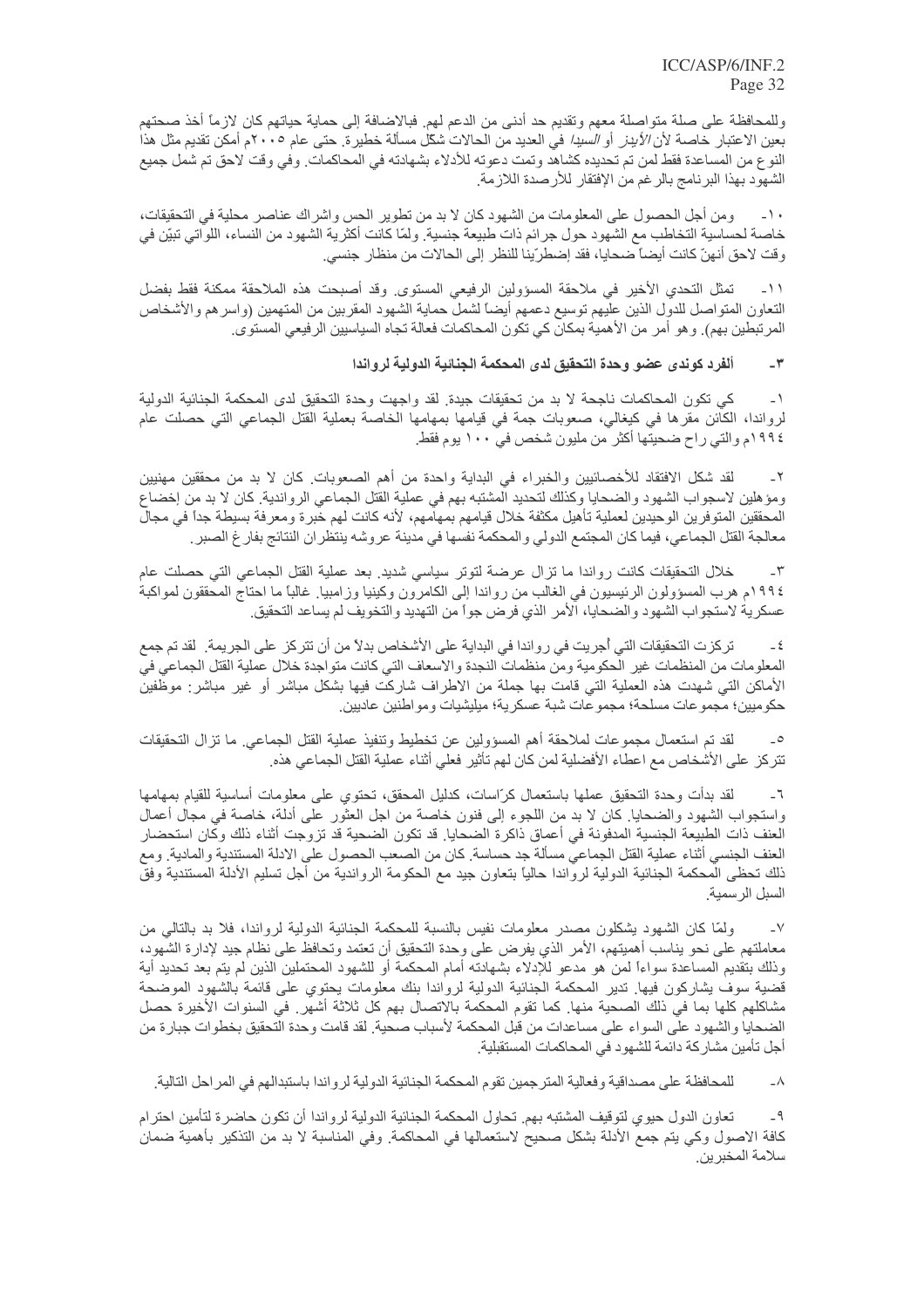وللمحافظة على صلة متواصلة معهم وتقديم حد أدنى من الدعم لهم. فبالاضافة إلى حماية حياتهم كان لازماً أخذ صحتهم بعين الاعتبار خاصة لأن *الأيدز* أو *السيدا* في العديد من الحالات شكل مسألة خطيرة. حتى عام ٢٠٠٥م أمكن تقديم مثل هذا النوع من المساعدة فقط لمن تم تحديده كشاهد وتمت دعوته للأدلاء بشهادته في المحاكمات. وفي وقت لاحق تم شمل جميع الشهود بهذا البرنامج بالرغم من الإفتقار للأرصدة اللازمة.

١٠- ومن أجل الحصول على المعلومات من الشهود كان لا بد من تطوير الحس واشراك عناصر محلية في التحقيقات، خاصة لحساسية التخاطب مع الشهود حول جرائم ذات طبيعة جنسية. ولمّا كانت أكثرية الشهود من النساء، اللواتي تبيّن في وقت لاحق أنهنّ كانت أيضاً ضحايا، فقد إضطرّينا للنظر إلى الحالات من منظار جنسي.

١١- تمثل التحدي الأخير في ملاحقة المسؤولين الرفيعي المستوى. وقد أصبحت هذه الملاحقة ممكنة فقط بفضل التعاون المتواصل للدول الذين عليهم توسيع دعمهم أيضاً لشمل حماية الشهود المقربين من المتهمين (واسرهم والأشخاص المرتبطين بهم). وهو أمر من الأهمية بمكان كي تكون المحاكمات فعالة تجاه السياسيين الرفيعي المستوى.

### ٣- ألفرد كوندى عضو وحدة التحقيق لدى المحكمة الجنائية الدولية لرواندا

١- كي تكون المحاكمات ناجحة لا بد من تحقيقات جيدة. لقد واجهت وحدة التحقيق لدى المحكمة الجنائية الدولية لرواندا، الكائن مقرها في كيغالي، صعوبات جمة في قيامها بمهامها الخاصة بعملية القتل الجماعي التي حصلت عام ١٩٩٤م والتي راح ضحيتها أكثر من مليون شخص في ١٠٠ يوم فقط.

٢- لقد شكل الافتقاد للأخصائيين والخبراء في البداية واحدة من أهم الصعوبات. كان لا بد من محققين مهنيين ومؤهلين لاستجواب الشهود والضحايا وكذلك لتحديد المشتبه بهم في عملية القتل الجماعي الرواندية. كان لا بد من إخضاع المحققين المتوفرين الوحيدين لعملية تأهيل مكثفة خلال قيامهم بمهامهم، لأنه كانت لهم خبرة ومعرفة بسيطة جداً في مجال معالجة القتل الجماعي، فيما كان المجتمع الدولي والمحكمة نفسها في مدينة عروشه ينتظران النتائج بفارغ الصبر.

٣- خلال التحقيقات كانت رواندا ما تزال عرضة لتوتر سياسي شديد. بعد عملية القتل الجماعي التي حصلت عام ١٩٩٤م هرب المسؤولون الرئيسيون في الغالب من رواندا إلى الكامرون وكينيا وزامبيا. غالباً ما احتاج المحققون لمواكبة عسكرية لاستجواب الشهود والضحايا، الأمر الذي فرض جواً من التهديد والتخويف لم يساعد التحقيق.

٤- تركزت التحقيقات التي أجريت في رواندا في البداية على الأشخاص بدلاً من أن تتركز على الجريمة. لقد تم جمع المعلومات من المنظمات غير الحكومية ومن منظمات النجدة والاسعاف التي كانت متواجدة خلال عملية القتل الجماعي في الأماكن التي شهدت هذه العملية التي قامت بها جملة من الاطراف شاركت فيها بشكل مباشر أو غير مباشر: موظفين حكوميين؛ مجموعات مسلحة؛ مجموعات شبة عسكرية؛ ميليشيات ومواطنين عاديين.

٥- لقد تم استعمال مجموعات لملاحقة أهم المسؤولين عن تخطيط وتنفيذ عملية القتل الجماعي. ما تزال التحقيقات تتركز على الأشخاص مع اعطاء الأفضلية لمن كان لهم تأثير فعلي أثناء عملية القتل الجماعي هذه.

٦- لقد بدأت وحدة التحقيق عملها باستعمال كرّاسات، كدليل المحقق، تحتوي على معلومات أساسية للقيام بمهامها واستجواب الشهود والضحايا. كان لا بد من اللجوء إلى فنون خاصة من اجل العثور على أدلة، خاصة في مجال أعمال العنف ذات الطبيعة الجنسية المدفونة في أعماق ذاكرة الضحايا. قد تكون الضحية قد تزوجت أثناء ذلك وكان استحضار العنف الجنسي أثناء عملية القتل الجماعي مسألة جد حساسة. كان من الصعب الحصول على الادلة المستندية والمادية. ومع ذلك تحظى المحكمة الجنائية الدولية لرواندا حالياً بتعاون جيد مع الحكومة الرواندية من أجل تسليم الأدلة المستندية وفق السبل الرسمية.

٧- ولمّا كان الشهود يشكلون مصدر معلومات نفيس بالنسبة للمحكمة الجنائية الدولية لرواندا، فلا بد بالتالي من معاملتهم على نحو يناسب أهميتهم، الأمر الذي يفرض على وحدة التحقيق أن تعتمد وتحافظ على نظام جيد لإدارة الشهود، وذلك بتقديم المساعدة سواءاً لمن هو مدعو للإدلاء بشهادته أمام المحكمة أو للشهود المحتملين الذين لم يتم بعد تحديد أية قضية سوف يشاركون فيها. تدير المحكمة الجنائية الدولية لرواندا بنك معلومات يحتوي على قائمة بالشهود الموضحة مشاكلهم كلها بما في ذلك الصحية منها. كما تقوم المحكمة بالاتصال بهم كل ثلاثة أشهر. في السنوات الأخيرة حصل الضحايا والشهود على السواء على مساعدات من قبل المحكمة لأسباب صحية. لقد قامت وحدة التحقيق بخطوات جبارة من أجل تأمين مشاركة دائمة للشهود في المحاكمات المستقبلية.

٨- للمحافظة على مصداقية وفعالية المترجمين تقوم المحكمة الجنائية الدولية لرواندا باستبدالهم في المراحل التالية.

٩- تعاون الدول حيوي لتوقيف المشتبه بهم. تحاول المحكمة الجنائية الدولية لرواندا أن تكون حاضرة لتأمين احترام كافة الاصول وكي يتم جمع الأدلة بشكل صحيح لاستعمالها في المحاكمة. وفي المناسبة لا بد من التذكير بأهمية ضمان سلامة المخبرين.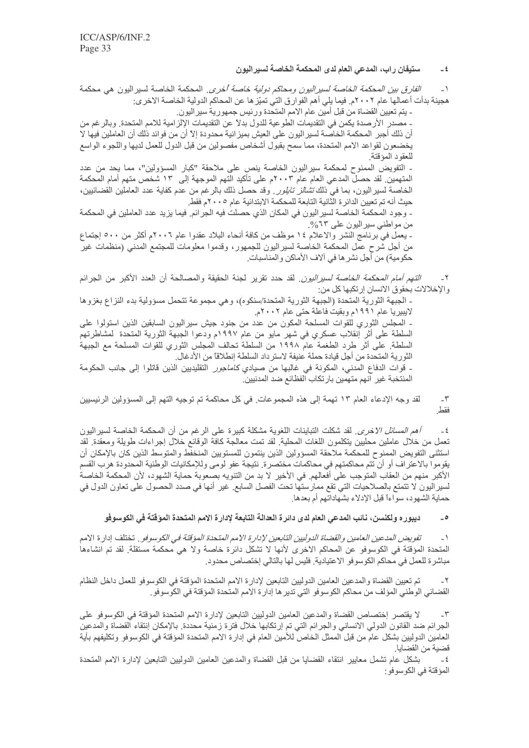## ٤- ستيفان راب، المدعي العام لدى المحكمة الخاصة لسيراليون

١- *الفارق بين المحكمة الخاصة لسيراليون ومحاكم دولية خاصة أخرى.* المحكمة الخاصة لسيراليون هي محكمة هجينة بدأت أعمالها عام ٢٠٠٢م. فيما يلي أهم الفوارق التي تميّزها عن المحاكم الدولية الخاصة الاخرى:

- يتم تعيين القضاة من قبل أمين عام الامم المتحدة ورئيس جمهورية سيراليون.
- مصدر الأرصدة يكمن في التقديمات الطوعية للدول بدلاً عن التقديمات الإلزامية للامم المتحدة. وبالرغم من أن ذلك أجبر المحكمة الخاصة لسيراليون على العيش بميزانية محدودة إلاّ أن من فوائد ذلك أن العاملين فيها لا يخضعون لقواعد الامم المتحدة، مما سمح بقبول أشخاص مفصولين من قبل الدول للعمل لديها واللجوء الواسع للعقود المؤقتة.
- التفويض الممنوح لمحكمة سيراليون الخاصة ينص على ملاحقة "كبار المسؤولين"، مما يحد من عدد المتهمين. لقد حصل المدعي العام عام ٢٠٠٣م على تأكيد التهم الموجهة إلى ١٣ شخص متهم أمام المحكمة الخاصة لسيراليون، بما في ذلك *تشالز تايلور*. وقد حصل ذلك بالرغم من عدم كفاية عدد العاملين القضائيين، حيث أنه تم تعيين الدائرة الثانية التابعة للمحكمة الابتدائية عام ٢٠٠٥م فقط.
- وجود المحكمة الخاصة لسيراليون في المكان الذي حصلت فيه الجرائم. فيما يزيد عدد العاملين في المحكمة من مواطني سيراليون على ٦٣%.
- يعمل في برنامج النشر والاعلام ١٤ موظف من كافة أنحاء البلاد عقدوا عام ٢٠٠٦م أكثر من ٥٠٠ إجتماع من أجل شرح عمل المحكمة الخاصة لسيراليون للجمهور، وقدموا معلومات للمجتمع المدني (منظمات غير حكومية) من أجل نشرها في آلاف الأماكن والمناسبات.

٢- *التهم أمام المحكمة الخاصة لسيراليون.* لقد حدد تقرير لجنة الحقيقة والمصالحة أن العدد الأكبر من الجرائم والإخلالات بحقوق الانسان إرتكبها كل من:

- الجبهة الثورية المتحدة (الجبهة الثورية المتحدة/سنكوه)، وهي مجموعة تتحمل مسؤولية بدء النزاع بغزوها لايبيريا عام ١٩٩١م وبقيت فاعلة حتى عام ٢٠٠٢م.
- المجلس الثوري للقوات المسلحة المكون من عدد من جنود جيش سيراليون السابقين الذين استولوا على السلطة على أثر إنقلاب عسكري في شهر مايو من عام ١٩٩٧م ودعوا الجبهة الثورية المتحدة لمشاطرتهم السلطة. على أثر طرد الطغمة عام ١٩٩٨ من السلطة تحالف المجلس الثوري للقوات المسلحة مع الجبهة الثورية المتحدة من أجل قيادة حملة عنيفة لاسترداد السلطة إنطلاقاً من الأدغال.
- قوات الدفاع المدني، المكونة في غالبها من صيادي *كاماجور* التقليديين الذين قاتلوا إلى جانب الحكومة المنتخبة غير أنهم متهمين بارتكاب الفظائع ضد المدنيين.

٣- لقد وجه الإدعاء العام ١٣ تهمة إلى هذه المجموعات. في كل محاكمة تم توجيه التهم إلى المسؤولين الرئيسيين فقط.

٤- *أهم المسائل الاخرى.* لقد شكلت التباينات اللغوية مشكلة كبيرة على الرغم من أن المحكمة الخاصة لسيراليون تعمل من خلال عاملين محليين يتكلمون اللغات المحلية. لقد تمت معالجة كافة الوقائع خلال إجراءات طويلة ومعقدة. لقد استثنى التفويض الممنوح للمحكمة ملاحقة المسؤولين الذين ينتمون للمستويين المنخفض والمتوسط الذين كان بالإمكان أن يقوموا بالاعتراف أو أن تتم محاكمتهم في محاكمات مختصرة. نتيجة عفو لومى وللإمكانيات الوطنية المحدودة هرب القسم الأكبر منهم من العقاب المتوجب على أفعالهم. في الأخير لا بد من التنويه بصعوبة حماية الشهود، لأن المحكمة الخاصة لسيراليون لا تتمتع بالصلاحيات التي تقع ممارستها تحت الفصل السابع. غير أنها في صدد الحصول على تعاون الدول في حماية الشهود، سواءاً قبل الإدلاء بشهاداتهم أم بعدها.

## ٥- ديبوره ولكنسن، نائب المدعي العام لدى دائرة العدالة التابعة لإدارة الامم المتحدة المؤقتة في الكوسوفو

١- *تفويض المدعين العامين والقضاة الدوليين التابعين لإدارة الامم المتحدة المؤقتة في الكوسوفو.* تختلف إدارة الامم المتحدة المؤقتة في الكوسوفو عن المحاكم الاخرى لأنها لا تشكل دائرة خاصة ولا هي محكمة مستقلة. لقد تم انشاءها مباشرة للعمل في محاكم الكوسوفو الاعتيادية. فليس لها بالتالي إختصاص محدود.

٢- تم تعيين القضاة والمدعين العامين الدوليين التابعين لإدارة الامم المتحدة المؤقتة في الكوسوفو للعمل داخل النظام القضائي الوطني المؤلف من محاكم الكوسوفو التي تديرها إدارة الامم المتحدة المؤقتة في الكوسوفو.

٣- لا يقتصر إختصاص القضاة والمدعين العامين الدوليين التابعين لإدارة الامم المتحدة المؤقتة في الكوسوفو على الجرائم ضد القانون الدولي الانساني والجرائم التي تم إرتكابها خلال فترة زمنية محددة. بالإمكان إنتقاء القضاة والمدعين العامين الدوليين بشكل عام من قبل الممثل الخاص للأمين العام في إدارة الامم المتحدة المؤقتة في الكوسوفو وتكليفهم بأية قضية من القضايا.

٤- بشكل عام تشمل معايير انتقاء القضايا من قبل القضاة والمدعين العامين الدوليين التابعين لإدارة الامم المتحدة المؤقتة في الكوسوفو: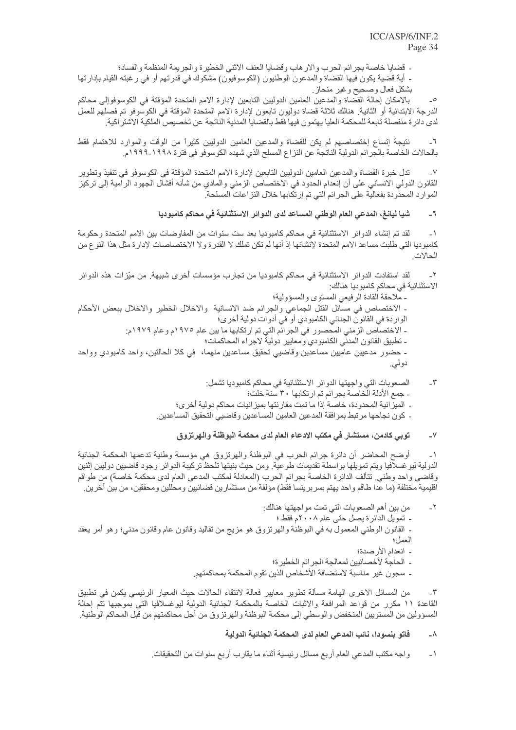- قضايا خاصة بجرائم الحرب والارهاب وقضايا العنف الاثني الخطيرة والجريمة المنظمة والفساد؛
- أية قضية يكون فيها القضاة والمدعون الوطنيون (الكوسوفيون) مشكوك في قدرتهم أو في رغبته القيام بإدارتها بشكل فعال وصحيح وغير منحاز.

٥- بالامكان إحالة القضاة والمدعين العامين الدوليين التابعين لإدارة الامم المتحدة المؤقتة في الكوسوفوإلى محاكم الدرجة الابتدائية أو الثانية. هنالك ثلاثة قضاة دوليون تابعون لإدارة الامم المتحدة المؤقتة في الكوسوفو تم فصلهم للعمل لدى دائرة منفصلة تابعة للمحكمة العليا يهتمون فيها فقط بالقضايا المدنية الناتجة عن تخصيص الملكية الاشتراكية.

٦- نتيجة إتساع إختصاصهم لم يكن للقضاة والمدعين العامين الدوليين كثيراً من الوقت والموارد للاهتمام فقط بالحالات الخاصة بالجرائم الدولية الناتجة عن النزاع المسلح الذي شهده الكوسوفو في فترة ١٩٩٨-١٩٩٩م.

٧- تدل خبرة القضاة والمدعين العامين الدوليين التابعين لإدارة الامم المتحدة المؤقتة في الكوسوفو في تنفيذ وتطوير القانون الدولي الانساني على أن إنعدام الحدود في الاختصاص الزمني والمادي من شأنه أفشال الجهود الرامية إلى تركيز الموارد المحدودة بفعالية على الجرائم التي تم إرتكابها خلال النزاعات المسلحة.

## ٦- شيا ليانغ، المدعي العام الوطني المساعد لدى الدوائر الاستثنائية في محاكم كامبوديا

١- لقد تم إنشاء الدوائر الاستثنائية في محاكم كامبوديا بعد ست سنوات من المفاوضات بين الامم المتحدة وحكومة كامبوديا التي طلبت مساعد الامم المتحدة لإنشائها إذ أنها لم تكن تملك لا القدرة ولا الاختصاصات لإدارة مثل هذا النوع من الحالات.

٢- لقد استفادت الدوائر الاستثنائية في محاكم كامبوديا من تجارب مؤسسات أخرى شبيهة. من ميّزات هذه الدوائر الاستثنائية في محاكم كامبوديا هنالك:
- ملاحقة القادة الرفيعي المستوى والمسؤولية؛
- الاختصاص في مسائل القتل الجماعي والجرائم ضد الانسانية والاخلال الخطير والاخلال ببعض الأحكام الواردة في القانون الجنائي الكامبودي أو في أدوات دولية أخرى؛
- الاختصاص الزمني المحصور في الجرائم التي تم ارتكابها ما بين عام ١٩٧٥م وعام ١٩٧٩م:
- تطبيق القانون المدني الكامبودي ومعايير دولية لاجراء المحاكمات؛
- حضور مدعيين عاميين مساعدين وقاضيي تحقيق مساعدين منهما، في كلا الحالتين، واحد كامبودي وواحد دولي.

٣- الصعوبات التي واجهتها الدوائر الاستثنائية في محاكم كامبوديا تشمل:
- جمع الأدلة الخاصة بجرائم تم ارتكابها ٣٠ سنة خلت؛
- الميزانية المحدودة، خاصة إذا ما تمت مقارنتها بميزانيات محاكم دولية أخرى؛
- كون نجاحها مرتبط بموافقة المدعين العامين المساعدين وقاضيي التحقيق المساعدين.

## ٧- توبي كادمن، مستشار في مكتب الادعاء العام لدى محكمة البوظنة والهرتزوق

١- أوضح المحاضر أن دائرة جرائم الحرب في البوظنة والهرتزوق هي مؤسسة وطنية تدعمها المحكمة الجنائية الدولية ليوغسلافيا ويتم تمويلها بواسطة تقديمات طوعية. ومن حيث بنيتها تلحظ تركيبة الدوائر وجود قاضيين دوليين إثنين وقاضي واحد وطني. تتألف الدائرة الخاصة بجرائم الحرب (المعادلة لمكتب المدعي العام لدى محكمة خاصة) من طواقم اقليمية مختلفة (ما عدا طاقم واحد يهتم بسربرينسا فقط) مؤلفة من مستشارين قضائيين ومحللين ومحققين، من بين آخرين.

٢- من بين أهم الصعوبات التي تمت مواجهتها هنالك:
- تمويل الدائرة يصل حتى عام ٢٠٠٨م فقط ؛
- القانون الوطني المعمول به في البوظنة والهرتزوق هو مزيج من تقاليد وقانون عام وقانون مدني؛ وهو أمر يعقد العمل؛
- انعدام الأرصدة؛
- الحاجة لأخصائيين لمعالجة الجرائم الخطيرة؛
- سجون غير مناسبة لاستضافة الأشخاص الذين تقوم المحكمة بمحاكمتهم.

٣- من المسائل الاخرى الهامة مسألة تطوير معايير فعالة لانتقاء الحالات حيث المعيار الرئيسي يكمن في تطبيق القاعدة ١١ مكرر من قواعد المرافعة والاثبات الخاصة بالمحكمة الجنائية الدولية ليوغسلافيا التي بموجبها تتم إحالة المسؤولين من المستويين المنخفض والوسطي إلى محكمة البوظنة والهرتزوق من أجل محاكمتهم من قبل المحاكم الوطنية.

## ٨- فاتو بنسودا، نائب المدعي العام لدى المحكمة الجنائية الدولية

١- واجه مكتب المدعي العام أربع مسائل رئيسية أثناء ما يقارب أربع سنوات من التحقيقات.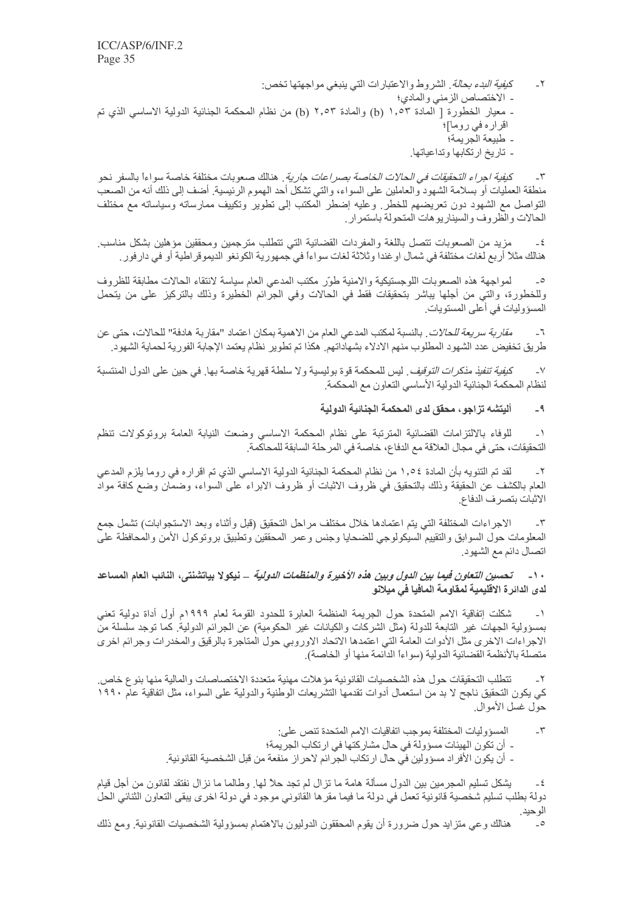٢- *كيفية البدء بحالة*. الشروط والاعتبارات التي ينبغي مواجهتها تخص:
- الاختصاص الزمني والمادي؛
- معيار الخطورة [ المادة ١,٥٣ (b) والمادة ٢,٥٣ (b) من نظام المحكمة الجنائية الدولية الاساسي الذي تم اقراره في روما]؛
- طبيعة الجريمة؛
- تاريخ ارتكابها وتداعياتها.

٣- *كيفية اجراء التحقيقات في الحالات الخاصة بصراعات جارية*. هنالك صعوبات مختلفة خاصة سواءاً بالسفر نحو منطقة العمليات أو بسلامة الشهود والعاملين على السواء، والتي تشكل أحد الهموم الرئيسية. أضف إلى ذلك أنه من الصعب التواصل مع الشهود دون تعريضهم للخطر. وعليه إضطر المكتب إلى تطوير وتكييف ممارساته وسياساته مع مختلف الحالات والظروف والسيناريوهات المتحولة باستمرار.

٤- مزيد من الصعوبات تتصل باللغة والمفردات القضائية التي تتطلب مترجمين ومحققين مؤهلين بشكل مناسب. هنالك مثلاً أربع لغات مختلفة في شمال اوغندا وثلاثة لغات سواءاً في جمهورية الكونغو الديموقراطية أو في دارفور.

٥- لمواجهة هذه الصعوبات اللوجستيكية والامنية طوّر مكتب المدعي العام سياسة لانتقاء الحالات مطابقة للظروف وللخطورة، والتي من أجلها يباشر بتحقيقات فقط في الحالات وفي الجرائم الخطيرة وذلك بالتركيز على من يتحمل المسوؤليات في أعلى المستويات.

٦- *مقاربة سريعة للحالات*. بالنسبة لمكتب المدعي العام من الاهمية بمكان اعتماد "مقاربة هادفة" للحالات، حتى عن طريق تخفيض عدد الشهود المطلوب منهم الادلاء بشهاداتهم. هكذا تم تطوير نظام يعتمد الإجابة الفورية لحماية الشهود.

٧- *كيفية تنفيذ مذكرات التوقيف*. ليس للمحكمة قوة بوليسية ولا سلطة قهرية خاصة بها. في حين على الدول المنتسبة لنظام المحكمة الجنائية الدولية الأساسي التعاون مع المحكمة.

### ٩- أليتشه تزاجو، محقق لدى المحكمة الجنائية الدولية

١- للوفاء بالالتزامات القضائية المترتبة على نظام المحكمة الاساسي وضعت النيابة العامة بروتوكولات تنظم التحقيقات، حتى في مجال العلاقة مع الدفاع، خاصة في المرحلة السابقة للمحاكمة.

٢- لقد تم التنويه بأن المادة ١,٥٤ من نظام المحكمة الجنائية الدولية الاساسي الذي تم اقراره في روما يلزم المدعي العام بالكشف عن الحقيقة وذلك بالتحقيق في ظروف الاثبات أو ظروف الابراء على السواء، وضمان وضع كافة مواد الاثبات بتصرف الدفاع.

٣- الاجراءات المختلفة التي يتم اعتمادها خلال مختلف مراحل التحقيق (قبل وأثناء وبعد الاستجوابات) تشمل جمع المعلومات حول السوابق والتقييم السيكولوجي للضحايا وجنس وعمر المحققين وتطبيق بروتوكول الأمن والمحافظة على اتصال دائم مع الشهود.

### ١٠- *تحسين التعاون فيما بين الدول وبين هذه الأخيرة والمنظمات الدولية* – نيكولا بياتشنتي، النائب العام المساعد لدى الدائرة الاقليمية لمقاومة المافيا في ميلانو

١- شكلت إتفاقية الامم المتحدة حول الجريمة المنظمة العابرة للحدود القومة لعام ١٩٩٩م أول أداة دولية تعني بمسؤولية الجهات غير التابعة للدولة (مثل الشركات والكيانات غير الحكومية) عن الجرائم الدولية. كما توجد سلسلة من الاجراءات الاخرى مثل الأدوات العامة التي اعتمدها الاتحاد الاوروبي حول المتاجرة بالرقيق والمخدرات وجرائم اخرى متصلة بالأنظمة القضائية الدولية (سواءاً الدائمة منها أو الخاصة).

٢- تتطلب التحقيقات حول هذه الشخصيات القانونية مؤهلات مهنية متعددة الاختصاصات والمالية منها بنوع خاص. كي يكون التحقيق ناجح لا بد من استعمال أدوات تقدمها التشريعات الوطنية والدولية على السواء، مثل اتفاقية عام ١٩٩٠ حول غسل الأموال.

٣- المسؤوليات المختلفة بموجب اتفاقيات الامم المتحدة تنص على:
- أن تكون الهيئات مسؤولة في حال مشاركتها في ارتكاب الجريمة؛
- أن يكون الأفراد مسؤولين في حال ارتكاب الجرائم لاحراز منفعة من قبل الشخصية القانونية.

٤- يشكل تسليم المجرمين بين الدول مسألة هامة ما تزال لم تجد حلاً لها. وطالما ما نزال نفتقد لقانون من أجل قيام دولة بطلب تسليم شخصية قانونية تعمل في دولة ما فيما مقرها القانوني موجود في دولة اخرى يبقى التعاون الثنائي الحل الوحيد.

٥- هنالك وعي متزايد حول ضرورة أن يقوم المحققون الدوليون بالاهتمام بمسؤولية الشخصيات القانونية. ومع ذلك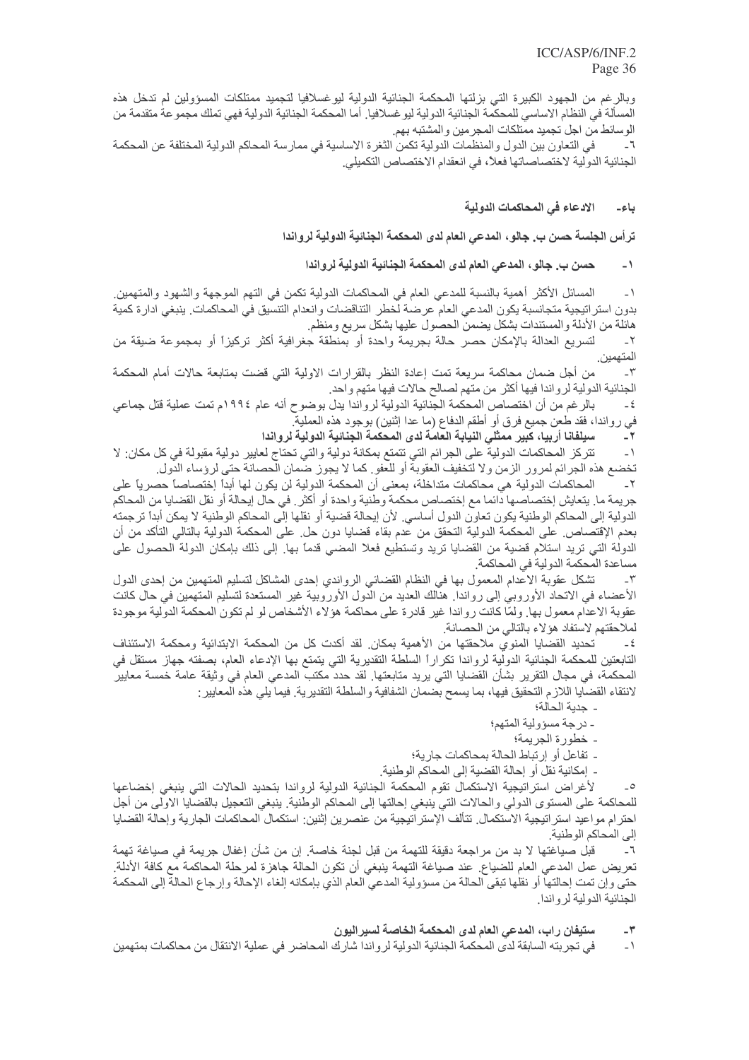وبالرغم من الجهود الكبيرة التي بزلتها المحكمة الجنائية الدولية ليوغسلافيا لتجميد ممتلكات المسؤولين لم تدخل هذه المسألة في النظام الاساسي للمحكمة الجنائية الدولية ليوغسلافيا. أما المحكمة الجنائية الدولية فهي تملك مجموعة متقدمة من الوسائط من اجل تجميد ممتلكات المجرمين والمشتبه بهم.

٦- في التعاون بين الدول والمنظمات الدولية تكمن الثغرة الاساسية في ممارسة المحاكم الدولية المختلفة عن المحكمة الجنائية الدولية لاختصاصاتها فعلاً، في انعقدام الاختصاص التكميلي.

## باء- الادعاء في المحاكمات الدولية

**ترأس الجلسة حسن ب. جالو، المدعي العام لدى المحكمة الجنائية الدولية لرواندا**

### ١- حسن ب. جالو، المدعي العام لدى المحكمة الجنائية الدولية لرواندا

١- المسائل الأكثر أهمية بالنسبة للمدعي العام في المحاكمات الدولية تكمن في التهم الموجهة والشهود والمتهمين. بدون استراتيجية متجانسة يكون المدعي العام عرضة لخطر التناقضات وانعدام التنسيق في المحاكمات. ينبغي ادارة كمية هائلة من الأدلة والمستندات بشكل يضمن الحصول عليها بشكل سريع ومنظم.

٢- لتسريع العدالة بالإمكان حصر حالة بجريمة واحدة أو بمنطقة جغرافية أكثر تركيزاً أو بمجموعة ضيقة من المتهمين.

٣- من أجل ضمان محاكمة سريعة تمت إعادة النظر بالقرارات الاولية التي قضت بمتابعة حالات أمام المحكمة الجنائية الدولية لرواندا فيها أكثر من متهم لصالح حالات فيها متهم واحد.

٤- بالرغم من أن اختصاص المحكمة الجنائية الدولية لرواندا يدل بوضوح أنه عام ١٩٩٤م تمت عملية قتل جماعي في رواندا، فقد طعن جميع فرق أو أطقم الدفاع (ما عدا إثنين) بوجود هذه العملية.

### ٢- سيلفانا أربيا، كبير ممثلي النيابة العامة لدى المحكمة الجنائية الدولية لرواندا

١- تتركز المحاكمات الدولية على الجرائم التي تتمتع بمكانة دولية والتي تحتاج لمعايير دولية مقبولة في كل مكان: لا تخضع هذه الجرائم لمرور الزمن ولا لتخفيف العقوبة أو للعفو. كما لا يجوز ضمان الحصانة حتى لرؤساء الدول.

٢- المحاكمات الدولية هي محاكمات متداخلة، بمعنى أن المحكمة الدولية لن يكون لها أبداً إختصاصاً حصرياً على جريمة ما. يتعايش إختصاصها دائماً مع إختصاص محكمة وطنية واحدة أو أكثر. في حال إحالة أو نقل القضايا من المحاكم الدولية إلى المحاكم الوطنية يكون تعاون الدول أساسي. لأن إيحالة قضية أو نقلها إلى المحاكم الوطنية لا يمكن أبداً ترجمته بعدم الإقتصاص. على المحكمة الدولية التحقق من عدم بقاء قضايا دون حل. على المحكمة الدولية بالتالي التأكد من أن الدولة التي تريد استلام قضية من القضايا تريد وتستطيع فعلا المضي قدماً بها. إلى ذلك بإمكان الدولة الحصول على مساعدة المحكمة الدولية في المحاكمة.

٣- تشكل عقوبة الاعدام المعمول بها في النظام القضائي الرواندي إحدى المشاكل لتسليم المتهمين من إحدى الدول الأعضاء في الاتحاد الأوروبي إلى رواندا. هنالك العديد من الدول الأوروبية غير المستعدة لتسليم المتهمين في حال كانت عقوبة الاعدام معمول بها. ولمّا كانت رواندا غير قادرة على محاكمة هؤلاء الأشخاص لو لم تكون المحكمة الدولية موجودة لملاحقتهم لاستفاد هؤلاء بالتالي من الحصانة.

٤- تحديد القضايا المنوي ملاحقتها من الأهمية بمكان. لقد أكدت كل من المحكمة الابتدائية ومحكمة الاستئناف التابعتين للمحكمة الجنائية الدولية لرواندا تكراراً السلطة التقديرية التي يتمتع بها الإدعاء العام، بصفته جهاز مستقل في المحكمة، في مجال التقرير بشأن القضايا التي يريد متابعتها. لقد حدد مكتب المدعي العام في وثيقة عامة خمسة معايير لانتقاء القضايا اللازم التحقيق فيها، بما يسمح بضمان الشفافية والسلطة التقديرية. فيما يلي هذه المعايير:

- جدية الحالة؛
- درجة مسؤولية المتهم؛
- خطورة الجريمة؛
- تفاعل أو إرتباط الحالة بمحاكمات جارية؛
- إمكانية نقل أو إحالة القضية إلى المحاكم الوطنية.

٥- لأغراض استراتيجية الاستكمال تقوم المحكمة الجنائية الدولية لرواندا بتحديد الحالات التي ينبغي إخضاعها للمحاكمة على المستوى الدولي والحالات التي ينبغي إحالتها إلى المحاكم الوطنية. ينبغي التعجيل بالقضايا الاولى من أجل احترام مواعيد استراتيجية الاستكمال. تتألف الإستراتيجية من عنصرين إثنين: استكمال المحاكمات الجارية وإحالة القضايا إلى المحاكم الوطنية.

٦- قبل صياغتها لا بد من مراجعة دقيقة للتهمة من قبل لجنة خاصة. إن من شأن إغفال جريمة في صياغة تهمة تعريض عمل المدعي العام للضياع. عند صياغة التهمة ينبغي أن تكون الحالة جاهزة لمرحلة المحاكمة مع كافة الأدلة. حتى وإن تمت إحالتها أو نقلها تبقى الحالة من مسؤولية المدعي العام الذي بإمكانه إلغاء الإحالة وإرجاع الحالة إلى المحكمة الجنائية الدولية لرواندا.

### ٣- ستيفان راب، المدعي العام لدى المحكمة الخاصة لسيراليون

١- في تجربته السابقة لدى المحكمة الجنائية الدولية لرواندا شارك المحاضر في عملية الانتقال من محاكمات بمتهمين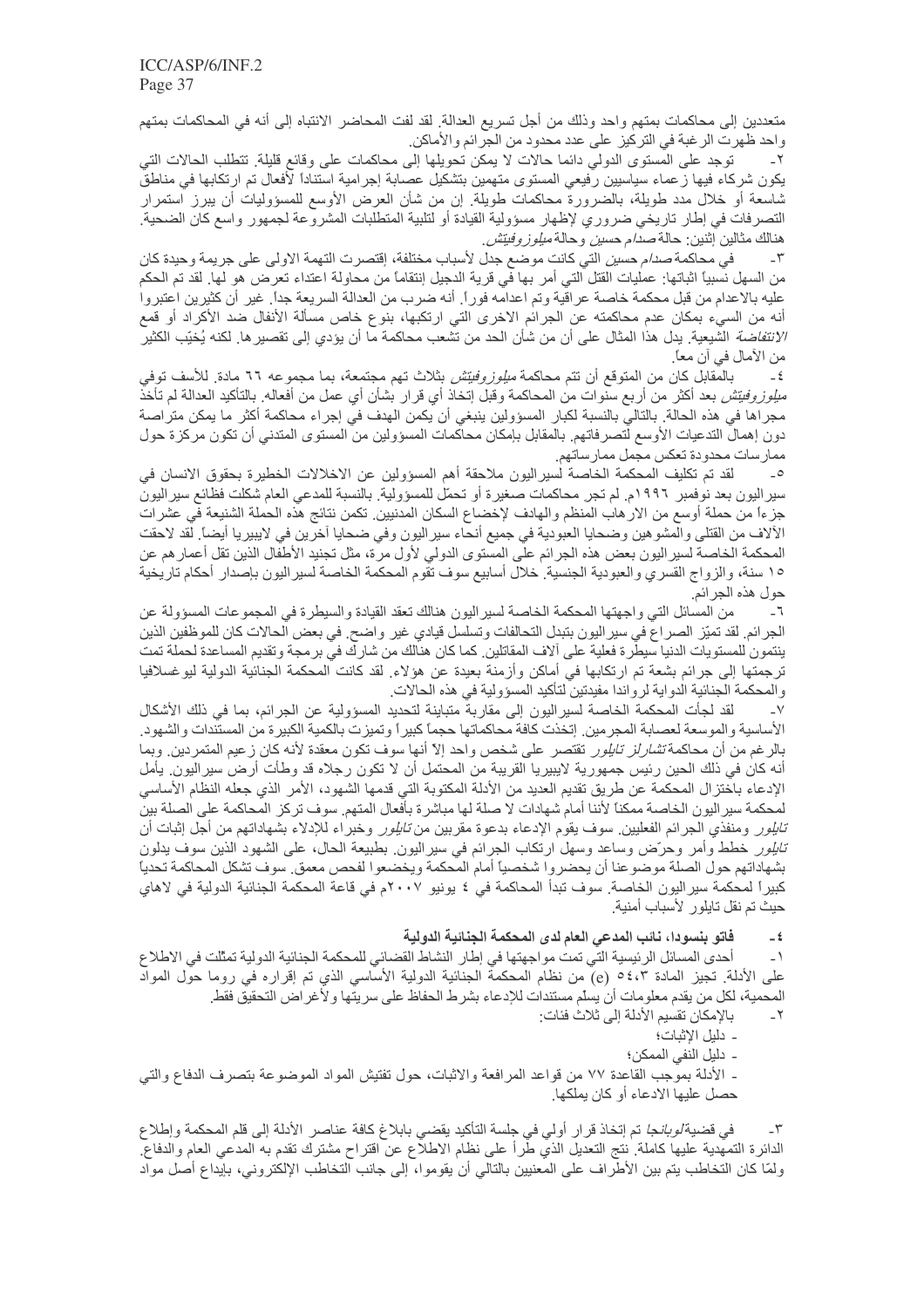متعددين إلى محاكمات بمتهم واحد وذلك من أجل تسريع العدالة. لقد لفت المحاضر الانتباه إلى أنه في المحاكمات بمتهم واحد ظهرت الرغبة في التركيز على عدد محدود من الجرائم والأماكن.

٢- توجد على المستوى الدولي دائما حالات لا يمكن تحويلها إلى محاكمات على وقائع قليلة. تتطلب الحالات التي يكون شركاء فيها زعماء سياسيين رفيعي المستوى متهمين بتشكيل عصابة إجرامية استناداً لأفعال تم ارتكابها في مناطق شاسعة أو خلال مدد طويلة، بالضرورة محاكمات طويلة. إن من شأن العرض الأوسع للمسؤوليات أن يبرز استمرار التصرفات في إطار تاريخي ضروري لإظهار مسؤولية القيادة أو لتلبية المتطلبات المشروعة لجمهور واسع كان الضحية. هنالك مثالين إثنين: حالة *صدام حسين* وحالة *ميلوزوفيتش*.

٣- في محاكمة *صدام حسين* التي كانت موضع جدل لأسباب مختلفة، إقتصرت التهمة الاولى على جريمة وحيدة كان من السهل نسبياً اثباتها: عمليات القتل التي أمر بها في قرية الدجيل إنتقاماً من محاولة اعتداء تعرض هو لها. لقد تم الحكم عليه بالاعدام من قبل محكمة خاصة عراقية وتم اعدامه فوراً. أنه ضرب من العدالة السريعة جداً. غير أن كثيرين اعتبروا أنه من السيء بمكان عدم محاكمته عن الجرائم الاخرى التي ارتكبها، بنوع خاص مسألة الأنفال ضد الأكراد أو قمع *الانتفاضة* الشيعية. يدل هذا المثال على أن من شأن الحد من تشعب محاكمة ما أن يؤدي إلى تقصيرها. لكنه يُخيّب الكثير من الآمال في آن معاً.

٤- بالمقابل كان من المتوقع أن تتم محاكمة *ميلوزوفيتش* بثلاث تهم مجتمعة، بما مجموعه ٦٦ مادة. للأسف توفي *ميلوزوفيتش* بعد أكثر من أربع سنوات من المحاكمة وقبل إتخاذ أي قرار بشأن أي عمل من أفعاله. بالتأكيد العدالة لم تأخذ مجراها في هذه الحالة. بالتالي بالنسبة لكبار المسؤولين ينبغي أن يكمن الهدف في إجراء محاكمة أكثر ما يمكن متراصة دون إهمال التدعيات الأوسع لتصرفاتهم. بالمقابل بإمكان محاكمات المسؤولين من المستوى المتدني أن تكون مركزة حول ممارسات محدودة تعكس مجمل ممارساتهم.

٥- لقد تم تكليف المحكمة الخاصة لسيراليون ملاحقة أهم المسؤولين عن الاخلالات الخطيرة بحقوق الانسان في سيراليون بعد نوفمبر ١٩٩٦م. لم تجر محاكمات صغيرة أو تحمّل للمسؤولية. بالنسبة للمدعي العام شكلت فظائع سيراليون جزءاً من حملة أوسع من الارهاب المنظم والهادف لإخضاع السكان المدنيين. تكمن نتائج هذه الحملة الشنيعة في عشرات الآلاف من القتلى والمشوهين وضحايا العبودية في جميع أنحاء سيراليون وفي ضحايا آخرين في لايبيريا أيضاً. لقد لاحقت المحكمة الخاصة لسيراليون بعض هذه الجرائم على المستوى الدولي لأول مرة، مثل تجنيد الأطفال الذين تقل أعمارهم عن ١٥ سنة، والزواج القسري والعبودية الجنسية. خلال أسابيع سوف تقوم المحكمة الخاصة لسيراليون باصدار أحكام تاريخية حول هذه الجرائم.

٦- من المسائل التي واجهتها المحكمة الخاصة لسيراليون هنالك تعقد القيادة والسيطرة في المجموعات المسؤولة عن الجرائم. لقد تميّز الصراع في سيراليون بتبدل التحالفات وتسلسل قيادي غير واضح. في بعض الحالات كان للموظفين الذين ينتمون للمستويات الدنيا سيطرة فعلية على آلاف المقاتلين. كما كان هنالك من شارك في برمجة وتقديم المساعدة لحملة تمت ترجمتها إلى جرائم بشعة تم ارتكابها في أماكن وأزمنة بعيدة عن هؤلاء. لقد كانت المحكمة الجنائية الدولية ليوغسلافيا والمحكمة الجنائية الدولية لرواندا مفيدتين لتأكيد المسؤولية في هذه الحالات.

٧- لقد لجأت المحكمة الخاصة لسيراليون إلى مقاربة متباينة لتحديد المسؤولية عن الجرائم، بما في ذلك الأشكال الأساسية والموسعة لعصابة المجرمين. إتخذت كافة محاكماتها حجماً كبيراً وتميزت بالكمية الكبيرة من المستندات والشهود. بالرغم من أن محاكمة *تشارلز تايلور* تقتصر على شخص واحد إلا أنها سوف تكون معقدة لأنه كان زعيم المتمردين. وبما أنه كان في ذلك الحين رئيس جمهورية لايبيريا القريبة من المحتمل أن لا تكون رجلاه قد وطأت أرض سيراليون. يأمل الإدعاء باختزال المحكمة عن طريق تقديم العديد من الأدلة المكتوبة التي قدمها الشهود، الأمر الذي جعله النظام الأساسي لمحكمة سيراليون الخاصة ممكناً لأننا أمام شهادات لا صلة لها مباشرة بأفعال المتهم. سوف تركز المحاكمة على الصلة بين *تايلور* ومنفذي الجرائم الفعليين. سوف يقوم الإدعاء بدعوة مقربين من *تايلور* وخبراء للإدلاء بشهاداتهم من أجل إثبات أن *تايلور* خطط وأمر وحرّض وساعد وسهل ارتكاب الجرائم في سيراليون. بطبيعة الحال، على الشهود الذين سوف يدلون بشهاداتهم حول الصلة موضوعنا أن يحضروا شخصياً أمام المحكمة ويخضعوا لفحص معمق. سوف تشكل المحاكمة تحدياً كبيراً لمحكمة سيراليون الخاصة. سوف تبدأ المحاكمة في ٤ يونيو ٢٠٠٧م في قاعة المحكمة الجنائية الدولية في لاهاي حيث تم نقل تايلور لأسباب أمنية.

**٤- فاتو بنسودا، نائب المدعي العام لدى المحكمة الجنائية الدولية**

١- أحدى المسائل الرئيسية التي تمت مواجهتها في إطار النشاط القضائي للمحكمة الجنائية الدولية تمثّلت في الاطلاع على الأدلة. تجيز المادة ٥٤،٣ (e) من نظام المحكمة الجنائية الدولية الأساسي الذي تم إقراره في روما حول المواد المحمية، لكل من يقدم معلومات أن يسلّم مستندات للإدعاء بشرط الحفاظ على سريتها ولأغراض التحقيق فقط.

٢- بالإمكان تقسيم الأدلة إلى ثلاث فئات:
- دليل الإثبات؛
- دليل النفي الممكن؛
- الأدلة بموجب القاعدة ٧٧ من قواعد المرافعة والاثبات، حول تفتيش المواد الموضوعة بتصرف الدفاع والتي حصل عليها الادعاء أو كان يملكها.

٣- في قضية *لوبانجا* تم إتخاذ قرار أولي في جلسة التأكيد يقضي بابلاغ كافة عناصر الأدلة إلى قلم المحكمة وإطلاع الدائرة التمهيدية عليها كاملة. نتج التعديل الذي طرأ على نظام الاطلاع عن اقتراح مشترك تقدم به المدعي العام والدفاع. ولمّا كان التخاطب يتم بين الأطراف على المعنيين بالتالي أن يقوموا، إلى جانب التخاطب الإلكتروني، بإيداع أصل مواد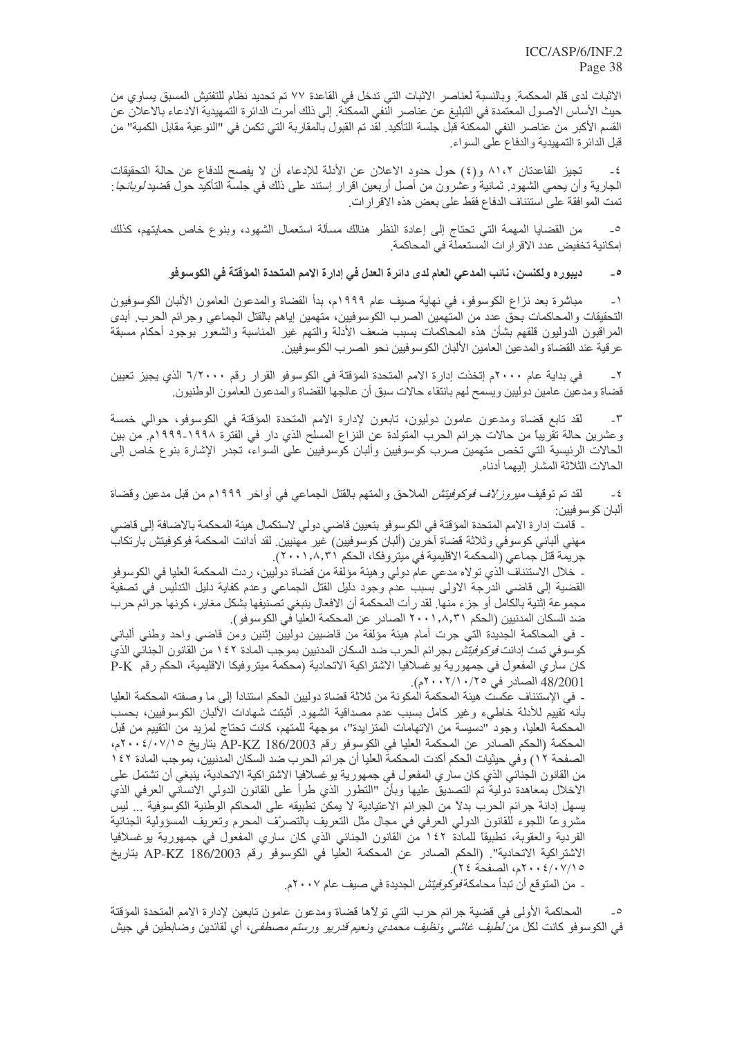الاثبات لدى قلم المحكمة. وبالنسبة لعناصر الاثبات التي تدخل في القاعدة ٧٧ تم تحديد نظام للتفتيش المسبق يساوي من حيث الأساس الاصول المعتمدة في التبليغ عن عناصر النفي الممكنة. إلى ذلك أمرت الدائرة التمهيدية الادعاء بالاعلان عن القسم الأكبر من عناصر النفي الممكنة قبل جلسة التأكيد. لقد تم القبول بالمقاربة التي تكمن في "النوعية مقابل الكمية" من قبل الدائرة التمهيدية والدفاع على السواء.

٤- تجيز القاعدتان ٨١،٢ و(٤) حول حدود الاعلان عن الأدلة للإدعاء أن لا يفصح للدفاع عن حالة التحقيقات الجارية وأن يحمي الشهود. ثمانية وعشرون من أصل أربعين اقرار إستند على ذلك في جلسة التأكيد حول قضية *لوبانجا*: تمت الموافقة على استئناف الدفاع فقط على بعض هذه الاقرارات.

٥- من القضايا المهمة التي تحتاج إلى إعادة النظر هنالك مسألة استعمال الشهود، وبنوع خاص حمايتهم، كذلك إمكانية تخفيض عدد الاقرارات المستعملة في المحاكمة.

**٥- ديبوره ولكنسن، نائب المدعي العام لدى دائرة العدل في إدارة الامم المتحدة المؤقتة في الكوسوفو**

١- مباشرة بعد نزاع الكوسوفو، في نهاية صيف عام ١٩٩٩م، بدأ القضاة والمدعون العامون الألبان الكوسوفيون التحقيقات والمحاكمات بحق عدد من المتهمين الصرب الكوسوفيين، متهمين إياهم بالقتل الجماعي وجرائم الحرب. أبدى المراقبون الدوليون قلقهم بشأن هذه المحاكمات بسبب ضعف الأدلة والتهم غير المناسبة والشعور بوجود أحكام مسبقة عرقية عند القضاة والمدعين العامين الألبان الكوسوفيين نحو الصرب الكوسوفيين.

٢- في بداية عام ٢٠٠٠م إتخذت إدارة الامم المتحدة المؤقتة في الكوسوفو القرار رقم ٦/٢٠٠٠ الذي يجيز تعيين قضاة ومدعين عامين دوليين ويسمح لهم بانتقاء حالات سبق أن عالجها القضاة والمدعون العامون الوطنيون.

٣- لقد تابع قضاة ومدعون عامون دوليون، تابعون لإدارة الامم المتحدة المؤقتة في الكوسوفو، حوالي خمسة وعشرين حالة تقريباً من حالات جرائم الحرب المتولدة عن النزاع المسلح الذي دار في الفترة ١٩٩٨-١٩٩٩م. من بين الحالات الرئيسية التي تخص متهمين صرب كوسوفيين وألبان كوسوفيين على السواء، تجدر الإشارة بنوع خاص إلى الحالات الثلاثة المشار إليهما أدناه.

٤- لقد تم توقيف *ميروزلاف فوكوفيتش* الملاحق والمتهم بالقتل الجماعي في أواخر ١٩٩٩م من قبل مدعين وقضاة ألبان كوسوفيين:

- قامت إدارة الامم المتحدة المؤقتة في الكوسوفو بتعيين قاضي دولي لاستكمال هيئة المحكمة بالاضافة إلى قاضي مهني ألباني كوسوفي وثلاثة قضاة آخرين (ألبان كوسوفيين) غير مهنيين. لقد أدانت المحكمة فوكوفيتش بارتكاب جريمة قتل جماعي (المحكمة الاقليمية في ميتروفكا، الحكم ٢٠٠١،٨،٣١).
- خلال الاستئناف الذي تولاه مدعي عام دولي وهيئة مؤلفة من قضاة دوليين، ردت المحكمة العليا في الكوسوفو القضية إلى قاضي الدرجة الاولى بسبب عدم وجود دليل القتل الجماعي وعدم كفاية دليل التدليس في تصفية مجموعة إثنية بالكامل أو جزء منها. لقد رأت المحكمة أن الافعال ينبغي تصنيفها بشكل مغاير، كونها جرائم حرب ضد السكان المدنيين (الحكم ٢٠٠١،٨،٣١ الصادر عن المحكمة العليا في الكوسوفو).
- في المحاكمة الجديدة التي جرت أمام هيئة مؤلفة من قاضيين دوليين إثنين ومن قاضي واحد وطني ألباني كوسوفي تمت إدانت *فوكوفيتش* بجرائم الحرب ضد السكان المدنيين بموجب المادة ١٤٢ من القانون الجنائي الذي كان ساري المفعول في جمهورية يوغسلافيا الاشتراكية الاتحادية (محكمة ميتروفيكا الاقليمية، الحكم رقم P-K 48/2001 الصادر في ٢٠٠٢/١٠/٢٥م).
- في الإستئناف عكست هيئة المحكمة المكونة من ثلاثة قضاة دوليين الحكم استناداً إلى ما وصفته المحكمة العليا بأنه تقييم للأدلة خاطيء وغير كامل بسبب عدم مصداقية الشهود. أثبتت شهادات الألبان الكوسوفيين، بحسب المحكمة العليا، وجود "دسيسة من الاتهامات المتزايدة"، موجهة للمتهم، كانت تحتاج لمزيد من التقييم من قبل المحكمة (الحكم الصادر عن المحكمة العليا في الكوسوفو رقم AP-KZ 186/2003 بتاريخ ٢٠٠٤/٠٧/١٥م، الصفحة ١٢) وفي حيثيات الحكم أكدت المحكمة العليا أن جرائم الحرب ضد السكان المدنيين، بموجب المادة ١٤٢ من القانون الجنائي الذي كان ساري المفعول في جمهورية يوغسلافيا الاشتراكية الاتحادية، ينبغي أن تشتمل على الاخلال بمعاهدة دولية تم التصديق عليها وبأن "التطور الذي طرأ على القانون الدولي الانساني العرفي الذي يسهل إدانة جرائم الحرب بدلاً من الجرائم الاعتيادية لا يمكن تطبيقه على المحاكم الوطنية الكوسوفية ... ليس مشروعاً اللجوء للقانون الدولي العرفي في مجال مثل التعريف بالتصرّف المحرم وتعريف المسؤولية الجنائية الفردية والعقوبة، تطبيقاً للمادة ١٤٢ من القانون الجنائي الذي كان ساري المفعول في جمهورية يوغسلافيا الاشتراكية الاتحادية". (الحكم الصادر عن المحكمة العليا في الكوسوفو رقم AP-KZ 186/2003 بتاريخ ٢٠٠٤/٠٧/١٥م، الصفحة ٢٤).
- من المتوقع أن تبدأ محاكمة *فوكوفيتش* الجديدة في صيف عام ٢٠٠٧م.

٥- المحاكمة الأولى في قضية جرائم حرب التي تولاها قضاة ومدعون عامون تابعين لإدارة الامم المتحدة المؤقتة في الكوسوفو كانت لكل من *لطيف غاشي ونظيف محمدي ونعيم قدريو ورستم مصطفى*، أي لقائدين وضابطين في جيش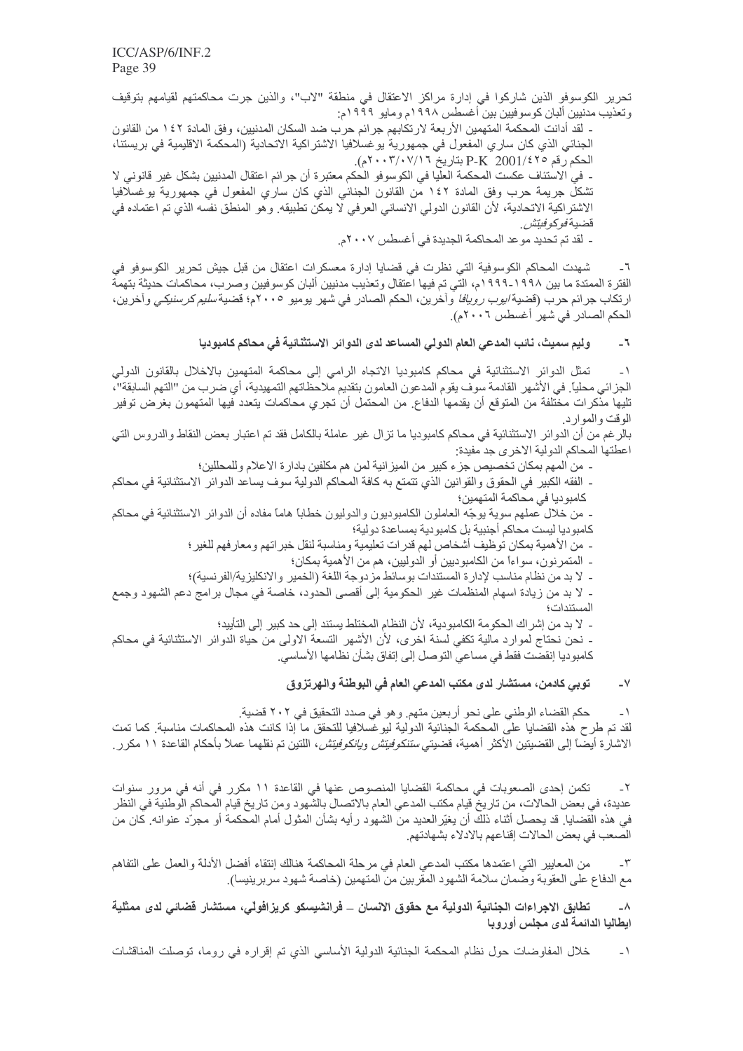تحرير الكوسوفو الذين شاركوا في إدارة مراكز الاعتقال في منطقة "لاب"، والذين جرت محاكمتهم لقيامهم بتوقيف وتعذيب مدنيين ألبان كوسوفيين بين أغسطس ١٩٩٨م ومايو ١٩٩٩م:

- لقد أدانت المحكمة المتهمين الأربعة لارتكابهم جرائم حرب ضد السكان المدنيين، وفق المادة ١٤٢ من القانون الجنائي الذي كان ساري المفعول في جمهورية يوغسلافيا الاشتراكية الاتحادية (المحكمة الاقليمية في بريستنا، الحكم رقم P-K 2001/٤٢٥ بتاريخ ٢٠٠٣/٠٧/١٦م).
- في الاستئناف عكست المحكمة العليا في الكوسوفو الحكم معتبرة أن جرائم اعتقال المدنيين بشكل غير قانوني لا تشكل جريمة حرب وفق المادة ١٤٢ من القانون الجنائي الذي كان ساري المفعول في جمهورية يوغسلافيا الاشتراكية الاتحادية، لأن القانون الدولي الانساني العرفي لا يمكن تطبيقه. وهو المنطق نفسه الذي تم اعتماده في قضية *فوكوفيتش*.
- لقد تم تحديد موعد المحاكمة الجديدة في أغسطس ٢٠٠٧م.

٦- شهدت المحاكم الكوسوفية التي نظرت في قضايا إدارة معسكرات اعتقال من قبل جيش تحرير الكوسوفو في الفترة الممتدة ما بين ١٩٩٨-١٩٩٩م، التي تم فيها اعتقال وتعذيب مدنيين ألبان كوسوفيين وصرب، محاكمات حديثة بتهمة ارتكاب جرائم حرب (قضية *ايوب روبافا* وآخرين، الحكم الصادر في شهر يوميو ٢٠٠٥م؛ قضية *سليم كرسنيكي* وآخرين، الحكم الصادر في شهر أغسطس ٢٠٠٦م).

## ٦- وليم سميث، نائب المدعي العام الدولي المساعد لدى الدوائر الاستثنائية في محاكم كامبوديا

١- تمثل الدوائر الاستثنائية في محاكم كامبوديا الاتجاه الرامي إلى محاكمة المتهمين بالاخلال بالقانون الدولي الجزائي محلياً. في الأشهر القادمة سوف يقوم المدعون العامون بتقديم ملاحظاتهم التمهيدية، أي ضرب من "التهم السابقة"، تليها مذكرات مختلفة من المتوقع أن يقدمها الدفاع. من المحتمل أن تجري محاكمات يتعدد فيها المتهمون بغرض توفير الوقت والموارد.

بالرغم من أن الدوائر الاستثنائية في محاكم كامبوديا ما تزال غير عاملة بالكامل فقد تم اعتبار بعض النقاط والدروس التي اعطتها المحاكم الدولية الاخرى جد مفيدة:

- من المهم بمكان تخصيص جزء كبير من الميزانية لمن هم مكلفين بادارة الاعلام وللمحللين؛
- الفقه الكبير في الحقوق والقوانين الذي تتمتع به كافة المحاكم الدولية سوف يساعد الدوائر الاستثنائية في محاكم كامبوديا في محاكمة المتهمين؛
- من خلال عملهم سوية يوجّه العاملون الكامبوديون والدوليون خطاباً هاماً مفاده أن الدوائر الاستثنائية في محاكم كامبوديا ليست محاكم أجنبية بل كامبودية بمساعدة دولية؛
- من الأهمية بمكان توظيف أشخاص لهم قدرات تعليمية ومناسبة لنقل خبراتهم ومعارفهم للغير؛
- المتمرنون، سواءاً من الكامبوديين أو الدوليين، هم من الأهمية بمكان؛
- لا بد من نظام مناسب لإدارة المستندات بوسائط مزدوجة اللغة (الخمير والانكليزية/الفرنسية)؛
- لا بد من زيادة اسهام المنظمات غير الحكومية إلى أقصى الحدود، خاصة في مجال برامج دعم الشهود وجمع المستندات؛
- لا بد من إشراك الحكومة الكامبودية، لأن النظام المختلط يستند إلى حد كبير إلى التأييد؛
- نحن نحتاج لموارد مالية تكفي لسنة اخرى، لأن الأشهر التسعة الاولى من حياة الدوائر الاستثنائية في محاكم كامبوديا إنقضت فقط في مساعي التوصل إلى إتفاق بشأن نظامها الأساسي.

## ٧- توبي كادمن، مستشار لدى مكتب المدعي العام في البوطنة والهرتزووق

١- حكم القضاء الوطني على نحو أربعين متهم. وهو في صدد التحقيق في ٢٠٢ قضية.
لقد تم طرح هذه القضايا على المحكمة الجنائية الدولية ليوغسلافيا للتحقق ما إذا كانت هذه المحاكمات مناسبة. كما تمت الاشارة أيضاً إلى القضيتين الأكثر أهمية، قضيتي *ستنكوفيتش ويانكوفيتش*، اللتين تم نقلهما عملاً بأحكام القاعدة ١١ مكرر.

٢- تكمن إحدى الصعوبات في محاكمة القضايا المنصوص عنها في القاعدة ١١ مكرر في أنه في مرور سنوات عديدة، في بعض الحالات، من تاريخ قيام مكتب المدعي العام بالاتصال بالشهود ومن تاريخ قيام المحاكم الوطنية في النظر في هذه القضايا. قد يحصل أثناء ذلك أن يغيّرالعديد من الشهود رأيه بشأن المثول أمام المحكمة أو مجرّد عنوانه. كان من الصعب في بعض الحالات إقناعهم بالادلاء بشهادتهم.

٣- من المعايير التي اعتمدها مكتب المدعي العام في مرحلة المحاكمة هنالك إنتقاء أفضل الأدلة والعمل على التفاهم مع الدفاع على العقوبة وضمان سلامة الشهود المقربين من المتهمين (خاصة شهود سربرينيسا).

## ٨- تطابق الاجراءات الجنائية الدولية مع حقوق الانسان – فرانشيسكو كريزافولي، مستشار قضائي لدى ممثلية ايطاليا الدائمة لدى مجلس أوروبا

١- خلال المفاوضات حول نظام المحكمة الجنائية الدولية الأساسي الذي تم إقراره في روما، توصلت المناقشات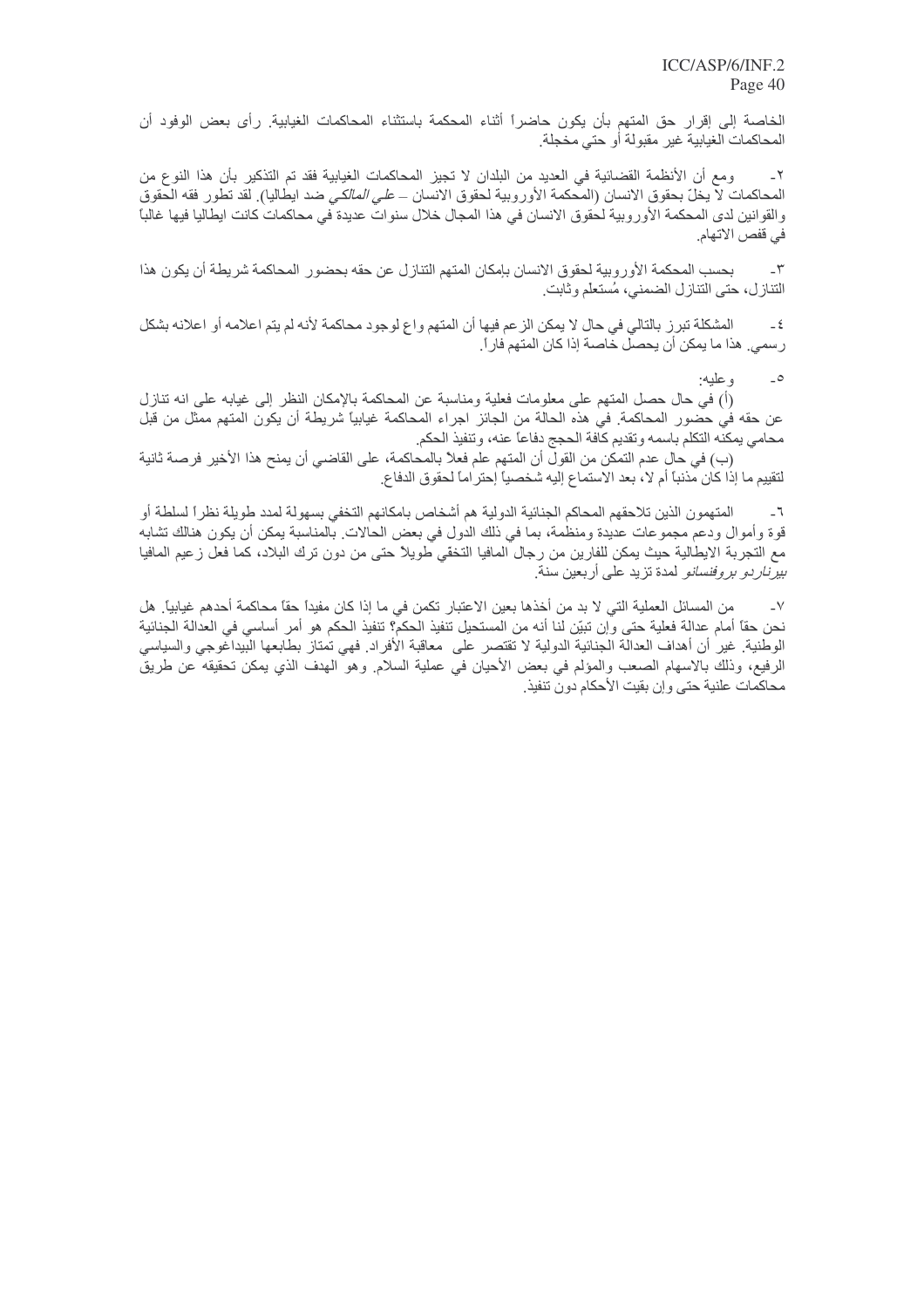الخاصة إلى إقرار حق المتهم بأن يكون حاضراً أثناء المحكمة باستثناء المحاكمات الغيابية. رأى بعض الوفود أن المحاكمات الغيابية غير مقبولة أو حتى مخجلة.

٢- ومع أن الأنظمة القضائية في العديد من البلدان لا تجيز المحاكمات الغيابية فقد تم التذكير بأن هذا النوع من المحاكمات لا يخلّ بحقوق الانسان (المحكمة الأوروبية لحقوق الانسان – *علي المالكي* ضد ايطاليا). لقد تطور فقه الحقوق والقوانين لدى المحكمة الأوروبية لحقوق الانسان في هذا المجال خلال سنوات عديدة في محاكمات كانت ايطاليا فيها غالباً في قفص الاتهام.

٣- بحسب المحكمة الأوروبية لحقوق الانسان بإمكان المتهم التنازل عن حقه بحضور المحاكمة شريطة أن يكون هذا التنازل، حتى التنازل الضمني، مُستعلم وثابت.

٤- المشكلة تبرز بالتالي في حال لا يمكن الزعم فيها أن المتهم واع لوجود محاكمة لأنه لم يتم اعلامه أو اعلانه بشكل رسمي. هذا ما يمكن أن يحصل خاصة إذا كان المتهم فاراً.

٥- وعليه:

(أ) في حال حصل المتهم على معلومات فعلية ومناسبة عن المحاكمة بالإمكان النظر إلى غيابه على انه تنازل عن حقه في حضور المحاكمة. في هذه الحالة من الجائز اجراء المحاكمة غيابياً شريطة أن يكون المتهم ممثل من قبل محامي يمكنه التكلم باسمه وتقديم كافة الحجج دفاعاً عنه، وتنفيذ الحكم.

(ب) في حال عدم التمكن من القول أن المتهم علم فعلاً بالمحاكمة، على القاضي أن يمنح هذا الأخير فرصة ثانية لتقييم ما إذا كان مذنباً أم لا، بعد الاستماع إليه شخصياً إحتراماً لحقوق الدفاع.

٦- المتهمون الذين تلاحقهم المحاكم الجنائية الدولية هم أشخاص بامكانهم التخفي بسهولة لمدد طويلة نظراً لسلطة أو قوة وأموال ودعم مجموعات عديدة ومنظمة، بما في ذلك الدول في بعض الحالات. بالمناسبة يمكن أن يكون هنالك تشابه مع التجربة الايطالية حيث يمكن للفارين من رجال المافيا التخفي طويلاً حتى من دون ترك البلاد، كما فعل زعيم المافيا *بيرناردو بروفنسانو* لمدة تزيد على أربعين سنة.

٧- من المسائل العملية التي لا بد من أخذها بعين الاعتبار تكمن في ما إذا كان مفيداً حقاً محاكمة أحدهم غيابياً. هل نحن حقاً أمام عدالة فعلية حتى وإن تبيّن لنا أنه من المستحيل تنفيذ الحكم؟ تنفيذ الحكم هو أمر أساسي في العدالة الجنائية الوطنية. غير أن أهداف العدالة الجنائية الدولية لا تقتصر على معاقبة الأفراد. فهي تمتاز بطابعها البيداغوجي والسياسي الرفيع، وذلك بالاسهام الصعب والمؤلم في بعض الأحيان في عملية السلام. وهو الهدف الذي يمكن تحقيقه عن طريق محاكمات علنية حتى وإن بقيت الأحكام دون تنفيذ.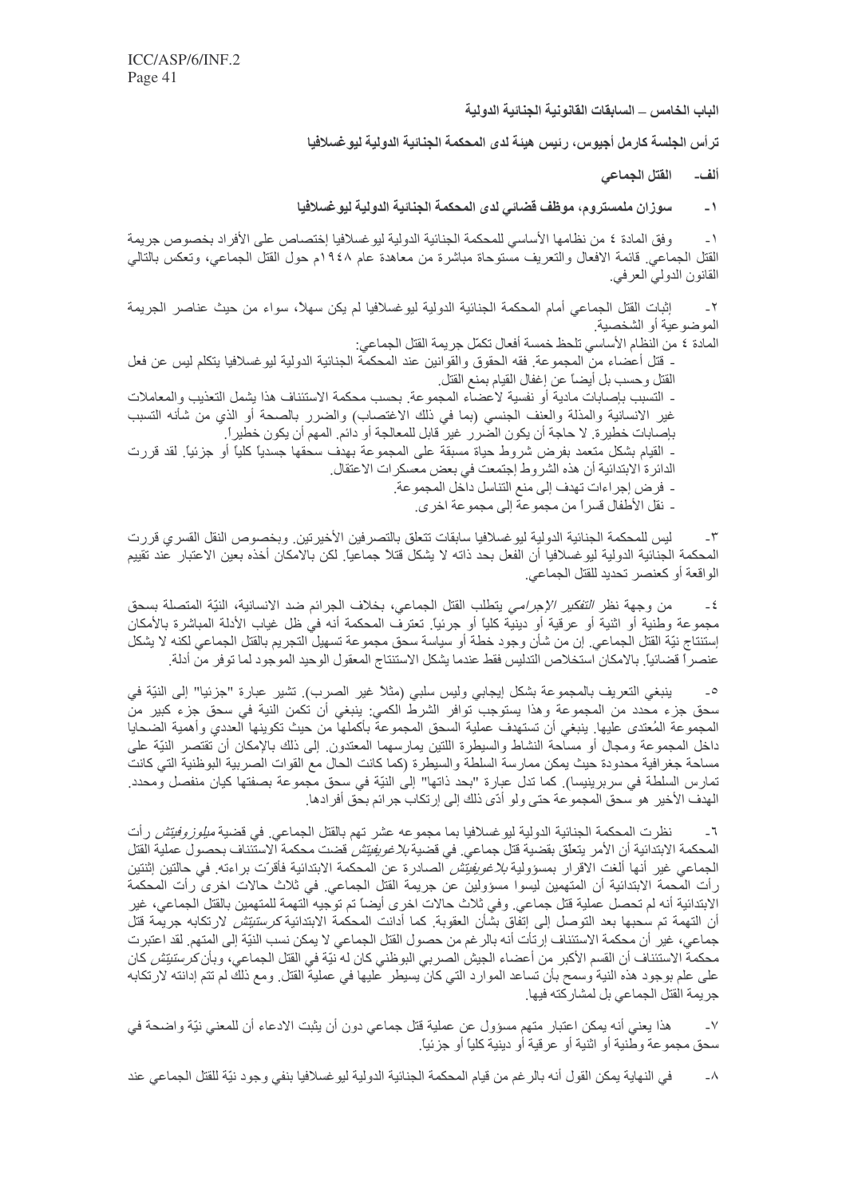## الباب الخامس – السابقات القانونية الجنائية الدولية

**ترأس الجلسة كارمل أجيوس، رئيس هيئة لدى المحكمة الجنائية الدولية ليوغسلافيا**

### ألف- القتل الجماعي

#### ١- سوزان ملمستروم، موظف قضائي لدى المحكمة الجنائية الدولية ليوغسلافيا

١- وفق المادة ٤ من نظامها الأساسي للمحكمة الجنائية الدولية ليوغسلافيا إختصاص على الأفراد بخصوص جريمة القتل الجماعي. قائمة الافعال والتعريف مستوحاة مباشرة من معاهدة عام ١٩٤٨م حول القتل الجماعي، وتعكس بالتالي القانون الدولي العرفي.

٢- إثبات القتل الجماعي أمام المحكمة الجنائية الدولية ليوغسلافيا لم يكن سهلاً، سواء من حيث عناصر الجريمة الموضوعية أو الشخصية.

المادة ٤ من النظام الأساسي تلحظ خمسة أفعال تكمّل جريمة القتل الجماعي:

- قتل أعضاء من المجموعة. فقه الحقوق والقوانين عند المحكمة الجنائية الدولية ليوغسلافيا يتكلم ليس عن فعل القتل وحسب بل أيضاً عن إغفال القيام بمنع القتل.
- التسبب بإصابات مادية أو نفسية لاعضاء المجموعة. بحسب محكمة الاستئناف هذا يشمل التعذيب والمعاملات غير الانسانية والمذلة والعنف الجنسي (بما في ذلك الاغتصاب) والضرر بالصحة أو الذي من شأنه التسبب بإصابات خطيرة. لا حاجة أن يكون الضرر غير قابل للمعالجة أو دائم. المهم أن يكون خطيراً.
- القيام بشكل متعمد بفرض شروط حياة مسبقة على المجموعة بهدف سحقها جسدياً كلياً أو جزئياً. لقد قررت الدائرة الابتدائية أن هذه الشروط إجتمعت في بعض معسكرات الاعتقال.
- فرض إجراءات تهدف إلى منع التناسل داخل المجموعة.
- نقل الأطفال قسراً من مجموعة إلى مجموعة اخرى.

٣- ليس للمحكمة الجنائية الدولية ليوغسلافيا سابقات تتعلق بالتصرفين الأخيرتين. وبخصوص النقل القسري قررت المحكمة الجنائية الدولية ليوغسلافيا أن الفعل بحد ذاته لا يشكل قتلاً جماعياً. لكن بالامكان أخذه بعين الاعتبار عند تقييم الواقعة أو كعنصر تحديد للقتل الجماعي.

٤- من وجهة نظر *التفكير الإجرامي* يتطلب القتل الجماعي، بخلاف الجرائم ضد الانسانية، النيّة المتصلة بسحق مجموعة وطنية أو اثنية أو عرقية أو دينية كلياً أو جزئياً. تعترف المحكمة أنه في ظل غياب الأدلة المباشرة بالأمكان إستنتاج نيّة القتل الجماعي. إن من شأن وجود خطة أو سياسة سحق مجموعة تسهيل التجريم بالقتل الجماعي لكنه لا يشكل عنصراً قضائياً. بالامكان استخلاص التدليس فقط عندما يشكل الاستنتاج المعقول الوحيد الموجود لما توفر من أدلة.

٥- ينبغي التعريف بالمجموعة بشكل إيجابي وليس سلبي (مثلاً غير الصرب). تشير عبارة "جزئيا" إلى النيّة في سحق جزء محدد من المجموعة وهذا يستوجب توافر الشرط الكمي: ينبغي أن تكمن النية في سحق جزء كبير من المجموعة المُعتدى عليها. ينبغي أن تستهدف عملية السحق المجموعة بأكملها من حيث تكوينها العددي وأهمية الضحايا داخل المجموعة ومجال أو مساحة النشاط والسيطرة اللتين يمارسهما المعتدون. إلى ذلك بالإمكان أن تقتصر النيّة على مساحة جغرافية محدودة حيث يمكن ممارسة السلطة والسيطرة (كما كانت الحال مع القوات الصربية البوطنية التي كانت تمارس السلطة في سربرينيسا). كما تدل عبارة "بحد ذاتها" إلى النيّة في سحق مجموعة بصفتها كيان منفصل ومحدد. الهدف الأخير هو سحق المجموعة حتى ولو أدّى ذلك إلى إرتكاب جرائم بحق أفرادها.

٦- نظرت المحكمة الجنائية الدولية ليوغسلافيا بما مجموعه عشر تهم بالقتل الجماعي. في قضية *ميلوزوفيتش* رأت المحكمة الابتدائية أن الأمر يتعلّق بقضية قتل جماعي. في قضية *بلاغوييتش* قضت محكمة الاستئناف بحصول عملية القتل الجماعي غير أنها ألغت الاقرار بمسؤولية *بلاغوييتش* الصادرة عن المحكمة الابتدائية فأقرّت براءته. في حالتين إثنتين رأت المحمة الابتدائية أن المتهمين ليسوا مسؤولين عن جريمة القتل الجماعي. في ثلاث حالات اخرى رأت المحكمة الابتدائية أنه لم تحصل عملية قتل جماعي. وفي ثلاث حالات اخرى أيضاً تم توجيه التهمة للمتهمين بالقتل الجماعي، غير أن التهمة تم سحبها بعد التوصل إلى إتفاق بشأن العقوبة. كما أدانت المحكمة الابتدائية *كرستيتش* لارتكابه جريمة قتل جماعي، غير أن محكمة الاستئناف إرتأت أنه بالرغم من حصول القتل الجماعي لا يمكن نسب النيّة إلى المتهم. لقد اعتبرت محكمة الاستئناف أن القسم الأكبر من أعضاء الجيش الصربي البوطني كان له نيّة في القتل الجماعي، وبأن *كرستيتش* كان على علم بوجود هذه النية وسمح بأن تساعد الموارد التي كان يسيطر عليها في عملية القتل. ومع ذلك لم تتم إدانته لارتكابه جريمة القتل الجماعي بل لمشاركته فيها.

٧- هذا يعني أنه يمكن اعتبار متهم مسؤول عن عملية قتل جماعي دون أن يثبت الادعاء أن للمعني نيّة واضحة في سحق مجموعة وطنية أو اثنية أو عرقية أو دينية كلياً أو جزئياً.

٨- في النهاية يمكن القول أنه بالرغم من قيام المحكمة الجنائية الدولية ليوغسلافيا بنفي وجود نيّة للقتل الجماعي عند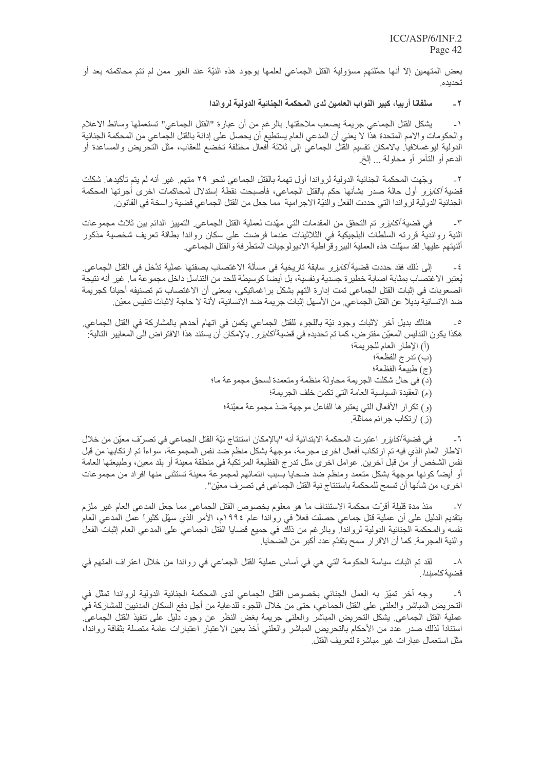بعض المتهمين إلاّ أنها حمّلتهم مسؤولية القتل الجماعي لعلمها بوجود هذه النيّة عند الغير ممن لم تتم محاكمته بعد أو تحديده.

### ٢- سلفانا أربيا، كبير النواب العامين لدى المحكمة الجنائية الدولية لرواندا

١- يشكل القتل الجماعي جريمة يصعب ملاحقتها. بالرغم من أن عبارة "القتل الجماعي" تستعملها وسائط الاعلام والحكومات والامم المتحدة هذا لا يعني أن المدعي العام يستطيع أن يحصل على إدانة بالقتل الجماعي من المحكمة الجنائية الدولية ليوغسلافيا. بالامكان تقسيم القتل الجماعي إلى ثلاثة أفعال مختلفة تخضع للعقاب، مثل التحريض والمساعدة أو الدعم أو التآمر أو محاولة ... إلخ.

٢- وجّهت المحكمة الجنائية الدولية لرواندا أول تهمة بالقتل الجماعي لنحو ٢٩ متهم. غير أنه لم يتم تأكيدها. شكلت قضية *أكايزو* أول حالة صدر بشأنها حكم بالقتل الجماعي، فأصبحت نقطة إستدلال لمحاكمات اخرى أجرتها المحكمة الجنائية الدولية لرواندا التي حددت الفعل والنيّة الاجرامية مما جعل من القتل الجماعي قضية راسخة في القانون.

٣- في قضية *أكايزو* تم التحقق من المقدمات التي مهّدت لعملية القتل الجماعي. التمييز الدائم بين ثلاث مجموعات اثنية روانديية قررته السلطات البلجيكية في الثلاثينات عندما فرضت على سكان رواندا بطاقة تعريف شخصية مذكور أثنيتهم عليها. لقد سهّلت هذه العملية البيروقراطية الايديولوجيات المتطرفة والقتل الجماعي.

٤- إلى ذلك فقد حددت قضية *أكايزو* سابقة تاريخية في مسألة الاغتصاب بصفتها عملية تدخل في القتل الجماعي. يُعتبر الاغتصاب بمثابة اصابة خطيرة جسدية ونفسية، بل أيضاً كوسيطة للحد من التناسل داخل مجموعة ما. غير أنه نتيجة الصعوبات في إثبات القتل الجماعي تمت إدارة التهم بشكل براغماتيكي، بمعنى أن الاغتصاب تم تصنيفه أحياناً كجريمة ضد الانسانية بديلاً عن القتل الجماعي. من الأسهل إثبات جريمة ضد الانسانية، لأنة لا حاجة لاثبات تدليس معيّن.

٥- هنالك بديل آخر لاثبات وجود نيّة باللجوء للقتل الجماعي يكمن في اتهام أحدهم بالمشاركة في القتل الجماعي. هكذا يكون التدليس المعيّن مفترض، كما تم تحديده في قضية *أكايزو*. بالإمكان أن يستند هذا الافتراض الى المعايير التالية:

(أ) الإطار العام للجريمة؛

(ب) تدرج الفظعة؛

(ج) طبيعة الفظعة؛

(د) في حال شكلت الجريمة محاولة منظمة ومتعمدة لسحق مجموعة ما؛

(هـ) العقيدة السياسية العامة التي تكمن خلف الجريمة؛

(و) تكرار الأفعال التي يعتبرها الفاعل موجهة ضد مجموعة معيّنة؛

(ز) ارتكاب جرائم مماثلة.

٦- في قضية *أكايزو* اعتبرت المحكمة الابتدائية أنه "بالإمكان استنتاج نيّة القتل الجماعي في تصرّف معيّن من خلال الاطار العام الذي فيه تم ارتكاب أفعال اخرى مجرمة، موجهة بشكل منظم ضد نفس المجموعة، سواءاً تم ارتكابها من قبل نفس الشخص أو من قبل آخرين. عوامل اخرى مثل تدرج الفظيعة المرتكبة في منطقة معينة أو بلد معين، وطبيعتها العامة أو أيضاً كونها موجهة بشكل متعمد ومنظم ضد ضحايا بسبب انتمائهم لمجموعة معينة تستثنى منها افراد من مجموعات اخرى، من شأنها أن تسمح للمحكمة باستنتاج نية القتل الجماعي في تصرف معيّن".

٧- منذ مدة قليلة أقرّت محكمة الاستئناف ما هو معلوم بخصوص القتل الجماعي مما جعل المدعي العام غير ملزم بتقديم الدليل على أن عملية قتل جماعي حصلت فعلاً في رواندا عام ١٩٩٤م، الأمر الذي سهّل كثيراً عمل المدعي العام نفسه والمحكمة الجنائية الدولية لرواندا. وبالرغم من ذلك في جميع قضايا القتل الجماعي على المدعي العام إثبات الفعل والنية المجرمة. كما أن الاقرار سمح بتقدّم عدد أكبر من الضحايا.

٨- لقد تم اثبات سياسة الحكومة التي هي في أساس عملية القتل الجماعي في رواندا من خلال اعتراف المتهم في قضية *كامبندا*.

٩- وجه آخر تميّز به العمل الجنائي بخصوص القتل الجماعي لدى المحكمة الجنائية الدولية لرواندا تمثّل في التحريض المباشر والعلني على القتل الجماعي، حتى من خلال اللجوء للدعاية من أجل دفع السكان المدنيين للمشاركة في عملية القتل الجماعي. يشكل التحريض المباشر والعلني جريمة بغض النظر عن وجود دليل على تنفيذ القتل الجماعي. استناداً لذلك صدر عدد من الأحكام بالتحريض المباشر والعلني أخذ بعين الاعتبار اعتبارات عامة متصلة بثقافة رواندا، مثل استعمال عبارات غير مباشرة لتعريف القتل.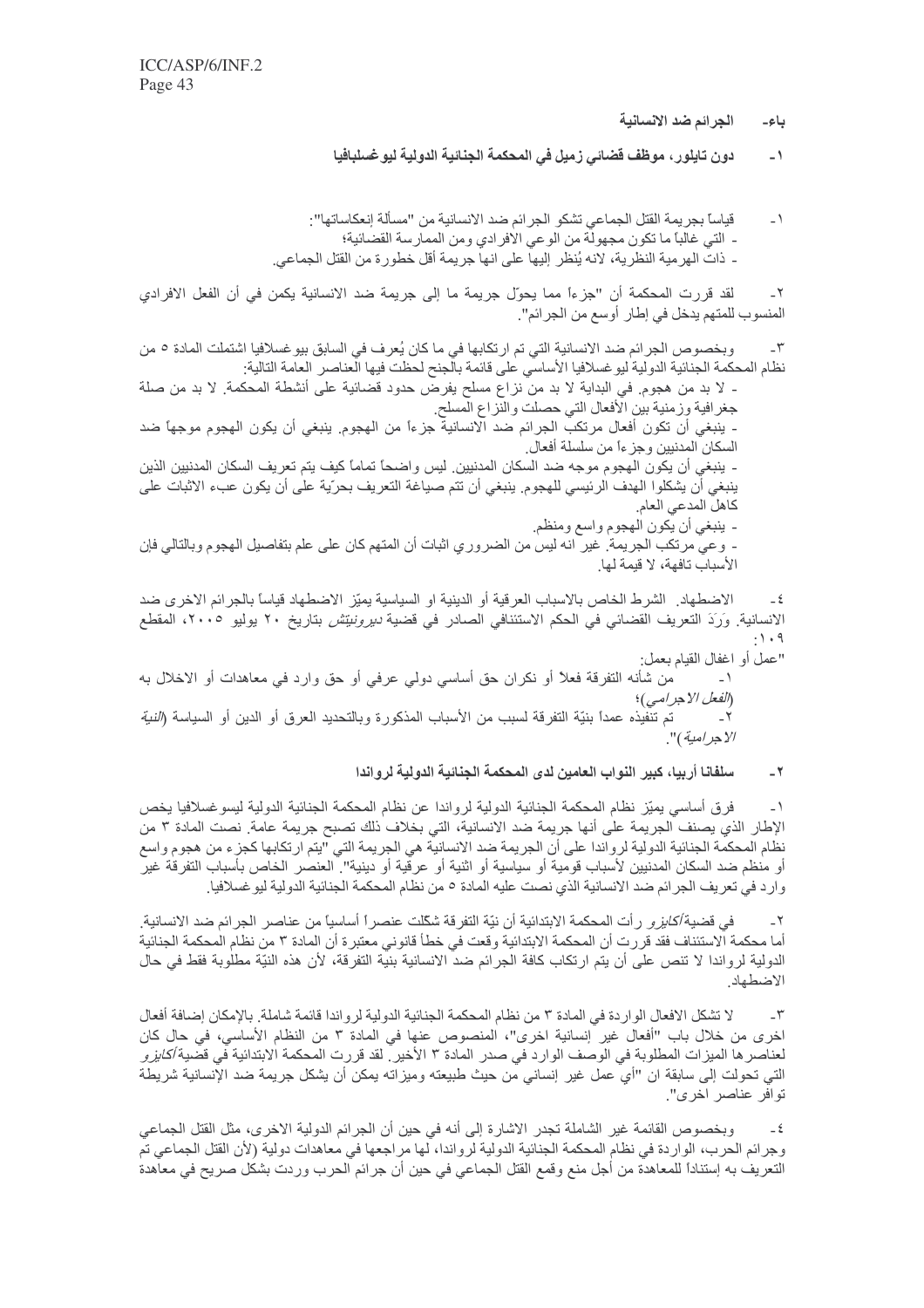### باء- الجرائم ضد الانسانية

#### ١- دون تايلور، موظف قضائي زميل في المحكمة الجنائية الدولية ليوغسلافيا

١- قياساً بجريمة القتل الجماعي تشكو الجرائم ضد الانسانية من "مسألة إنعكاساتها":
- التي غالباً ما تكون مجهولة من الوعي الافرادي ومن الممارسة القضائية؛
- ذات الهرمية النظرية، لانه يُنظر إليها على انها جريمة أقل خطورة من القتل الجماعي.

٢- لقد قررت المحكمة أن "جزءاً مما يحوّل جريمة ما إلى جريمة ضد الانسانية يكمن في أن الفعل الافرادي المنسوب للمتهم يدخل في إطار أوسع من الجرائم".

٣- وبخصوص الجرائم ضد الانسانية التي تم ارتكابها في ما كان يُعرف في السابق بيوغسلافيا اشتملت المادة ٥ من نظام المحكمة الجنائية الدولية ليوغسلافيا الأساسي على قائمة بالجنح لحظت فيها العناصر العامة التالية:
- لا بد من هجوم. في البداية لا بد من نزاع مسلح يفرض حدود قضائية على أنشطة المحكمة. لا بد من صلة جغرافية وزمنية بين الأفعال التي حصلت والنزاع المسلح.
- ينبغي أن تكون أفعال مرتكب الجرائم ضد الانسانية جزءاً من الهجوم. ينبغي أن يكون الهجوم موجهاً ضد السكان المدنيين وجزءاً من سلسلة أفعال.
- ينبغي أن يكون الهجوم موجه ضد السكان المدنيين. ليس واضحاً تماماً كيف يتم تعريف السكان المدنيين الذين ينبغي أن يشكلوا الهدف الرئيسي للهجوم. ينبغي أن تتم صياغة التعريف بحرّية على أن يكون عبء الاثبات على كاهل المدعي العام.
- ينبغي أن يكون الهجوم واسع ومنظم.
- وعي مرتكب الجريمة. غير انه ليس من الضروري اثبات أن المتهم كان على علم بتفاصيل الهجوم وبالتالي فإن الأسباب تافهة، لا قيمة لها.

٤- الاضطهاد. الشرط الخاص بالاسباب العرقية أو الدينية او السياسية يميّز الاضطهاد قياساً بالجرائم الاخرى ضد الانسانية. وَرَدَ التعريف القضائي في الحكم الاستئنافي الصادر في قضية *ديرونيتش* بتاريخ ٢٠ يوليو ٢٠٠٥، المقطع ١٠٩:

"عمل أو اغفال القيام بعمل:
١- من شأنه التفرقة فعلاً أو نكران حق أساسي دولي عرفي أو حق وارد في معاهدات أو الاخلال به (*الفعل الاجرامي*)؛
٢- تم تنفيذه عمداً بنيّة التفرقة لسبب من الأسباب المذكورة وبالتحديد العرق أو الدين أو السياسة (*النيّة الاجرامية*)".

#### ٢- سلفانا أربيا، كبير النواب العامين لدى المحكمة الجنائية الدولية لرواندا

١- فرق أساسي يميّز نظام المحكمة الجنائية الدولية لرواندا عن نظام المحكمة الجنائية الدولية ليسوغسلافيا يخص الإطار الذي يصنف الجريمة على أنها جريمة ضد الانسانية، التي بخلاف ذلك تصبح جريمة عامة. نصت المادة ٣ من نظام المحكمة الجنائية الدولية لرواندا على أن الجريمة ضد الانسانية هي الجريمة التي "يتم ارتكابها كجزء من هجوم واسع أو منظم ضد السكان المدنيين لأسباب قومية أو سياسية أو اثنية أو عرقية أو دينية". العنصر الخاص بأسباب التفرقة غير وارد في تعريف الجرائم ضد الانسانية الذي نصت عليه المادة ٥ من نظام المحكمة الجنائية الدولية ليوغسلافيا.

٢- في قضية *أكايزو* رأت المحكمة الابتدائية أن نيّة التفرقة شكلت عنصراً أساسياً من عناصر الجرائم ضد الانسانية. أما محكمة الاستئناف فقد قررت أن المحكمة الابتدائية وقعت في خطأ قانوني معتبرة أن المادة ٣ من نظام المحكمة الجنائية الدولية لرواندا لا تنص على أن يتم ارتكاب كافة الجرائم ضد الانسانية بنية التفرقة، لأن هذه النيّة مطلوبة فقط في حال الاضطهاد.

٣- لا تشكل الافعال الواردة في المادة ٣ من نظام المحكمة الجنائية الدولية لرواندا قائمة شاملة. بالإمكان إضافة أفعال اخرى من خلال باب "أفعال غير إنسانية اخرى"، المنصوص عنها في المادة ٣ من النظام الأساسي، في حال كان لعناصرها الميزات المطلوبة في الوصف الوارد في صدر المادة ٣ الأخير. لقد قررت المحكمة الابتدائية في قضية *أكايزو* التي تحولت إلى سابقة ان "أي عمل غير إنساني من حيث طبيعته وميزاته يمكن أن يشكل جريمة ضد الإنسانية شريطة توافر عناصر اخرى".

٤- وبخصوص القائمة غير الشاملة تجدر الاشارة إلى أنه في حين أن الجرائم الدولية الاخرى، مثل القتل الجماعي وجرائم الحرب، الواردة في نظام المحكمة الجنائية الدولية لرواندا، لها مراجعها في معاهدات دولية (لأن القتل الجماعي تم التعريف به إستناداً للمعاهدة من أجل منع وقمع القتل الجماعي في حين أن جرائم الحرب وردت بشكل صريح في معاهدة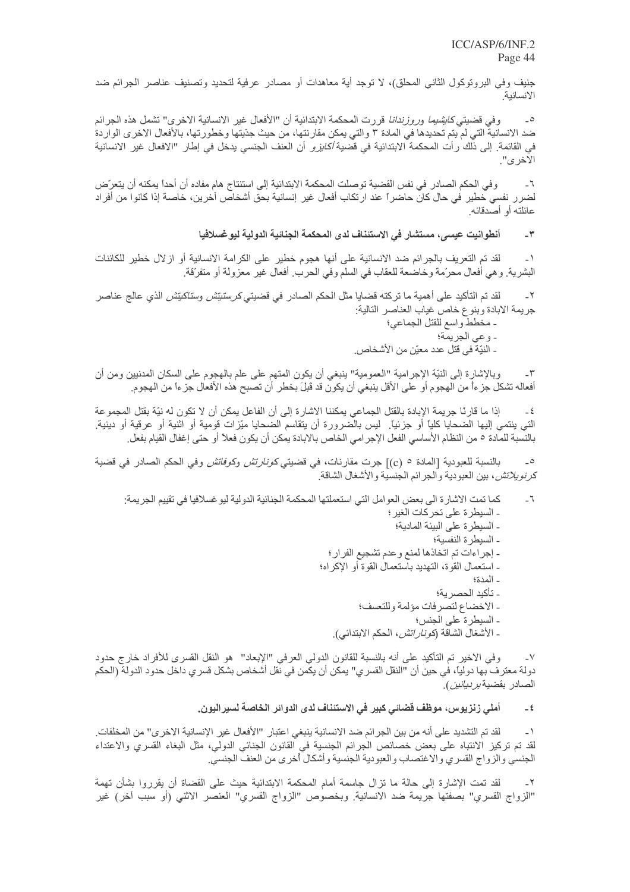جنيف وفي البروتوكول الثاني المحلق)، لا توجد أية معاهدات أو مصادر عرفية لتحديد وتصنيف عناصر الجرائم ضد الانسانية.

٥- وفي قضيتي *كايشيما وروزندانا* قررت المحكمة الابتدائية أن "الأفعال غير الانسانية الاخرى" تشمل هذه الجرائم ضد الانسانية التي لم يتم تحديدها في المادة ٣ والتي يمكن مقارنتها، من حيث جدّيتها وخطورتها، بالأفعال الاخرى الواردة في القائمة. إلى ذلك رأت المحكمة الابتدائية في قضية *أكايزو* أن العنف الجنسي يدخل في إطار "الافعال غير الانسانية الاخرى".

٦- وفي الحكم الصادر في نفس القضية توصلت المحكمة الابتدائية إلى استنتاج هام مفاده أن أحداً يمكنه أن يتعرّض لضرر نفسي خطير في حال كان حاضراً عند ارتكاب أفعال غير إنسانية بحق أشخاص آخرين، خاصة إذا كانوا من أفراد عائلته أو أصدقائه.

### ٣- أنطوانيت عيسى، مستشار في الاستئناف لدى المحكمة الجنائية الدولية ليوغسلافيا

١- لقد تم التعريف بالجرائم ضد الانسانية على أنها هجوم خطير على الكرامة الانسانية أو ازلال خطير للكائنات البشرية. وهي أفعال محرّمة وخاضعة للعقاب في السلم وفي الحرب. أفعال غير معزولة أو متفرّقة.

٢- لقد تم التأكيد على أهمية ما تركته قضايا مثل الحكم الصادر في قضيتي *كرستيتش وستاكيتش* الذي عالج عناصر جريمة الابادة وبنوع خاص غياب العناصر التالية:
- مخطط واسع للقتل الجماعي؛
- وعي الجريمة؛
- النيّة في قتل عدد معيّن من الأشخاص.

٣- وبالإشارة إلى النيّة الإجرامية "العمومية" ينبغي أن يكون المتهم على علم بالهجوم على السكان المدنيين ومن أن أفعاله تشكل جزءاً من الهجوم أو على الأقل ينبغي أن يكون قد قبِلَ بخطر أن تصبح هذه الأفعال جزءاً من الهجوم.

٤- إذا ما قارنّا جريمة الإبادة بالقتل الجماعي يمكننا الاشارة إلى أن الفاعل يمكن أن لا تكون له نيّة بقتل المجموعة التي ينتمي إليها الضحايا كلياً أو جزئياً. ليس بالضرورة أن يتقاسم الضحايا ميّزات قومية أو اثنية أو عرقية أو دينية. بالنسبة للمادة ٥ من النظام الأساسي الفعل الإجرامي الخاص بالابادة يمكن أن يكون فعلاً أو حتى إغفال القيام بفعل.

٥- بالنسبة للعبودية [المادة ٥ (c)] جرت مقارنات، في قضيتي *كونارتش وكوفاتش* وفي الحكم الصادر في قضية *كرنويلاتش*، بين العبودية والجرائم الجنسية والأشغال الشاقة.

٦- كما تمت الاشارة الى بعض العوامل التي استعملتها المحكمة الجنائية الدولية ليوغسلافيا في تقييم الجريمة:
- السيطرة على تحركات الغير؛
- السيطرة على البيئة المادية؛
- السيطرة النفسية؛
- إجراءات تم اتخاذها لمنع وعدم تشجيع الفرار؛
- استعمال القوة، التهديد باستعمال القوة أو الإكراه؛
- المدة؛
- تأكيد الحصرية؛
- الاخضاع لتصرفات مؤلمة وللتعسف؛
- السيطرة على الجنس؛
- الأشغال الشاقة (*كوناراتش*، الحكم الابتدائي).

٧- وفي الاخير تم التأكيد على أنه بالنسبة للقانون الدولي العرفي "الإبعاد" هو النقل القسرى للأفراد خارج حدود دولة معترف بها دولياً، في حين أن "النقل القسري" يمكن أن يكمن في نقل أشخاص بشكل قسري داخل حدود الدولة (الحكم الصادر بقضية *برديانين*).

### ٤- أملي زنزيوس، موظف قضائي كبير في الاستئناف لدى الدوائر الخاصة لسيراليون.

١- لقد تم التشديد على أنه من بين الجرائم ضد الانسانية ينبغي اعتبار "الأفعال غير الإنسانية الاخرى" من المخلفات. لقد تم تركيز الانتباه على بعض خصائص الجرائم الجنسية في القانون الجنائي الدولي، مثل البغاء القسري والاعتداء الجنسي والزواج القسري والاغتصاب والعبودية الجنسية وأشكال أخرى من العنف الجنسي.

٢- لقد تمت الإشارة إلى حالة ما تزال جاسمة أمام المحكمة الابتدائية حيث على القضاة أن يقرروا بشأن تهمة "الزواج القسري" بصفتها جريمة ضد الانسانية. وبخصوص "الزواج القسري" العنصر الاثني (أو سبب آخر) غير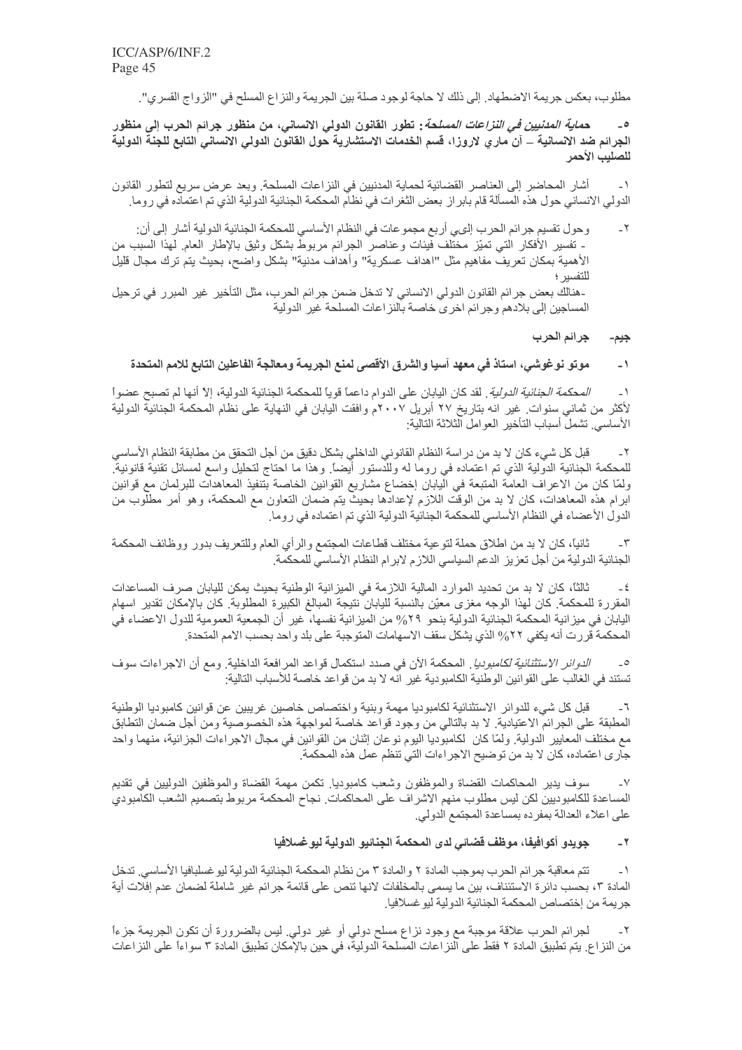مطلوب، بعكس جريمة الاضطهاد. إلى ذلك لا حاجة لوجود صلة بين الجريمة والنزاع المسلح في "الزواج القسري".

**٥- *حماية المدنيين في النزاعات المسلحة*: تطور القانون الدولي الانساني، من منظور جرائم الحرب إلى منظور الجرائم ضد الانسانية – آن ماري لاروزا، قسم الخدمات الاستشارية حول القانون الدولي الانساني التابع للجنة الدولية للصليب الأحمر**

١- أشار المحاضر إلى العناصر القضائية لحماية المدنيين في النزاعات المسلحة. وبعد عرض سريع لتطور القانون الدولي الانساني حول هذه المسألة قام بابراز بعض الثغرات في نظام المحكمة الجنائية الدولية الذي تم اعتماده في روما.

٢- وحول تقسيم جرائم الحرب إلى أربع مجموعات في النظام الأساسي للمحكمة الجنائية الدولية أشار إلى أن:

- تفسير الأفكار التي تميّز مختلف فيئات وعناصر الجرائم مربوط بشكل وثيق بالإطار العام. لهذا السبب من الأهمية بمكان تعريف مفاهيم مثل "اهداف عسكرية" وأهداف مدنية" بشكل واضح، بحيث يتم ترك مجال قليل للتفسير؛
- هنالك بعض جرائم القانون الدولي الانساني لا تدخل ضمن جرائم الحرب، مثل التأخير غير المبرر في ترحيل المساجين إلى بلادهم وجرائم اخرى خاصة بالنزاعات المسلحة غير الدولية

## جيم- جرائم الحرب

### ١- موتو نوغوشي، استاذ في معهد آسيا والشرق الأقصى لمنع الجريمة ومعالجة الفاعلين التابع للامم المتحدة

١- *المحكمة الجنائية الدولية*. لقد كان اليابان على الدوام داعماً قوياً للمحكمة الجنائية الدولية، إلا أنها لم تصبح عضواً لأكثر من ثماني سنوات. غير انه بتاريخ ٢٧ أبريل ٢٠٠٧م وافقت اليابان في النهاية على نظام المحكمة الجنائية الدولية الأساسي. تشمل أسباب التأخير العوامل الثلاثة التالية:

٢- قبل كل شيء كان لا بد من دراسة النظام القانوني الداخلي بشكل دقيق من أجل التحقق من مطابقة النظام الأساسي للمحكمة الجنائية الدولية الذي تم اعتماده في روما له وللدستور أيضاً. وهذا ما احتاج لتحليل واسع لمسائل تقنية قانونية. ولمّا كان من الاعراف العامة المتبعة في اليابان إخضاع مشاريع القوانين الخاصة بتنفيذ المعاهدات للبرلمان مع قوانين ابرام هذه المعاهدات، كان لا بد من الوقت اللازم لإعدادها بحيث يتم ضمان التعاون مع المحكمة، وهو أمر مطلوب من الدول الأعضاء في النظام الأساسي للمحكمة الجنائية الدولية الذي تم اعتماده في روما.

٣- ثانياً، كان لا بد من اطلاق حملة لتوعية مختلف قطاعات المجتمع والرأي العام وللتعريف بدور ووظائف المحكمة الجنائية الدولية من أجل تعزيز الدعم السياسي اللازم لابرام النظام الأساسي للمحكمة.

٤- ثالثاً، كان لا بد من تحديد الموارد المالية اللازمة في الميزانية الوطنية بحيث يمكن لليابان صرف المساعدات المقررة للمحكمة. كان لهذا الوجه مغزى معيّن بالنسبة لليابان نتيجة المبالغ الكبيرة المطلوبة. كان بالإمكان تقدير اسهام اليابان في ميزانية المحكمة الجنائية الدولية بنحو ٢٩% من الميزانية نفسها، غير أن الجمعية العمومية للدول الاعضاء في المحكمة قررت أنه يكفي ٢٢% الذي يشكل سقف الاسهامات المتوجبة على بلد واحد بحسب الامم المتحدة.

٥- *الدوائر الاستثنائية لكامبوديا*. المحكمة الآن في صدد استكمال قواعد المرافعة الداخلية. ومع أن الاجراءات سوف تستند في الغالب على القوانين الوطنية الكامبودية غير انه لا بد من قواعد خاصة للأسباب التالية:

٦- قبل كل شيء للدوائر الاستثنائية لكامبوديا مهمة وبنية واختصاص خاصين غريبين عن قوانين كامبوديا الوطنية المطبقة على الجرائم الاعتيادية. لا بد بالتالي من وجود قواعد خاصة لمواجهة هذه الخصوصية ومن أجل ضمان التطابق مع مختلف المعايير الدولية. ولمّا كان لكامبوديا اليوم نوعان إثنان من القوانين في مجال الاجراءات الجزائية، منهما واحد جارى اعتماده، كان لا بد من توضيح الاجراءات التي تنظم عمل هذه المحكمة.

٧- سوف يدير المحاكمات القضاة والموظفون وشعب كامبوديا. تكمن مهمة القضاة والموظفين الدوليين في تقديم المساعدة للكامبوديين لكن ليس مطلوب منهم الاشراف على المحاكمات. نجاح المحكمة مربوط بتصميم الشعب الكامبودي على اعلاء العدالة بمفرده بمساعدة المجتمع الدولي.

### ٢- جويدو أكوافيفا، موظف قضائي لدى المحكمة الجنائيو الدولية ليوغسلافيا

١- تتم معاقبة جرائم الحرب بموجب المادة ٢ والمادة ٣ من نظام المحكمة الجنائية الدولية ليوغسلبافيا الأساسي. تدخل المادة ٣، بحسب دائرة الاستئناف، بين ما يسمى بالمخلفات لانها تنص على قائمة جرائم غير شاملة لضمان عدم إفلات أية جريمة من إختصاص المحكمة الجنائية الدولية ليوغسلافيا.

٢- لجرائم الحرب علاقة موجبة مع وجود نزاع مسلح دولي أو غير دولي. ليس بالضرورة أن تكون الجريمة جزءاً من النزاع. يتم تطبيق المادة ٢ فقط على النزاعات المسلحة الدولية، في حين بالإمكان تطبيق المادة ٣ سواءاً على النزاعات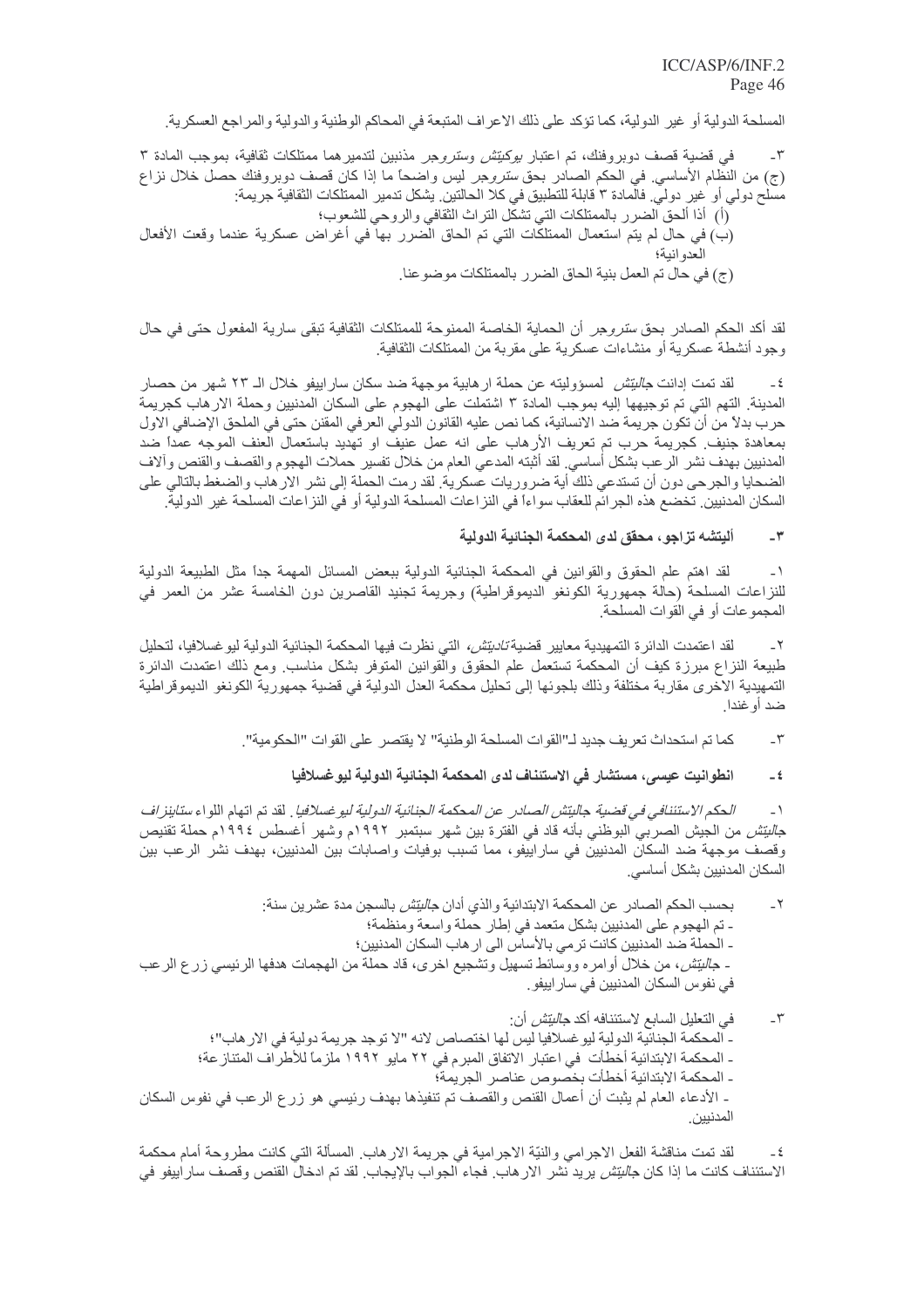المسلحة الدولية أو غير الدولية، كما تؤكد على ذلك الاعراف المتبعة في المحاكم الوطنية والدولية والمراجع العسكرية.

٣- في قضية قصف دوبروفنك، تم اعتبار *يوكيتش* و*ستروجر* مذنبين لتدميرهما ممتلكات ثقافية، بموجب المادة ٣ (ج) من النظام الأساسي. في الحكم الصادر بحق *ستروجر* ليس واضحاً ما إذا كان قصف دوبروفنك حصل خلال نزاع مسلح دولي أو غير دولي. فالمادة ٣ قابلة للتطبيق في كلا الحالتين. يشكل تدمير الممتلكات الثقافية جريمة:

(أ) اذا ألحق الضرر بالممتلكات التي تشكل التراث الثقافي والروحي للشعوب؛

(ب) في حال لم يتم استعمال الممتلكات التي تم الحاق الضرر بها في أغراض عسكرية عندما وقعت الأفعال العدوانية؛

(ج) في حال تم العمل بنية الحاق الضرر بالممتلكات موضوعنا.

لقد أكد الحكم الصادر بحق *ستروجر* أن الحماية الخاصة الممنوحة للممتلكات الثقافية تبقى سارية المفعول حتى في حال وجود أنشطة عسكرية أو منشاءات عسكرية على مقربة من الممتلكات الثقافية.

٤- لقد تمت إدانت *جاليتش* لمسؤوليته عن حملة ارهابية موجهة ضد سكان سارايفو خلال الـ ٢٣ شهر من حصار المدينة. التهم التي تم توجيهها إليه بموجب المادة ٣ اشتملت على الهجوم على السكان المدنيين وحملة الارهاب كجريمة حرب بدلاً من أن تكون جريمة ضد الانسانية، كما نص عليه القانون الدولي العرفي المقنن حتى في الملحق الإضافي الاول بمعاهدة جنيف. كجريمة حرب تم تعريف الأرهاب على انه عمل عنيف او تهديد باستعمال العنف الموجه عمداً ضد المدنيين بهدف نشر الرعب بشكل أساسي. لقد أثبته المدعي العام من خلال تفسير حملات الهجوم والقصف والقنص وآلاف الضحايا والجرحى دون أن تستدعي ذلك أية ضروريات عسكرية. لقد رمت الحملة إلى نشر الارهاب والضغط بالتالي على السكان المدنيين. تخضع هذه الجرائم للعقاب سواءاً في النزاعات المسلحة الدولية أو في النزاعات المسلحة غير الدولية.

### ٣- أليتشه تزاجو، محقق لدى المحكمة الجنائية الدولية

١- لقد اهتم علم الحقوق والقوانين في المحكمة الجنائية الدولية ببعض المسائل المهمة جداً مثل الطبيعة الدولية للنزاعات المسلحة (حالة جمهورية الكونغو الديموقراطية) وجريمة تجنيد القاصرين دون الخامسة عشر من العمر في المجموعات أو في القوات المسلحة.

٢- لقد اعتمدت الدائرة التمهيدية معايير قضية *تاديتش*، التي نظرت فيها المحكمة الجنائية الدولية ليوغسلافيا، لتحليل طبيعة النزاع مبرزة كيف أن المحكمة تستعمل علم الحقوق والقوانين المتوفر بشكل مناسب. ومع ذلك اعتمدت الدائرة التمهيدية الاخرى مقاربة مختلفة وذلك بلجوئها إلى تحليل محكمة العدل الدولية في قضية جمهورية الكونغو الديموقراطية ضد أوغندا.

٣- كما تم استحداث تعريف جديد لـ"القوات المسلحة الوطنية" لا يقتصر على القوات "الحكومية".

### ٤- انطوانيت عيسى، مستشار في الاستئناف لدى المحكمة الجنائية الدولية ليوغسلافيا

١- *الحكم الاستئنافي في قضية جاليتش الصادر عن المحكمة الجنائية الدولية ليوغسلافيا*. لقد تم اتهام اللواء *ستانيزلاف جاليتش* من الجيش الصربي البوظني بأنه قاد في الفترة بين شهر سبتمبر ١٩٩٢م وشهر أغسطس ١٩٩٤م حملة تقنيص وقصف موجهة ضد السكان المدنيين في سارايفو، مما تسبب بوفيات واصابات بين المدنيين، بهدف نشر الرعب بين السكان المدنيين بشكل أساسي.

٢- بحسب الحكم الصادر عن المحكمة الابتدائية والذي أدان *جاليتش* بالسجن مدة عشرين سنة:
- تم الهجوم على المدنيين بشكل متعمد في إطار حملة واسعة ومنظمة؛
- الحملة ضد المدنيين كانت ترمي بالأساس الى ارهاب السكان المدنيين؛
- *جاليتش*، من خلال أوامره ووسائط تسهيل وتشجيع اخرى، قاد حملة من الهجمات هدفها الرئيسي زرع الرعب في نفوس السكان المدنيين في سارايفو.

٣- في التعليل السابع لاستئنافه أكد *جاليتش* أن:
- المحكمة الجنائية الدولية ليوغسلافيا ليس لها اختصاص لانه "لا توجد جريمة دولية في الارهاب"؛
- المحكمة الابتدائية أخطأت في اعتبار الاتفاق المبرم في ٢٢ مايو ١٩٩٢ ملزماً للأطراف المتنازعة؛
- المحكمة الابتدائية أخطأت بخصوص عناصر الجريمة؛
- الأدعاء العام لم يثبت أن أعمال القنص والقصف تم تنفيذها بهدف رئيسي هو زرع الرعب في نفوس السكان المدنيين.

٤- لقد تمت مناقشة الفعل الاجرامي والنيّة الاجرامية في جريمة الارهاب. المسألة التي كانت مطروحة أمام محكمة الاستئناف كانت ما إذا كان *جاليتش* يريد نشر الارهاب. فجاء الجواب بالإيجاب. لقد تم ادخال القنص وقصف سارايفو في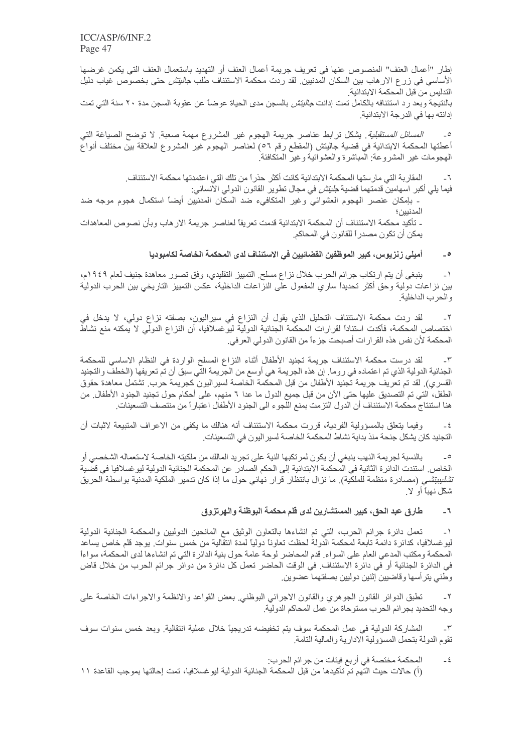إطار "أعمال العنف" المنصوص عنها في تعريف جريمة أعمال العنف أو التهديد باستعمال العنف التي يكمن غرضها الأساسي في زرع الارهاب بين السكان المدنيين. لقد ردت محكمة الاستئناف طلب *جاليتش* حتى بخصوص غياب دليل التدليس من قبل المحكمة الابتدائية.
بالنتيجة وبعد رد استئنافه بالكامل تمت إدانت *جاليتش* بالسجن مدى الحياة عوضاً عن عقوبة السجن مدة ٢٠ سنة التي تمت إدانته بها في الدرجة الابتدائية.

٥- *المسائل المستقبلية*. يشكل ترابط عناصر جريمة الهجوم غير المشروع مهمة صعبة. لا توضح الصياغة التي أعطتها المحكمة الابتدائية في قضية جاليتش (المقطع رقم ٥٦) لعناصر الهجوم غير المشروع العلاقة بين مختلف أنواع الهجومات غير المشروعة: المباشرة والعشوائية وغير المتكافئة.

٦- المقاربة التي مارستها المحكمة الابتدائية كانت أكثر حذراً من تلك التي اعتمدتها محكمة الاستئناف.
فيما يلي أكبر اسهامين قدمتهما قضية *جليتش* في مجال تطوير القانون الدولي الانساني:
- بإمكان عنصر الهجوم العشوائي وغير المتكافيء ضد السكان المدنيين أيضاً استكمال هجوم موجه ضد المدنيين؛
- تأكيد محكمة الاستئناف أن المحكمة الابتدائية قدمت تعريفاً لعناصر جريمة الارهاب وبأن نصوص المعاهدات يمكن أن تكون مصدراً للقانون في المحاكم.

## ٥- أميلي زنزيوس، كبير الموظفين القضائيين في الاستئناف لدى المحكمة الخاصة لكامبوديا

١- ينبغي أن يتم ارتكاب جرائم الحرب خلال نزاع مسلح. التمييز التقليدي، وفق تصور معاهدة جنيف لعام ١٩٤٩م، بين نزاعات دولية وحق أكثر تحديداً ساري المفعول على النزاعات الداخلية، عكس التمييز التاريخي بين الحرب الدولية والحرب الداخلية.

٢- لقد ردت محكمة الاستئناف التحليل الذي يقول أن النزاع في سيراليون، بصفته نزاع دولي، لا يدخل في اختصاص المحكمة، فأكدت استناداً لقرارات المحكمة الجنائية الدولية ليوغسلافيا، أن النزاع الدولي لا يمكنه منع نشاط المحكمة لأن نفس هذه القرارات أصبحت جزءاً من القانون الدولي العرفي.

٣- لقد درست محكمة الاستئناف جريمة تجنيد الأطفال أثناء النزاع المسلح الواردة في النظام الاساسي للمحكمة الجنائية الدولية الذي تم اعتماده في روما. إن هذه الجريمة هي أوسع من الجريمة التي سبق أن تم تعريفها (الخطف والتجنيد القسري). لقد تم تعريف جريمة تجنيد الأطفال من قبل المحكمة الخاصة لسيراليون كجريمة حرب. تشتمل معاهدة حقوق الطفل، التي تم التصديق عليها حتى الآن من قبل جميع الدول ما عدا ٦ منهم، على أحكام حول تجنيد الجنود الأطفال. من هنا استنتاج محكمة الاستئناف أن الدول التزمت بمنع اللجوء الى الجنود الأطفال اعتباراً من منتصف التسعينات.

٤- وفيما يتعلق بالمسؤولية الفردية، قررت محكمة الاستئناف أنه هنالك ما يكفي من الاعراف المتبيعة لاثبات أن التجنيد كان يشكل جنحة منذ بداية نشاط المحكمة الخاصة لسيراليون في التسعينات.

٥- بالنسبة لجريمة النهب ينبغي أن يكون لمرتكبها النية على تجريد المالك من ملكيته الخاصة لاستعماله الشخصي أو الخاص. استندت الدائرة الثانية في المحكمة الابتدائية إلى الحكم الصادر عن المحكمة الجنائية الدولية ليوغسلافيا في قضية *تشليبيتشي* (مصادرة منظمة للملكية). ما نزال بانتظار قرار نهائي حول ما إذا كان تدمير الملكية المدنية بواسطة الحريق شكل نهباً أو لا.

## ٦- طارق عبد الحق، كبير المستشارين لدى قلم محكمة البوظنة والهرتزوق

١- تعمل دائرة جرائم الحرب، التي تم انشاءها بالتعاون الوثيق مع المانحين الدوليين والمحكمة الجنائية الدولية ليوغسلافيا، كدائرة دائمة تابعة لمحكمة الدولة لحظت تعاوناً دولياً لمدة انتقالية من خمس سنوات. يوجد قلم خاص يساعد المحكمة ومكتب المدعي العام على السواء. قدم المحاضر لوحة عامة حول بنية الدائرة التي تم انشاءها لدى المحكمة، سواءاً في الدائرة الجنائية أو في دائرة الاستئناف. في الوقت الحاضر تعمل كل دائرة من دوائر جرائم الحرب من خلال قاض وطني يترأسها وقاضيين إثنين دوليين بصفتهما عضوين.

٢- تطبق الدوائر القانون الجوهري والقانون الاجرائي البوطني. بعض القواعد والانظمة والاجراءات الخاصة على وجه التحديد بجرائم الحرب مستوحاة من عمل المحاكم الدولية.

٣- المشاركة الدولية في عمل المحكمة سوف يتم تخفيضه تدريجياً خلال عملية انتقالية. وبعد خمس سنوات سوف تقوم الدولة بتحمل المسؤولية الادارية والمالية التامة.

٤- المحكمة مختصة في أربع فيئات من جرائم الحرب:
(أ) حالات حيث التهم تم تأكيدها من قبل المحكمة الجنائية الدولية ليوغسلافيا، تمت إحالتها بموجب القاعدة ١١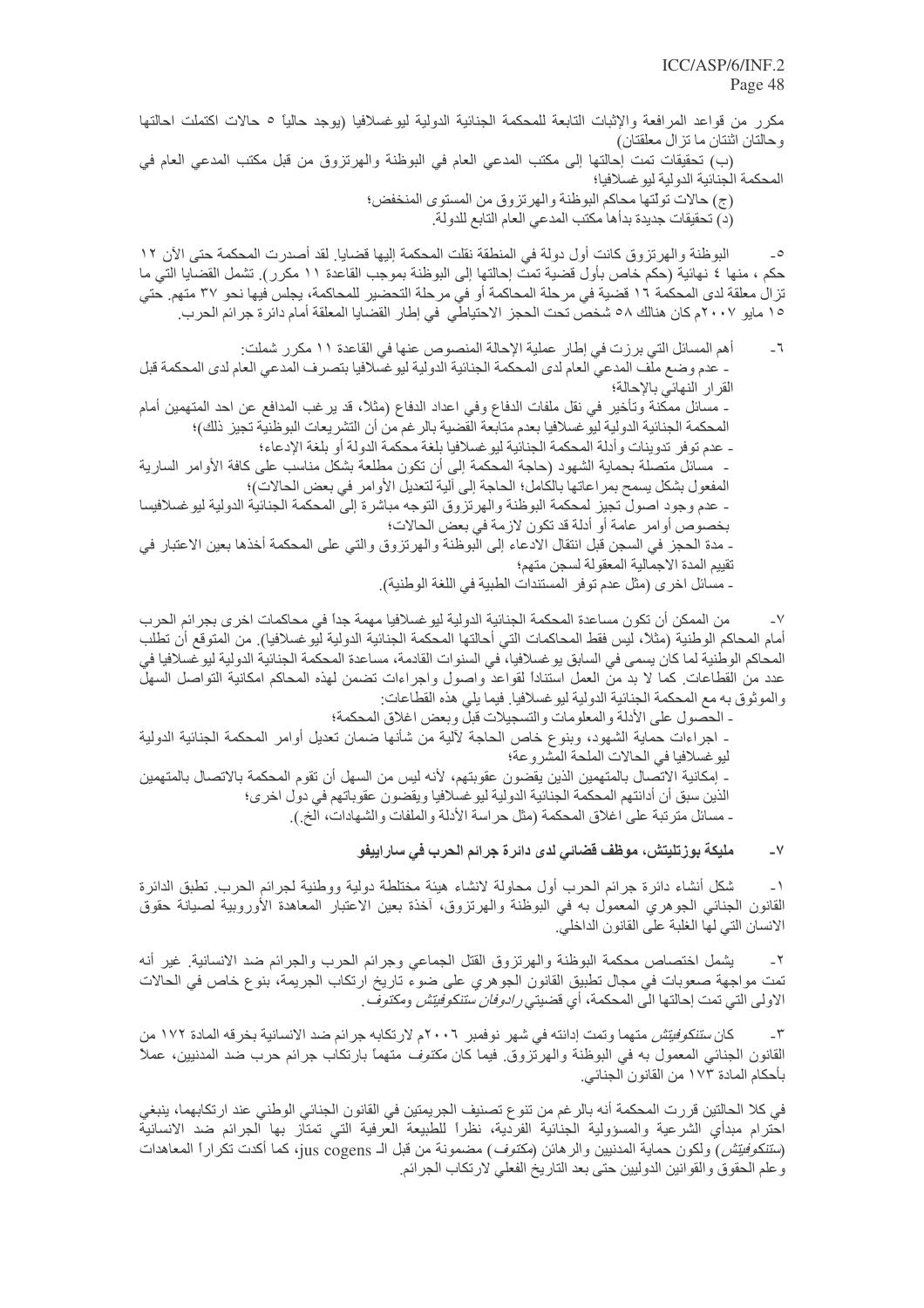مكرر من قواعد المرافعة والإثبات التابعة للمحكمة الجنائية الدولية ليوغسلافيا (يوجد حالياً ٥ حالات اكتملت احالتها وحالتان اثنتان ما تزال معلقتان)

(ب) تحقيقات تمت إحالتها إلى مكتب المدعي العام في البوظنة والهرتزوق من قبل مكتب المدعي العام في المحكمة الجنائية الدولية ليوغسلافيا؛

(ج) حالات تولتها محاكم البوظنة والهرتزوق من المستوى المنخفض؛

(د) تحقيقات جديدة بدأها مكتب المدعي العام التابع للدولة.

٥- البوظنة والهرتزوق كانت أول دولة في المنطقة نقلت المحكمة إليها قضايا. لقد أصدرت المحكمة حتى الآن ١٢ حكم ، منها ٤ نهائية (حكم خاص بأول قضية تمت إحالتها إلى البوظنة بموجب القاعدة ١١ مكرر). تشمل القضايا التي ما تزال معلقة لدى المحكمة ١٦ قضية في مرحلة المحاكمة أو في مرحلة التحضير للمحاكمة، يجلس فيها نحو ٣٧ متهم. حتى ١٥ مايو ٢٠٠٧م كان هنالك ٥٨ شخص تحت الحجز الاحتياطي في إطار القضايا المعلقة أمام دائرة جرائم الحرب.

٦- أهم المسائل التي برزت في إطار عملية الإحالة المنصوص عنها في القاعدة ١١ مكرر شملت:

- عدم وضع ملف المدعي العام لدى المحكمة الجنائية الدولية ليوغسلافيا بتصرف المدعي العام لدى المحكمة قبل القرار النهائي بالإحالة؛
- مسائل ممكنة وتأخير في نقل ملفات الدفاع وفي اعداد الدفاع (مثلاً، قد يرغب المدافع عن احد المتهمين أمام المحكمة الجنائية الدولية ليوغسلافيا بعدم متابعة القضية بالرغم من أن التشريعات البوظنية تجيز ذلك)؛
- عدم توفر تدوينات وأدلة المحكمة الجنائية ليوغسلافيا بلغة محكمة الدولة أو بلغة الإدعاء؛
- مسائل متصلة بحماية الشهود (حاجة المحكمة إلى أن تكون مطلعة بشكل مناسب على كافة الأوامر السارية المفعول بشكل يسمح بمراعاتها بالكامل؛ الحاجة إلى آلية لتعديل الأوامر في بعض الحالات)؛
- عدم وجود اصول تجيز لمحكمة البوظنة والهرتزوق التوجه مباشرة إلى المحكمة الجنائية الدولية ليوغسلافيا بخصوص أوامر عامة أو أدلة قد تكون لازمة في بعض الحالات؛
- مدة الحجز في السجن قبل انتقال الادعاء إلى البوظنة والهرتزوق والتي على المحكمة أخذها بعين الاعتبار في تقييم المدة الاجمالية المعقولة لسجن متهم؛
- مسائل اخرى (مثل عدم توفر المستندات الطبية في اللغة الوطنية).

٧- من الممكن أن تكون مساعدة المحكمة الجنائية الدولية ليوغسلافيا مهمة جداً في محاكمات اخرى بجرائم الحرب أمام المحاكم الوطنية (مثلاً، ليس فقط المحاكمات التي أحالتها المحكمة الجنائية الدولية ليوغسلافيا). من المتوقع أن تطلب المحاكم الوطنية لما كان يسمى في السابق يوغسلافيا، في السنوات القادمة، مساعدة المحكمة الجنائية الدولية ليوغسلافيا في عدد من القطاعات. كما لا بد من العمل استناداً لقواعد واصول واجراءات تضمن لهذه المحاكم امكانية التواصل السهل والموثوق به مع المحكمة الجنائية الدولية ليوغسلافيا. فيما يلي هذه القطاعات:

- الحصول على الأدلة والمعلومات والتسجيلات قبل وبعض اغلاق المحكمة؛
- اجراءات حماية الشهود، وبنوع خاص الحاجة لآلية من شأنها ضمان تعديل أوامر المحكمة الجنائية الدولية ليوغسلافيا في الحالات الملحة المشروعة؛
- إمكانية الاتصال بالمتهمين الذين يقضون عقوبتهم، لأنه ليس من السهل أن تقوم المحكمة بالاتصال بالمتهمين الذين سبق أن أدانتهم المحكمة الجنائية الدولية ليوغسلافيا ويقضون عقوباتهم في دول اخرى؛
- مسائل مترتبة على اغلاق المحكمة (مثل حراسة الأدلة والملفات والشهادات، الخ.).

## ٧- مليكة بوزتليتش، موظف قضائي لدى دائرة جرائم الحرب في سارايفو

١- شكل أنشاء دائرة جرائم الحرب أول محاولة لانشاء هيئة مختلطة دولية ووطنية لجرائم الحرب. تطبق الدائرة القانون الجنائي الجوهري المعمول به في البوظنة والهرتزوق، آخذة بعين الاعتبار المعاهدة الأوروبية لصيانة حقوق الانسان التي لها الغلبة على القانون الداخلي.

٢- يشمل اختصاص محكمة البوظنة والهرتزوق القتل الجماعي وجرائم الحرب والجرائم ضد الانسانية. غير أنه تمت مواجهة صعوبات في مجال تطبيق القانون الجوهري على ضوء تاريخ ارتكاب الجريمة، بنوع خاص في الحالات الاولى التي تمت إحالتها الى المحكمة، أي قضيتي *رادوفان ستنكوفيتش ومكتوف*.

٣- كان *ستنكوفيتش* متهما وتمت إدانته في شهر نوفمبر ٢٠٠٦م لارتكابه جرائم ضد الانسانية بخرقه المادة ١٧٢ من القانون الجنائي المعمول به في البوظنة والهرتزوق. فيما كان *مكتوف* متهماً بارتكاب جرائم حرب ضد المدنيين، عملاً بأحكام المادة ١٧٣ من القانون الجنائي.

في كلا الحالتين قررت المحكمة أنه بالرغم من تنوع تصنيف الجريمتين في القانون الجنائي الوطني عند ارتكابهما، ينبغي احترام مبدأي الشرعية والمسؤولية الجنائية الفردية، نظراً للطبيعة العرفية التي تمتاز بها الجرائم ضد الانسانية (*ستنكوفيتش*) ولكون حماية المدنيين والرهائن (*مكتوف*) مضمونة من قبل الـ jus cogens، كما أكدت تكراراً المعاهدات وعلم الحقوق والقوانين الدوليين حتى بعد التاريخ الفعلي لارتكاب الجرائم.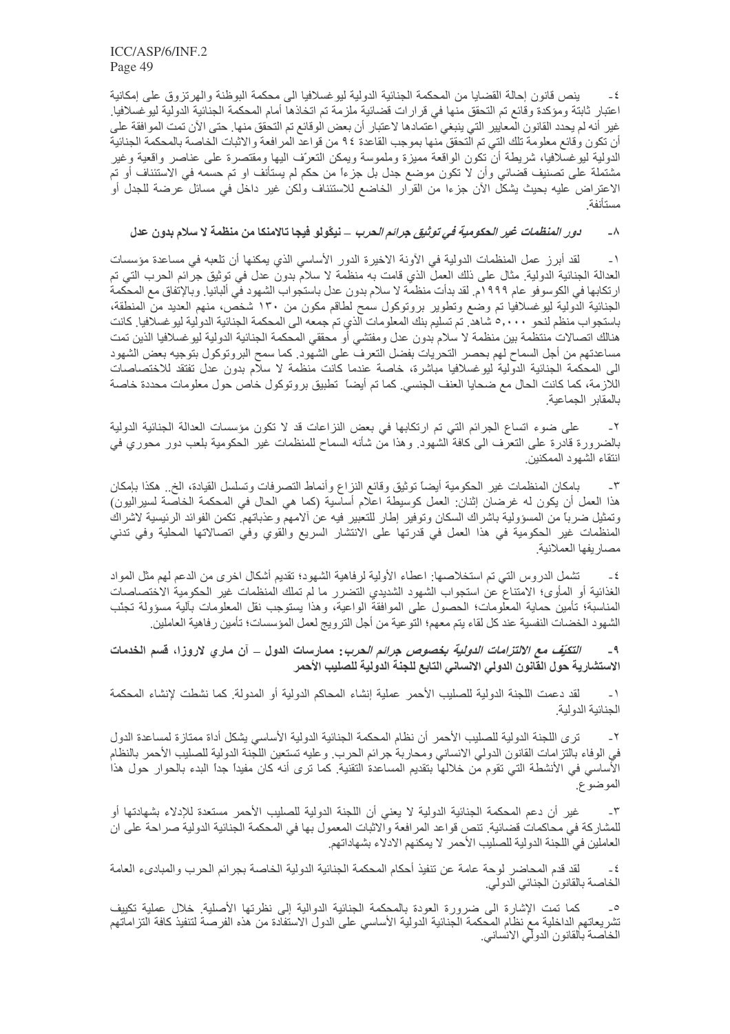٤- ينص قانون إحالة القضايا من المحكمة الجنائية الدولية ليوغسلافيا الى محكمة البوظنة والهرتزوق على إمكانية اعتبار ثابتة ومؤكدة وقائع تم التحقق منها في قرارات قضائية ملزمة تم اتخاذها أمام المحكمة الجنائية الدولية ليوغسلافيا. غير أنه لم يحدد القانون المعايير التي ينبغي اعتمادها لاعتبار أن بعض الوقائع تم التحقق منها. حتى الآن تمت الموافقة على أن تكون وقائع معلومة تلك التي تم التحقق منها بموجب القاعدة ٩٤ من قواعد المرافعة والاثبات الخاصة بالمحكمة الجنائية الدولية ليوغسلافيا، شريطة أن تكون الواقعة مميزة وملموسة ويمكن التعرّف اليها ومقتصرة على عناصر واقعية وغير مشتملة على تصنيف قضائي وأن لا تكون موضع جدل بل جزءاً من حكم لم يستأنف او تم حسمه في الاستئناف أو تم الاعتراض عليه بحيث يشكل الآن جزءا من القرار الخاضع للاستئناف ولكن غير داخل في مسائل عرضة للجدل أو مستأنفة.

## ٨- *دور المنظمات غير الحكومية في توثيق جرائم الحرب* – نيكولو فيجا تالامنكا من منظمة لا سلام بدون عدل

١- لقد أبرز عمل المنظمات الدولية في الآونة الاخيرة الدور الأساسي الذي يمكنها أن تلعبه في مساعدة مؤسسات العدالة الجنائية الدولية. مثال على ذلك العمل الذي قامت به منظمة لا سلام بدون عدل في توثيق جرائم الحرب التي تم ارتكابها في الكوسوفو عام ١٩٩٩م. لقد بدأت منظمة لا سلام بدون عدل باستجواب الشهود في ألبانيا. وبالإتفاق مع المحكمة الجنائية الدولية ليوغسلافيا تم وضع وتطوير بروتوكول سمح لطاقم مكون من ١٣٠ شخص، منهم العديد من المنطقة، باستجواب منظم لنحو ٥،٠٠٠ شاهد. تم تسليم بنك المعلومات الذي تم جمعه الى المحكمة الجنائية الدولية ليوغسلافيا. كانت هنالك اتصالات منتظمة بين منظمة لا سلام بدون عدل ومفتشي أو محققي المحكمة الجنائية الدولية ليوغسلافيا الذين تمت مساعدتهم من أجل السماح لهم بحصر التحريات بفضل التعرف على الشهود. كما سمح البروتوكول بتوجيه بعض الشهود الى المحكمة الجنائية الدولية ليوغسلافيا مباشرة، خاصة عندما كانت منظمة لا سلام بدون عدل تفتقد للاختصاصات اللازمة، كما كانت الحال مع ضحايا العنف الجنسي. كما تم أيضاً تطبيق بروتوكول خاص حول معلومات محددة خاصة بالمقابر الجماعية.

٢- على ضوء اتساع الجرائم التي تم ارتكابها في بعض النزاعات قد لا تكون مؤسسات العدالة الجنائية الدولية بالضرورة قادرة على التعرف الى كافة الشهود. وهذا من شأنه السماح للمنظمات غير الحكومية بلعب دور محوري في انتقاء الشهود الممكنين.

٣- بامكان المنظمات غير الحكومية أيضاً توثيق وقائع النزاع وأنماط التصرفات وتسلسل القيادة، الخ.. هكذا بإمكان هذا العمل أن يكون له غرضان إثنان: العمل كوسيطة اعلام أساسية (كما هي الحال في المحكمة الخاصة لسيراليون) وتمثيل ضرباً من المسؤولية باشراك السكان وتوفير إطار للتعبير فيه عن آلامهم وعذباتهم. تكمن الفوائد الرئيسية لاشراك المنظمات غير الحكومية في هذا العمل في قدرتها على الانتشار السريع والقوي وفي اتصالاتها المحلية وفي تدني مصاريفها العملانية.

٤- تشمل الدروس التي تم استخلاصها: اعطاء الأولية لرفاهية الشهود؛ تقديم أشكال اخرى من الدعم لهم مثل المواد الغذائية أو المأوى؛ الامتناع عن استجواب الشهود الشديدي التضرر ما لم تملك المنظمات غير الحكومية الاختصاصات المناسبة؛ تأمين حماية المعلومات؛ الحصول على الموافقة الواعية، وهذا يستوجب نقل المعلومات بآلية مسؤولة تجنّب الشهود الخضات النفسية عند كل لقاء يتم معهم؛ التوعية من أجل الترويج لعمل المؤسسات؛ تأمين رفاهية العاملين.

## ٩- *التكيّف مع الالتزامات الدولية بخصوص جرائم الحرب*: ممارسات الدول – آن ماري لاروزا، قسم الخدمات الاستشارية حول القانون الدولي الانساني التابع للجنة الدولية للصليب الأحمر

١- لقد دعمت اللجنة الدولية للصليب الأحمر عملية إنشاء المحاكم الدولية أو المدولة. كما نشطت لإنشاء المحكمة الجنائية الدولية.

٢- ترى اللجنة الدولية للصليب الأحمر أن نظام المحكمة الجنائية الدولية الأساسي يشكل أداة ممتازة لمساعدة الدول في الوفاء بالتزامات القانون الدولي الانساني ومحاربة جرائم الحرب. وعليه تستعين اللجنة الدولية للصليب الأحمر بالنظام الأساسي في الأنشطة التي تقوم من خلالها بتقديم المساعدة التقنية. كما ترى أنه كان مفيداً جداً البدء بالحوار حول هذا الموضوع.

٣- غير أن دعم المحكمة الجنائية الدولية لا يعني أن اللجنة الدولية للصليب الأحمر مستعدة للإدلاء بشهادتها أو للمشاركة في محاكمات قضائية. تنص قواعد المرافعة والاثبات المعمول بها في المحكمة الجنائية الدولية صراحة على ان العاملين في اللجنة الدولية للصليب الأحمر لا يمكنهم الادلاء بشهاداتهم.

٤- لقد قدم المحاضر لوحة عامة عن تنفيذ أحكام المحكمة الجنائية الدولية الخاصة بجرائم الحرب والمبادىء العامة الخاصة بالقانون الجنائي الدولي.

٥- كما تمت الإشارة الى ضرورة العودة بالمحكمة الجنائية الدوالية إلى نظرتها الأصلية. خلال عملية تكييف تشريعاتهم الداخلية مع نظام المحكمة الجنائية الدولية الأساسي على الدول الاستفادة من هذه الفرصة لتنفيذ كافة التزاماتهم الخاصة بالقانون الدولي الانساني.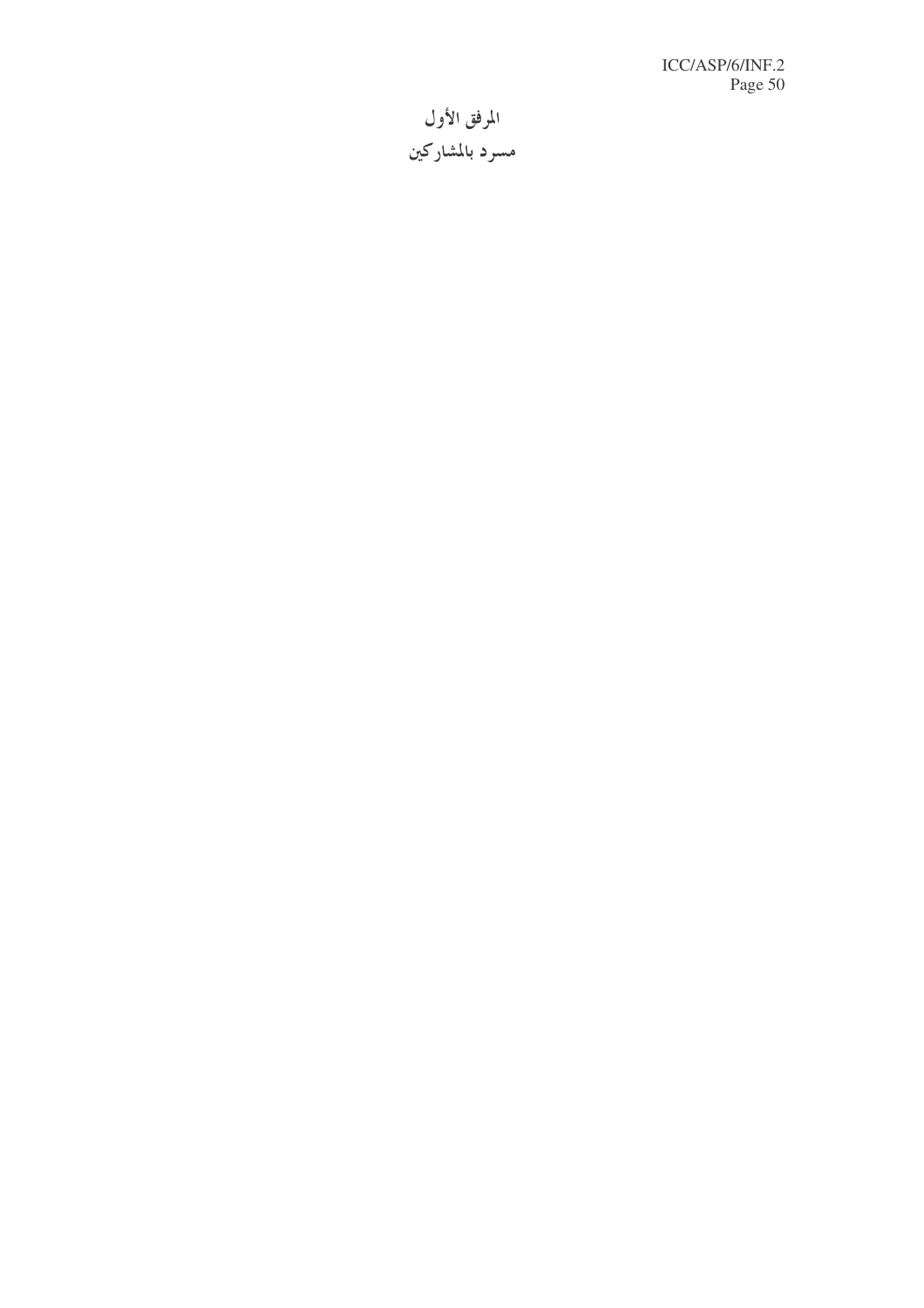# المرفق الأول

## مسرد بالمشاركين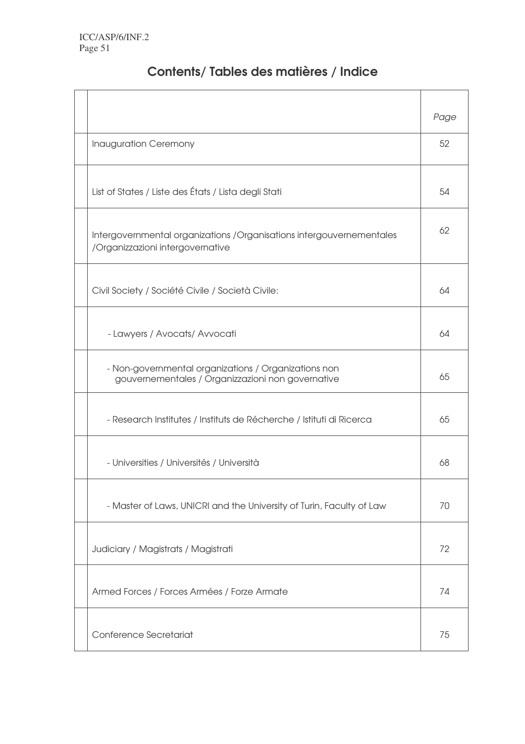# Contents/ Tables des matières / Indice

| | | *Page* |
|---|---|---|
| | Inauguration Ceremony | 52 |
| | List of States / Liste des États / Lista degli Stati | 54 |
| | Intergovernmental organizations /Organisations intergouvernementales /Organizzazioni intergovernative | 62 |
| | Civil Society / Société Civile / Società Civile: | 64 |
| | - Lawyers / Avocats/ Avvocati | 64 |
| | - Non-governmental organizations / Organizations non gouvernementales / Organizzazioni non governative | 65 |
| | - Research Institutes / Instituts de Récherche / Istituti di Ricerca | 65 |
| | - Universities / Universités / Università | 68 |
| | - Master of Laws, UNICRI and the University of Turin, Faculty of Law | 70 |
| | Judiciary / Magistrats / Magistrati | 72 |
| | Armed Forces / Forces Armées / Forze Armate | 74 |
| | Conference Secretariat | 75 |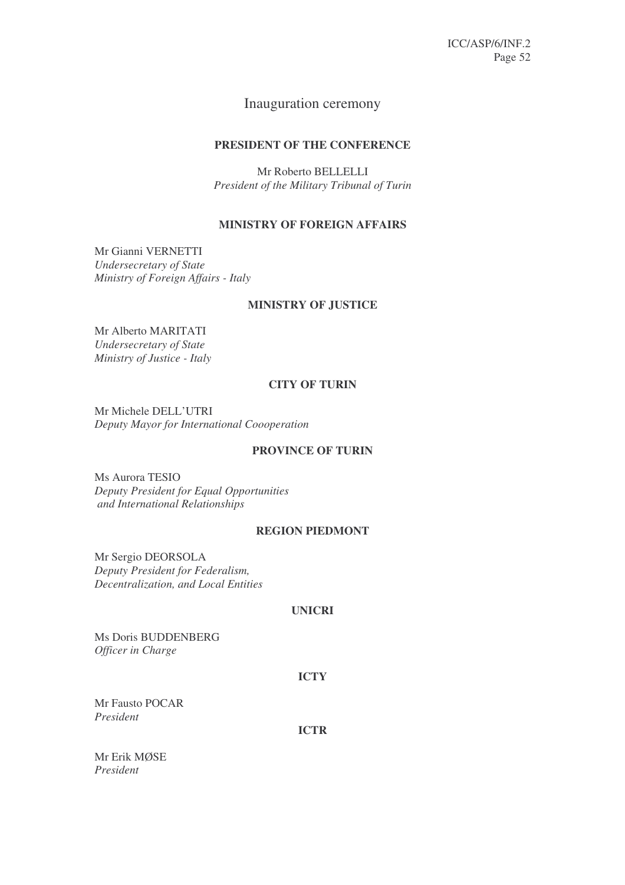# Inauguration ceremony

**PRESIDENT OF THE CONFERENCE**

Mr Roberto BELLELLI
*President of the Military Tribunal of Turin*

**MINISTRY OF FOREIGN AFFAIRS**

Mr Gianni VERNETTI
*Undersecretary of State*
*Ministry of Foreign Affairs - Italy*

**MINISTRY OF JUSTICE**

Mr Alberto MARITATI
*Undersecretary of State*
*Ministry of Justice - Italy*

**CITY OF TURIN**

Mr Michele DELL'UTRI
*Deputy Mayor for International Coooperation*

**PROVINCE OF TURIN**

Ms Aurora TESIO
*Deputy President for Equal Opportunities and International Relationships*

**REGION PIEDMONT**

Mr Sergio DEORSOLA
*Deputy President for Federalism, Decentralization, and Local Entities*

**UNICRI**

Ms Doris BUDDENBERG
*Officer in Charge*

**ICTY**

Mr Fausto POCAR
*President*

**ICTR**

Mr Erik MØSE
*President*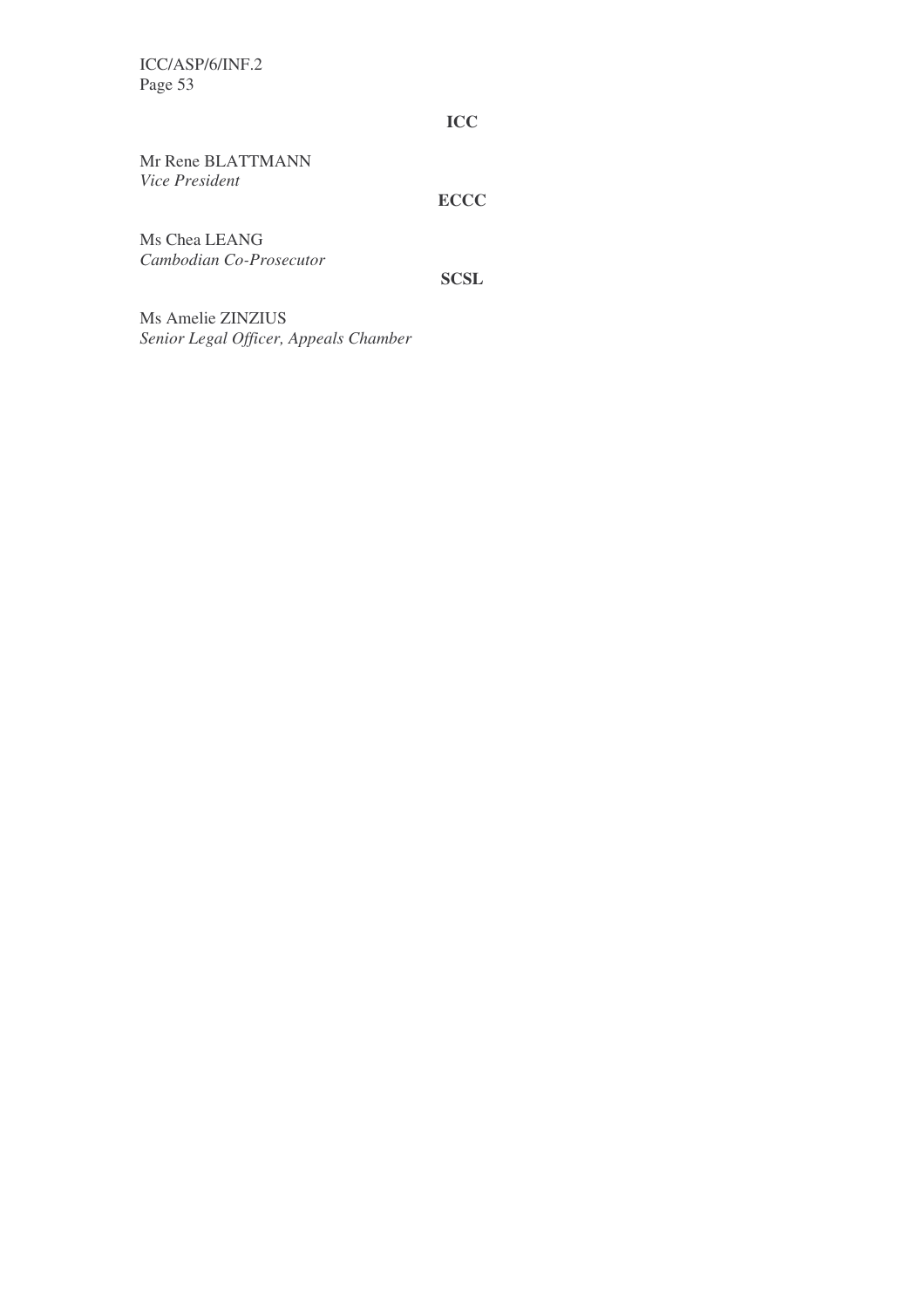**ICC**

Mr Rene BLATTMANN
*Vice President*

**ECCC**

Ms Chea LEANG
*Cambodian Co-Prosecutor*

**SCSL**

Ms Amelie ZINZIUS
*Senior Legal Officer, Appeals Chamber*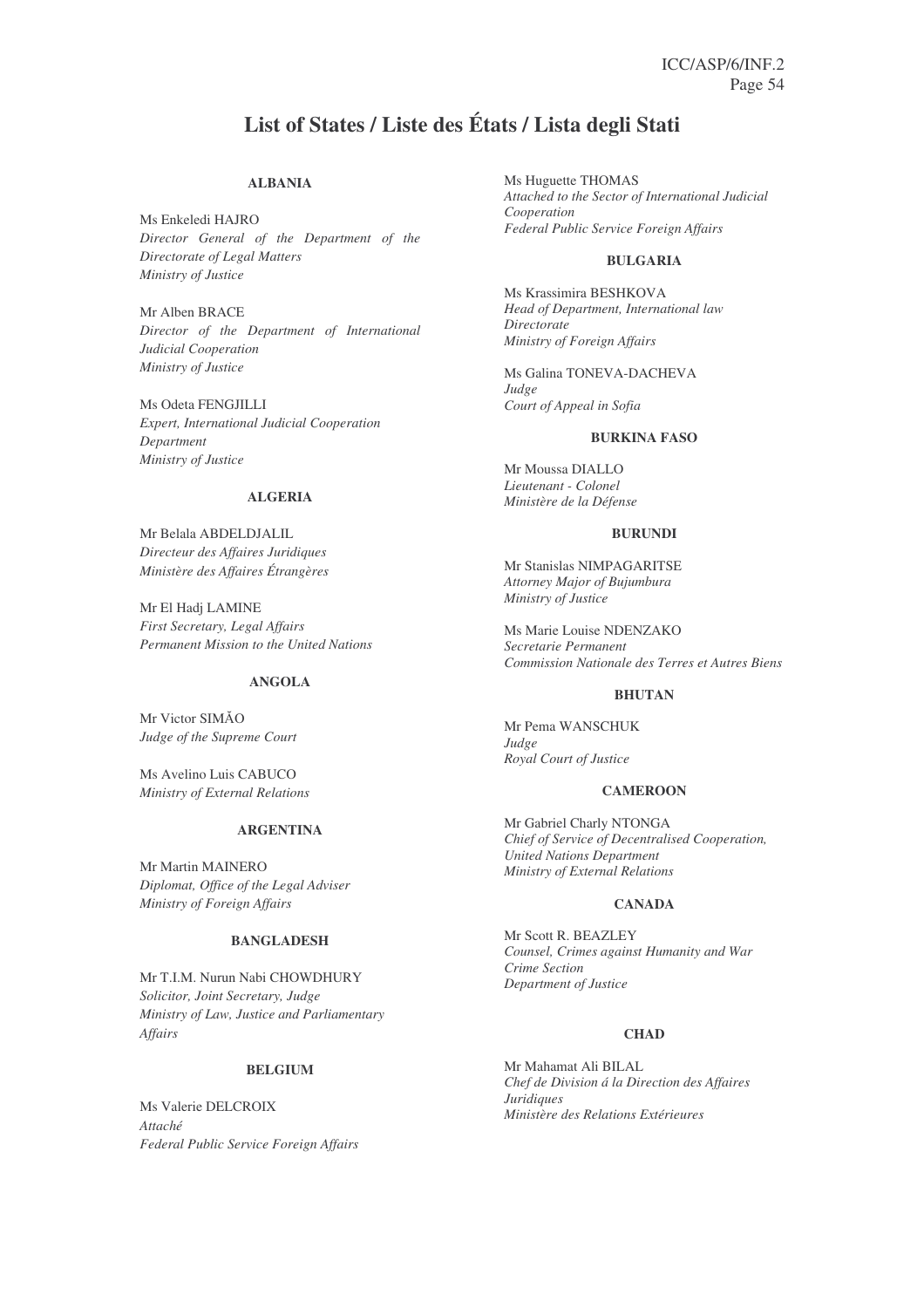# List of States / Liste des États / Lista degli Stati

**ALBANIA**

Ms Enkeledi HAJRO
*Director General of the Department of the Directorate of Legal Matters*
*Ministry of Justice*

Mr Alben BRACE
*Director of the Department of International Judicial Cooperation*
*Ministry of Justice*

Ms Odeta FENGJILLI
*Expert, International Judicial Cooperation Department*
*Ministry of Justice*

**ALGERIA**

Mr Belala ABDELDJALIL
*Directeur des Affaires Juridiques*
*Ministère des Affaires Étrangères*

Mr El Hadj LAMINE
*First Secretary, Legal Affairs*
*Permanent Mission to the United Nations*

**ANGOLA**

Mr Victor SIMÃO
*Judge of the Supreme Court*

Ms Avelino Luis CABUCO
*Ministry of External Relations*

**ARGENTINA**

Mr Martin MAINERO
*Diplomat, Office of the Legal Adviser*
*Ministry of Foreign Affairs*

**BANGLADESH**

Mr T.I.M. Nurun Nabi CHOWDHURY
*Solicitor, Joint Secretary, Judge*
*Ministry of Law, Justice and Parliamentary Affairs*

**BELGIUM**

Ms Valerie DELCROIX
*Attaché*
*Federal Public Service Foreign Affairs*

Ms Huguette THOMAS
*Attached to the Sector of International Judicial Cooperation*
*Federal Public Service Foreign Affairs*

**BULGARIA**

Ms Krassimira BESHKOVA
*Head of Department, International law Directorate*
*Ministry of Foreign Affairs*

Ms Galina TONEVA-DACHEVA
*Judge*
*Court of Appeal in Sofia*

**BURKINA FASO**

Mr Moussa DIALLO
*Lieutenant - Colonel*
*Ministère de la Défense*

**BURUNDI**

Mr Stanislas NIMPAGARITSE
*Attorney Major of Bujumbura*
*Ministry of Justice*

Ms Marie Louise NDENZAKO
*Secretarie Permanent*
*Commission Nationale des Terres et Autres Biens*

**BHUTAN**

Mr Pema WANSCHUK
*Judge*
*Royal Court of Justice*

**CAMEROON**

Mr Gabriel Charly NTONGA
*Chief of Service of Decentralised Cooperation, United Nations Department*
*Ministry of External Relations*

**CANADA**

Mr Scott R. BEAZLEY
*Counsel, Crimes against Humanity and War Crime Section*
*Department of Justice*

**CHAD**

Mr Mahamat Ali BILAL
*Chef de Division á la Direction des Affaires Juridiques*
*Ministère des Relations Extérieures*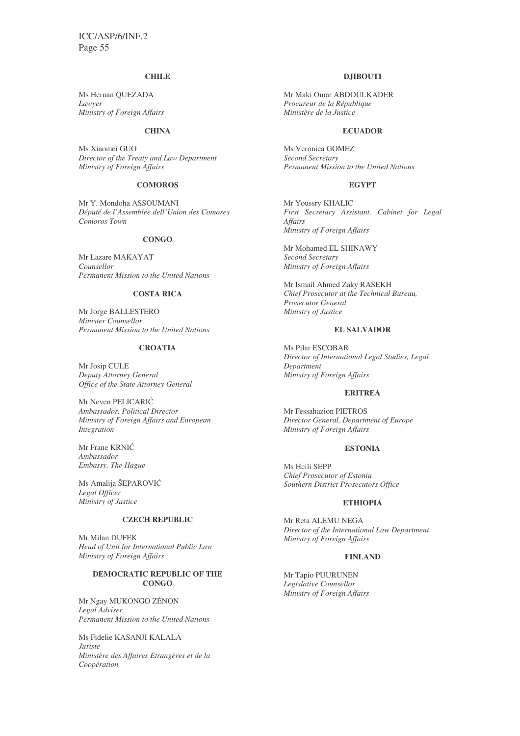**CHILE**

Ms Hernan QUEZADA
*Lawyer*
*Ministry of Foreign Affairs*

**CHINA**

Ms Xiaomei GUO
*Director of the Treaty and Law Department*
*Ministry of Foreign Affairs*

**COMOROS**

Mr Y. Mondoha ASSOUMANI
*Député de l'Assemblée dell'Union des Comores*
*Comoros Town*

**CONGO**

Mr Lazare MAKAYAT
*Counsellor*
*Permanent Mission to the United Nations*

**COSTA RICA**

Mr Jorge BALLESTERO
*Minister Counsellor*
*Permanent Mission to the United Nations*

**CROATIA**

Mr Josip CULE
*Deputy Attorney General*
*Office of the State Attorney General*

Mr Neven PELICARIĆ
*Ambassador, Political Director*
*Ministry of Foreign Affairs and European Integration*

Mr Frane KRNIĆ
*Ambassador*
*Embassy, The Hague*

Ms Amalija ŠEPAROVIĆ
*Legal Officer*
*Ministry of Justice*

**CZECH REPUBLIC**

Mr Milan DUFEK
*Head of Unit for International Public Law*
*Ministry of Foreign Affairs*

**DEMOCRATIC REPUBLIC OF THE CONGO**

Mr Ngay MUKONGO ZÉNON
*Legal Adviser*
*Permanent Mission to the United Nations*

Ms Fidelie KASANJI KALALA
*Juriste*
*Ministère des Affaires Etrangères et de la Coopération*

**DJIBOUTI**

Mr Maki Omar ABDOULKADER
*Procureur de la République*
*Ministère de la Justice*

**ECUADOR**

Ms Veronica GOMEZ
*Second Secretary*
*Permanent Mission to the United Nations*

**EGYPT**

Mr Youssry KHALIC
*First Secretary Assistant, Cabinet for Legal Affairs*
*Ministry of Foreign Affairs*

Mr Mohamed EL SHINAWY
*Second Secretary*
*Ministry of Foreign Affairs*

Mr Ismail Ahmed Zaky RASEKH
*Chief Prosecutor at the Technical Bureau, Prosecutor General*
*Ministry of Justice*

**EL SALVADOR**

Ms Pilar ESCOBAR
*Director of International Legal Studies, Legal Department*
*Ministry of Foreign Affairs*

**ERITREA**

Mr Fessahazion PIETROS
*Director General, Department of Europe*
*Ministry of Foreign Affairs*

**ESTONIA**

Ms Heili SEPP
*Chief Prosecutor of Estonia*
*Southern District Prosecutors Office*

**ETHIOPIA**

Mr Reta ALEMU NEGA
*Director of the International Law Department*
*Ministry of Foreign Affairs*

**FINLAND**

Mr Tapio PUURUNEN
*Legislative Counsellor*
*Ministry of Foreign Affairs*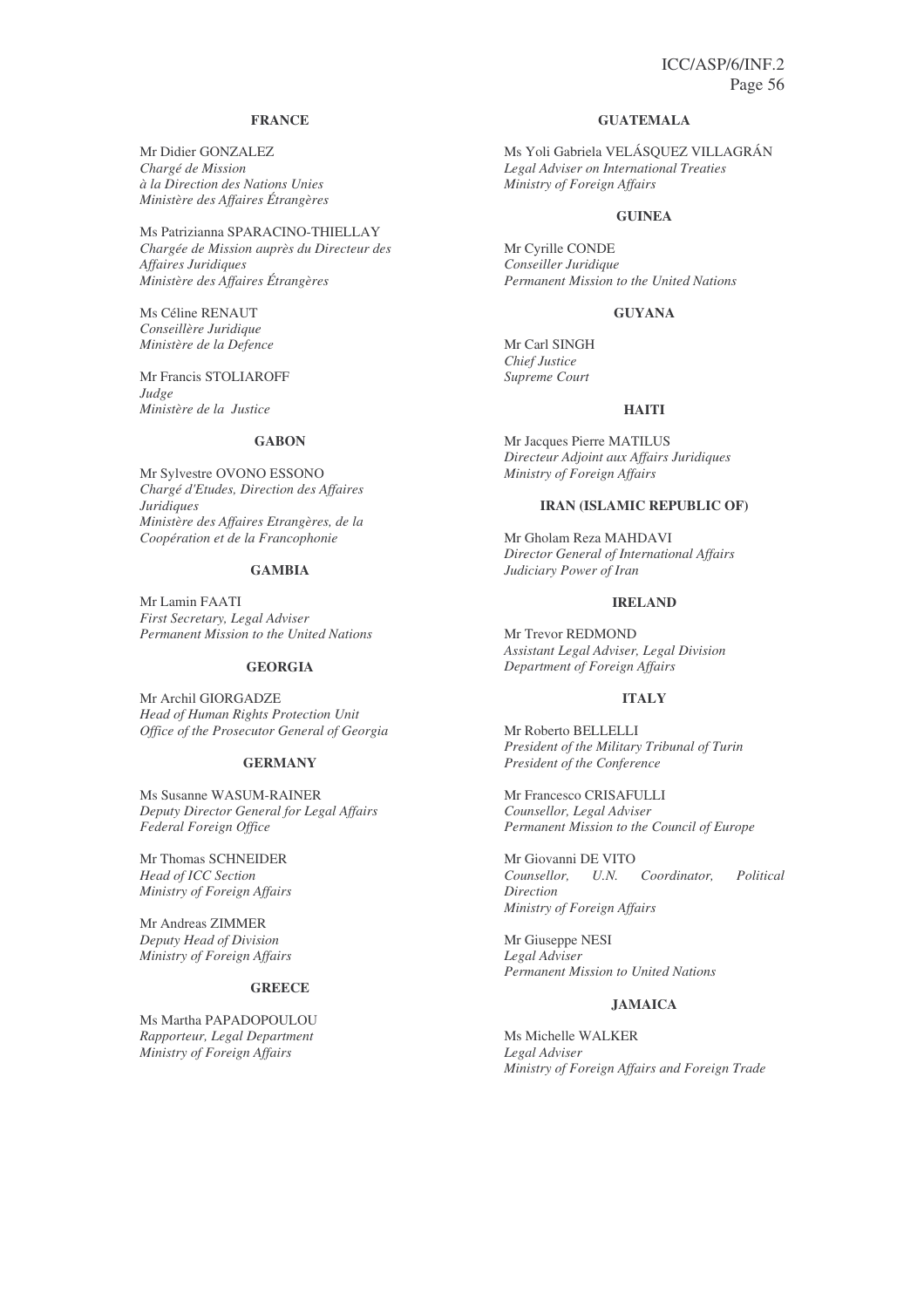**FRANCE**

Mr Didier GONZALEZ
*Chargé de Mission*
*à la Direction des Nations Unies*
*Ministère des Affaires Étrangères*

Ms Patrizianna SPARACINO-THIELLAY
*Chargée de Mission auprès du Directeur des Affaires Juridiques*
*Ministère des Affaires Étrangères*

Ms Céline RENAUT
*Conseillère Juridique*
*Ministère de la Defence*

Mr Francis STOLIAROFF
*Judge*
*Ministère de la Justice*

**GABON**

Mr Sylvestre OVONO ESSONO
*Chargé d'Etudes, Direction des Affaires Juridiques*
*Ministère des Affaires Etrangères, de la Coopération et de la Francophonie*

**GAMBIA**

Mr Lamin FAATI
*First Secretary, Legal Adviser*
*Permanent Mission to the United Nations*

**GEORGIA**

Mr Archil GIORGADZE
*Head of Human Rights Protection Unit*
*Office of the Prosecutor General of Georgia*

**GERMANY**

Ms Susanne WASUM-RAINER
*Deputy Director General for Legal Affairs*
*Federal Foreign Office*

Mr Thomas SCHNEIDER
*Head of ICC Section*
*Ministry of Foreign Affairs*

Mr Andreas ZIMMER
*Deputy Head of Division*
*Ministry of Foreign Affairs*

**GREECE**

Ms Martha PAPADOPOULOU
*Rapporteur, Legal Department*
*Ministry of Foreign Affairs*

**GUATEMALA**

Ms Yoli Gabriela VELÁSQUEZ VILLAGRÁN
*Legal Adviser on International Treaties*
*Ministry of Foreign Affairs*

**GUINEA**

Mr Cyrille CONDE
*Conseiller Juridique*
*Permanent Mission to the United Nations*

**GUYANA**

Mr Carl SINGH
*Chief Justice*
*Supreme Court*

**HAITI**

Mr Jacques Pierre MATILUS
*Directeur Adjoint aux Affairs Juridiques*
*Ministry of Foreign Affairs*

**IRAN (ISLAMIC REPUBLIC OF)**

Mr Gholam Reza MAHDAVI
*Director General of International Affairs*
*Judiciary Power of Iran*

**IRELAND**

Mr Trevor REDMOND
*Assistant Legal Adviser, Legal Division*
*Department of Foreign Affairs*

**ITALY**

Mr Roberto BELLELLI
*President of the Military Tribunal of Turin*
*President of the Conference*

Mr Francesco CRISAFULLI
*Counsellor, Legal Adviser*
*Permanent Mission to the Council of Europe*

Mr Giovanni DE VITO
*Counsellor, U.N. Coordinator, Political Direction*
*Ministry of Foreign Affairs*

Mr Giuseppe NESI
*Legal Adviser*
*Permanent Mission to United Nations*

**JAMAICA**

Ms Michelle WALKER
*Legal Adviser*
*Ministry of Foreign Affairs and Foreign Trade*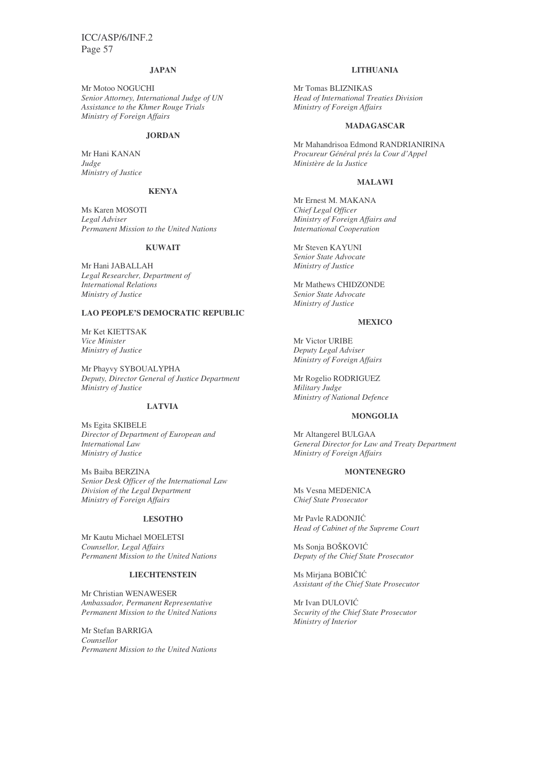**JAPAN**

Mr Motoo NOGUCHI
*Senior Attorney, International Judge of UN Assistance to the Khmer Rouge Trials*
*Ministry of Foreign Affairs*

**JORDAN**

Mr Hani KANAN
*Judge*
*Ministry of Justice*

**KENYA**

Ms Karen MOSOTI
*Legal Adviser*
*Permanent Mission to the United Nations*

**KUWAIT**

Mr Hani JABALLAH
*Legal Researcher, Department of International Relations*
*Ministry of Justice*

**LAO PEOPLE'S DEMOCRATIC REPUBLIC**

Mr Ket KIETTSAK
*Vice Minister*
*Ministry of Justice*

Mr Phayvy SYBOUALYPHA
*Deputy, Director General of Justice Department*
*Ministry of Justice*

**LATVIA**

Ms Egita SKIBELE
*Director of Department of European and International Law*
*Ministry of Justice*

Ms Baiba BERZINA
*Senior Desk Officer of the International Law Division of the Legal Department*
*Ministry of Foreign Affairs*

**LESOTHO**

Mr Kautu Michael MOELETSI
*Counsellor, Legal Affairs*
*Permanent Mission to the United Nations*

**LIECHTENSTEIN**

Mr Christian WENAWESER
*Ambassador, Permanent Representative*
*Permanent Mission to the United Nations*

Mr Stefan BARRIGA
*Counsellor*
*Permanent Mission to the United Nations*

**LITHUANIA**

Mr Tomas BLIZNIKAS
*Head of International Treaties Division*
*Ministry of Foreign Affairs*

**MADAGASCAR**

Mr Mahandrisoa Edmond RANDRIANIRINA
*Procureur Général prés la Cour d'Appel*
*Ministère de la Justice*

**MALAWI**

Mr Ernest M. MAKANA
*Chief Legal Officer*
*Ministry of Foreign Affairs and International Cooperation*

Mr Steven KAYUNI
*Senior State Advocate*
*Ministry of Justice*

Mr Mathews CHIDZONDE
*Senior State Advocate*
*Ministry of Justice*

**MEXICO**

Mr Victor URIBE
*Deputy Legal Adviser*
*Ministry of Foreign Affairs*

Mr Rogelio RODRIGUEZ
*Military Judge*
*Ministry of National Defence*

**MONGOLIA**

Mr Altangerel BULGAA
*General Director for Law and Treaty Department*
*Ministry of Foreign Affairs*

**MONTENEGRO**

Ms Vesna MEDENICA
*Chief State Prosecutor*

Mr Pavle RADONJIĆ
*Head of Cabinet of the Supreme Court*

Ms Sonja BOŠKOVIĆ
*Deputy of the Chief State Prosecutor*

Ms Mirjana BOBIČIĆ
*Assistant of the Chief State Prosecutor*

Mr Ivan DULOVIĆ
*Security of the Chief State Prosecutor*
*Ministry of Interior*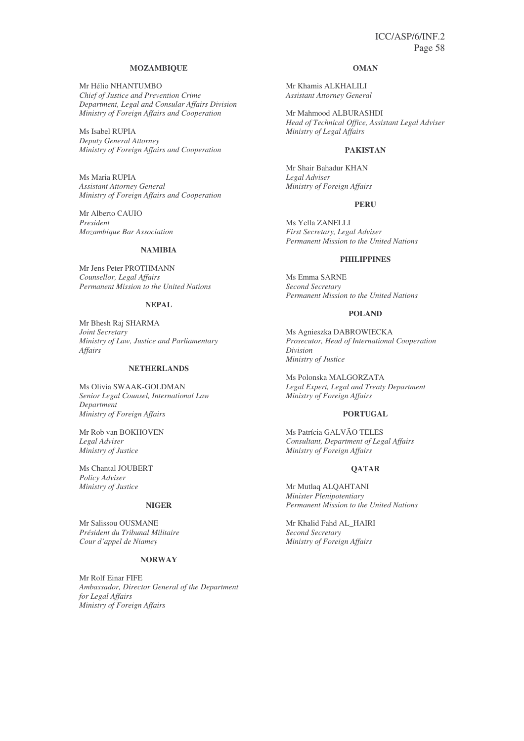**MOZAMBIQUE**

Mr Hélio NHANTUMBO
*Chief of Justice and Prevention Crime Department, Legal and Consular Affairs Division*
*Ministry of Foreign Affairs and Cooperation*

Ms Isabel RUPIA
*Deputy General Attorney*
*Ministry of Foreign Affairs and Cooperation*

Ms Maria RUPIA
*Assistant Attorney General*
*Ministry of Foreign Affairs and Cooperation*

Mr Alberto CAUIO
*President*
*Mozambique Bar Association*

**NAMIBIA**

Mr Jens Peter PROTHMANN
*Counsellor, Legal Affairs*
*Permanent Mission to the United Nations*

**NEPAL**

Mr Bhesh Raj SHARMA
*Joint Secretary*
*Ministry of Law, Justice and Parliamentary Affairs*

**NETHERLANDS**

Ms Olivia SWAAK-GOLDMAN
*Senior Legal Counsel, International Law Department*
*Ministry of Foreign Affairs*

Mr Rob van BOKHOVEN
*Legal Adviser*
*Ministry of Justice*

Ms Chantal JOUBERT
*Policy Adviser*
*Ministry of Justice*

**NIGER**

Mr Salissou OUSMANE
*Président du Tribunal Militaire*
*Cour d'appel de Niamey*

**NORWAY**

Mr Rolf Einar FIFE
*Ambassador, Director General of the Department for Legal Affairs*
*Ministry of Foreign Affairs*

**OMAN**

Mr Khamis ALKHALILI
*Assistant Attorney General*

Mr Mahmood ALBURASHDI
*Head of Technical Office, Assistant Legal Adviser*
*Ministry of Legal Affairs*

**PAKISTAN**

Mr Shair Bahadur KHAN
*Legal Adviser*
*Ministry of Foreign Affairs*

**PERU**

Ms Yella ZANELLI
*First Secretary, Legal Adviser*
*Permanent Mission to the United Nations*

**PHILIPPINES**

Ms Emma SARNE
*Second Secretary*
*Permanent Mission to the United Nations*

**POLAND**

Ms Agnieszka DABROWIECKA
*Prosecutor, Head of International Cooperation Division*
*Ministry of Justice*

Ms Polonska MALGORZATA
*Legal Expert, Legal and Treaty Department*
*Ministry of Foreign Affairs*

**PORTUGAL**

Ms Patrícia GALVÃO TELES
*Consultant, Department of Legal Affairs*
*Ministry of Foreign Affairs*

**QATAR**

Mr Mutlaq ALQAHTANI
*Minister Plenipotentiary*
*Permanent Mission to the United Nations*

Mr Khalid Fahd AL_HAIRI
*Second Secretary*
*Ministry of Foreign Affairs*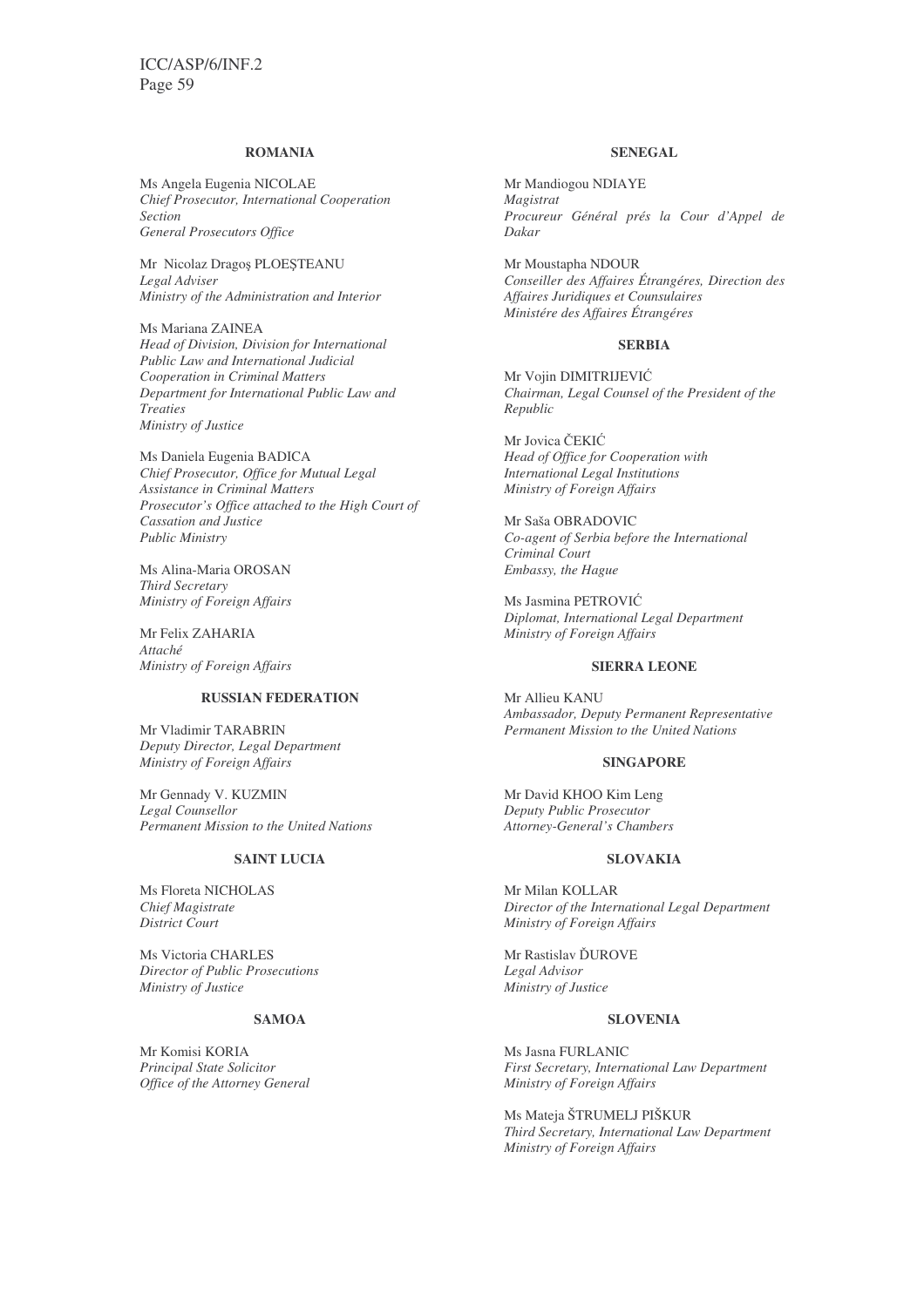**ROMANIA**

Ms Angela Eugenia NICOLAE
*Chief Prosecutor, International Cooperation Section*
*General Prosecutors Office*

Mr Nicolaz Dragoş PLOEŞTEANU
*Legal Adviser*
*Ministry of the Administration and Interior*

Ms Mariana ZAINEA
*Head of Division, Division for International Public Law and International Judicial Cooperation in Criminal Matters*
*Department for International Public Law and Treaties*
*Ministry of Justice*

Ms Daniela Eugenia BADICA
*Chief Prosecutor, Office for Mutual Legal Assistance in Criminal Matters*
*Prosecutor's Office attached to the High Court of Cassation and Justice*
*Public Ministry*

Ms Alina-Maria OROSAN
*Third Secretary*
*Ministry of Foreign Affairs*

Mr Felix ZAHARIA
*Attaché*
*Ministry of Foreign Affairs*

**RUSSIAN FEDERATION**

Mr Vladimir TARABRIN
*Deputy Director, Legal Department*
*Ministry of Foreign Affairs*

Mr Gennady V. KUZMIN
*Legal Counsellor*
*Permanent Mission to the United Nations*

**SAINT LUCIA**

Ms Floreta NICHOLAS
*Chief Magistrate*
*District Court*

Ms Victoria CHARLES
*Director of Public Prosecutions*
*Ministry of Justice*

**SAMOA**

Mr Komisi KORIA
*Principal State Solicitor*
*Office of the Attorney General*

**SENEGAL**

Mr Mandiogou NDIAYE
*Magistrat*
*Procureur Général prés la Cour d'Appel de Dakar*

Mr Moustapha NDOUR
*Conseiller des Affaires Étrangéres, Direction des Affaires Juridiques et Counsulaires*
*Ministére des Affaires Étrangéres*

**SERBIA**

Mr Vojin DIMITRIJEVIĆ
*Chairman, Legal Counsel of the President of the Republic*

Mr Jovica ČEKIĆ
*Head of Office for Cooperation with International Legal Institutions*
*Ministry of Foreign Affairs*

Mr Saša OBRADOVIC
*Co-agent of Serbia before the International Criminal Court*
*Embassy, the Hague*

Ms Jasmina PETROVIĆ
*Diplomat, International Legal Department*
*Ministry of Foreign Affairs*

**SIERRA LEONE**

Mr Allieu KANU
*Ambassador, Deputy Permanent Representative*
*Permanent Mission to the United Nations*

**SINGAPORE**

Mr David KHOO Kim Leng
*Deputy Public Prosecutor*
*Attorney-General's Chambers*

**SLOVAKIA**

Mr Milan KOLLAR
*Director of the International Legal Department*
*Ministry of Foreign Affairs*

Mr Rastislav ĎUROVE
*Legal Advisor*
*Ministry of Justice*

**SLOVENIA**

Ms Jasna FURLANIC
*First Secretary, International Law Department*
*Ministry of Foreign Affairs*

Ms Mateja ŠTRUMELJ PIŠKUR
*Third Secretary, International Law Department*
*Ministry of Foreign Affairs*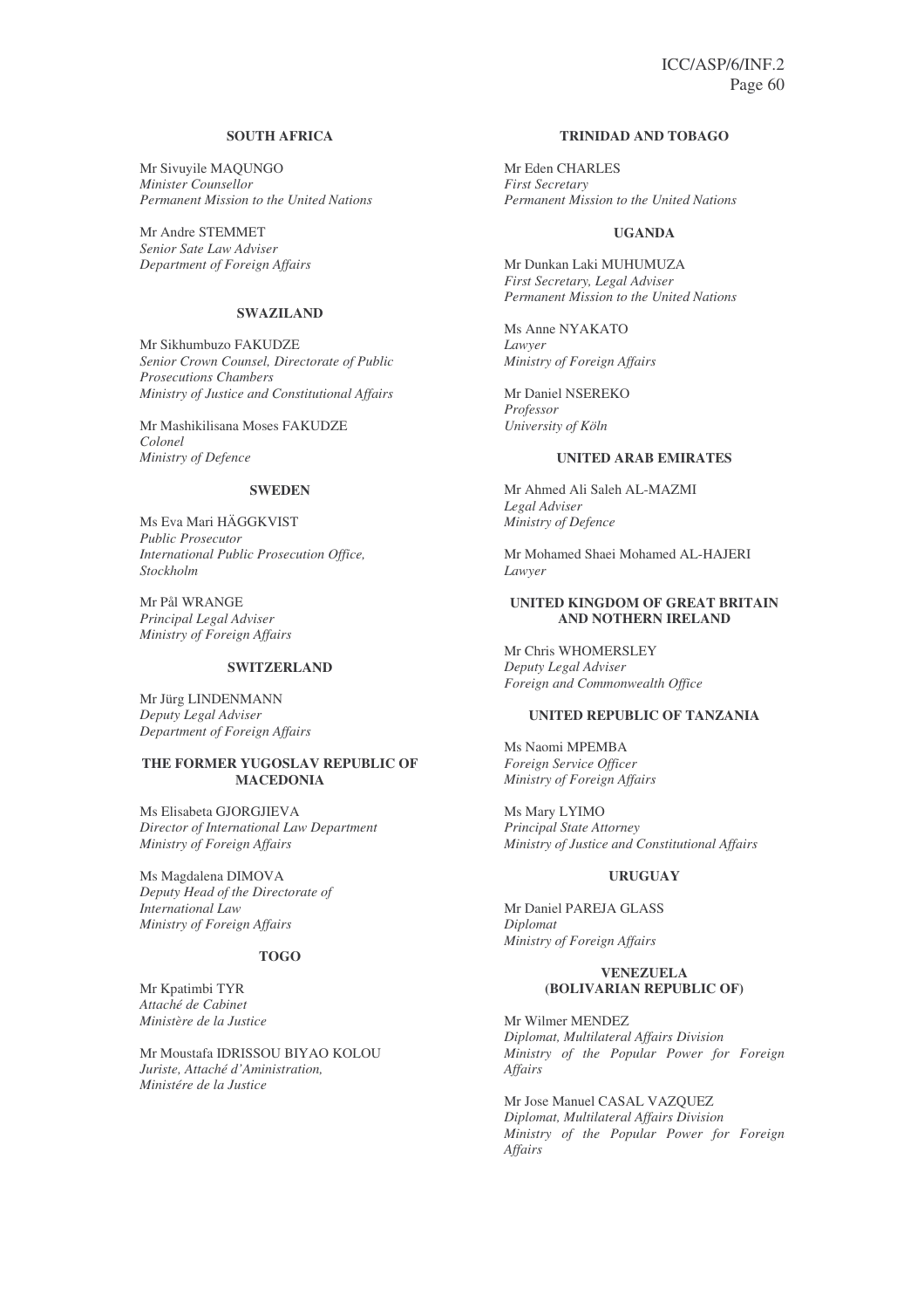**SOUTH AFRICA**

Mr Sivuyile MAQUNGO
*Minister Counsellor*
*Permanent Mission to the United Nations*

Mr Andre STEMMET
*Senior Sate Law Adviser*
*Department of Foreign Affairs*

**SWAZILAND**

Mr Sikhumbuzo FAKUDZE
*Senior Crown Counsel, Directorate of Public Prosecutions Chambers*
*Ministry of Justice and Constitutional Affairs*

Mr Mashikilisana Moses FAKUDZE
*Colonel*
*Ministry of Defence*

**SWEDEN**

Ms Eva Mari HÄGGKVIST
*Public Prosecutor*
*International Public Prosecution Office, Stockholm*

Mr Pål WRANGE
*Principal Legal Adviser*
*Ministry of Foreign Affairs*

**SWITZERLAND**

Mr Jürg LINDENMANN
*Deputy Legal Adviser*
*Department of Foreign Affairs*

**THE FORMER YUGOSLAV REPUBLIC OF MACEDONIA**

Ms Elisabeta GJORGJIEVA
*Director of International Law Department*
*Ministry of Foreign Affairs*

Ms Magdalena DIMOVA
*Deputy Head of the Directorate of International Law*
*Ministry of Foreign Affairs*

**TOGO**

Mr Kpatimbi TYR
*Attaché de Cabinet*
*Ministère de la Justice*

Mr Moustafa IDRISSOU BIYAO KOLOU
*Juriste, Attaché d'Aministration,*
*Ministére de la Justice*

**TRINIDAD AND TOBAGO**

Mr Eden CHARLES
*First Secretary*
*Permanent Mission to the United Nations*

**UGANDA**

Mr Dunkan Laki MUHUMUZA
*First Secretary, Legal Adviser*
*Permanent Mission to the United Nations*

Ms Anne NYAKATO
*Lawyer*
*Ministry of Foreign Affairs*

Mr Daniel NSEREKO
*Professor*
*University of Köln*

**UNITED ARAB EMIRATES**

Mr Ahmed Ali Saleh AL-MAZMI
*Legal Adviser*
*Ministry of Defence*

Mr Mohamed Shaei Mohamed AL-HAJERI
*Lawyer*

**UNITED KINGDOM OF GREAT BRITAIN AND NOTHERN IRELAND**

Mr Chris WHOMERSLEY
*Deputy Legal Adviser*
*Foreign and Commonwealth Office*

**UNITED REPUBLIC OF TANZANIA**

Ms Naomi MPEMBA
*Foreign Service Officer*
*Ministry of Foreign Affairs*

Ms Mary LYIMO
*Principal State Attorney*
*Ministry of Justice and Constitutional Affairs*

**URUGUAY**

Mr Daniel PAREJA GLASS
*Diplomat*
*Ministry of Foreign Affairs*

**VENEZUELA (BOLIVARIAN REPUBLIC OF)**

Mr Wilmer MENDEZ
*Diplomat, Multilateral Affairs Division*
*Ministry of the Popular Power for Foreign Affairs*

Mr Jose Manuel CASAL VAZQUEZ
*Diplomat, Multilateral Affairs Division*
*Ministry of the Popular Power for Foreign Affairs*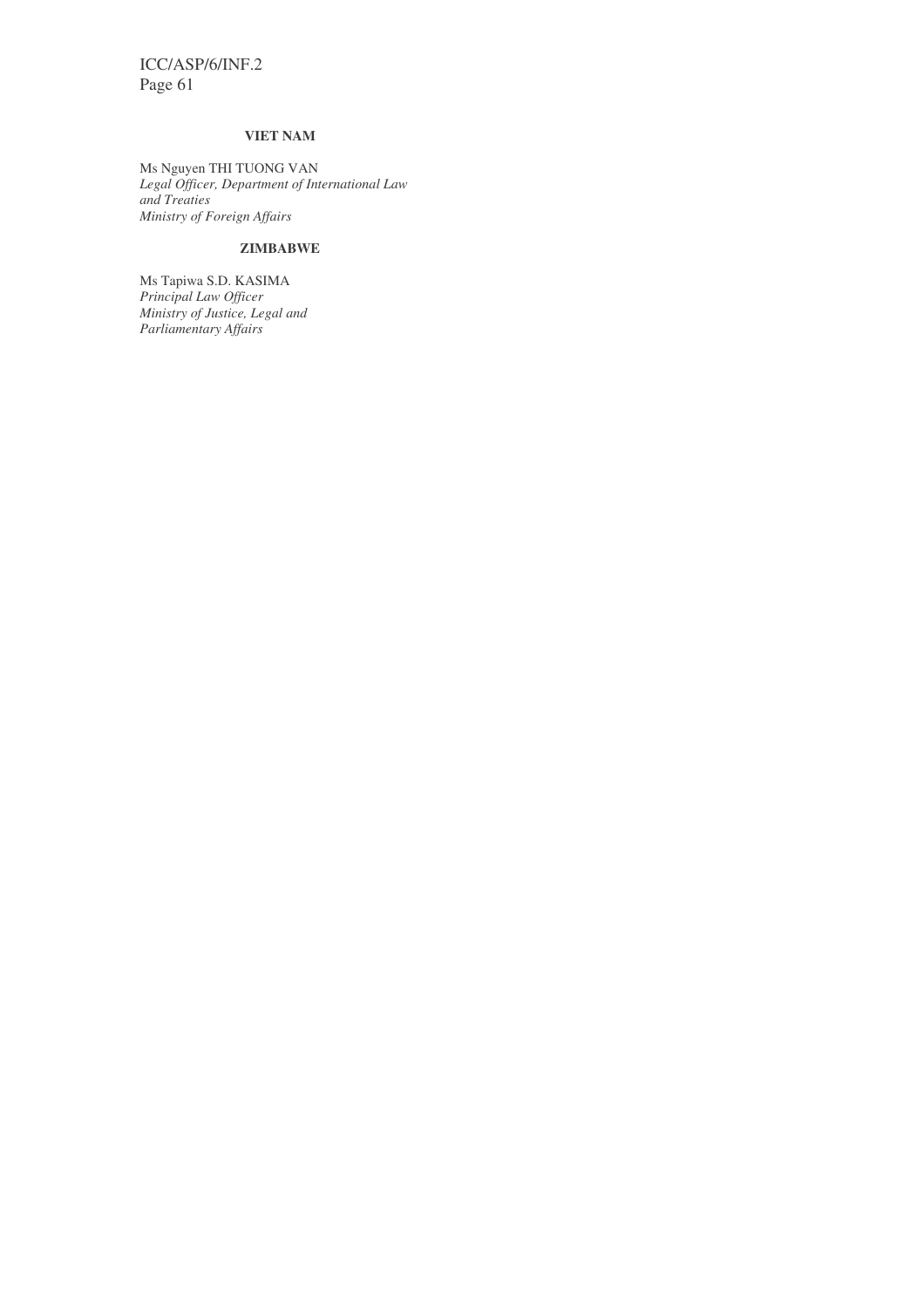**VIET NAM**

Ms Nguyen THI TUONG VAN
*Legal Officer, Department of International Law and Treaties*
*Ministry of Foreign Affairs*

**ZIMBABWE**

Ms Tapiwa S.D. KASIMA
*Principal Law Officer*
*Ministry of Justice, Legal and Parliamentary Affairs*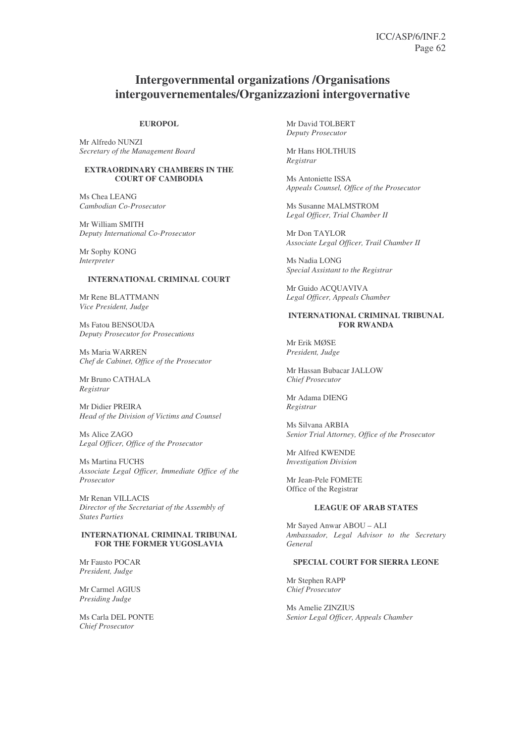# Intergovernmental organizations /Organisations intergouvernementales/Organizzazioni intergovernative

**EUROPOL**

Mr Alfredo NUNZI
*Secretary of the Management Board*

**EXTRAORDINARY CHAMBERS IN THE COURT OF CAMBODIA**

Ms Chea LEANG
*Cambodian Co-Prosecutor*

Mr William SMITH
*Deputy International Co-Prosecutor*

Mr Sophy KONG
*Interpreter*

**INTERNATIONAL CRIMINAL COURT**

Mr Rene BLATTMANN
*Vice President, Judge*

Ms Fatou BENSOUDA
*Deputy Prosecutor for Prosecutions*

Ms Maria WARREN
*Chef de Cabinet, Office of the Prosecutor*

Mr Bruno CATHALA
*Registrar*

Mr Didier PREIRA
*Head of the Division of Victims and Counsel*

Ms Alice ZAGO
*Legal Officer, Office of the Prosecutor*

Ms Martina FUCHS
*Associate Legal Officer, Immediate Office of the Prosecutor*

Mr Renan VILLACIS
*Director of the Secretariat of the Assembly of States Parties*

**INTERNATIONAL CRIMINAL TRIBUNAL FOR THE FORMER YUGOSLAVIA**

Mr Fausto POCAR
*President, Judge*

Mr Carmel AGIUS
*Presiding Judge*

Ms Carla DEL PONTE
*Chief Prosecutor*

Mr David TOLBERT
*Deputy Prosecutor*

Mr Hans HOLTHUIS
*Registrar*

Ms Antoniette ISSA
*Appeals Counsel, Office of the Prosecutor*

Ms Susanne MALMSTROM
*Legal Officer, Trial Chamber II*

Mr Don TAYLOR
*Associate Legal Officer, Trail Chamber II*

Ms Nadia LONG
*Special Assistant to the Registrar*

Mr Guido ACQUAVIVA
*Legal Officer, Appeals Chamber*

**INTERNATIONAL CRIMINAL TRIBUNAL FOR RWANDA**

Mr Erik MØSE
*President, Judge*

Mr Hassan Bubacar JALLOW
*Chief Prosecutor*

Mr Adama DIENG
*Registrar*

Ms Silvana ARBIA
*Senior Trial Attorney, Office of the Prosecutor*

Mr Alfred KWENDE
*Investigation Division*

Mr Jean-Pele FOMETE
Office of the Registrar

**LEAGUE OF ARAB STATES**

Mr Sayed Anwar ABOU – ALI
*Ambassador, Legal Advisor to the Secretary General*

**SPECIAL COURT FOR SIERRA LEONE**

Mr Stephen RAPP
*Chief Prosecutor*

Ms Amelie ZINZIUS
*Senior Legal Officer, Appeals Chamber*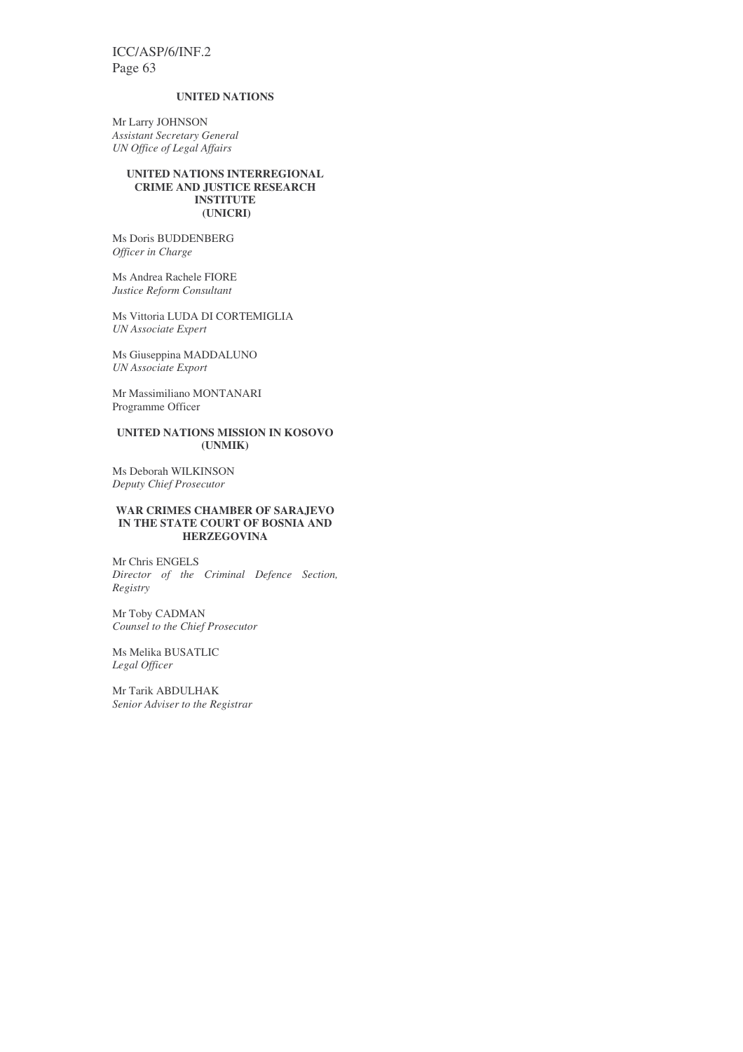**UNITED NATIONS**

Mr Larry JOHNSON
*Assistant Secretary General*
*UN Office of Legal Affairs*

**UNITED NATIONS INTERREGIONAL CRIME AND JUSTICE RESEARCH INSTITUTE (UNICRI)**

Ms Doris BUDDENBERG
*Officer in Charge*

Ms Andrea Rachele FIORE
*Justice Reform Consultant*

Ms Vittoria LUDA DI CORTEMIGLIA
*UN Associate Expert*

Ms Giuseppina MADDALUNO
*UN Associate Export*

Mr Massimiliano MONTANARI
Programme Officer

**UNITED NATIONS MISSION IN KOSOVO (UNMIK)**

Ms Deborah WILKINSON
*Deputy Chief Prosecutor*

**WAR CRIMES CHAMBER OF SARAJEVO IN THE STATE COURT OF BOSNIA AND HERZEGOVINA**

Mr Chris ENGELS
*Director of the Criminal Defence Section, Registry*

Mr Toby CADMAN
*Counsel to the Chief Prosecutor*

Ms Melika BUSATLIC
*Legal Officer*

Mr Tarik ABDULHAK
*Senior Adviser to the Registrar*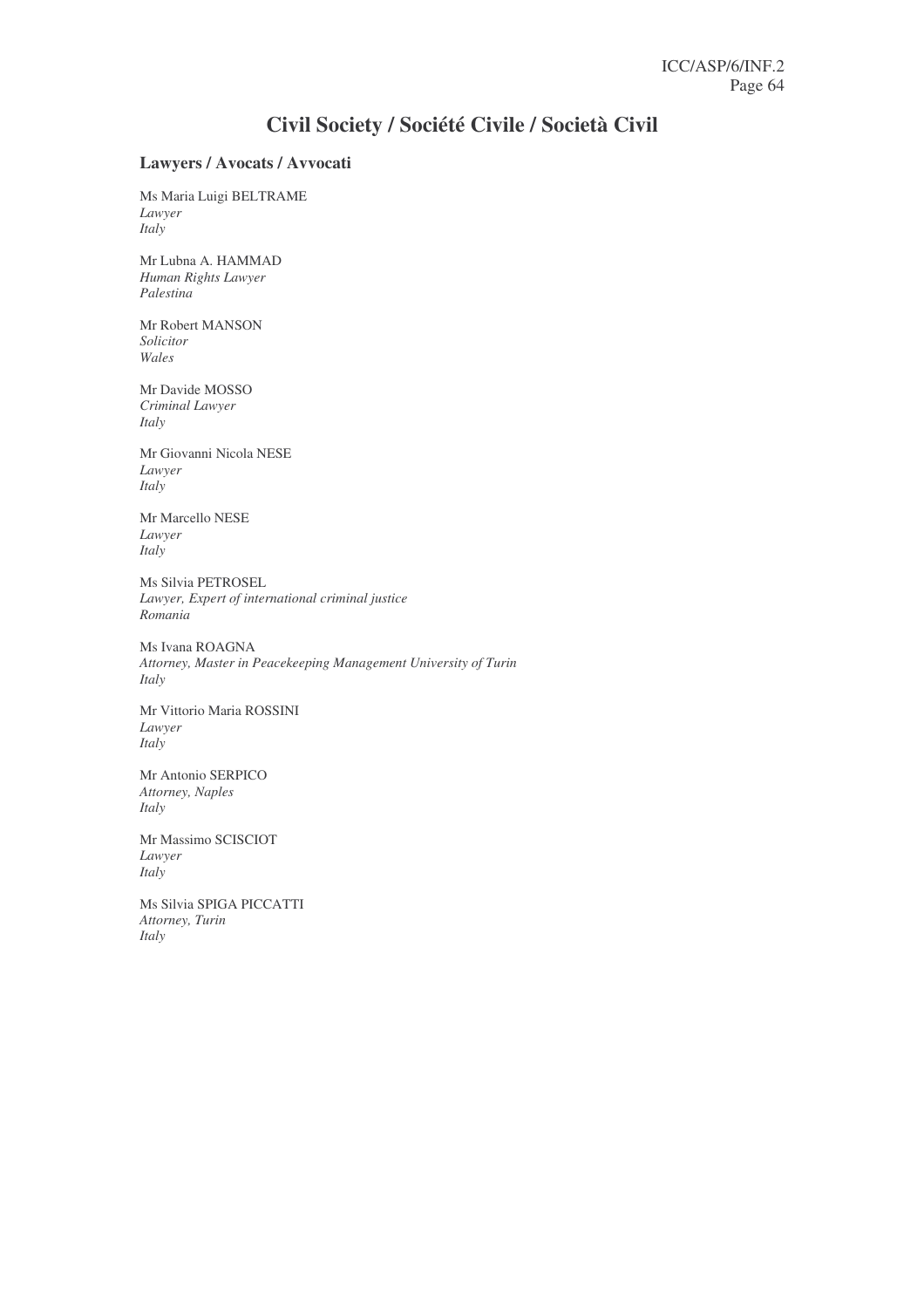# Civil Society / Société Civile / Società Civil

## Lawyers / Avocats / Avvocati

Ms Maria Luigi BELTRAME
*Lawyer*
*Italy*

Mr Lubna A. HAMMAD
*Human Rights Lawyer*
*Palestina*

Mr Robert MANSON
*Solicitor*
*Wales*

Mr Davide MOSSO
*Criminal Lawyer*
*Italy*

Mr Giovanni Nicola NESE
*Lawyer*
*Italy*

Mr Marcello NESE
*Lawyer*
*Italy*

Ms Silvia PETROSEL
*Lawyer, Expert of international criminal justice*
*Romania*

Ms Ivana ROAGNA
*Attorney, Master in Peacekeeping Management University of Turin*
*Italy*

Mr Vittorio Maria ROSSINI
*Lawyer*
*Italy*

Mr Antonio SERPICO
*Attorney, Naples*
*Italy*

Mr Massimo SCISCIOT
*Lawyer*
*Italy*

Ms Silvia SPIGA PICCATTI
*Attorney, Turin*
*Italy*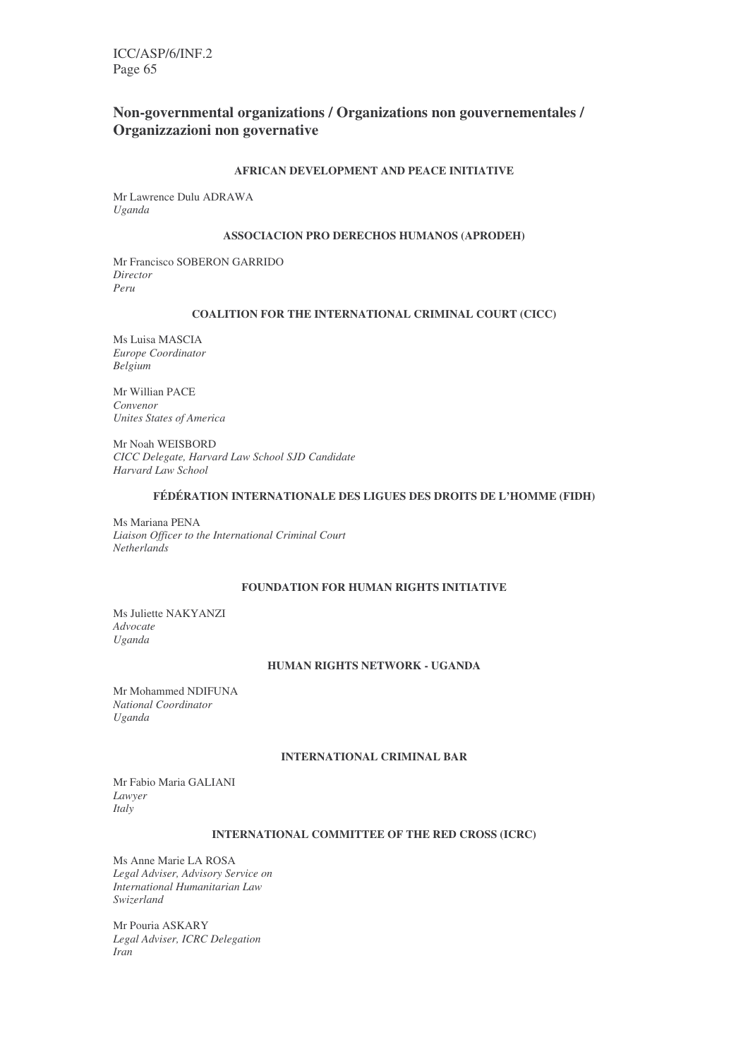## Non-governmental organizations / Organizations non gouvernementales / Organizzazioni non governative

#### AFRICAN DEVELOPMENT AND PEACE INITIATIVE

Mr Lawrence Dulu ADRAWA
*Uganda*

#### ASSOCIACION PRO DERECHOS HUMANOS (APRODEH)

Mr Francisco SOBERON GARRIDO
*Director*
*Peru*

#### COALITION FOR THE INTERNATIONAL CRIMINAL COURT (CICC)

Ms Luisa MASCIA
*Europe Coordinator*
*Belgium*

Mr Willian PACE
*Convenor*
*Unites States of America*

Mr Noah WEISBORD
*CICC Delegate, Harvard Law School SJD Candidate*
*Harvard Law School*

#### FÉDÉRATION INTERNATIONALE DES LIGUES DES DROITS DE L'HOMME (FIDH)

Ms Mariana PENA
*Liaison Officer to the International Criminal Court*
*Netherlands*

#### FOUNDATION FOR HUMAN RIGHTS INITIATIVE

Ms Juliette NAKYANZI
*Advocate*
*Uganda*

#### HUMAN RIGHTS NETWORK - UGANDA

Mr Mohammed NDIFUNA
*National Coordinator*
*Uganda*

#### INTERNATIONAL CRIMINAL BAR

Mr Fabio Maria GALIANI
*Lawyer*
*Italy*

#### INTERNATIONAL COMMITTEE OF THE RED CROSS (ICRC)

Ms Anne Marie LA ROSA
*Legal Adviser, Advisory Service on International Humanitarian Law*
*Swizerland*

Mr Pouria ASKARY
*Legal Adviser, ICRC Delegation*
*Iran*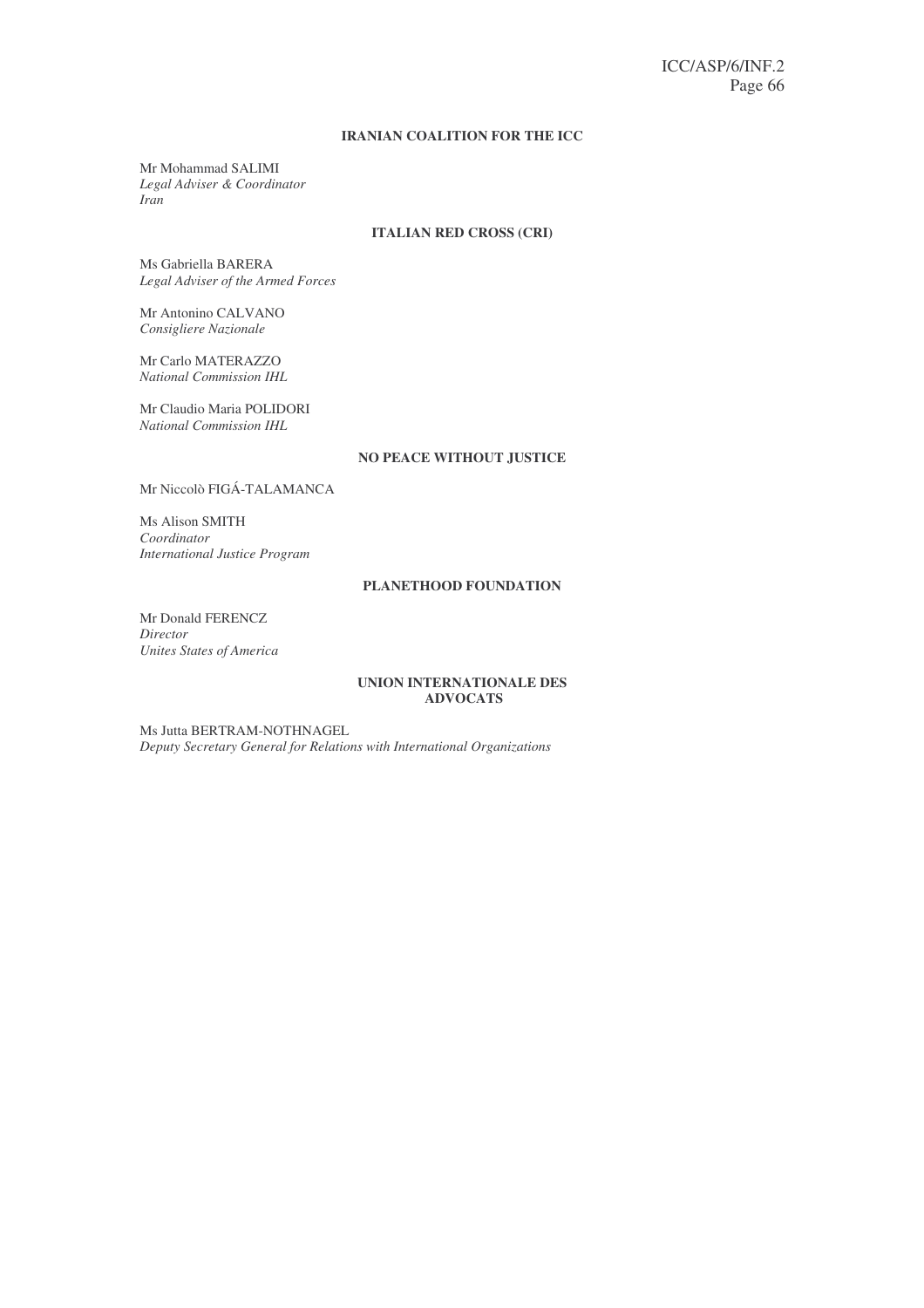**IRANIAN COALITION FOR THE ICC**

Mr Mohammad SALIMI
*Legal Adviser & Coordinator*
*Iran*

**ITALIAN RED CROSS (CRI)**

Ms Gabriella BARERA
*Legal Adviser of the Armed Forces*

Mr Antonino CALVANO
*Consigliere Nazionale*

Mr Carlo MATERAZZO
*National Commission IHL*

Mr Claudio Maria POLIDORI
*National Commission IHL*

**NO PEACE WITHOUT JUSTICE**

Mr Niccolò FIGÁ-TALAMANCA

Ms Alison SMITH
*Coordinator*
*International Justice Program*

**PLANETHOOD FOUNDATION**

Mr Donald FERENCZ
*Director*
*Unites States of America*

**UNION INTERNATIONALE DES ADVOCATS**

Ms Jutta BERTRAM-NOTHNAGEL
*Deputy Secretary General for Relations with International Organizations*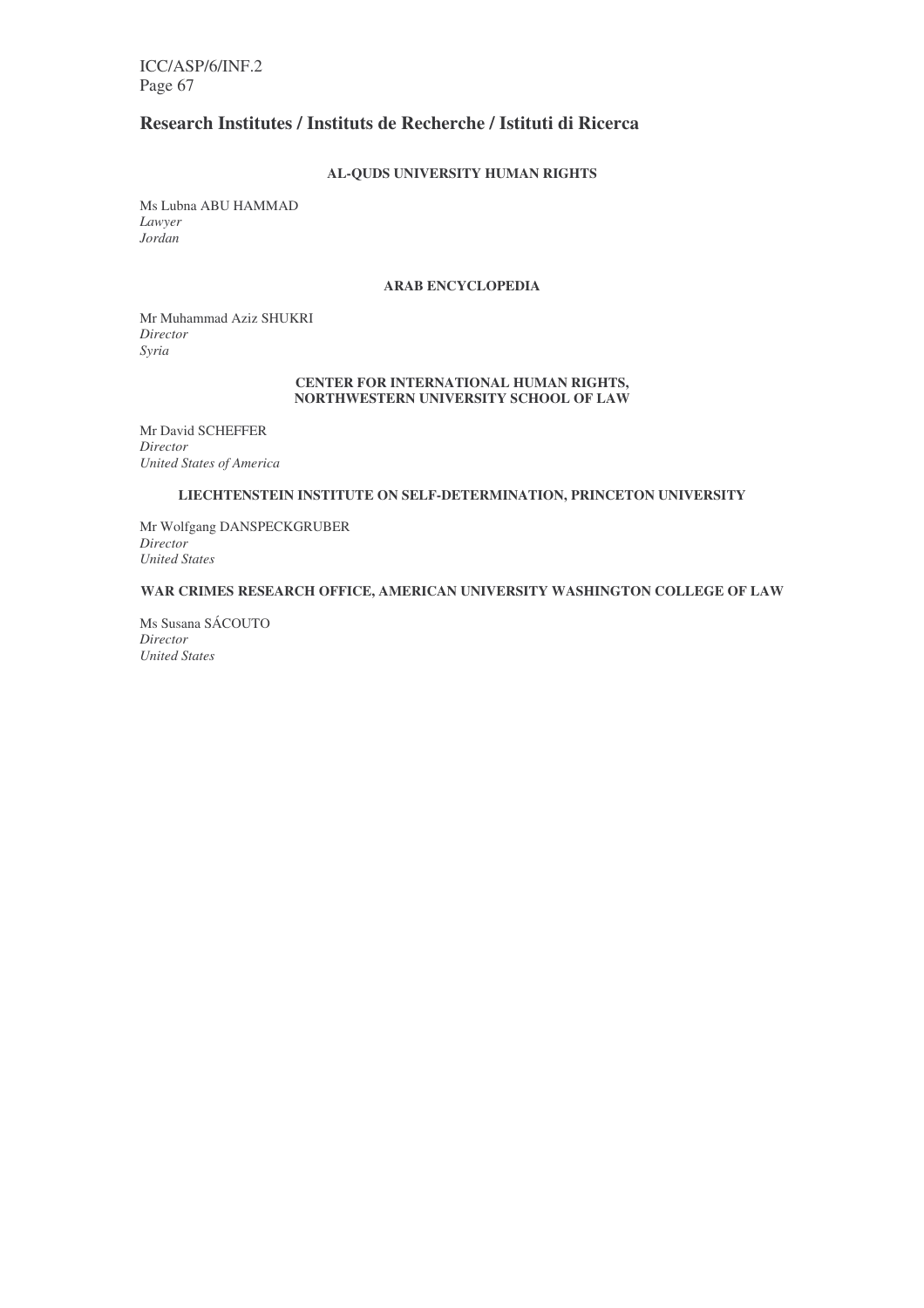## Research Institutes / Instituts de Recherche / Istituti di Ricerca

### AL-QUDS UNIVERSITY HUMAN RIGHTS

Ms Lubna ABU HAMMAD
*Lawyer*
*Jordan*

### ARAB ENCYCLOPEDIA

Mr Muhammad Aziz SHUKRI
*Director*
*Syria*

### CENTER FOR INTERNATIONAL HUMAN RIGHTS, NORTHWESTERN UNIVERSITY SCHOOL OF LAW

Mr David SCHEFFER
*Director*
*United States of America*

### LIECHTENSTEIN INSTITUTE ON SELF-DETERMINATION, PRINCETON UNIVERSITY

Mr Wolfgang DANSPECKGRUBER
*Director*
*United States*

### WAR CRIMES RESEARCH OFFICE, AMERICAN UNIVERSITY WASHINGTON COLLEGE OF LAW

Ms Susana SÁCOUTO
*Director*
*United States*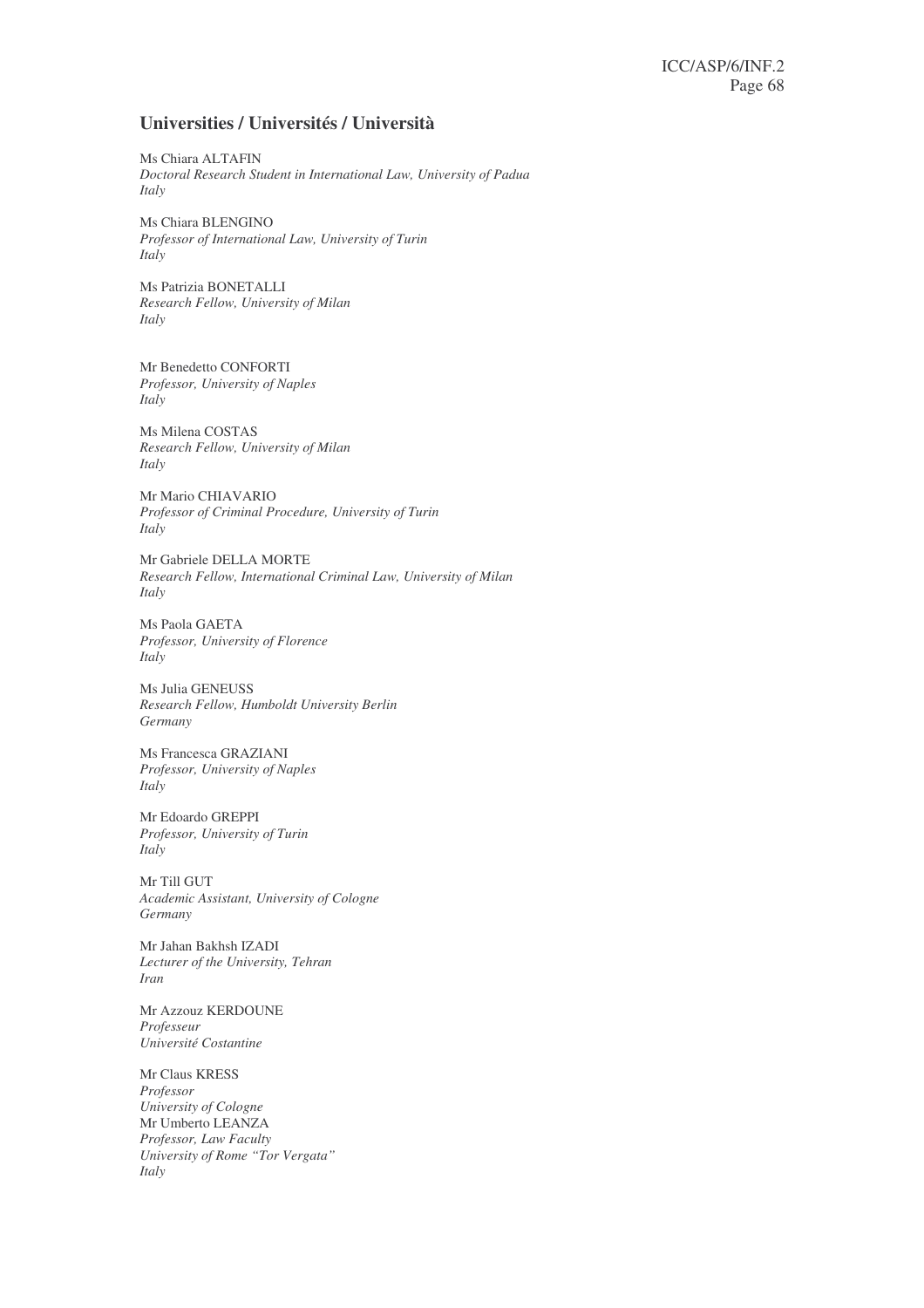## Universities / Universités / Università

Ms Chiara ALTAFIN
*Doctoral Research Student in International Law, University of Padua*
*Italy*

Ms Chiara BLENGINO
*Professor of International Law, University of Turin*
*Italy*

Ms Patrizia BONETALLI
*Research Fellow, University of Milan*
*Italy*

Mr Benedetto CONFORTI
*Professor, University of Naples*
*Italy*

Ms Milena COSTAS
*Research Fellow, University of Milan*
*Italy*

Mr Mario CHIAVARIO
*Professor of Criminal Procedure, University of Turin*
*Italy*

Mr Gabriele DELLA MORTE
*Research Fellow, International Criminal Law, University of Milan*
*Italy*

Ms Paola GAETA
*Professor, University of Florence*
*Italy*

Ms Julia GENEUSS
*Research Fellow, Humboldt University Berlin*
*Germany*

Ms Francesca GRAZIANI
*Professor, University of Naples*
*Italy*

Mr Edoardo GREPPI
*Professor, University of Turin*
*Italy*

Mr Till GUT
*Academic Assistant, University of Cologne*
*Germany*

Mr Jahan Bakhsh IZADI
*Lecturer of the University, Tehran*
*Iran*

Mr Azzouz KERDOUNE
*Professeur*
*Université Costantine*

Mr Claus KRESS
*Professor*
*University of Cologne*

Mr Umberto LEANZA
*Professor, Law Faculty*
*University of Rome "Tor Vergata"*
*Italy*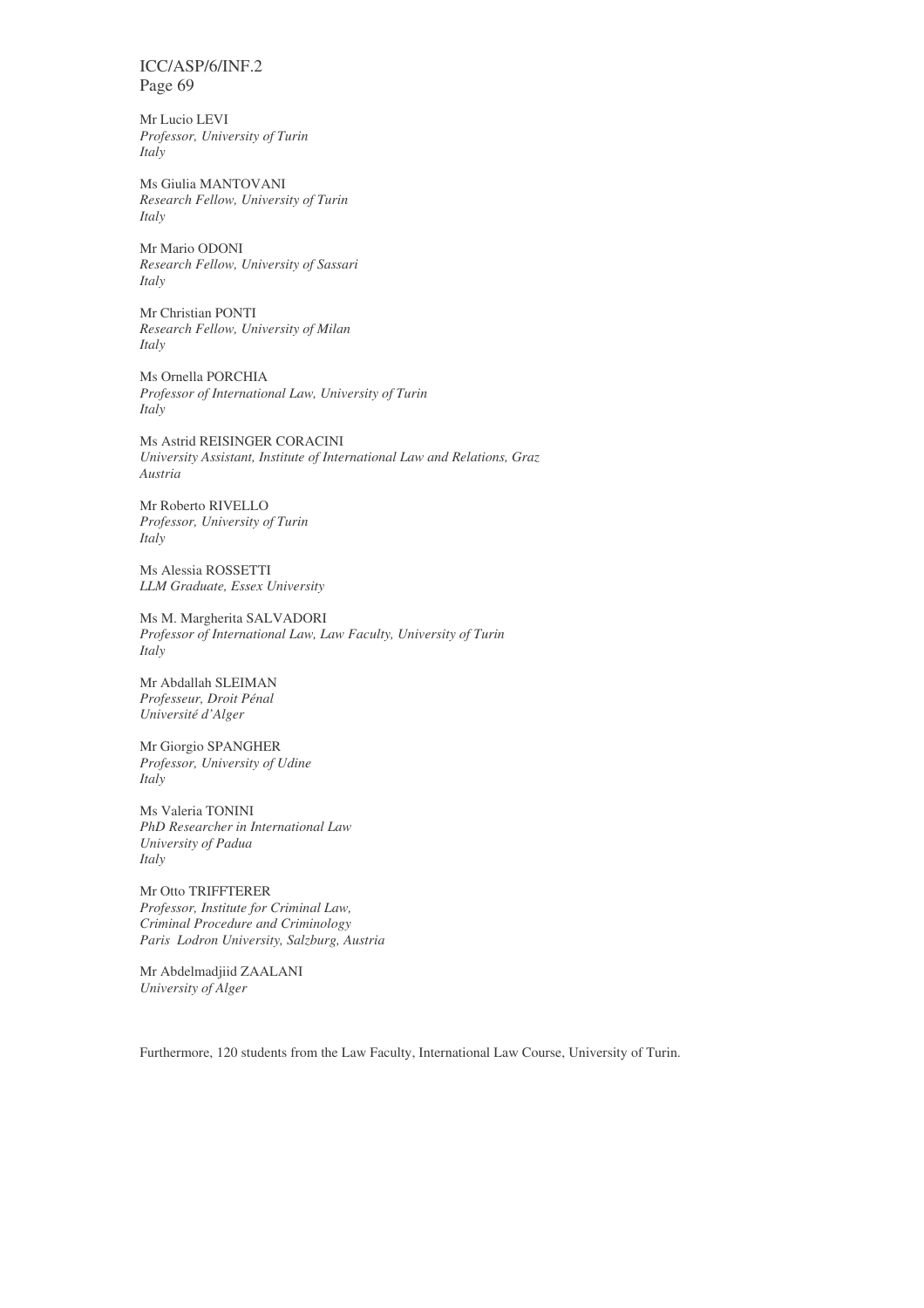Mr Lucio LEVI
*Professor, University of Turin*
*Italy*

Ms Giulia MANTOVANI
*Research Fellow, University of Turin*
*Italy*

Mr Mario ODONI
*Research Fellow, University of Sassari*
*Italy*

Mr Christian PONTI
*Research Fellow, University of Milan*
*Italy*

Ms Ornella PORCHIA
*Professor of International Law, University of Turin*
*Italy*

Ms Astrid REISINGER CORACINI
*University Assistant, Institute of International Law and Relations, Graz*
*Austria*

Mr Roberto RIVELLO
*Professor, University of Turin*
*Italy*

Ms Alessia ROSSETTI
*LLM Graduate, Essex University*

Ms M. Margherita SALVADORI
*Professor of International Law, Law Faculty, University of Turin*
*Italy*

Mr Abdallah SLEIMAN
*Professeur, Droit Pénal*
*Université d'Alger*

Mr Giorgio SPANGHER
*Professor, University of Udine*
*Italy*

Ms Valeria TONINI
*PhD Researcher in International Law*
*University of Padua*
*Italy*

Mr Otto TRIFFTERER
*Professor, Institute for Criminal Law,*
*Criminal Procedure and Criminology*
*Paris Lodron University, Salzburg, Austria*

Mr Abdelmadjiid ZAALANI
*University of Alger*

Furthermore, 120 students from the Law Faculty, International Law Course, University of Turin.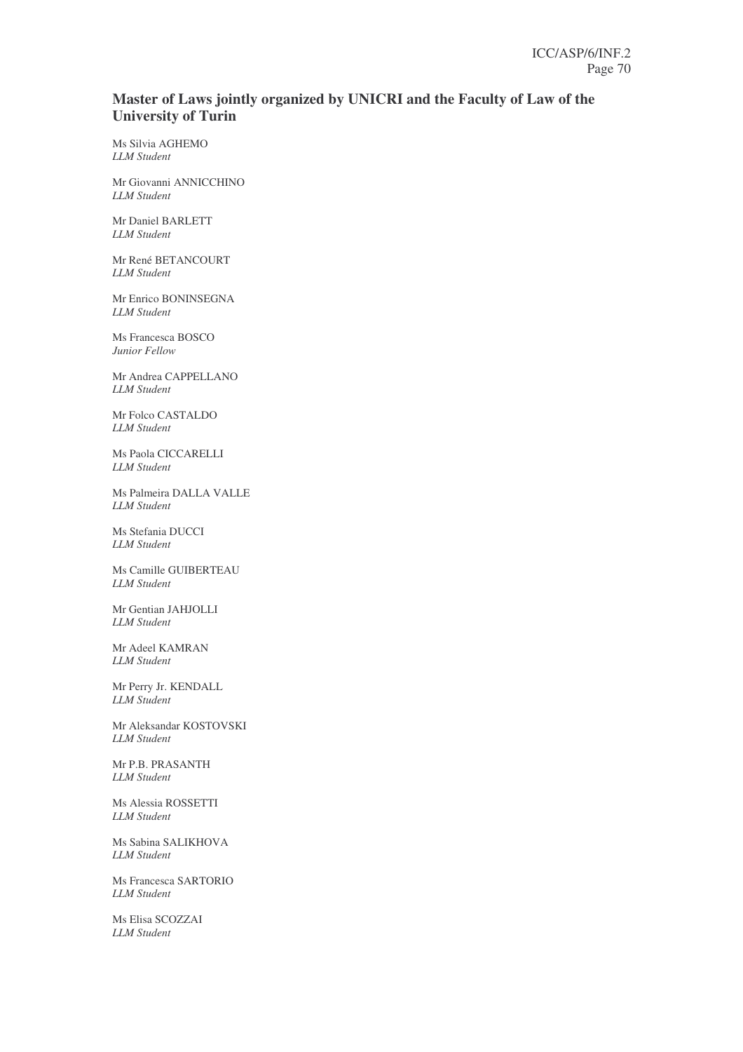## Master of Laws jointly organized by UNICRI and the Faculty of Law of the University of Turin

Ms Silvia AGHEMO
*LLM Student*

Mr Giovanni ANNICCHINO
*LLM Student*

Mr Daniel BARLETT
*LLM Student*

Mr René BETANCOURT
*LLM Student*

Mr Enrico BONINSEGNA
*LLM Student*

Ms Francesca BOSCO
*Junior Fellow*

Mr Andrea CAPPELLANO
*LLM Student*

Mr Folco CASTALDO
*LLM Student*

Ms Paola CICCARELLI
*LLM Student*

Ms Palmeira DALLA VALLE
*LLM Student*

Ms Stefania DUCCI
*LLM Student*

Ms Camille GUIBERTEAU
*LLM Student*

Mr Gentian JAHJOLLI
*LLM Student*

Mr Adeel KAMRAN
*LLM Student*

Mr Perry Jr. KENDALL
*LLM Student*

Mr Aleksandar KOSTOVSKI
*LLM Student*

Mr P.B. PRASANTH
*LLM Student*

Ms Alessia ROSSETTI
*LLM Student*

Ms Sabina SALIKHOVA
*LLM Student*

Ms Francesca SARTORIO
*LLM Student*

Ms Elisa SCOZZAI
*LLM Student*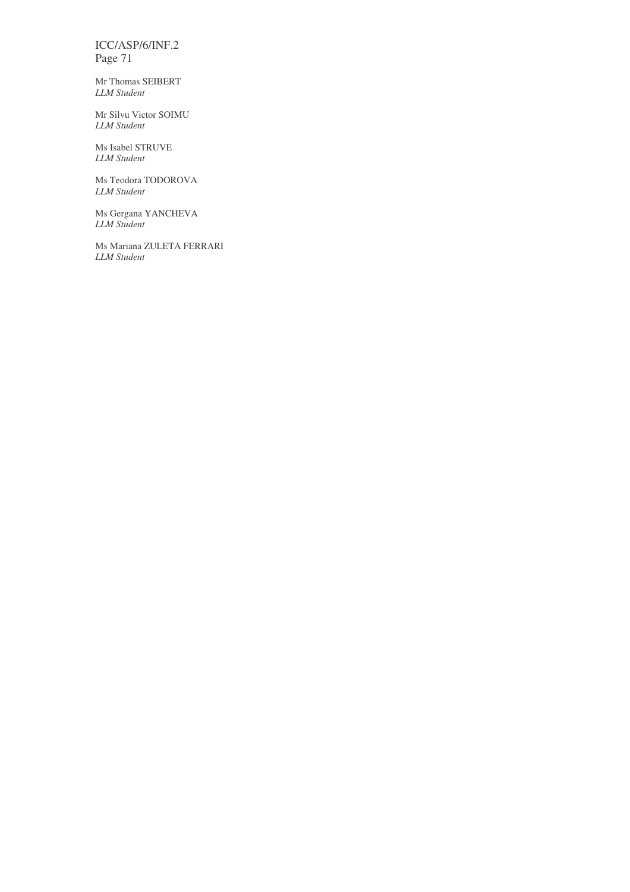Mr Thomas SEIBERT
*LLM Student*

Mr Silvu Victor SOIMU
*LLM Student*

Ms Isabel STRUVE
*LLM Student*

Ms Teodora TODOROVA
*LLM Student*

Ms Gergana YANCHEVA
*LLM Student*

Ms Mariana ZULETA FERRARI
*LLM Student*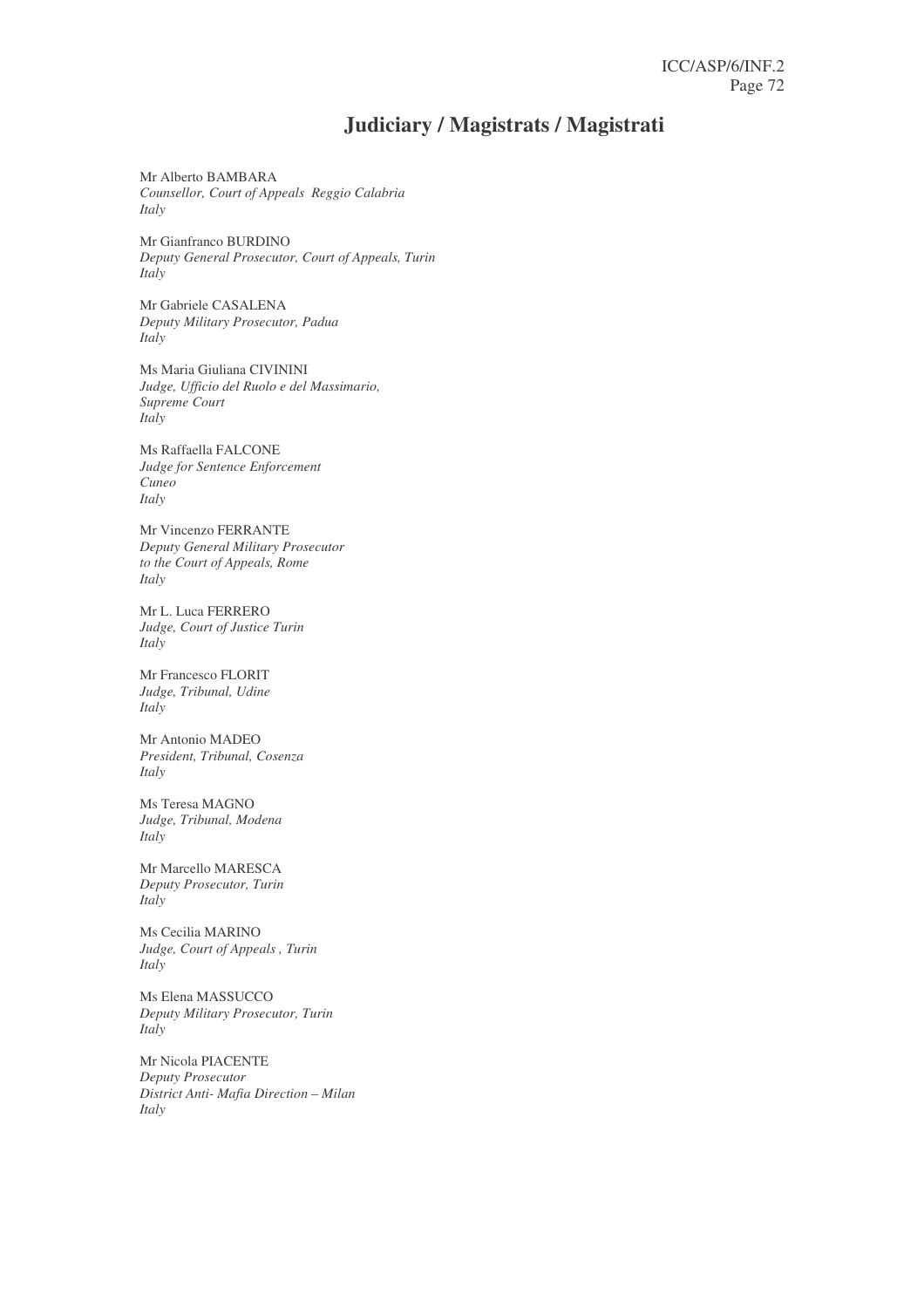# Judiciary / Magistrats / Magistrati

Mr Alberto BAMBARA
*Counsellor, Court of Appeals Reggio Calabria*
*Italy*

Mr Gianfranco BURDINO
*Deputy General Prosecutor, Court of Appeals, Turin*
*Italy*

Mr Gabriele CASALENA
*Deputy Military Prosecutor, Padua*
*Italy*

Ms Maria Giuliana CIVININI
*Judge, Ufficio del Ruolo e del Massimario,*
*Supreme Court*
*Italy*

Ms Raffaella FALCONE
*Judge for Sentence Enforcement*
*Cuneo*
*Italy*

Mr Vincenzo FERRANTE
*Deputy General Military Prosecutor*
*to the Court of Appeals, Rome*
*Italy*

Mr L. Luca FERRERO
*Judge, Court of Justice Turin*
*Italy*

Mr Francesco FLORIT
*Judge, Tribunal, Udine*
*Italy*

Mr Antonio MADEO
*President, Tribunal, Cosenza*
*Italy*

Ms Teresa MAGNO
*Judge, Tribunal, Modena*
*Italy*

Mr Marcello MARESCA
*Deputy Prosecutor, Turin*
*Italy*

Ms Cecilia MARINO
*Judge, Court of Appeals , Turin*
*Italy*

Ms Elena MASSUCCO
*Deputy Military Prosecutor, Turin*
*Italy*

Mr Nicola PIACENTE
*Deputy Prosecutor*
*District Anti- Mafia Direction – Milan*
*Italy*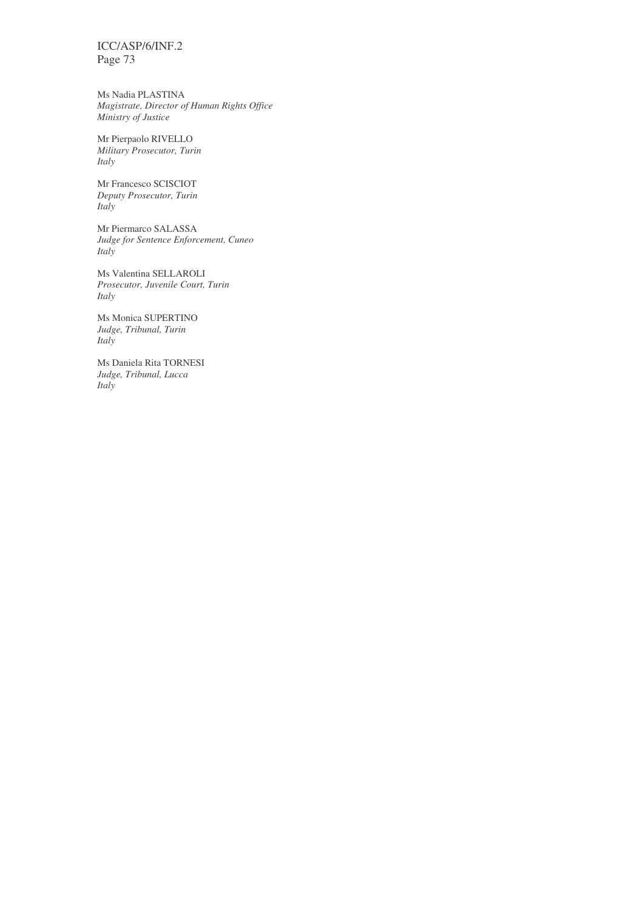Ms Nadia PLASTINA
*Magistrate, Director of Human Rights Office*
*Ministry of Justice*

Mr Pierpaolo RIVELLO
*Military Prosecutor, Turin*
*Italy*

Mr Francesco SCISCIOT
*Deputy Prosecutor, Turin*
*Italy*

Mr Piermarco SALASSA
*Judge for Sentence Enforcement, Cuneo*
*Italy*

Ms Valentina SELLAROLI
*Prosecutor, Juvenile Court, Turin*
*Italy*

Ms Monica SUPERTINO
*Judge, Tribunal, Turin*
*Italy*

Ms Daniela Rita TORNESI
*Judge, Tribunal, Lucca*
*Italy*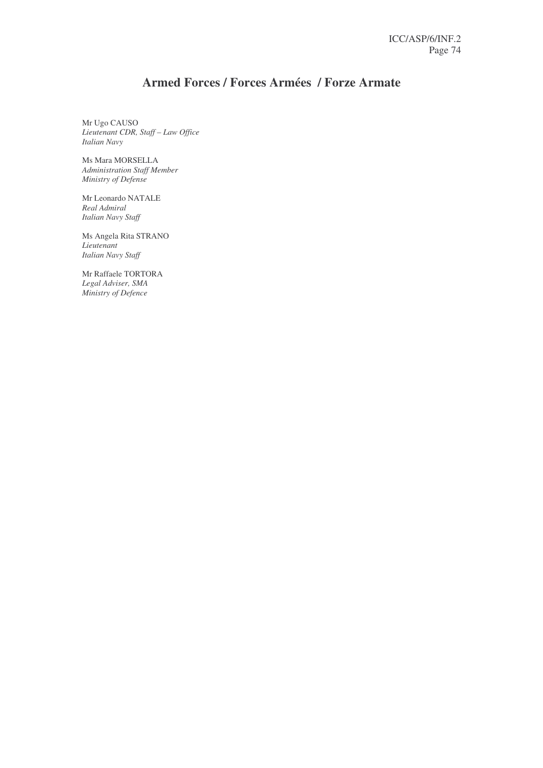# Armed Forces / Forces Armées / Forze Armate

Mr Ugo CAUSO
*Lieutenant CDR, Staff – Law Office*
*Italian Navy*

Ms Mara MORSELLA
*Administration Staff Member*
*Ministry of Defense*

Mr Leonardo NATALE
*Real Admiral*
*Italian Navy Staff*

Ms Angela Rita STRANO
*Lieutenant*
*Italian Navy Staff*

Mr Raffaele TORTORA
*Legal Adviser, SMA*
*Ministry of Defence*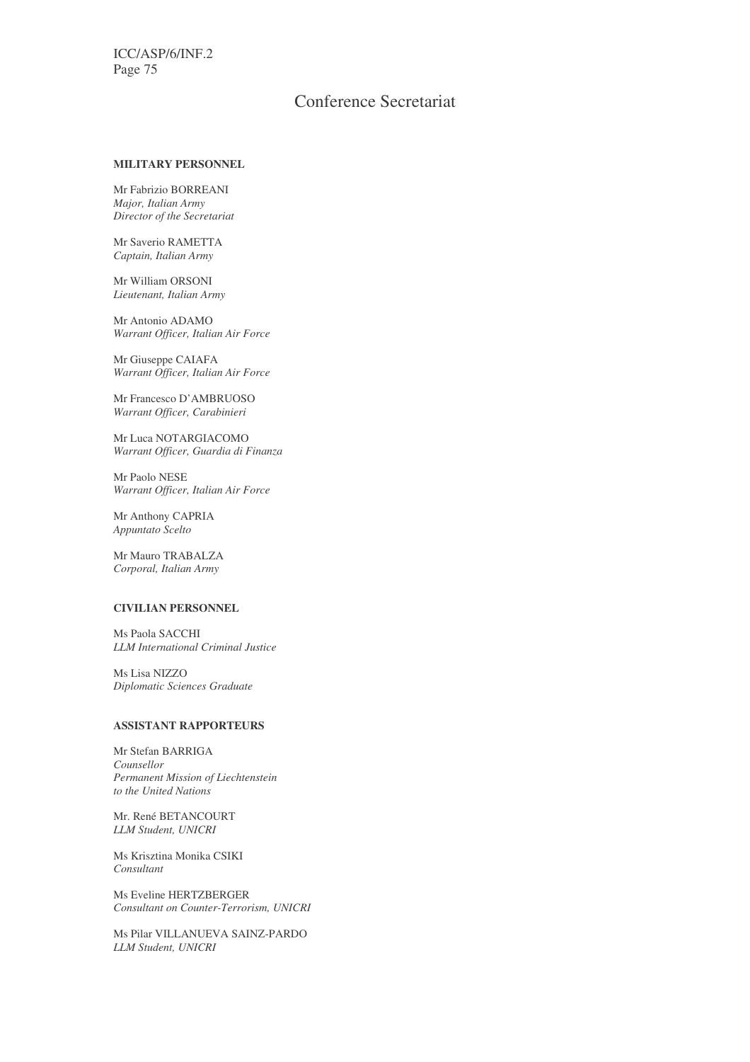# Conference Secretariat

**MILITARY PERSONNEL**

Mr Fabrizio BORREANI
*Major, Italian Army*
*Director of the Secretariat*

Mr Saverio RAMETTA
*Captain, Italian Army*

Mr William ORSONI
*Lieutenant, Italian Army*

Mr Antonio ADAMO
*Warrant Officer, Italian Air Force*

Mr Giuseppe CAIAFA
*Warrant Officer, Italian Air Force*

Mr Francesco D'AMBRUOSO
*Warrant Officer, Carabinieri*

Mr Luca NOTARGIACOMO
*Warrant Officer, Guardia di Finanza*

Mr Paolo NESE
*Warrant Officer, Italian Air Force*

Mr Anthony CAPRIA
*Appuntato Scelto*

Mr Mauro TRABALZA
*Corporal, Italian Army*

**CIVILIAN PERSONNEL**

Ms Paola SACCHI
*LLM International Criminal Justice*

Ms Lisa NIZZO
*Diplomatic Sciences Graduate*

**ASSISTANT RAPPORTEURS**

Mr Stefan BARRIGA
*Counsellor*
*Permanent Mission of Liechtenstein*
*to the United Nations*

Mr. René BETANCOURT
*LLM Student, UNICRI*

Ms Krisztina Monika CSIKI
*Consultant*

Ms Eveline HERTZBERGER
*Consultant on Counter-Terrorism, UNICRI*

Ms Pilar VILLANUEVA SAINZ-PARDO
*LLM Student, UNICRI*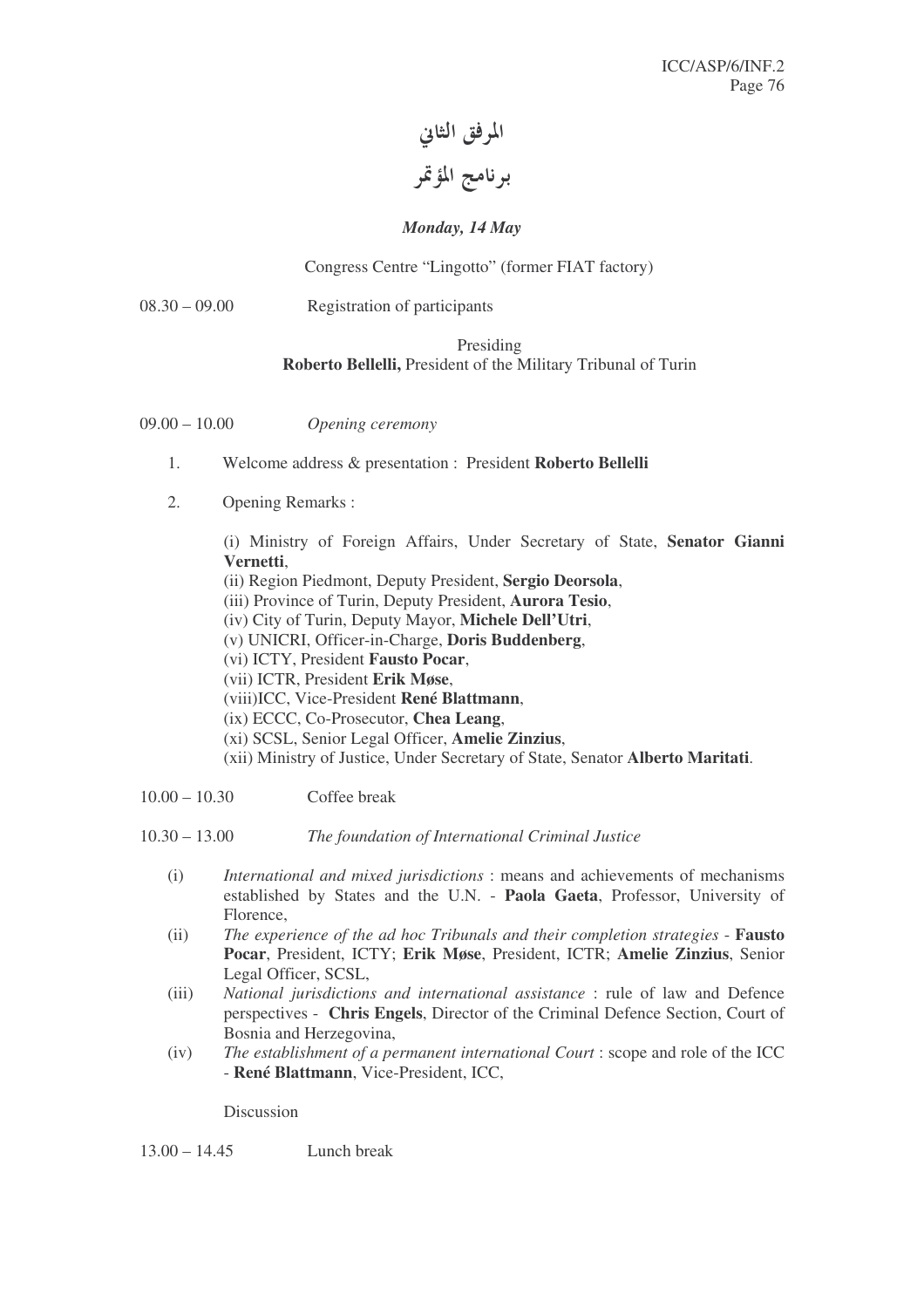# المرفق الثاني

# برنامج المؤتمر

***Monday, 14 May***

Congress Centre "Lingotto" (former FIAT factory)

08.30 – 09.00 Registration of participants

Presiding
**Roberto Bellelli,** President of the Military Tribunal of Turin

09.00 – 10.00 *Opening ceremony*

1. Welcome address & presentation : President **Roberto Bellelli**

2. Opening Remarks :

   (i) Ministry of Foreign Affairs, Under Secretary of State, **Senator Gianni Vernetti**,
   (ii) Region Piedmont, Deputy President, **Sergio Deorsola**,
   (iii) Province of Turin, Deputy President, **Aurora Tesio**,
   (iv) City of Turin, Deputy Mayor, **Michele Dell'Utri**,
   (v) UNICRI, Officer-in-Charge, **Doris Buddenberg**,
   (vi) ICTY, President **Fausto Pocar**,
   (vii) ICTR, President **Erik Møse**,
   (viii)ICC, Vice-President **René Blattmann**,
   (ix) ECCC, Co-Prosecutor, **Chea Leang**,
   (xi) SCSL, Senior Legal Officer, **Amelie Zinzius**,
   (xii) Ministry of Justice, Under Secretary of State, Senator **Alberto Maritati**.

10.00 – 10.30 Coffee break

10.30 – 13.00 *The foundation of International Criminal Justice*

(i) *International and mixed jurisdictions* : means and achievements of mechanisms established by States and the U.N. - **Paola Gaeta**, Professor, University of Florence,

(ii) *The experience of the ad hoc Tribunals and their completion strategies* - **Fausto Pocar**, President, ICTY; **Erik Møse**, President, ICTR; **Amelie Zinzius**, Senior Legal Officer, SCSL,

(iii) *National jurisdictions and international assistance* : rule of law and Defence perspectives - **Chris Engels**, Director of the Criminal Defence Section, Court of Bosnia and Herzegovina,

(iv) *The establishment of a permanent international Court* : scope and role of the ICC - **René Blattmann**, Vice-President, ICC,

Discussion

13.00 – 14.45 Lunch break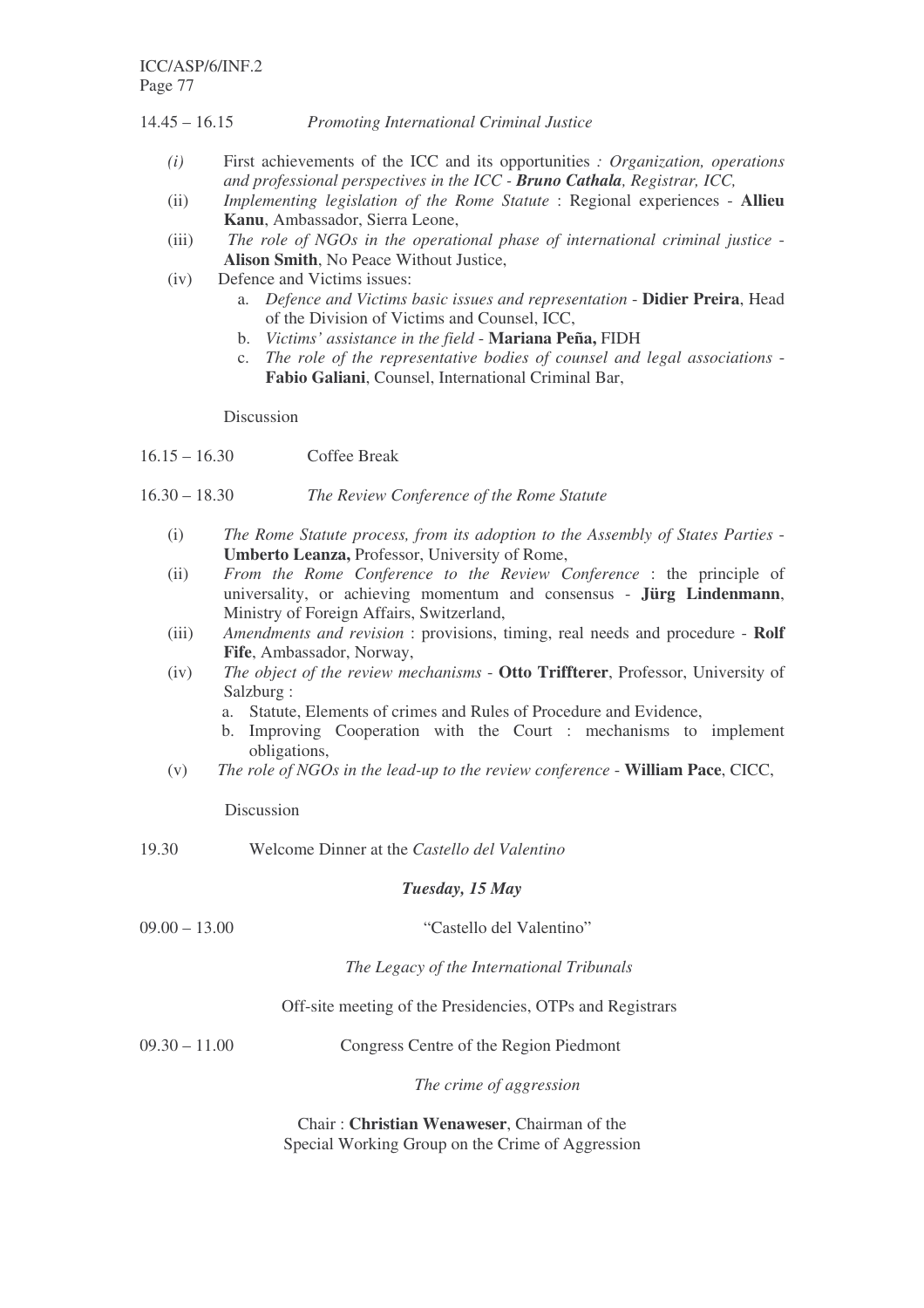14.45 – 16.15 *Promoting International Criminal Justice*

- *(i)* First achievements of the ICC and its opportunities *: Organization, operations and professional perspectives in the ICC - **Bruno Cathala**, Registrar, ICC,*
- (ii) *Implementing legislation of the Rome Statute* : Regional experiences - **Allieu Kanu**, Ambassador, Sierra Leone,
- (iii) *The role of NGOs in the operational phase of international criminal justice* - **Alison Smith**, No Peace Without Justice,
- (iv) Defence and Victims issues:
  - a. *Defence and Victims basic issues and representation* - **Didier Preira**, Head of the Division of Victims and Counsel, ICC,
  - b. *Victims' assistance in the field* - **Mariana Peña,** FIDH
  - c. *The role of the representative bodies of counsel and legal associations* - **Fabio Galiani**, Counsel, International Criminal Bar,

Discussion

16.15 – 16.30 Coffee Break

16.30 – 18.30 *The Review Conference of the Rome Statute*

- (i) *The Rome Statute process, from its adoption to the Assembly of States Parties* - **Umberto Leanza,** Professor, University of Rome,
- (ii) *From the Rome Conference to the Review Conference* : the principle of universality, or achieving momentum and consensus - **Jürg Lindenmann**, Ministry of Foreign Affairs, Switzerland,
- (iii) *Amendments and revision* : provisions, timing, real needs and procedure - **Rolf Fife**, Ambassador, Norway,
- (iv) *The object of the review mechanisms* - **Otto Triffterer**, Professor, University of Salzburg :
  - a. Statute, Elements of crimes and Rules of Procedure and Evidence,
  - b. Improving Cooperation with the Court : mechanisms to implement obligations,
- (v) *The role of NGOs in the lead-up to the review conference* - **William Pace**, CICC,

Discussion

19.30 Welcome Dinner at the *Castello del Valentino*

***Tuesday, 15 May***

09.00 – 13.00 "Castello del Valentino"

*The Legacy of the International Tribunals*

Off-site meeting of the Presidencies, OTPs and Registrars

09.30 – 11.00 Congress Centre of the Region Piedmont

*The crime of aggression*

Chair : **Christian Wenaweser**, Chairman of the Special Working Group on the Crime of Aggression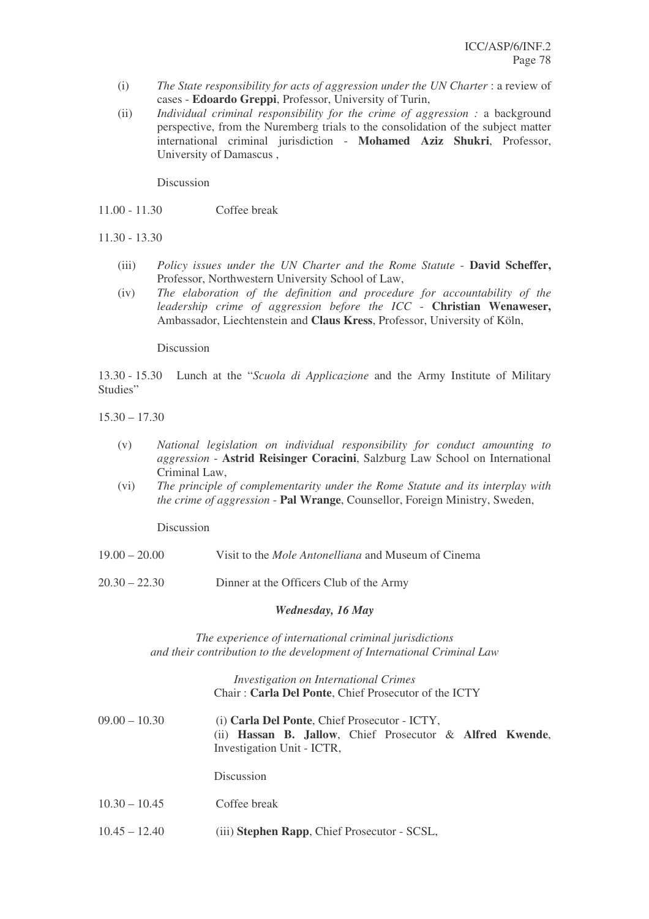(i) *The State responsibility for acts of aggression under the UN Charter* : a review of cases - **Edoardo Greppi**, Professor, University of Turin,

(ii) *Individual criminal responsibility for the crime of aggression :* a background perspective, from the Nuremberg trials to the consolidation of the subject matter international criminal jurisdiction - **Mohamed Aziz Shukri**, Professor, University of Damascus ,

Discussion

11.00 - 11.30 Coffee break

11.30 - 13.30

(iii) *Policy issues under the UN Charter and the Rome Statute* - **David Scheffer,** Professor, Northwestern University School of Law,

(iv) *The elaboration of the definition and procedure for accountability of the leadership crime of aggression before the ICC* - **Christian Wenaweser,** Ambassador, Liechtenstein and **Claus Kress**, Professor, University of Köln,

Discussion

13.30 - 15.30 Lunch at the "*Scuola di Applicazione* and the Army Institute of Military Studies"

15.30 – 17.30

(v) *National legislation on individual responsibility for conduct amounting to aggression* - **Astrid Reisinger Coracini**, Salzburg Law School on International Criminal Law,

(vi) *The principle of complementarity under the Rome Statute and its interplay with the crime of aggression* - **Pal Wrange**, Counsellor, Foreign Ministry, Sweden,

Discussion

19.00 – 20.00 Visit to the *Mole Antonelliana* and Museum of Cinema

20.30 – 22.30 Dinner at the Officers Club of the Army

***Wednesday, 16 May***

*The experience of international criminal jurisdictions and their contribution to the development of International Criminal Law*

*Investigation on International Crimes*
Chair : **Carla Del Ponte**, Chief Prosecutor of the ICTY

09.00 – 10.30 (i) **Carla Del Ponte**, Chief Prosecutor - ICTY,
(ii) **Hassan B. Jallow**, Chief Prosecutor & **Alfred Kwende**, Investigation Unit - ICTR,

Discussion

10.30 – 10.45 Coffee break

10.45 – 12.40 (iii) **Stephen Rapp**, Chief Prosecutor - SCSL,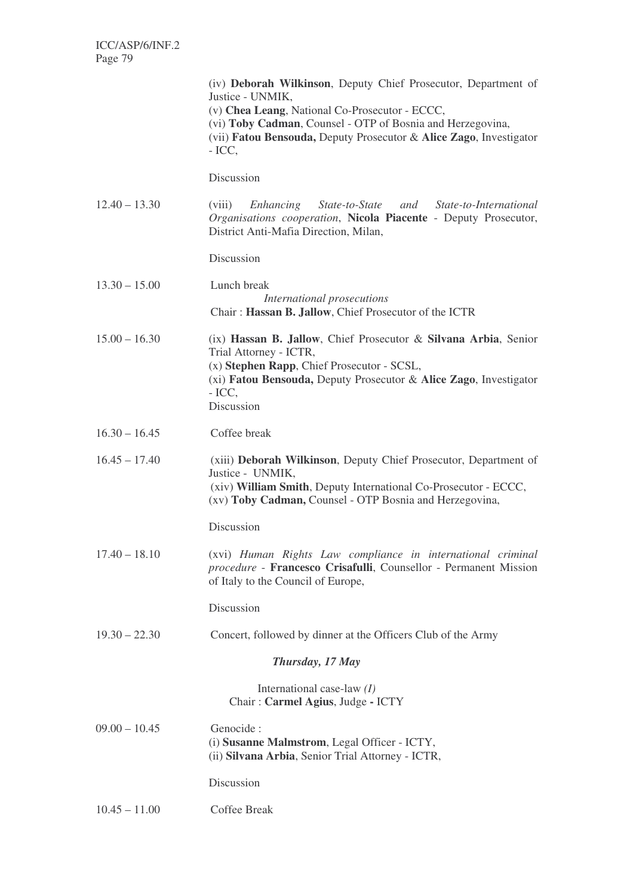| | |
|---|---|
| | (iv) **Deborah Wilkinson**, Deputy Chief Prosecutor, Department of Justice - UNMIK,<br>(v) **Chea Leang**, National Co-Prosecutor - ECCC,<br>(vi) **Toby Cadman**, Counsel - OTP of Bosnia and Herzegovina,<br>(vii) **Fatou Bensouda,** Deputy Prosecutor & **Alice Zago**, Investigator - ICC,<br><br>Discussion |
| 12.40 – 13.30 | (viii) *Enhancing State-to-State and State-to-International Organisations cooperation*, **Nicola Piacente** - Deputy Prosecutor, District Anti-Mafia Direction, Milan,<br><br>Discussion |
| 13.30 – 15.00 | Lunch break<br>*International prosecutions*<br>Chair : **Hassan B. Jallow**, Chief Prosecutor of the ICTR |
| 15.00 – 16.30 | (ix) **Hassan B. Jallow**, Chief Prosecutor & **Silvana Arbia**, Senior Trial Attorney - ICTR,<br>(x) **Stephen Rapp**, Chief Prosecutor - SCSL,<br>(xi) **Fatou Bensouda,** Deputy Prosecutor & **Alice Zago**, Investigator - ICC,<br>Discussion |
| 16.30 – 16.45 | Coffee break |
| 16.45 – 17.40 | (xiii) **Deborah Wilkinson**, Deputy Chief Prosecutor, Department of Justice - UNMIK,<br>(xiv) **William Smith**, Deputy International Co-Prosecutor - ECCC,<br>(xv) **Toby Cadman,** Counsel - OTP Bosnia and Herzegovina,<br><br>Discussion |
| 17.40 – 18.10 | (xvi) *Human Rights Law compliance in international criminal procedure* - **Francesco Crisafulli**, Counsellor - Permanent Mission of Italy to the Council of Europe,<br><br>Discussion |
| 19.30 – 22.30 | Concert, followed by dinner at the Officers Club of the Army |

***Thursday, 17 May***

International case-law *(I)*
Chair : **Carmel Agius**, Judge **-** ICTY

| | |
|---|---|
| 09.00 – 10.45 | Genocide :<br>(i) **Susanne Malmstrom**, Legal Officer - ICTY,<br>(ii) **Silvana Arbia**, Senior Trial Attorney - ICTR,<br><br>Discussion |
| 10.45 – 11.00 | Coffee Break |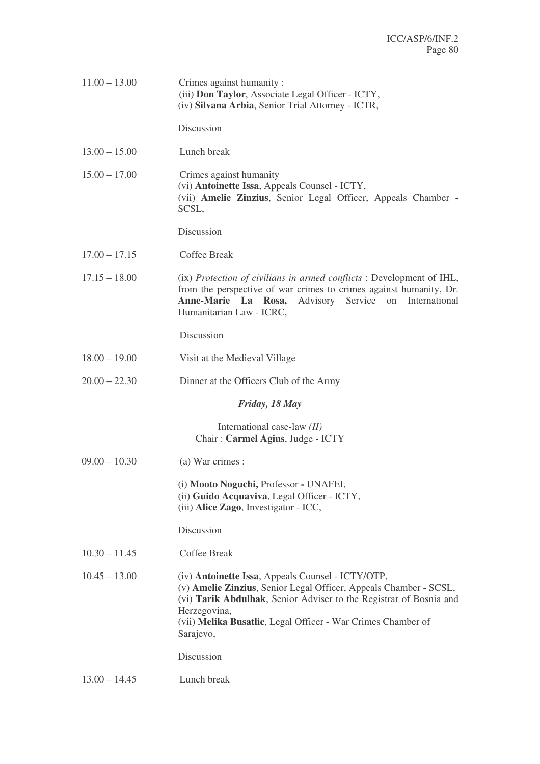11.00 – 13.00 Crimes against humanity :
(iii) **Don Taylor**, Associate Legal Officer - ICTY,
(iv) **Silvana Arbia**, Senior Trial Attorney - ICTR,

Discussion

13.00 – 15.00 Lunch break

15.00 – 17.00 Crimes against humanity
(vi) **Antoinette Issa**, Appeals Counsel - ICTY,
(vii) **Amelie Zinzius**, Senior Legal Officer, Appeals Chamber - SCSL,

Discussion

17.00 – 17.15 Coffee Break

17.15 – 18.00 (ix) *Protection of civilians in armed conflicts* : Development of IHL, from the perspective of war crimes to crimes against humanity, Dr. **Anne-Marie La Rosa,** Advisory Service on International Humanitarian Law - ICRC,

Discussion

18.00 – 19.00 Visit at the Medieval Village

20.00 – 22.30 Dinner at the Officers Club of the Army

***Friday, 18 May***

International case-law *(II)*
Chair : **Carmel Agius**, Judge **-** ICTY

09.00 – 10.30 (a) War crimes :

(i) **Mooto Noguchi,** Professor **-** UNAFEI,
(ii) **Guido Acquaviva**, Legal Officer - ICTY,
(iii) **Alice Zago**, Investigator - ICC,

Discussion

10.30 – 11.45 Coffee Break

10.45 – 13.00 (iv) **Antoinette Issa**, Appeals Counsel - ICTY/OTP,
(v) **Amelie Zinzius**, Senior Legal Officer, Appeals Chamber - SCSL,
(vi) **Tarik Abdulhak**, Senior Adviser to the Registrar of Bosnia and Herzegovina,
(vii) **Melika Busatlic**, Legal Officer - War Crimes Chamber of Sarajevo,

Discussion

13.00 – 14.45 Lunch break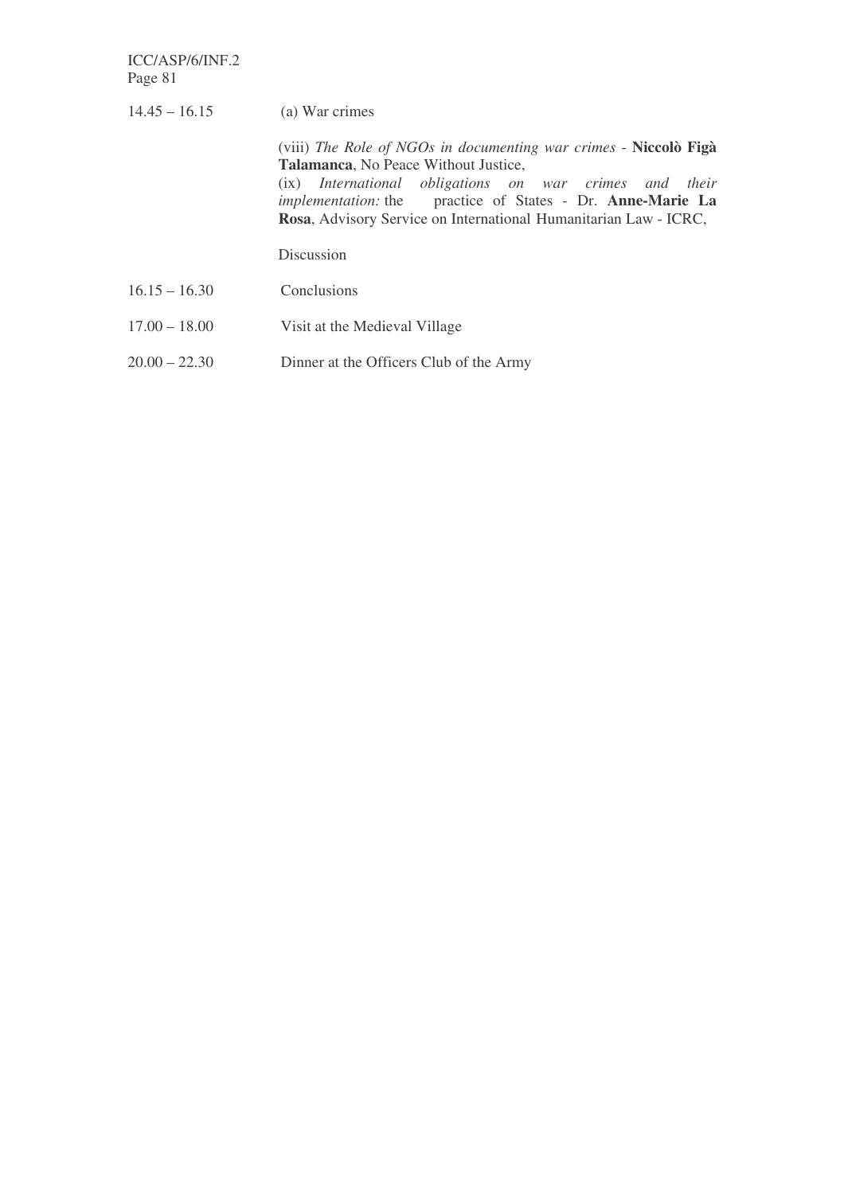| | |
|---|---|
| 14.45 – 16.15 | (a) War crimes |
| | (viii) *The Role of NGOs in documenting war crimes* - **Niccolò Figà Talamanca**, No Peace Without Justice,<br>(ix) *International obligations on war crimes and their implementation:* the practice of States - Dr. **Anne-Marie La Rosa**, Advisory Service on International Humanitarian Law - ICRC, |
| | Discussion |
| 16.15 – 16.30 | Conclusions |
| 17.00 – 18.00 | Visit at the Medieval Village |
| 20.00 – 22.30 | Dinner at the Officers Club of the Army |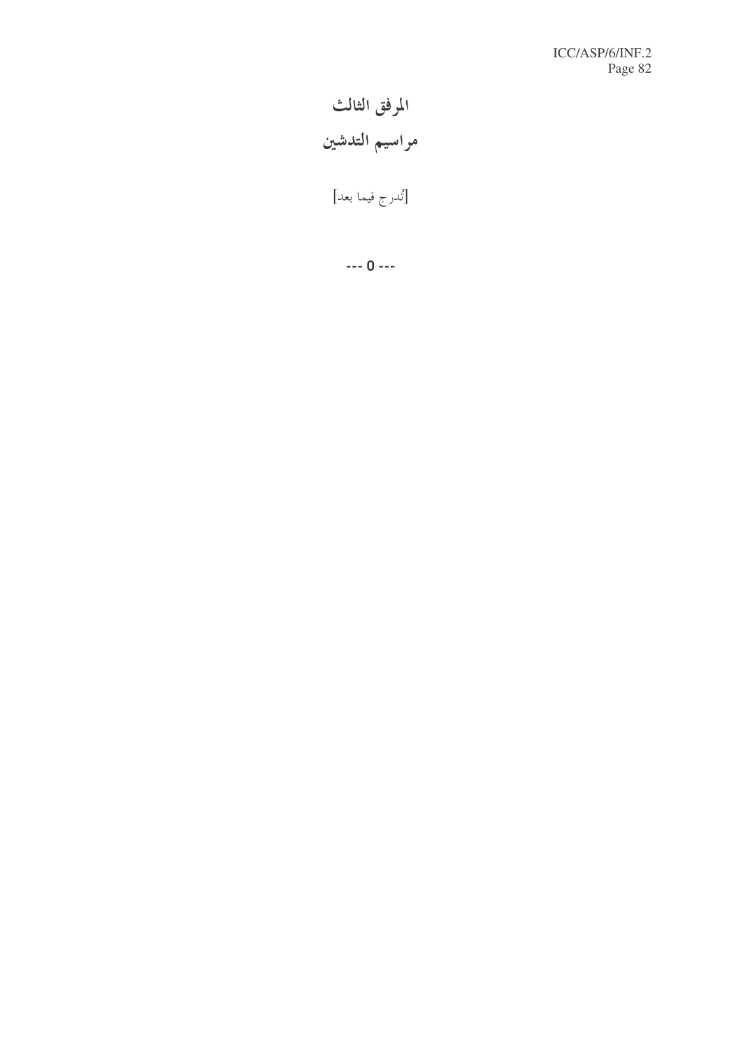# المرفق الثالث

## مراسيم التدشين

[تُدرج فيما بعد]

--- 0 ---